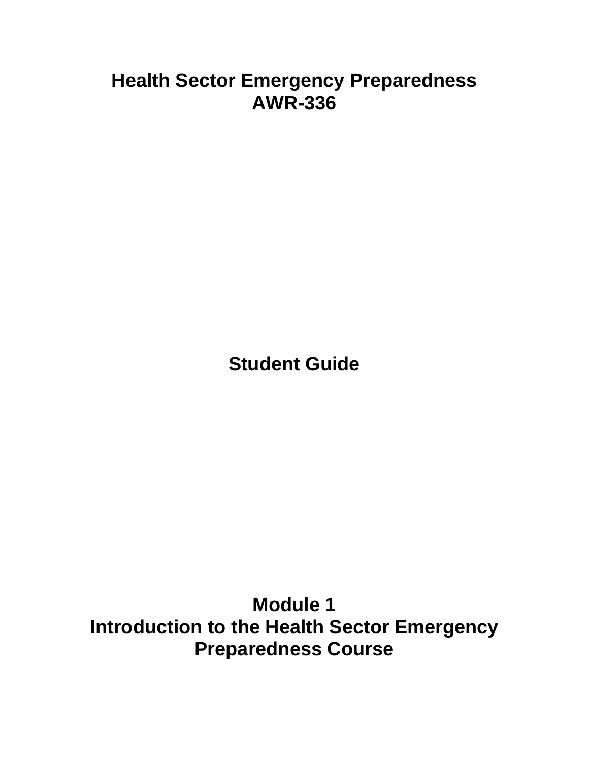# Health Sector Emergency Preparedness
# AWR-336

## Student Guide

## Module 1
## Introduction to the Health Sector Emergency Preparedness Course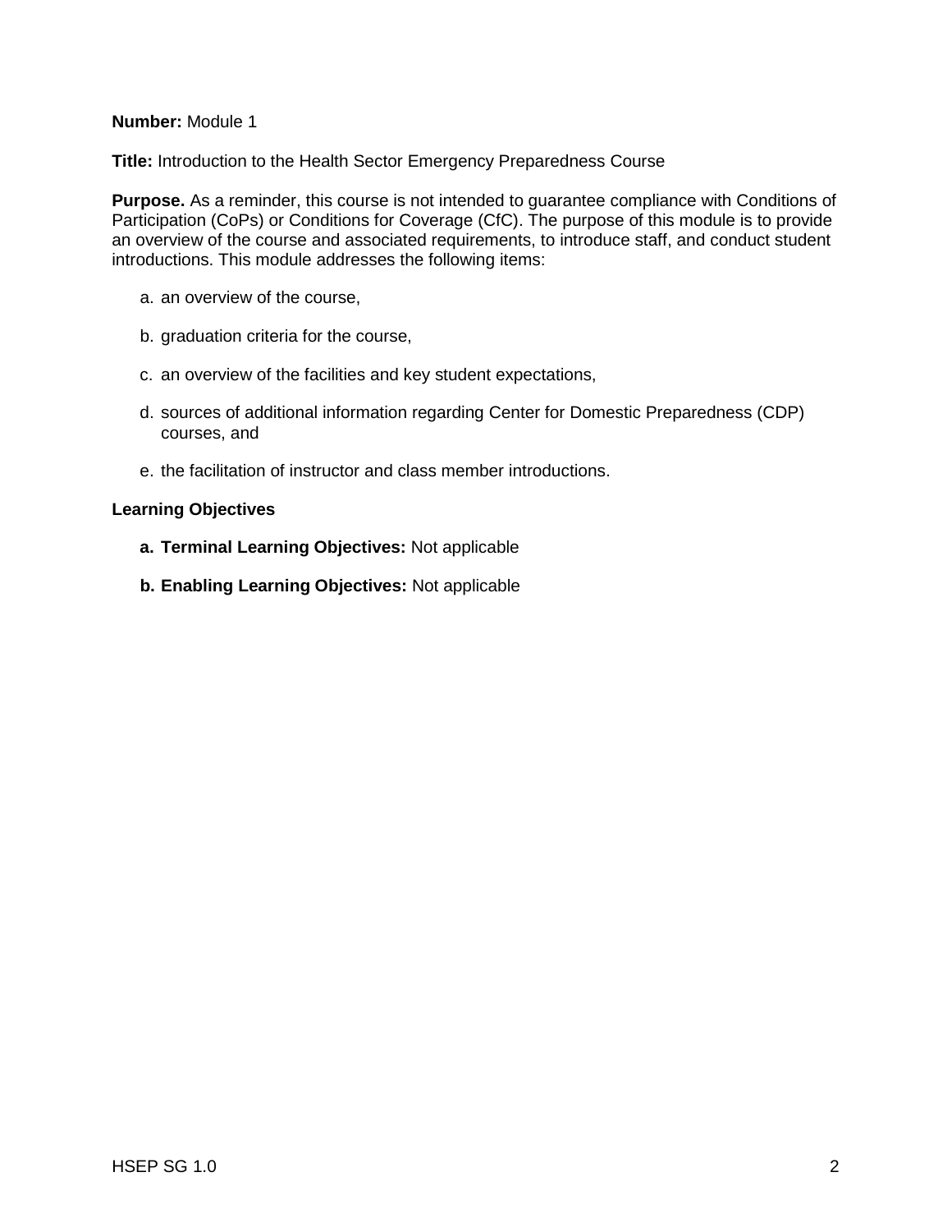**Number:** Module 1

**Title:** Introduction to the Health Sector Emergency Preparedness Course

**Purpose.** As a reminder, this course is not intended to guarantee compliance with Conditions of Participation (CoPs) or Conditions for Coverage (CfC). The purpose of this module is to provide an overview of the course and associated requirements, to introduce staff, and conduct student introductions. This module addresses the following items:

a. an overview of the course,

b. graduation criteria for the course,

c. an overview of the facilities and key student expectations,

d. sources of additional information regarding Center for Domestic Preparedness (CDP) courses, and

e. the facilitation of instructor and class member introductions.

**Learning Objectives**

**a. Terminal Learning Objectives:** Not applicable

**b. Enabling Learning Objectives:** Not applicable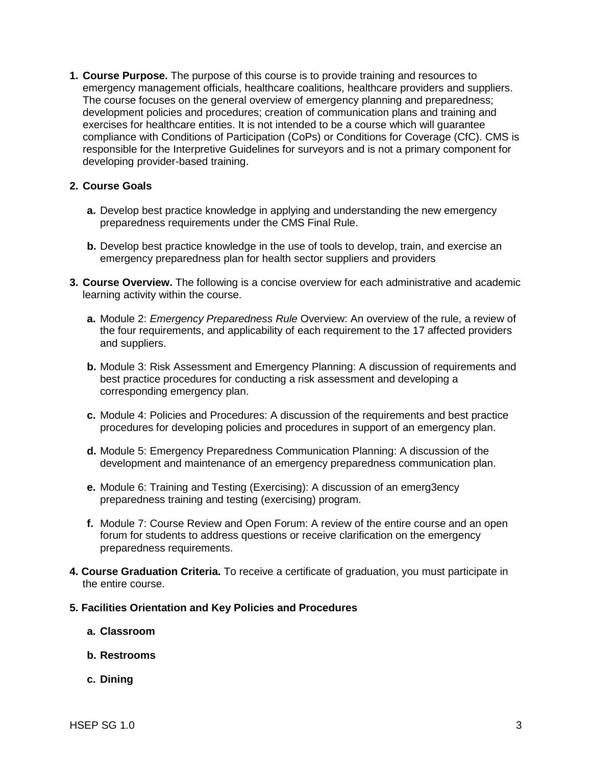1. **Course Purpose.** The purpose of this course is to provide training and resources to emergency management officials, healthcare coalitions, healthcare providers and suppliers. The course focuses on the general overview of emergency planning and preparedness; development policies and procedures; creation of communication plans and training and exercises for healthcare entities. It is not intended to be a course which will guarantee compliance with Conditions of Participation (CoPs) or Conditions for Coverage (CfC). CMS is responsible for the Interpretive Guidelines for surveyors and is not a primary component for developing provider-based training.

2. **Course Goals**

   a. Develop best practice knowledge in applying and understanding the new emergency preparedness requirements under the CMS Final Rule.

   b. Develop best practice knowledge in the use of tools to develop, train, and exercise an emergency preparedness plan for health sector suppliers and providers

3. **Course Overview.** The following is a concise overview for each administrative and academic learning activity within the course.

   a. Module 2: *Emergency Preparedness Rule* Overview: An overview of the rule, a review of the four requirements, and applicability of each requirement to the 17 affected providers and suppliers.

   b. Module 3: Risk Assessment and Emergency Planning: A discussion of requirements and best practice procedures for conducting a risk assessment and developing a corresponding emergency plan.

   c. Module 4: Policies and Procedures: A discussion of the requirements and best practice procedures for developing policies and procedures in support of an emergency plan.

   d. Module 5: Emergency Preparedness Communication Planning: A discussion of the development and maintenance of an emergency preparedness communication plan.

   e. Module 6: Training and Testing (Exercising): A discussion of an emerg3ency preparedness training and testing (exercising) program.

   f. Module 7: Course Review and Open Forum: A review of the entire course and an open forum for students to address questions or receive clarification on the emergency preparedness requirements.

4. **Course Graduation Criteria.** To receive a certificate of graduation, you must participate in the entire course.

5. **Facilities Orientation and Key Policies and Procedures**

   a. **Classroom**

   b. **Restrooms**

   c. **Dining**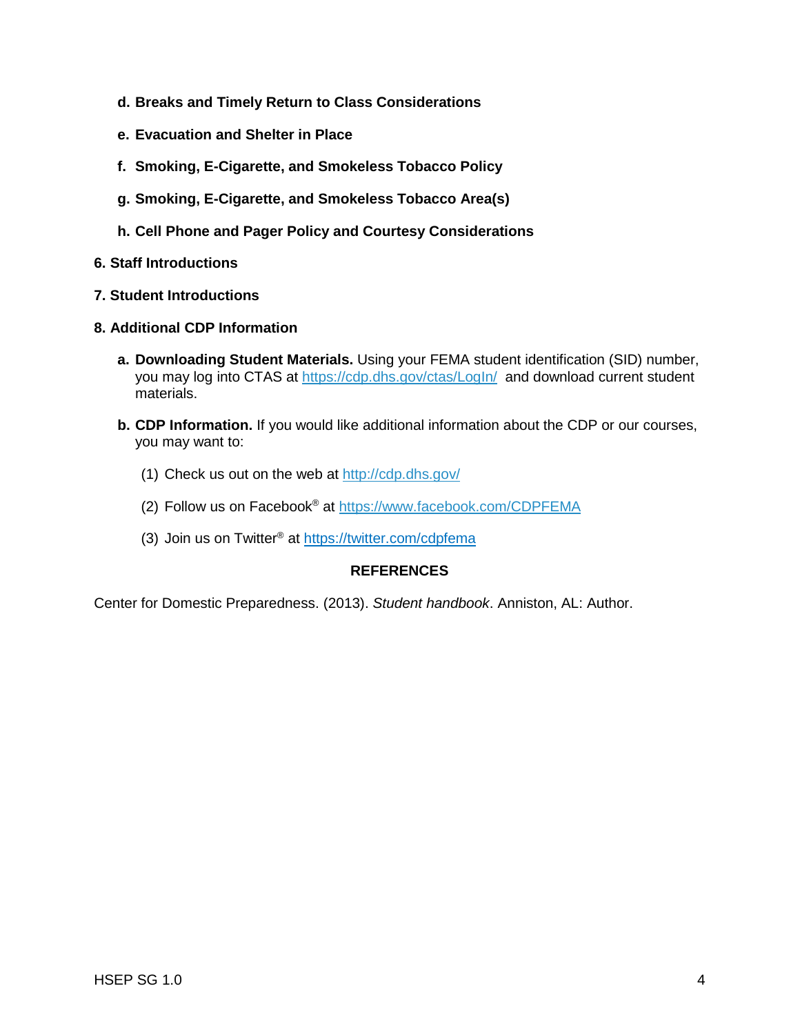**d. Breaks and Timely Return to Class Considerations**

**e. Evacuation and Shelter in Place**

**f. Smoking, E-Cigarette, and Smokeless Tobacco Policy**

**g. Smoking, E-Cigarette, and Smokeless Tobacco Area(s)**

**h. Cell Phone and Pager Policy and Courtesy Considerations**

**6. Staff Introductions**

**7. Student Introductions**

**8. Additional CDP Information**

**a. Downloading Student Materials.** Using your FEMA student identification (SID) number, you may log into CTAS at https://cdp.dhs.gov/ctas/LogIn/ and download current student materials.

**b. CDP Information.** If you would like additional information about the CDP or our courses, you may want to:

(1) Check us out on the web at http://cdp.dhs.gov/

(2) Follow us on Facebook® at https://www.facebook.com/CDPFEMA

(3) Join us on Twitter® at https://twitter.com/cdpfema

## REFERENCES

Center for Domestic Preparedness. (2013). *Student handbook*. Anniston, AL: Author.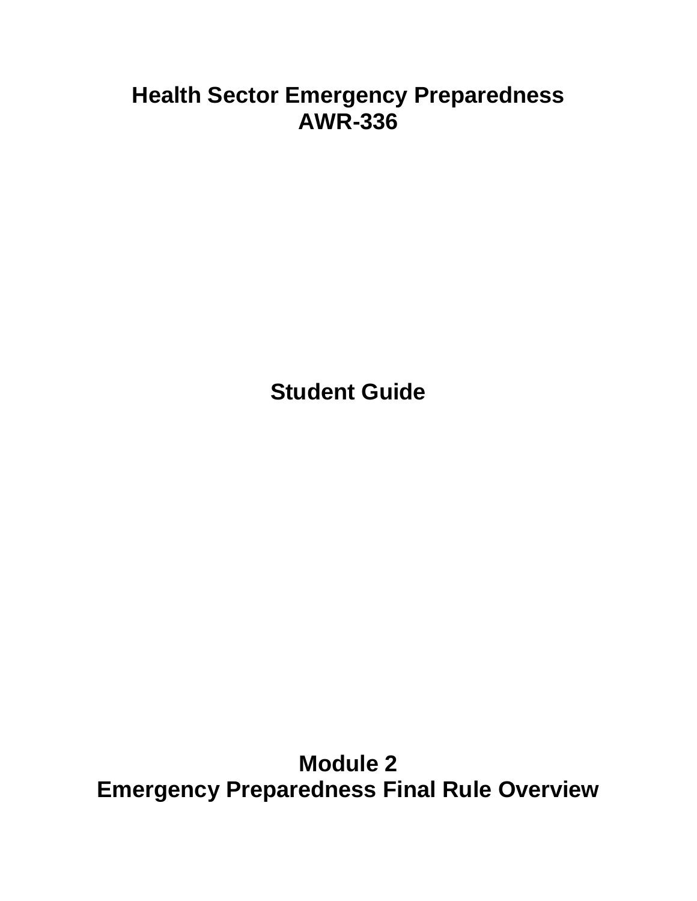# Health Sector Emergency Preparedness
# AWR-336

## Student Guide

## Module 2
## Emergency Preparedness Final Rule Overview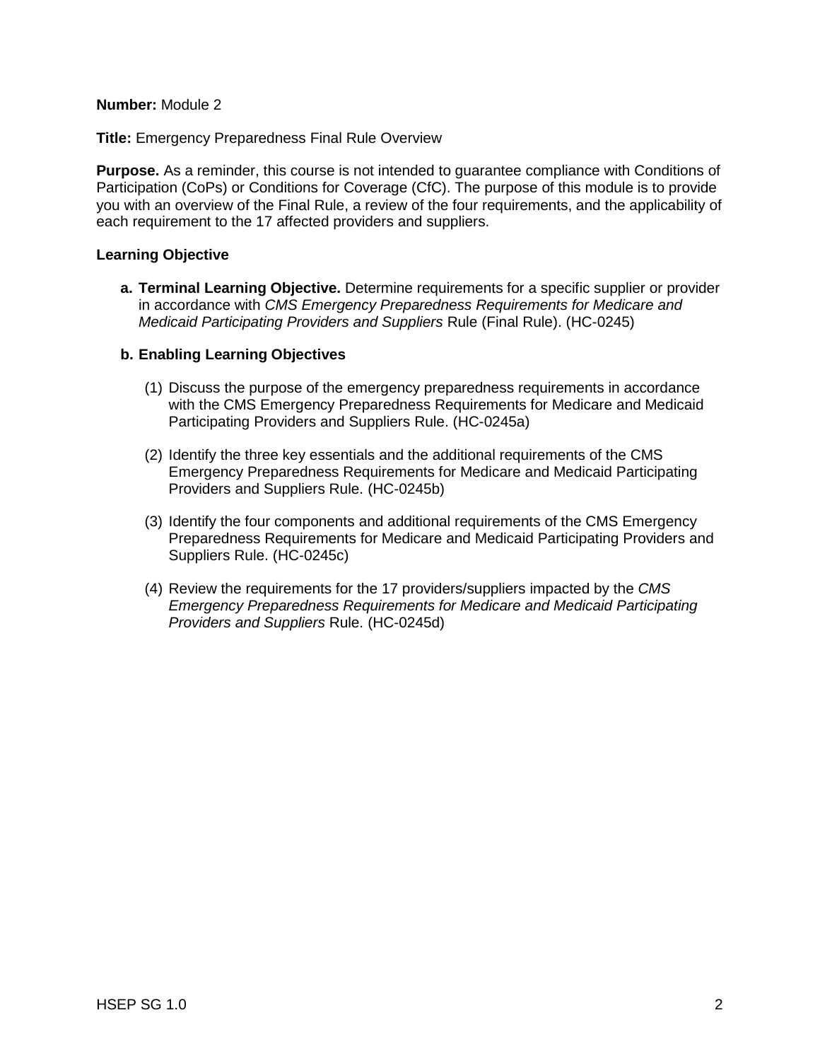**Number:** Module 2

**Title:** Emergency Preparedness Final Rule Overview

**Purpose.** As a reminder, this course is not intended to guarantee compliance with Conditions of Participation (CoPs) or Conditions for Coverage (CfC). The purpose of this module is to provide you with an overview of the Final Rule, a review of the four requirements, and the applicability of each requirement to the 17 affected providers and suppliers.

**Learning Objective**

**a. Terminal Learning Objective.** Determine requirements for a specific supplier or provider in accordance with *CMS Emergency Preparedness Requirements for Medicare and Medicaid Participating Providers and Suppliers* Rule (Final Rule). (HC-0245)

**b. Enabling Learning Objectives**

(1) Discuss the purpose of the emergency preparedness requirements in accordance with the CMS Emergency Preparedness Requirements for Medicare and Medicaid Participating Providers and Suppliers Rule. (HC-0245a)

(2) Identify the three key essentials and the additional requirements of the CMS Emergency Preparedness Requirements for Medicare and Medicaid Participating Providers and Suppliers Rule. (HC-0245b)

(3) Identify the four components and additional requirements of the CMS Emergency Preparedness Requirements for Medicare and Medicaid Participating Providers and Suppliers Rule. (HC-0245c)

(4) Review the requirements for the 17 providers/suppliers impacted by the *CMS Emergency Preparedness Requirements for Medicare and Medicaid Participating Providers and Suppliers* Rule. (HC-0245d)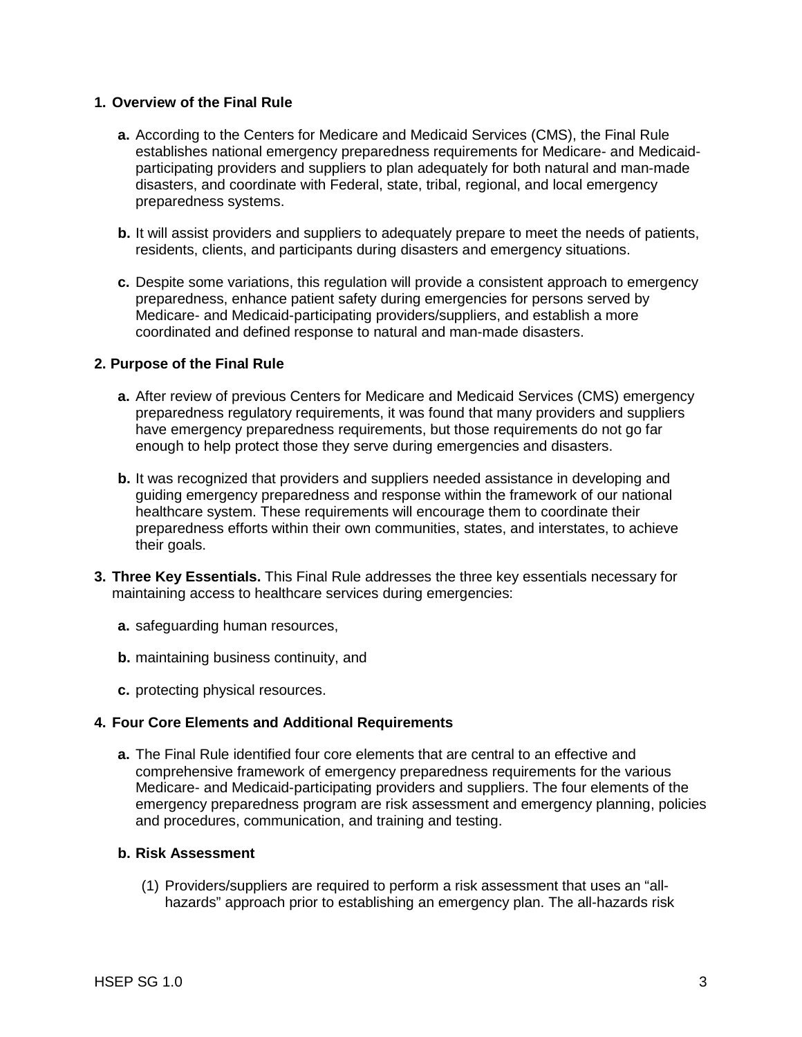**1. Overview of the Final Rule**

**a.** According to the Centers for Medicare and Medicaid Services (CMS), the Final Rule establishes national emergency preparedness requirements for Medicare- and Medicaid-participating providers and suppliers to plan adequately for both natural and man-made disasters, and coordinate with Federal, state, tribal, regional, and local emergency preparedness systems.

**b.** It will assist providers and suppliers to adequately prepare to meet the needs of patients, residents, clients, and participants during disasters and emergency situations.

**c.** Despite some variations, this regulation will provide a consistent approach to emergency preparedness, enhance patient safety during emergencies for persons served by Medicare- and Medicaid-participating providers/suppliers, and establish a more coordinated and defined response to natural and man-made disasters.

**2. Purpose of the Final Rule**

**a.** After review of previous Centers for Medicare and Medicaid Services (CMS) emergency preparedness regulatory requirements, it was found that many providers and suppliers have emergency preparedness requirements, but those requirements do not go far enough to help protect those they serve during emergencies and disasters.

**b.** It was recognized that providers and suppliers needed assistance in developing and guiding emergency preparedness and response within the framework of our national healthcare system. These requirements will encourage them to coordinate their preparedness efforts within their own communities, states, and interstates, to achieve their goals.

**3. Three Key Essentials.** This Final Rule addresses the three key essentials necessary for maintaining access to healthcare services during emergencies:

**a.** safeguarding human resources,

**b.** maintaining business continuity, and

**c.** protecting physical resources.

**4. Four Core Elements and Additional Requirements**

**a.** The Final Rule identified four core elements that are central to an effective and comprehensive framework of emergency preparedness requirements for the various Medicare- and Medicaid-participating providers and suppliers. The four elements of the emergency preparedness program are risk assessment and emergency planning, policies and procedures, communication, and training and testing.

**b. Risk Assessment**

(1) Providers/suppliers are required to perform a risk assessment that uses an “all-hazards” approach prior to establishing an emergency plan. The all-hazards risk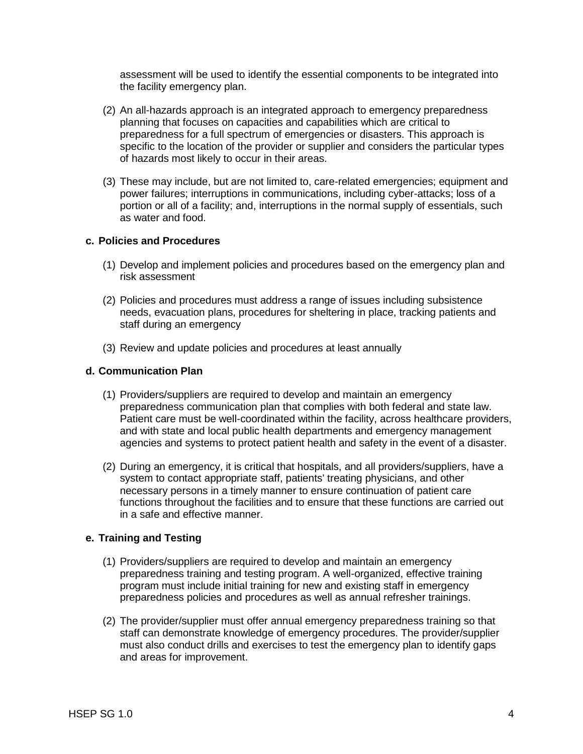assessment will be used to identify the essential components to be integrated into the facility emergency plan.

(2) An all-hazards approach is an integrated approach to emergency preparedness planning that focuses on capacities and capabilities which are critical to preparedness for a full spectrum of emergencies or disasters. This approach is specific to the location of the provider or supplier and considers the particular types of hazards most likely to occur in their areas.

(3) These may include, but are not limited to, care-related emergencies; equipment and power failures; interruptions in communications, including cyber-attacks; loss of a portion or all of a facility; and, interruptions in the normal supply of essentials, such as water and food.

**c. Policies and Procedures**

(1) Develop and implement policies and procedures based on the emergency plan and risk assessment

(2) Policies and procedures must address a range of issues including subsistence needs, evacuation plans, procedures for sheltering in place, tracking patients and staff during an emergency

(3) Review and update policies and procedures at least annually

**d. Communication Plan**

(1) Providers/suppliers are required to develop and maintain an emergency preparedness communication plan that complies with both federal and state law. Patient care must be well-coordinated within the facility, across healthcare providers, and with state and local public health departments and emergency management agencies and systems to protect patient health and safety in the event of a disaster.

(2) During an emergency, it is critical that hospitals, and all providers/suppliers, have a system to contact appropriate staff, patients' treating physicians, and other necessary persons in a timely manner to ensure continuation of patient care functions throughout the facilities and to ensure that these functions are carried out in a safe and effective manner.

**e. Training and Testing**

(1) Providers/suppliers are required to develop and maintain an emergency preparedness training and testing program. A well-organized, effective training program must include initial training for new and existing staff in emergency preparedness policies and procedures as well as annual refresher trainings.

(2) The provider/supplier must offer annual emergency preparedness training so that staff can demonstrate knowledge of emergency procedures. The provider/supplier must also conduct drills and exercises to test the emergency plan to identify gaps and areas for improvement.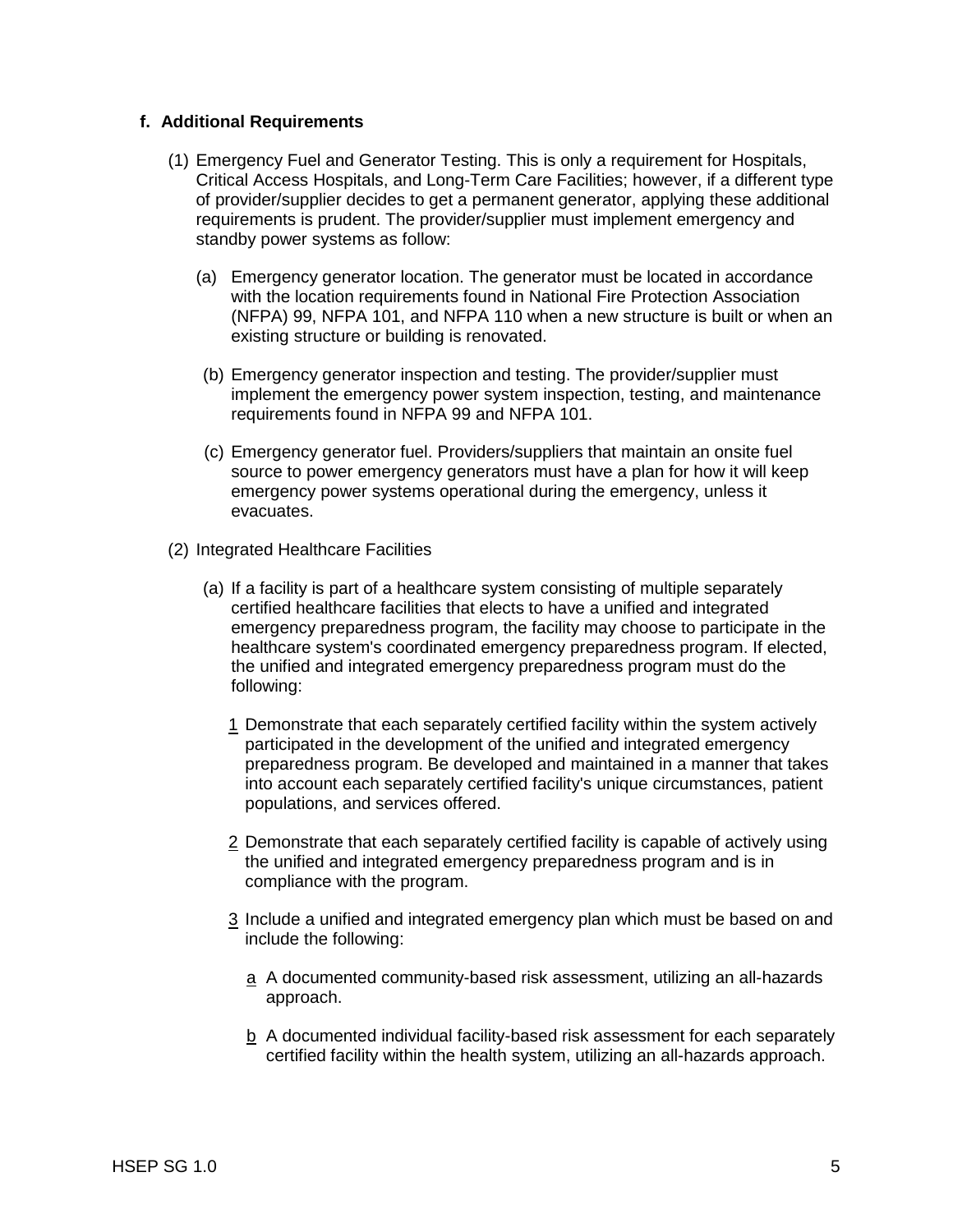**f. Additional Requirements**

(1) Emergency Fuel and Generator Testing. This is only a requirement for Hospitals, Critical Access Hospitals, and Long-Term Care Facilities; however, if a different type of provider/supplier decides to get a permanent generator, applying these additional requirements is prudent. The provider/supplier must implement emergency and standby power systems as follow:

(a) Emergency generator location. The generator must be located in accordance with the location requirements found in National Fire Protection Association (NFPA) 99, NFPA 101, and NFPA 110 when a new structure is built or when an existing structure or building is renovated.

(b) Emergency generator inspection and testing. The provider/supplier must implement the emergency power system inspection, testing, and maintenance requirements found in NFPA 99 and NFPA 101.

(c) Emergency generator fuel. Providers/suppliers that maintain an onsite fuel source to power emergency generators must have a plan for how it will keep emergency power systems operational during the emergency, unless it evacuates.

(2) Integrated Healthcare Facilities

(a) If a facility is part of a healthcare system consisting of multiple separately certified healthcare facilities that elects to have a unified and integrated emergency preparedness program, the facility may choose to participate in the healthcare system's coordinated emergency preparedness program. If elected, the unified and integrated emergency preparedness program must do the following:

1 Demonstrate that each separately certified facility within the system actively participated in the development of the unified and integrated emergency preparedness program. Be developed and maintained in a manner that takes into account each separately certified facility's unique circumstances, patient populations, and services offered.

2 Demonstrate that each separately certified facility is capable of actively using the unified and integrated emergency preparedness program and is in compliance with the program.

3 Include a unified and integrated emergency plan which must be based on and include the following:

a A documented community-based risk assessment, utilizing an all-hazards approach.

b A documented individual facility-based risk assessment for each separately certified facility within the health system, utilizing an all-hazards approach.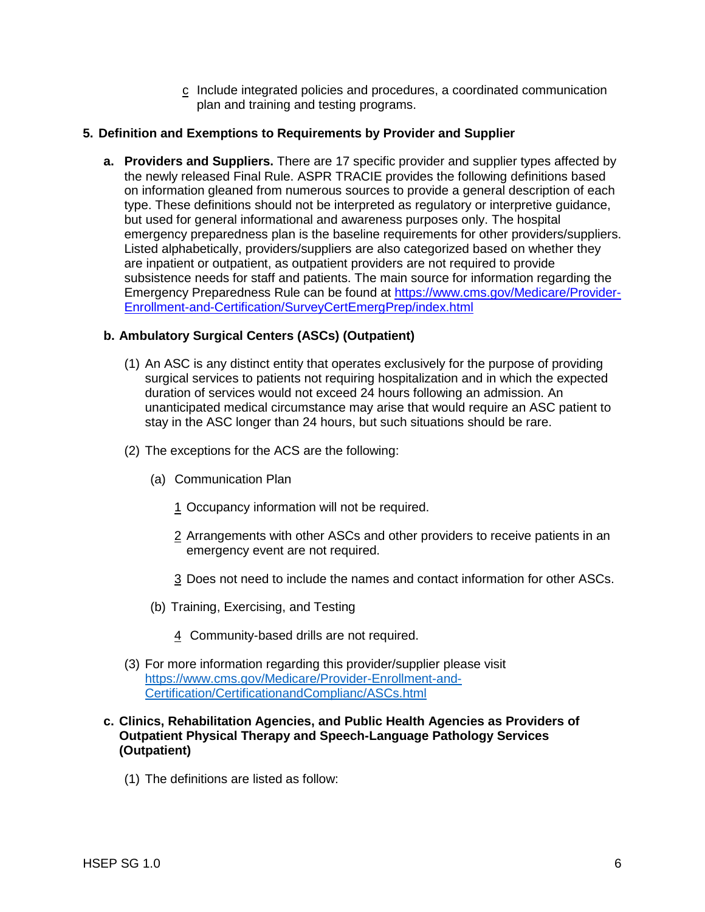c Include integrated policies and procedures, a coordinated communication plan and training and testing programs.

## 5. Definition and Exemptions to Requirements by Provider and Supplier

**a. Providers and Suppliers.** There are 17 specific provider and supplier types affected by the newly released Final Rule. ASPR TRACIE provides the following definitions based on information gleaned from numerous sources to provide a general description of each type. These definitions should not be interpreted as regulatory or interpretive guidance, but used for general informational and awareness purposes only. The hospital emergency preparedness plan is the baseline requirements for other providers/suppliers. Listed alphabetically, providers/suppliers are also categorized based on whether they are inpatient or outpatient, as outpatient providers are not required to provide subsistence needs for staff and patients. The main source for information regarding the Emergency Preparedness Rule can be found at https://www.cms.gov/Medicare/Provider-Enrollment-and-Certification/SurveyCertEmergPrep/index.html

**b. Ambulatory Surgical Centers (ASCs) (Outpatient)**

(1) An ASC is any distinct entity that operates exclusively for the purpose of providing surgical services to patients not requiring hospitalization and in which the expected duration of services would not exceed 24 hours following an admission. An unanticipated medical circumstance may arise that would require an ASC patient to stay in the ASC longer than 24 hours, but such situations should be rare.

(2) The exceptions for the ACS are the following:

(a) Communication Plan

1 Occupancy information will not be required.

2 Arrangements with other ASCs and other providers to receive patients in an emergency event are not required.

3 Does not need to include the names and contact information for other ASCs.

(b) Training, Exercising, and Testing

4 Community-based drills are not required.

(3) For more information regarding this provider/supplier please visit https://www.cms.gov/Medicare/Provider-Enrollment-and-Certification/CertificationandComplianc/ASCs.html

**c. Clinics, Rehabilitation Agencies, and Public Health Agencies as Providers of Outpatient Physical Therapy and Speech-Language Pathology Services (Outpatient)**

(1) The definitions are listed as follow: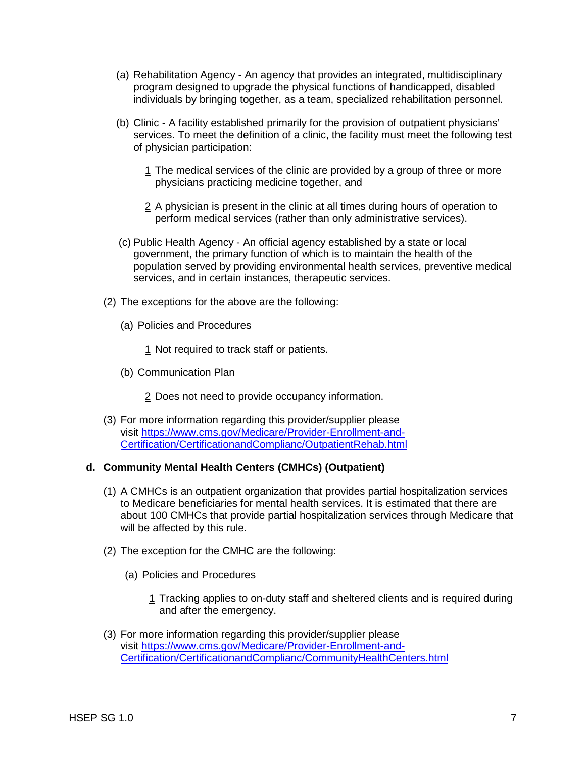(a) Rehabilitation Agency - An agency that provides an integrated, multidisciplinary program designed to upgrade the physical functions of handicapped, disabled individuals by bringing together, as a team, specialized rehabilitation personnel.

(b) Clinic - A facility established primarily for the provision of outpatient physicians' services. To meet the definition of a clinic, the facility must meet the following test of physician participation:

1 The medical services of the clinic are provided by a group of three or more physicians practicing medicine together, and

2 A physician is present in the clinic at all times during hours of operation to perform medical services (rather than only administrative services).

(c) Public Health Agency - An official agency established by a state or local government, the primary function of which is to maintain the health of the population served by providing environmental health services, preventive medical services, and in certain instances, therapeutic services.

(2) The exceptions for the above are the following:

(a) Policies and Procedures

1 Not required to track staff or patients.

(b) Communication Plan

2 Does not need to provide occupancy information.

(3) For more information regarding this provider/supplier please visit https://www.cms.gov/Medicare/Provider-Enrollment-and-Certification/CertificationandComplianc/OutpatientRehab.html

**d. Community Mental Health Centers (CMHCs) (Outpatient)**

(1) A CMHCs is an outpatient organization that provides partial hospitalization services to Medicare beneficiaries for mental health services. It is estimated that there are about 100 CMHCs that provide partial hospitalization services through Medicare that will be affected by this rule.

(2) The exception for the CMHC are the following:

(a) Policies and Procedures

1 Tracking applies to on-duty staff and sheltered clients and is required during and after the emergency.

(3) For more information regarding this provider/supplier please visit https://www.cms.gov/Medicare/Provider-Enrollment-and-Certification/CertificationandComplianc/CommunityHealthCenters.html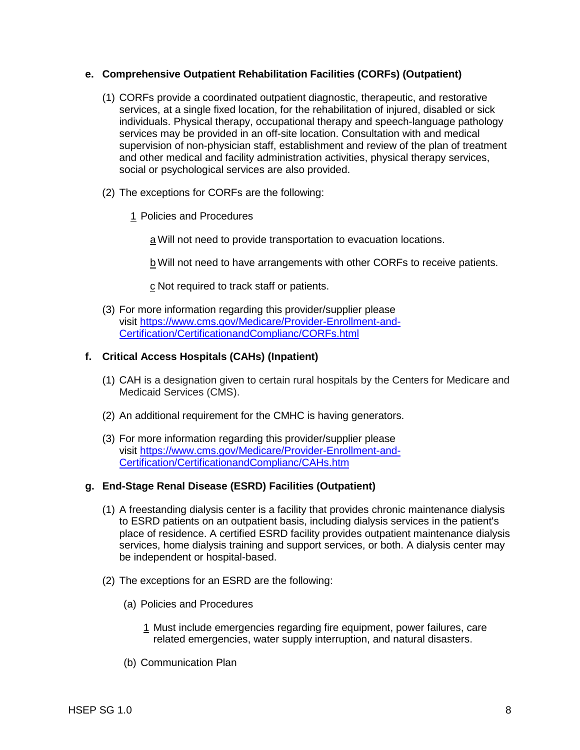**e. Comprehensive Outpatient Rehabilitation Facilities (CORFs) (Outpatient)**

(1) CORFs provide a coordinated outpatient diagnostic, therapeutic, and restorative services, at a single fixed location, for the rehabilitation of injured, disabled or sick individuals. Physical therapy, occupational therapy and speech-language pathology services may be provided in an off-site location. Consultation with and medical supervision of non-physician staff, establishment and review of the plan of treatment and other medical and facility administration activities, physical therapy services, social or psychological services are also provided.

(2) The exceptions for CORFs are the following:

1 Policies and Procedures

a Will not need to provide transportation to evacuation locations.

b Will not need to have arrangements with other CORFs to receive patients.

c Not required to track staff or patients.

(3) For more information regarding this provider/supplier please visit [https://www.cms.gov/Medicare/Provider-Enrollment-and-Certification/CertificationandComplianc/CORFs.html](https://www.cms.gov/Medicare/Provider-Enrollment-and-Certification/CertificationandComplianc/CORFs.html)

**f. Critical Access Hospitals (CAHs) (Inpatient)**

(1) CAH is a designation given to certain rural hospitals by the Centers for Medicare and Medicaid Services (CMS).

(2) An additional requirement for the CMHC is having generators.

(3) For more information regarding this provider/supplier please visit [https://www.cms.gov/Medicare/Provider-Enrollment-and-Certification/CertificationandComplianc/CAHs.htm](https://www.cms.gov/Medicare/Provider-Enrollment-and-Certification/CertificationandComplianc/CAHs.htm)

**g. End-Stage Renal Disease (ESRD) Facilities (Outpatient)**

(1) A freestanding dialysis center is a facility that provides chronic maintenance dialysis to ESRD patients on an outpatient basis, including dialysis services in the patient's place of residence. A certified ESRD facility provides outpatient maintenance dialysis services, home dialysis training and support services, or both. A dialysis center may be independent or hospital-based.

(2) The exceptions for an ESRD are the following:

(a) Policies and Procedures

1 Must include emergencies regarding fire equipment, power failures, care related emergencies, water supply interruption, and natural disasters.

(b) Communication Plan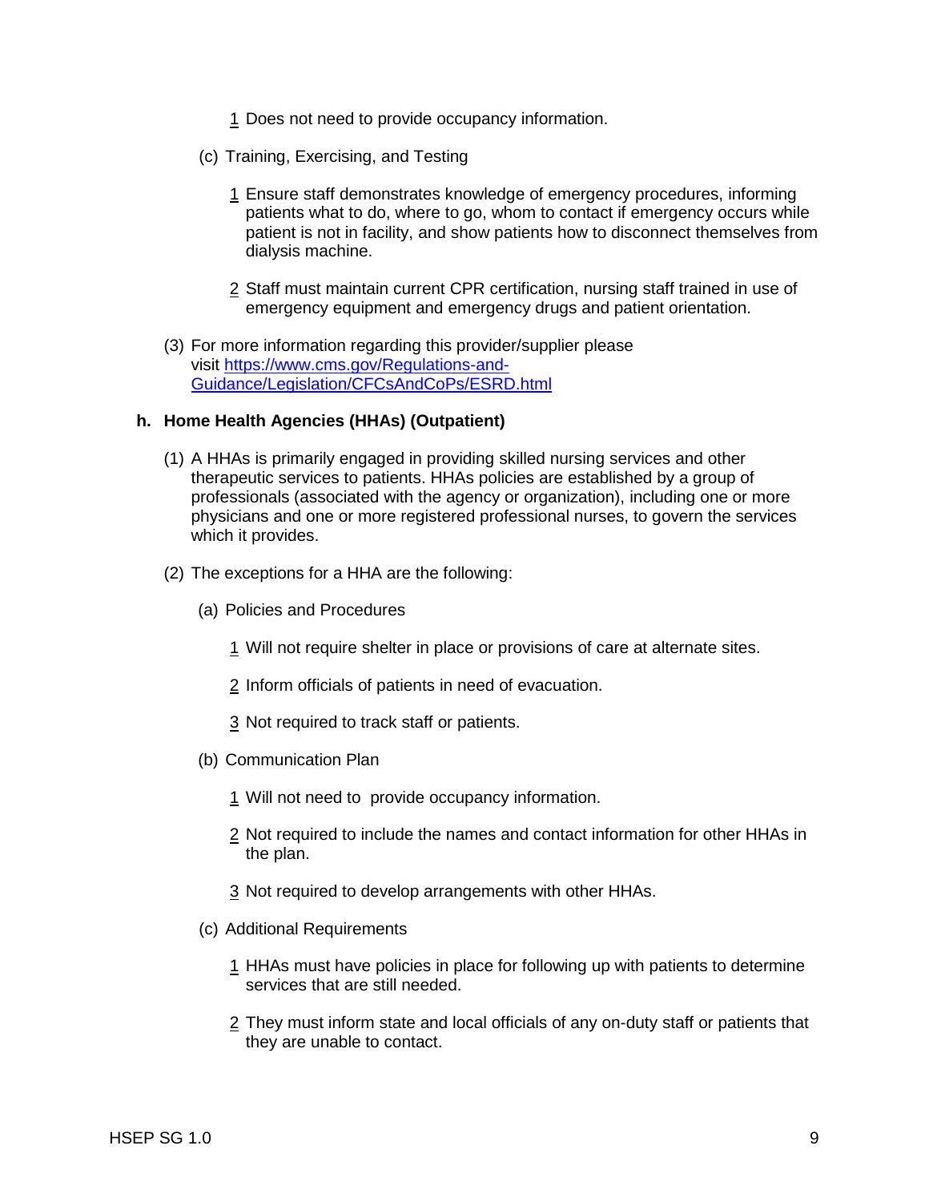1 Does not need to provide occupancy information.

(c) Training, Exercising, and Testing

1 Ensure staff demonstrates knowledge of emergency procedures, informing patients what to do, where to go, whom to contact if emergency occurs while patient is not in facility, and show patients how to disconnect themselves from dialysis machine.

2 Staff must maintain current CPR certification, nursing staff trained in use of emergency equipment and emergency drugs and patient orientation.

(3) For more information regarding this provider/supplier please visit https://www.cms.gov/Regulations-and-Guidance/Legislation/CFCsAndCoPs/ESRD.html

**h. Home Health Agencies (HHAs) (Outpatient)**

(1) A HHAs is primarily engaged in providing skilled nursing services and other therapeutic services to patients. HHAs policies are established by a group of professionals (associated with the agency or organization), including one or more physicians and one or more registered professional nurses, to govern the services which it provides.

(2) The exceptions for a HHA are the following:

(a) Policies and Procedures

1 Will not require shelter in place or provisions of care at alternate sites.

2 Inform officials of patients in need of evacuation.

3 Not required to track staff or patients.

(b) Communication Plan

1 Will not need to provide occupancy information.

2 Not required to include the names and contact information for other HHAs in the plan.

3 Not required to develop arrangements with other HHAs.

(c) Additional Requirements

1 HHAs must have policies in place for following up with patients to determine services that are still needed.

2 They must inform state and local officials of any on-duty staff or patients that they are unable to contact.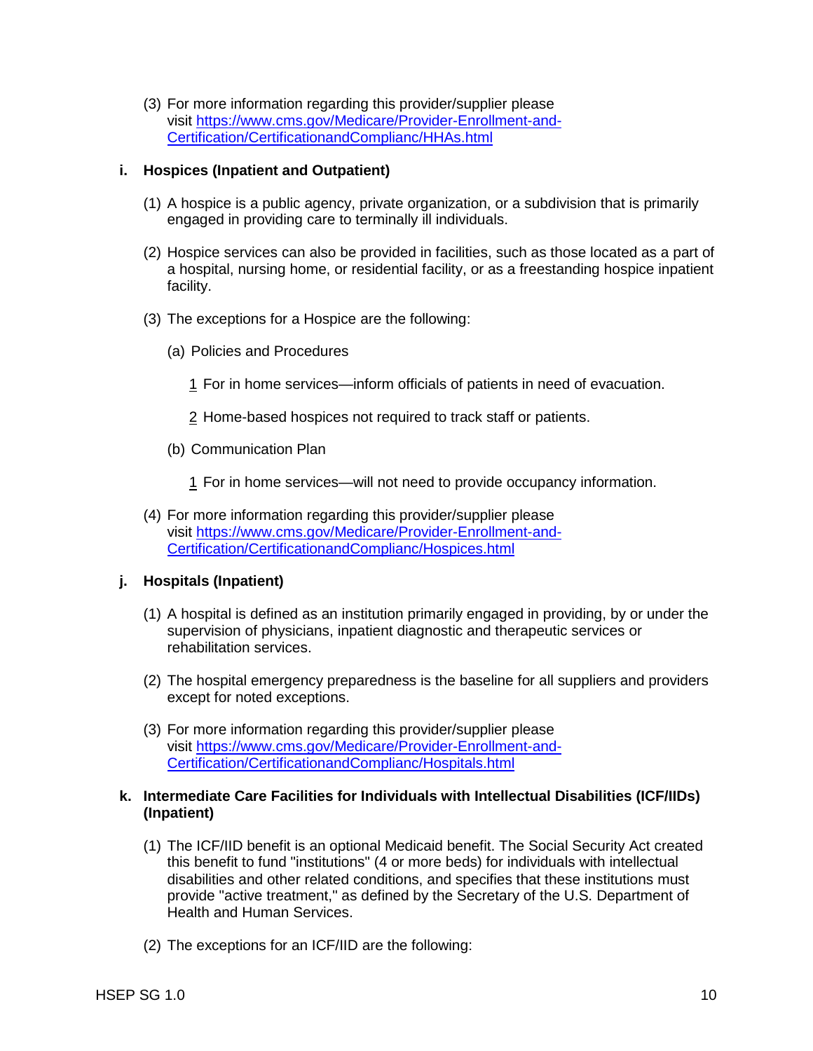(3) For more information regarding this provider/supplier please visit [https://www.cms.gov/Medicare/Provider-Enrollment-and-Certification/CertificationandComplianc/HHAs.html](https://www.cms.gov/Medicare/Provider-Enrollment-and-Certification/CertificationandComplianc/HHAs.html)

**i. Hospices (Inpatient and Outpatient)**

(1) A hospice is a public agency, private organization, or a subdivision that is primarily engaged in providing care to terminally ill individuals.

(2) Hospice services can also be provided in facilities, such as those located as a part of a hospital, nursing home, or residential facility, or as a freestanding hospice inpatient facility.

(3) The exceptions for a Hospice are the following:

(a) Policies and Procedures

1 For in home services—inform officials of patients in need of evacuation.

2 Home-based hospices not required to track staff or patients.

(b) Communication Plan

1 For in home services—will not need to provide occupancy information.

(4) For more information regarding this provider/supplier please visit [https://www.cms.gov/Medicare/Provider-Enrollment-and-Certification/CertificationandComplianc/Hospices.html](https://www.cms.gov/Medicare/Provider-Enrollment-and-Certification/CertificationandComplianc/Hospices.html)

**j. Hospitals (Inpatient)**

(1) A hospital is defined as an institution primarily engaged in providing, by or under the supervision of physicians, inpatient diagnostic and therapeutic services or rehabilitation services.

(2) The hospital emergency preparedness is the baseline for all suppliers and providers except for noted exceptions.

(3) For more information regarding this provider/supplier please visit [https://www.cms.gov/Medicare/Provider-Enrollment-and-Certification/CertificationandComplianc/Hospitals.html](https://www.cms.gov/Medicare/Provider-Enrollment-and-Certification/CertificationandComplianc/Hospitals.html)

**k. Intermediate Care Facilities for Individuals with Intellectual Disabilities (ICF/IIDs) (Inpatient)**

(1) The ICF/IID benefit is an optional Medicaid benefit. The Social Security Act created this benefit to fund "institutions" (4 or more beds) for individuals with intellectual disabilities and other related conditions, and specifies that these institutions must provide "active treatment," as defined by the Secretary of the U.S. Department of Health and Human Services.

(2) The exceptions for an ICF/IID are the following: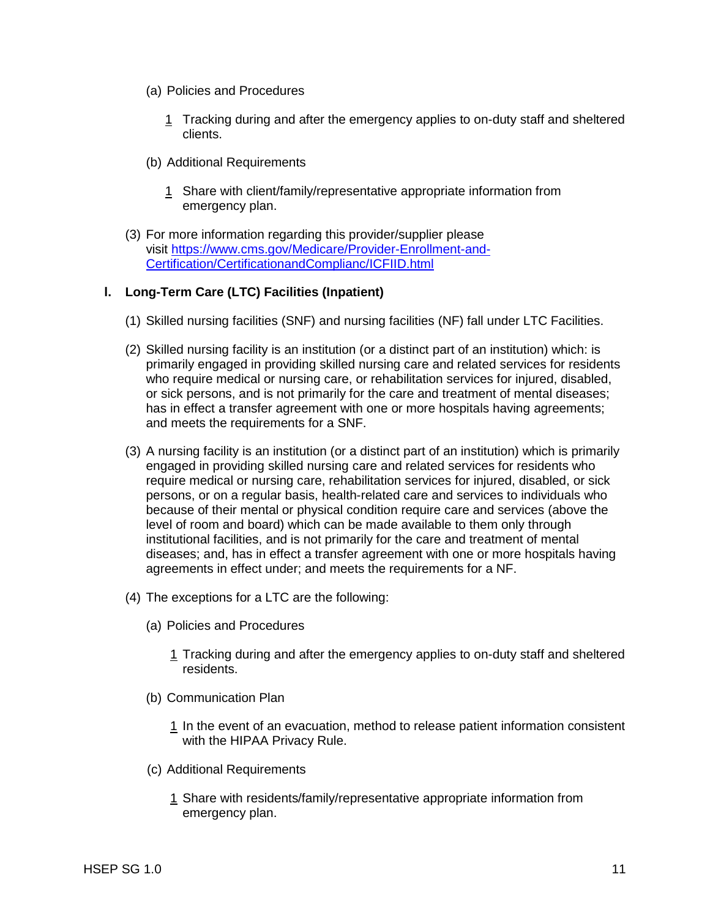(a) Policies and Procedures

1 Tracking during and after the emergency applies to on-duty staff and sheltered clients.

(b) Additional Requirements

1 Share with client/family/representative appropriate information from emergency plan.

(3) For more information regarding this provider/supplier please visit [https://www.cms.gov/Medicare/Provider-Enrollment-and-Certification/CertificationandComplianc/ICFIID.html](https://www.cms.gov/Medicare/Provider-Enrollment-and-Certification/CertificationandComplianc/ICFIID.html)

**l. Long-Term Care (LTC) Facilities (Inpatient)**

(1) Skilled nursing facilities (SNF) and nursing facilities (NF) fall under LTC Facilities.

(2) Skilled nursing facility is an institution (or a distinct part of an institution) which: is primarily engaged in providing skilled nursing care and related services for residents who require medical or nursing care, or rehabilitation services for injured, disabled, or sick persons, and is not primarily for the care and treatment of mental diseases; has in effect a transfer agreement with one or more hospitals having agreements; and meets the requirements for a SNF.

(3) A nursing facility is an institution (or a distinct part of an institution) which is primarily engaged in providing skilled nursing care and related services for residents who require medical or nursing care, rehabilitation services for injured, disabled, or sick persons, or on a regular basis, health-related care and services to individuals who because of their mental or physical condition require care and services (above the level of room and board) which can be made available to them only through institutional facilities, and is not primarily for the care and treatment of mental diseases; and, has in effect a transfer agreement with one or more hospitals having agreements in effect under; and meets the requirements for a NF.

(4) The exceptions for a LTC are the following:

(a) Policies and Procedures

1 Tracking during and after the emergency applies to on-duty staff and sheltered residents.

(b) Communication Plan

1 In the event of an evacuation, method to release patient information consistent with the HIPAA Privacy Rule.

(c) Additional Requirements

1 Share with residents/family/representative appropriate information from emergency plan.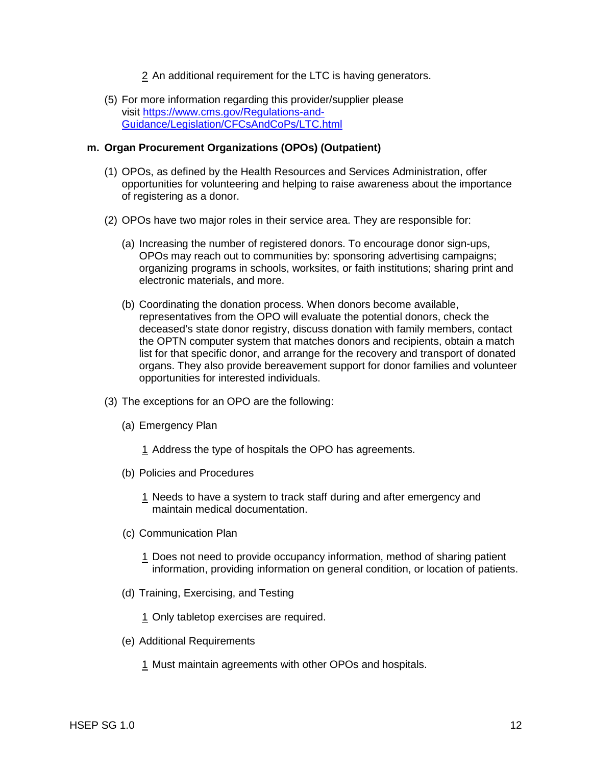2 An additional requirement for the LTC is having generators.

(5) For more information regarding this provider/supplier please visit [https://www.cms.gov/Regulations-and-Guidance/Legislation/CFCsAndCoPs/LTC.html](https://www.cms.gov/Regulations-and-Guidance/Legislation/CFCsAndCoPs/LTC.html)

**m. Organ Procurement Organizations (OPOs) (Outpatient)**

(1) OPOs, as defined by the Health Resources and Services Administration, offer opportunities for volunteering and helping to raise awareness about the importance of registering as a donor.

(2) OPOs have two major roles in their service area. They are responsible for:

(a) Increasing the number of registered donors. To encourage donor sign-ups, OPOs may reach out to communities by: sponsoring advertising campaigns; organizing programs in schools, worksites, or faith institutions; sharing print and electronic materials, and more.

(b) Coordinating the donation process. When donors become available, representatives from the OPO will evaluate the potential donors, check the deceased's state donor registry, discuss donation with family members, contact the OPTN computer system that matches donors and recipients, obtain a match list for that specific donor, and arrange for the recovery and transport of donated organs. They also provide bereavement support for donor families and volunteer opportunities for interested individuals.

(3) The exceptions for an OPO are the following:

(a) Emergency Plan

1 Address the type of hospitals the OPO has agreements.

(b) Policies and Procedures

1 Needs to have a system to track staff during and after emergency and maintain medical documentation.

(c) Communication Plan

1 Does not need to provide occupancy information, method of sharing patient information, providing information on general condition, or location of patients.

(d) Training, Exercising, and Testing

1 Only tabletop exercises are required.

(e) Additional Requirements

1 Must maintain agreements with other OPOs and hospitals.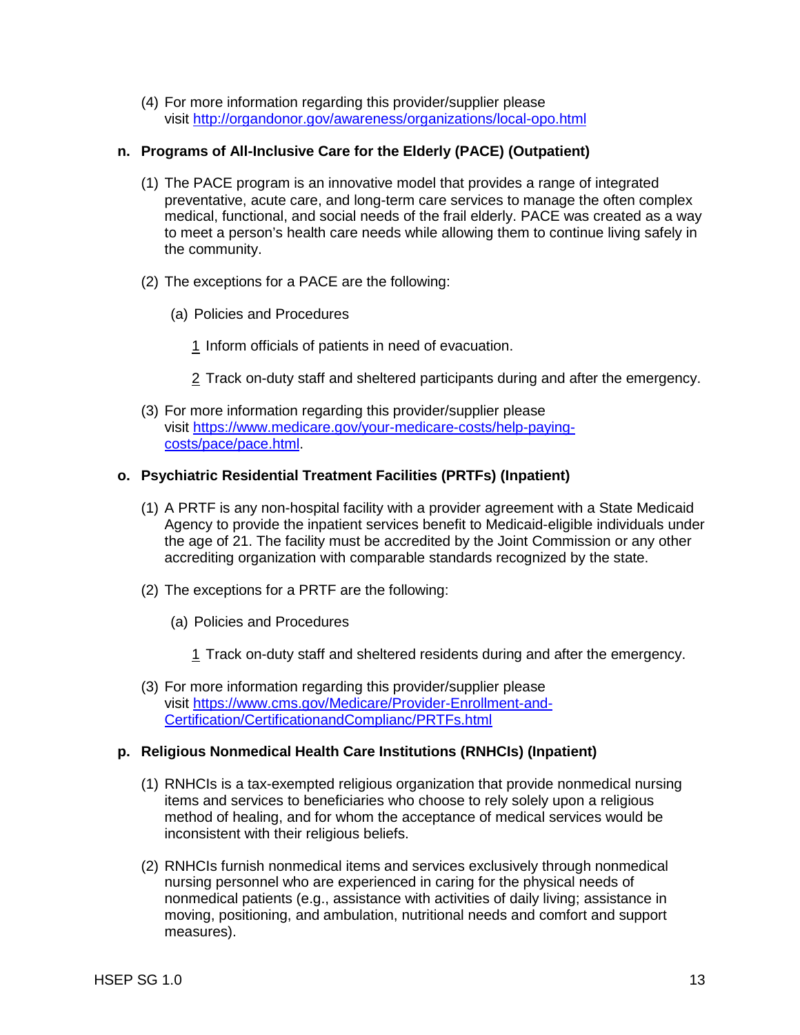(4) For more information regarding this provider/supplier please visit http://organdonor.gov/awareness/organizations/local-opo.html

**n. Programs of All-Inclusive Care for the Elderly (PACE) (Outpatient)**

(1) The PACE program is an innovative model that provides a range of integrated preventative, acute care, and long-term care services to manage the often complex medical, functional, and social needs of the frail elderly. PACE was created as a way to meet a person's health care needs while allowing them to continue living safely in the community.

(2) The exceptions for a PACE are the following:

(a) Policies and Procedures

1 Inform officials of patients in need of evacuation.

2 Track on-duty staff and sheltered participants during and after the emergency.

(3) For more information regarding this provider/supplier please visit https://www.medicare.gov/your-medicare-costs/help-paying-costs/pace/pace.html.

**o. Psychiatric Residential Treatment Facilities (PRTFs) (Inpatient)**

(1) A PRTF is any non-hospital facility with a provider agreement with a State Medicaid Agency to provide the inpatient services benefit to Medicaid-eligible individuals under the age of 21. The facility must be accredited by the Joint Commission or any other accrediting organization with comparable standards recognized by the state.

(2) The exceptions for a PRTF are the following:

(a) Policies and Procedures

1 Track on-duty staff and sheltered residents during and after the emergency.

(3) For more information regarding this provider/supplier please visit https://www.cms.gov/Medicare/Provider-Enrollment-and-Certification/CertificationandComplianc/PRTFs.html

**p. Religious Nonmedical Health Care Institutions (RNHCIs) (Inpatient)**

(1) RNHCIs is a tax-exempted religious organization that provide nonmedical nursing items and services to beneficiaries who choose to rely solely upon a religious method of healing, and for whom the acceptance of medical services would be inconsistent with their religious beliefs.

(2) RNHCIs furnish nonmedical items and services exclusively through nonmedical nursing personnel who are experienced in caring for the physical needs of nonmedical patients (e.g., assistance with activities of daily living; assistance in moving, positioning, and ambulation, nutritional needs and comfort and support measures).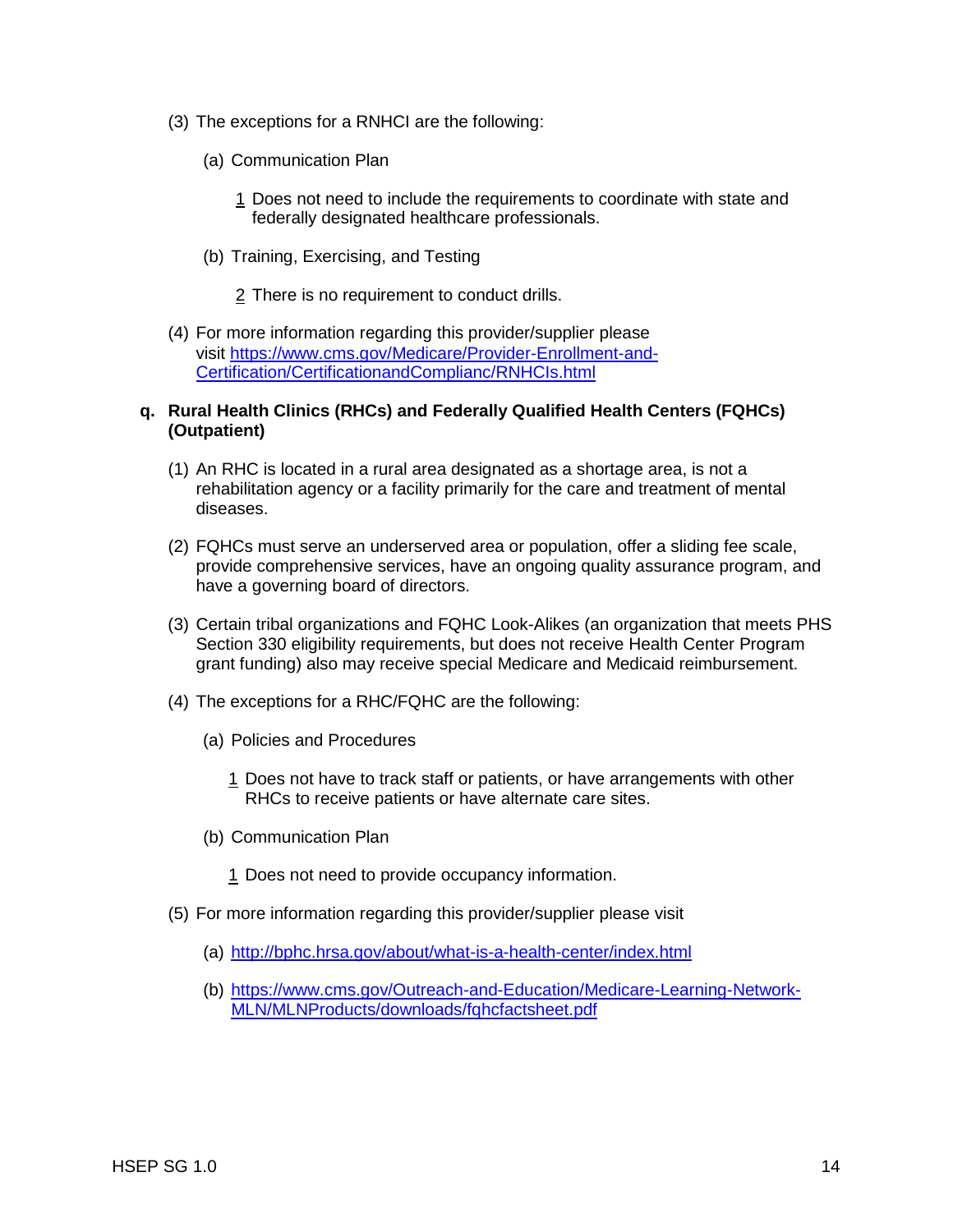(3) The exceptions for a RNHCI are the following:

(a) Communication Plan

1 Does not need to include the requirements to coordinate with state and federally designated healthcare professionals.

(b) Training, Exercising, and Testing

2 There is no requirement to conduct drills.

(4) For more information regarding this provider/supplier please visit https://www.cms.gov/Medicare/Provider-Enrollment-and-Certification/CertificationandComplianc/RNHCIs.html

**q. Rural Health Clinics (RHCs) and Federally Qualified Health Centers (FQHCs) (Outpatient)**

(1) An RHC is located in a rural area designated as a shortage area, is not a rehabilitation agency or a facility primarily for the care and treatment of mental diseases.

(2) FQHCs must serve an underserved area or population, offer a sliding fee scale, provide comprehensive services, have an ongoing quality assurance program, and have a governing board of directors.

(3) Certain tribal organizations and FQHC Look-Alikes (an organization that meets PHS Section 330 eligibility requirements, but does not receive Health Center Program grant funding) also may receive special Medicare and Medicaid reimbursement.

(4) The exceptions for a RHC/FQHC are the following:

(a) Policies and Procedures

1 Does not have to track staff or patients, or have arrangements with other RHCs to receive patients or have alternate care sites.

(b) Communication Plan

1 Does not need to provide occupancy information.

(5) For more information regarding this provider/supplier please visit

(a) http://bphc.hrsa.gov/about/what-is-a-health-center/index.html

(b) https://www.cms.gov/Outreach-and-Education/Medicare-Learning-Network-MLN/MLNProducts/downloads/fqhcfactsheet.pdf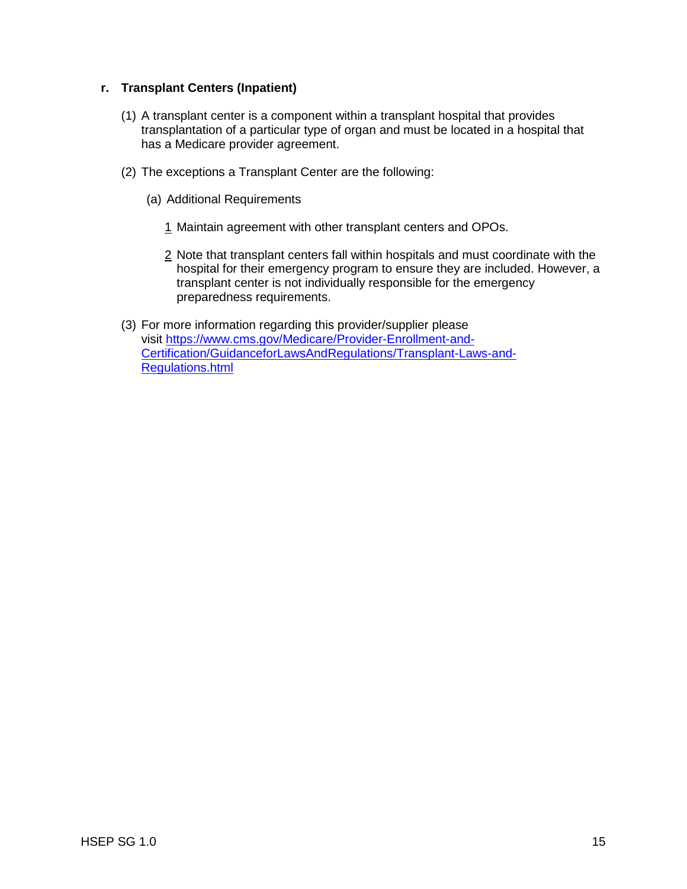**r. Transplant Centers (Inpatient)**

(1) A transplant center is a component within a transplant hospital that provides transplantation of a particular type of organ and must be located in a hospital that has a Medicare provider agreement.

(2) The exceptions a Transplant Center are the following:

(a) Additional Requirements

1 Maintain agreement with other transplant centers and OPOs.

2 Note that transplant centers fall within hospitals and must coordinate with the hospital for their emergency program to ensure they are included. However, a transplant center is not individually responsible for the emergency preparedness requirements.

(3) For more information regarding this provider/supplier please visit [https://www.cms.gov/Medicare/Provider-Enrollment-and-Certification/GuidanceforLawsAndRegulations/Transplant-Laws-and-Regulations.html](https://www.cms.gov/Medicare/Provider-Enrollment-and-Certification/GuidanceforLawsAndRegulations/Transplant-Laws-and-Regulations.html)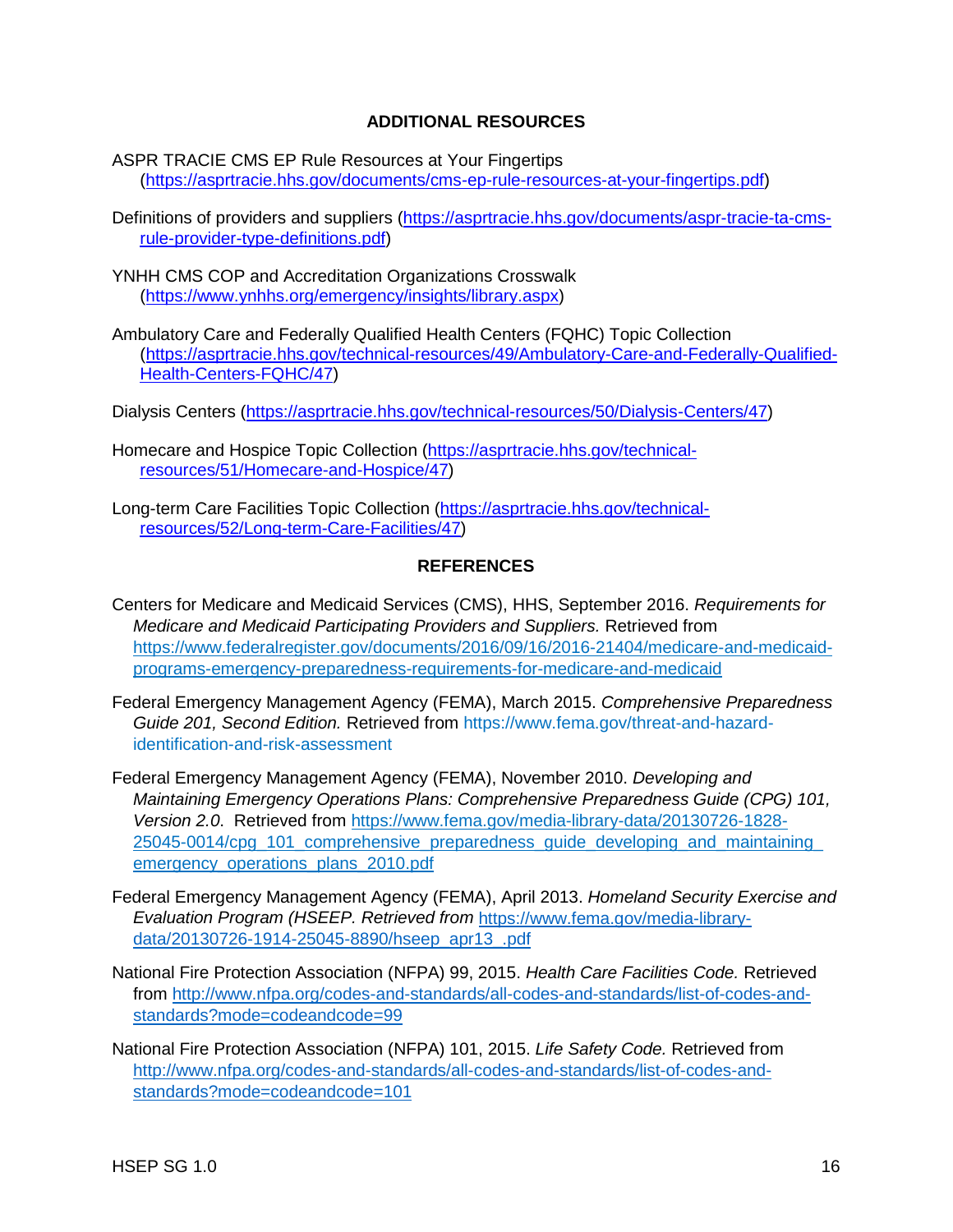## ADDITIONAL RESOURCES

ASPR TRACIE CMS EP Rule Resources at Your Fingertips (https://asprtracie.hhs.gov/documents/cms-ep-rule-resources-at-your-fingertips.pdf)

Definitions of providers and suppliers (https://asprtracie.hhs.gov/documents/aspr-tracie-ta-cms-rule-provider-type-definitions.pdf)

YNHH CMS COP and Accreditation Organizations Crosswalk (https://www.ynhhs.org/emergency/insights/library.aspx)

Ambulatory Care and Federally Qualified Health Centers (FQHC) Topic Collection (https://asprtracie.hhs.gov/technical-resources/49/Ambulatory-Care-and-Federally-Qualified-Health-Centers-FQHC/47)

Dialysis Centers (https://asprtracie.hhs.gov/technical-resources/50/Dialysis-Centers/47)

Homecare and Hospice Topic Collection (https://asprtracie.hhs.gov/technical-resources/51/Homecare-and-Hospice/47)

Long-term Care Facilities Topic Collection (https://asprtracie.hhs.gov/technical-resources/52/Long-term-Care-Facilities/47)

## REFERENCES

Centers for Medicare and Medicaid Services (CMS), HHS, September 2016. *Requirements for Medicare and Medicaid Participating Providers and Suppliers.* Retrieved from https://www.federalregister.gov/documents/2016/09/16/2016-21404/medicare-and-medicaid-programs-emergency-preparedness-requirements-for-medicare-and-medicaid

Federal Emergency Management Agency (FEMA), March 2015. *Comprehensive Preparedness Guide 201, Second Edition.* Retrieved from https://www.fema.gov/threat-and-hazard-identification-and-risk-assessment

Federal Emergency Management Agency (FEMA), November 2010. *Developing and Maintaining Emergency Operations Plans: Comprehensive Preparedness Guide (CPG) 101, Version 2.0*. Retrieved from https://www.fema.gov/media-library-data/20130726-1828-25045-0014/cpg_101_comprehensive_preparedness_guide_developing_and_maintaining_emergency_operations_plans_2010.pdf

Federal Emergency Management Agency (FEMA), April 2013. *Homeland Security Exercise and Evaluation Program (HSEEP. Retrieved from* https://www.fema.gov/media-library-data/20130726-1914-25045-8890/hseep_apr13_.pdf

National Fire Protection Association (NFPA) 99, 2015. *Health Care Facilities Code.* Retrieved from http://www.nfpa.org/codes-and-standards/all-codes-and-standards/list-of-codes-and-standards?mode=codeandcode=99

National Fire Protection Association (NFPA) 101, 2015. *Life Safety Code.* Retrieved from http://www.nfpa.org/codes-and-standards/all-codes-and-standards/list-of-codes-and-standards?mode=codeandcode=101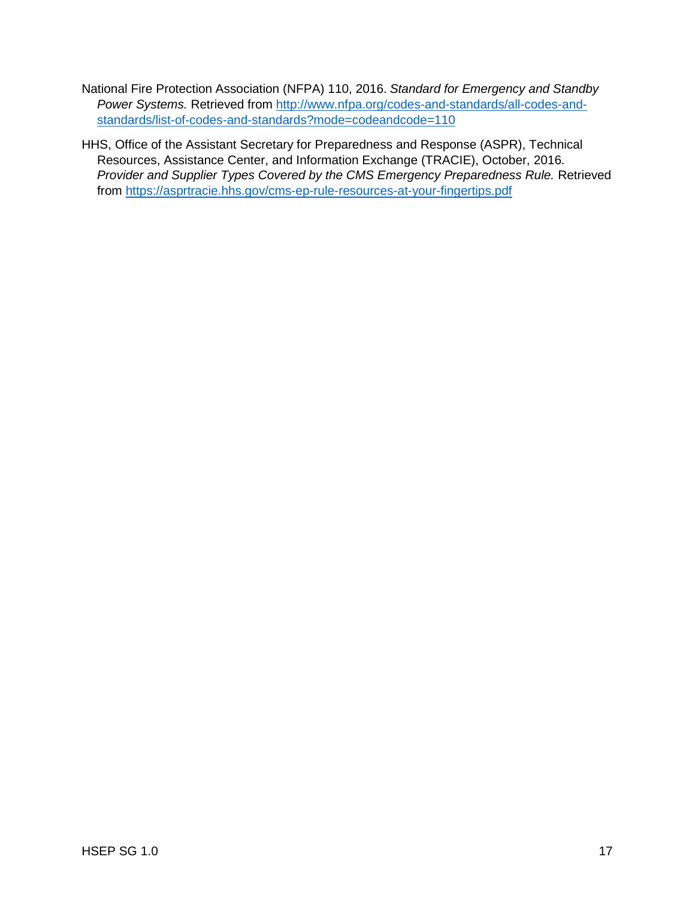National Fire Protection Association (NFPA) 110, 2016. *Standard for Emergency and Standby Power Systems.* Retrieved from [http://www.nfpa.org/codes-and-standards/all-codes-and-standards/list-of-codes-and-standards?mode=codeandcode=110](http://www.nfpa.org/codes-and-standards/all-codes-and-standards/list-of-codes-and-standards?mode=codeandcode=110)

HHS, Office of the Assistant Secretary for Preparedness and Response (ASPR), Technical Resources, Assistance Center, and Information Exchange (TRACIE), October, 2016. *Provider and Supplier Types Covered by the CMS Emergency Preparedness Rule.* Retrieved from [https://asprtracie.hhs.gov/cms-ep-rule-resources-at-your-fingertips.pdf](https://asprtracie.hhs.gov/cms-ep-rule-resources-at-your-fingertips.pdf)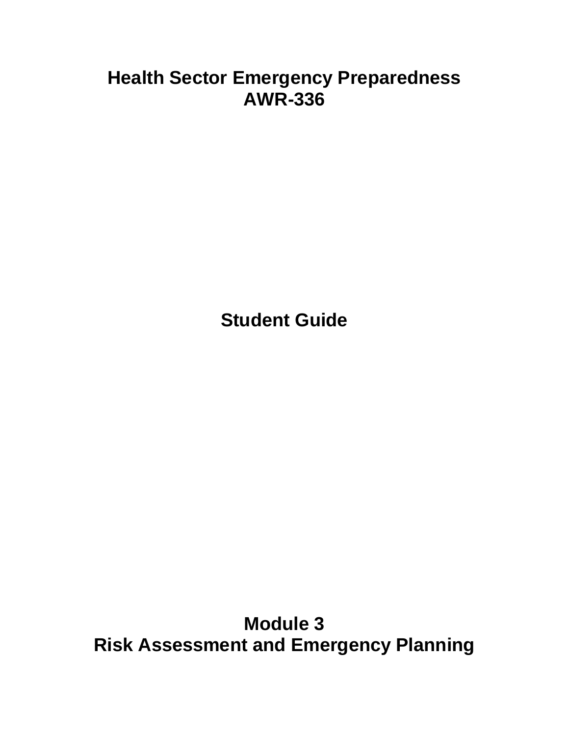# Health Sector Emergency Preparedness
# AWR-336

## Student Guide

## Module 3
## Risk Assessment and Emergency Planning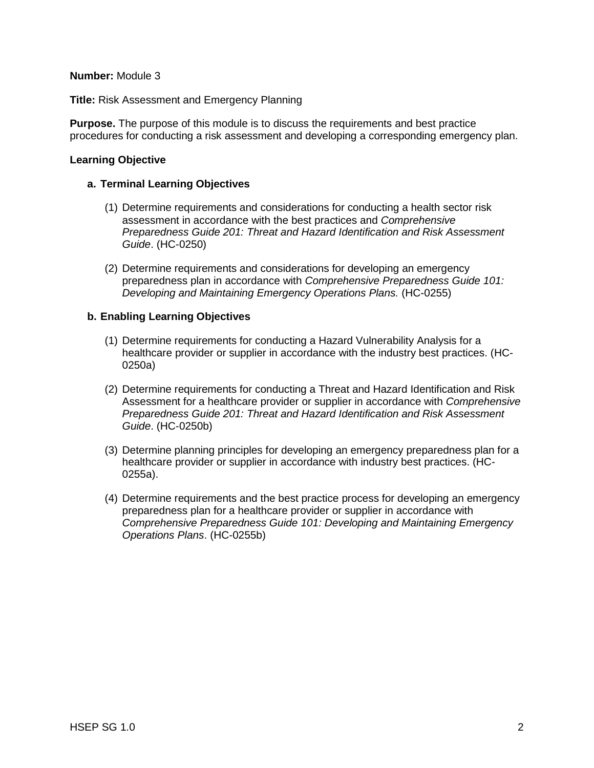**Number:** Module 3

**Title:** Risk Assessment and Emergency Planning

**Purpose.** The purpose of this module is to discuss the requirements and best practice procedures for conducting a risk assessment and developing a corresponding emergency plan.

**Learning Objective**

**a. Terminal Learning Objectives**

(1) Determine requirements and considerations for conducting a health sector risk assessment in accordance with the best practices and *Comprehensive Preparedness Guide 201: Threat and Hazard Identification and Risk Assessment Guide*. (HC-0250)

(2) Determine requirements and considerations for developing an emergency preparedness plan in accordance with *Comprehensive Preparedness Guide 101: Developing and Maintaining Emergency Operations Plans.* (HC-0255)

**b. Enabling Learning Objectives**

(1) Determine requirements for conducting a Hazard Vulnerability Analysis for a healthcare provider or supplier in accordance with the industry best practices. (HC-0250a)

(2) Determine requirements for conducting a Threat and Hazard Identification and Risk Assessment for a healthcare provider or supplier in accordance with *Comprehensive Preparedness Guide 201: Threat and Hazard Identification and Risk Assessment Guide*. (HC-0250b)

(3) Determine planning principles for developing an emergency preparedness plan for a healthcare provider or supplier in accordance with industry best practices. (HC-0255a).

(4) Determine requirements and the best practice process for developing an emergency preparedness plan for a healthcare provider or supplier in accordance with *Comprehensive Preparedness Guide 101: Developing and Maintaining Emergency Operations Plans*. (HC-0255b)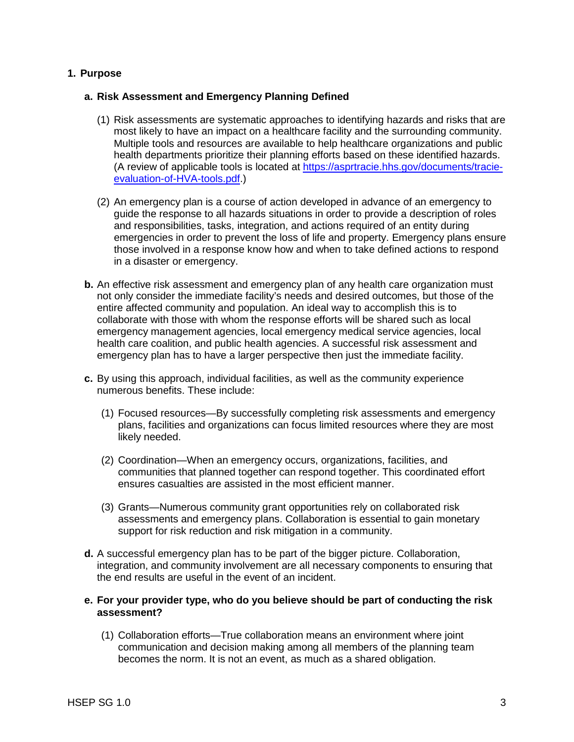## 1. Purpose

### a. Risk Assessment and Emergency Planning Defined

(1) Risk assessments are systematic approaches to identifying hazards and risks that are most likely to have an impact on a healthcare facility and the surrounding community. Multiple tools and resources are available to help healthcare organizations and public health departments prioritize their planning efforts based on these identified hazards. (A review of applicable tools is located at [https://asprtracie.hhs.gov/documents/tracie-evaluation-of-HVA-tools.pdf](https://asprtracie.hhs.gov/documents/tracie-evaluation-of-HVA-tools.pdf).)

(2) An emergency plan is a course of action developed in advance of an emergency to guide the response to all hazards situations in order to provide a description of roles and responsibilities, tasks, integration, and actions required of an entity during emergencies in order to prevent the loss of life and property. Emergency plans ensure those involved in a response know how and when to take defined actions to respond in a disaster or emergency.

**b.** An effective risk assessment and emergency plan of any health care organization must not only consider the immediate facility's needs and desired outcomes, but those of the entire affected community and population. An ideal way to accomplish this is to collaborate with those with whom the response efforts will be shared such as local emergency management agencies, local emergency medical service agencies, local health care coalition, and public health agencies. A successful risk assessment and emergency plan has to have a larger perspective then just the immediate facility.

**c.** By using this approach, individual facilities, as well as the community experience numerous benefits. These include:

(1) Focused resources—By successfully completing risk assessments and emergency plans, facilities and organizations can focus limited resources where they are most likely needed.

(2) Coordination—When an emergency occurs, organizations, facilities, and communities that planned together can respond together. This coordinated effort ensures casualties are assisted in the most efficient manner.

(3) Grants—Numerous community grant opportunities rely on collaborated risk assessments and emergency plans. Collaboration is essential to gain monetary support for risk reduction and risk mitigation in a community.

**d.** A successful emergency plan has to be part of the bigger picture. Collaboration, integration, and community involvement are all necessary components to ensuring that the end results are useful in the event of an incident.

**e. For your provider type, who do you believe should be part of conducting the risk assessment?**

(1) Collaboration efforts—True collaboration means an environment where joint communication and decision making among all members of the planning team becomes the norm. It is not an event, as much as a shared obligation.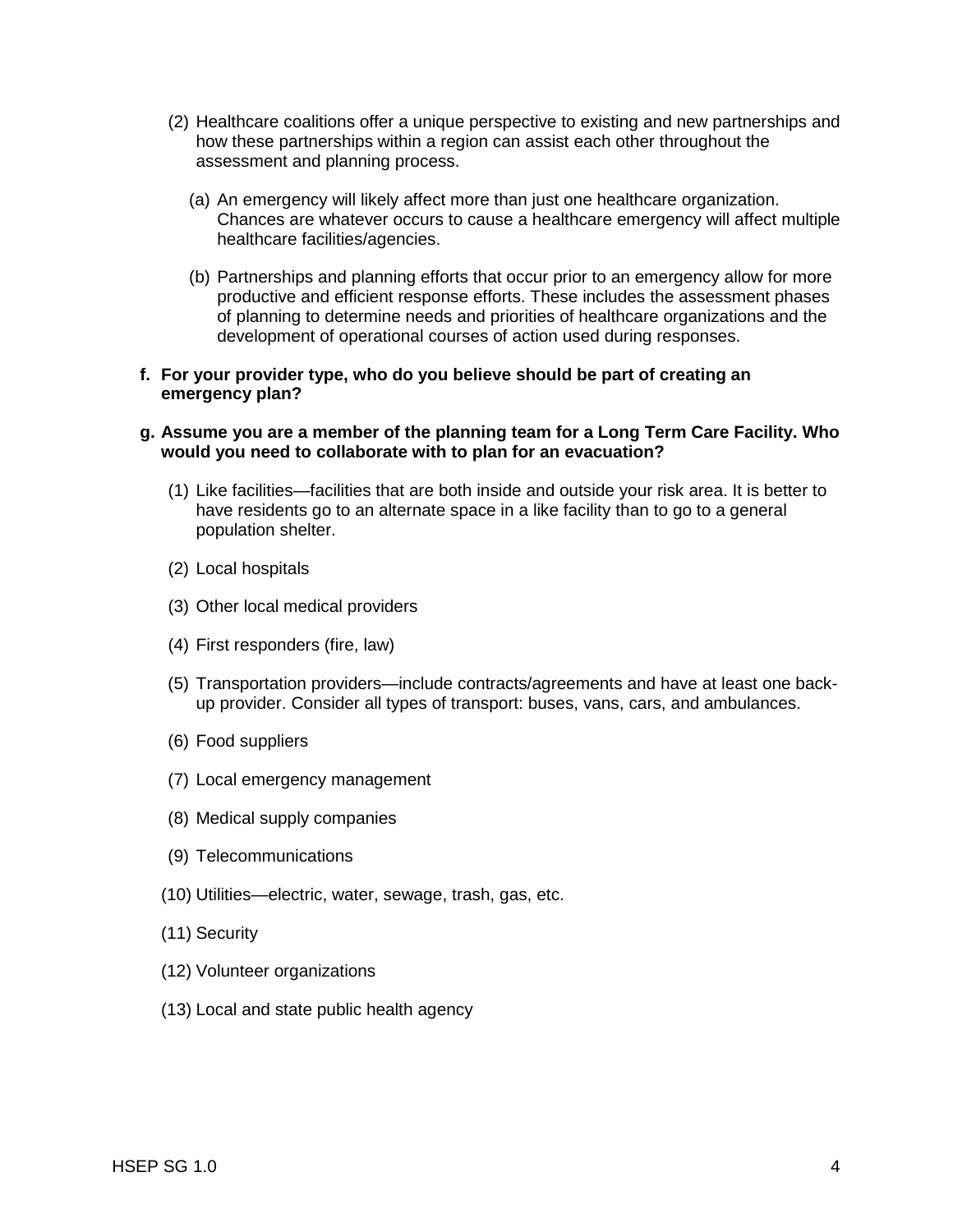(2) Healthcare coalitions offer a unique perspective to existing and new partnerships and how these partnerships within a region can assist each other throughout the assessment and planning process.

   (a) An emergency will likely affect more than just one healthcare organization. Chances are whatever occurs to cause a healthcare emergency will affect multiple healthcare facilities/agencies.

   (b) Partnerships and planning efforts that occur prior to an emergency allow for more productive and efficient response efforts. These includes the assessment phases of planning to determine needs and priorities of healthcare organizations and the development of operational courses of action used during responses.

**f. For your provider type, who do you believe should be part of creating an emergency plan?**

**g. Assume you are a member of the planning team for a Long Term Care Facility. Who would you need to collaborate with to plan for an evacuation?**

(1) Like facilities—facilities that are both inside and outside your risk area. It is better to have residents go to an alternate space in a like facility than to go to a general population shelter.

(2) Local hospitals

(3) Other local medical providers

(4) First responders (fire, law)

(5) Transportation providers—include contracts/agreements and have at least one back-up provider. Consider all types of transport: buses, vans, cars, and ambulances.

(6) Food suppliers

(7) Local emergency management

(8) Medical supply companies

(9) Telecommunications

(10) Utilities—electric, water, sewage, trash, gas, etc.

(11) Security

(12) Volunteer organizations

(13) Local and state public health agency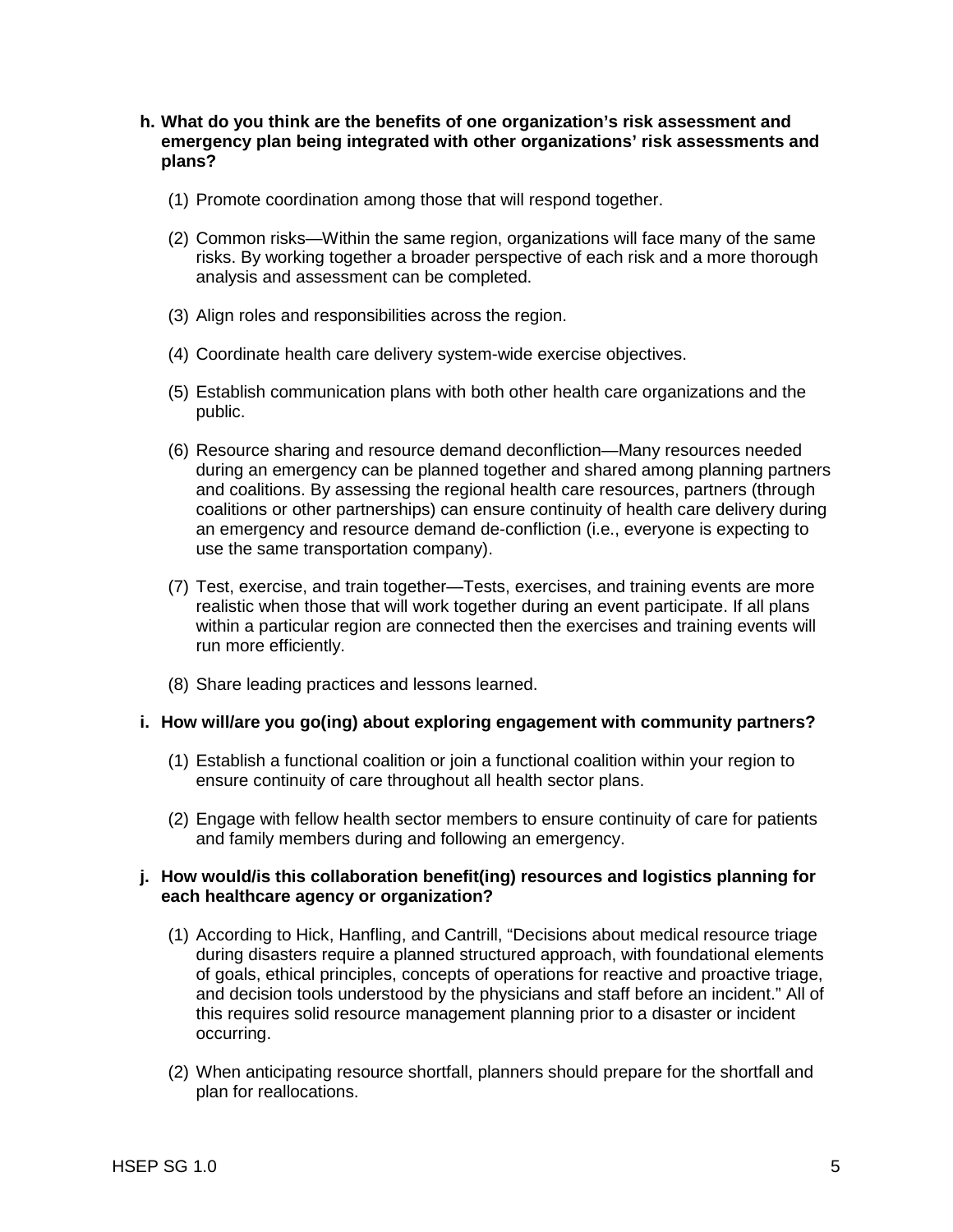**h. What do you think are the benefits of one organization's risk assessment and emergency plan being integrated with other organizations' risk assessments and plans?**

(1) Promote coordination among those that will respond together.

(2) Common risks—Within the same region, organizations will face many of the same risks. By working together a broader perspective of each risk and a more thorough analysis and assessment can be completed.

(3) Align roles and responsibilities across the region.

(4) Coordinate health care delivery system-wide exercise objectives.

(5) Establish communication plans with both other health care organizations and the public.

(6) Resource sharing and resource demand deconfliction—Many resources needed during an emergency can be planned together and shared among planning partners and coalitions. By assessing the regional health care resources, partners (through coalitions or other partnerships) can ensure continuity of health care delivery during an emergency and resource demand de-confliction (i.e., everyone is expecting to use the same transportation company).

(7) Test, exercise, and train together—Tests, exercises, and training events are more realistic when those that will work together during an event participate. If all plans within a particular region are connected then the exercises and training events will run more efficiently.

(8) Share leading practices and lessons learned.

**i. How will/are you go(ing) about exploring engagement with community partners?**

(1) Establish a functional coalition or join a functional coalition within your region to ensure continuity of care throughout all health sector plans.

(2) Engage with fellow health sector members to ensure continuity of care for patients and family members during and following an emergency.

**j. How would/is this collaboration benefit(ing) resources and logistics planning for each healthcare agency or organization?**

(1) According to Hick, Hanfling, and Cantrill, "Decisions about medical resource triage during disasters require a planned structured approach, with foundational elements of goals, ethical principles, concepts of operations for reactive and proactive triage, and decision tools understood by the physicians and staff before an incident." All of this requires solid resource management planning prior to a disaster or incident occurring.

(2) When anticipating resource shortfall, planners should prepare for the shortfall and plan for reallocations.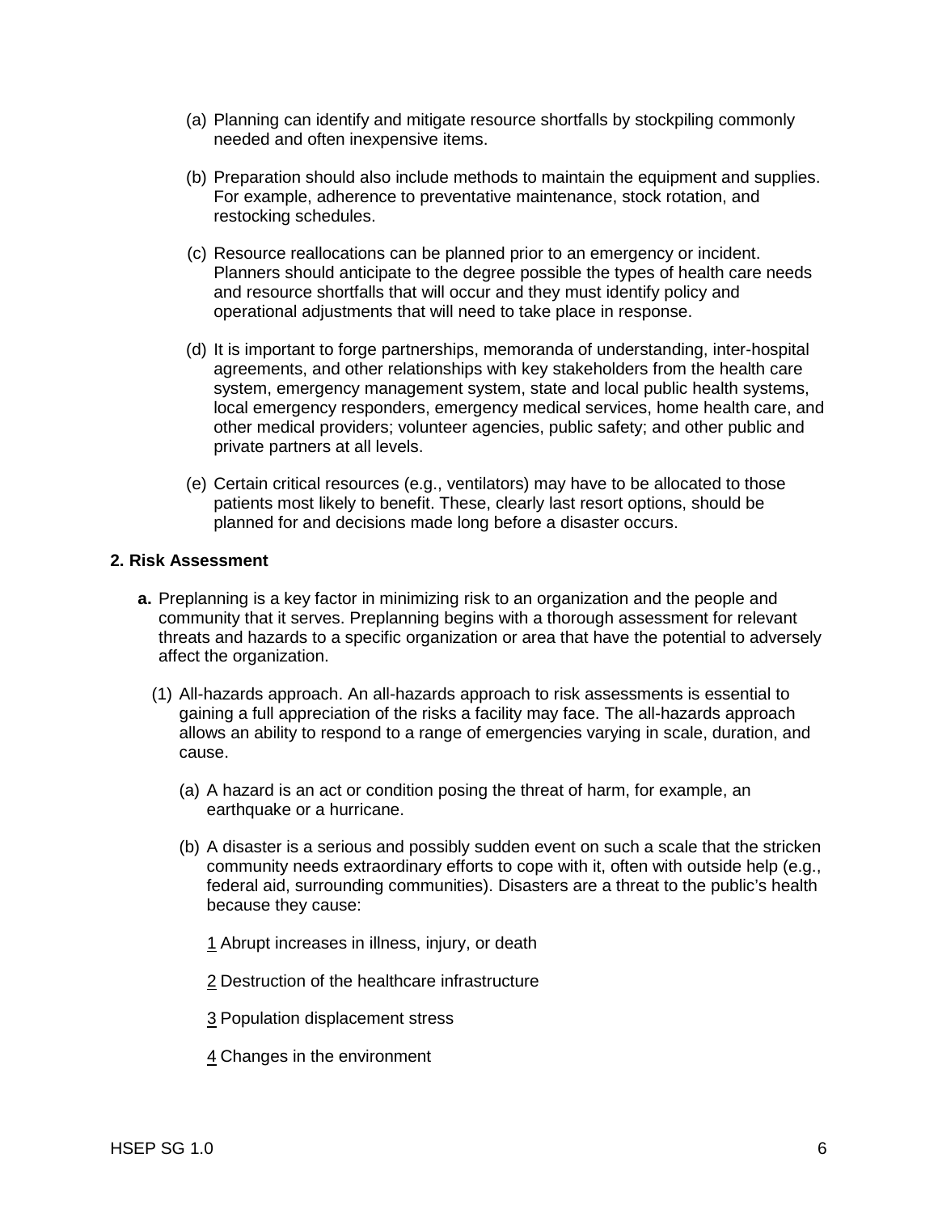(a) Planning can identify and mitigate resource shortfalls by stockpiling commonly needed and often inexpensive items.

(b) Preparation should also include methods to maintain the equipment and supplies. For example, adherence to preventative maintenance, stock rotation, and restocking schedules.

(c) Resource reallocations can be planned prior to an emergency or incident. Planners should anticipate to the degree possible the types of health care needs and resource shortfalls that will occur and they must identify policy and operational adjustments that will need to take place in response.

(d) It is important to forge partnerships, memoranda of understanding, inter-hospital agreements, and other relationships with key stakeholders from the health care system, emergency management system, state and local public health systems, local emergency responders, emergency medical services, home health care, and other medical providers; volunteer agencies, public safety; and other public and private partners at all levels.

(e) Certain critical resources (e.g., ventilators) may have to be allocated to those patients most likely to benefit. These, clearly last resort options, should be planned for and decisions made long before a disaster occurs.

**2. Risk Assessment**

**a.** Preplanning is a key factor in minimizing risk to an organization and the people and community that it serves. Preplanning begins with a thorough assessment for relevant threats and hazards to a specific organization or area that have the potential to adversely affect the organization.

(1) All-hazards approach. An all-hazards approach to risk assessments is essential to gaining a full appreciation of the risks a facility may face. The all-hazards approach allows an ability to respond to a range of emergencies varying in scale, duration, and cause.

(a) A hazard is an act or condition posing the threat of harm, for example, an earthquake or a hurricane.

(b) A disaster is a serious and possibly sudden event on such a scale that the stricken community needs extraordinary efforts to cope with it, often with outside help (e.g., federal aid, surrounding communities). Disasters are a threat to the public's health because they cause:

1 Abrupt increases in illness, injury, or death

2 Destruction of the healthcare infrastructure

3 Population displacement stress

4 Changes in the environment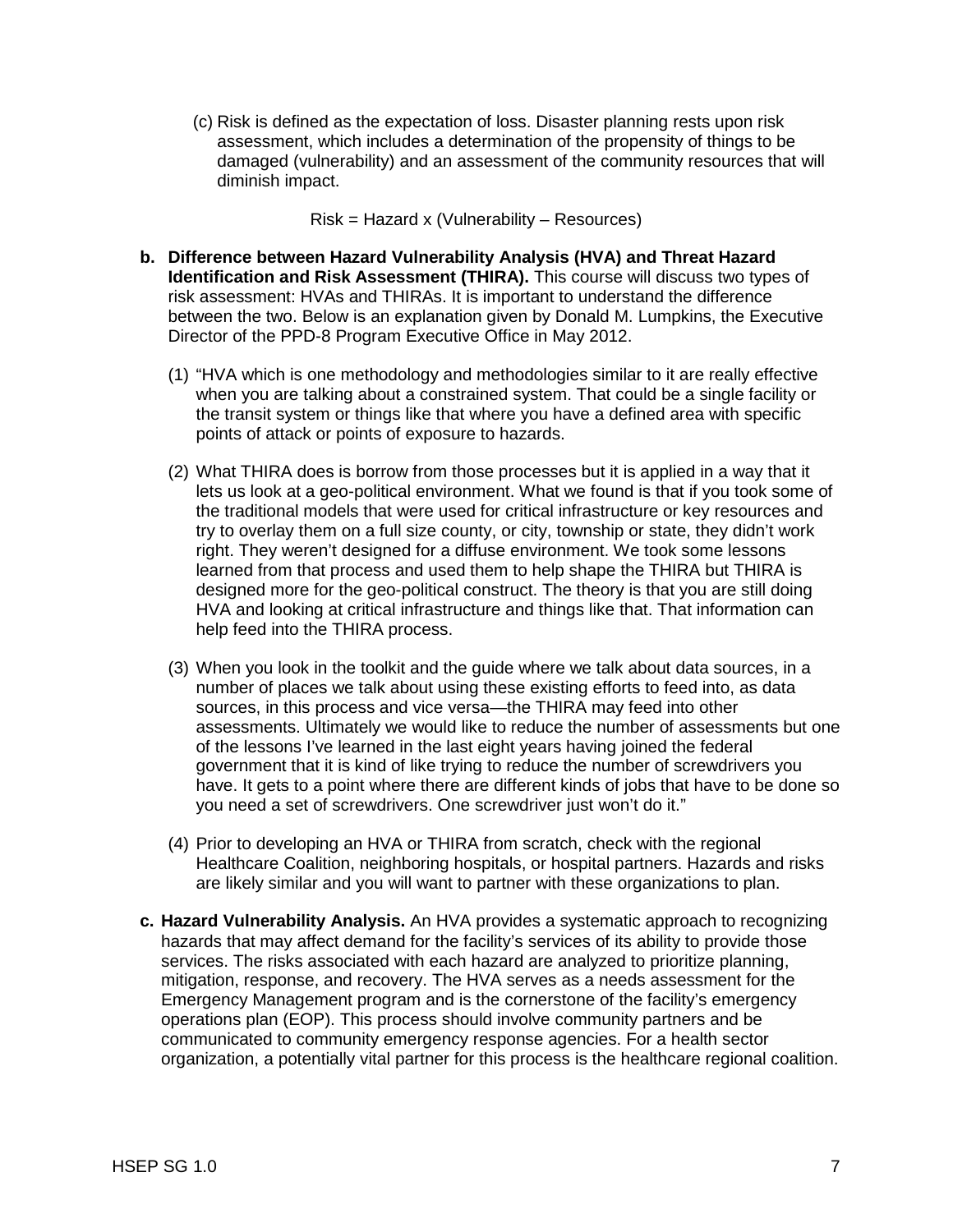(c) Risk is defined as the expectation of loss. Disaster planning rests upon risk assessment, which includes a determination of the propensity of things to be damaged (vulnerability) and an assessment of the community resources that will diminish impact.

$$\text{Risk} = \text{Hazard} \times (\text{Vulnerability} - \text{Resources})$$

**b. Difference between Hazard Vulnerability Analysis (HVA) and Threat Hazard Identification and Risk Assessment (THIRA).** This course will discuss two types of risk assessment: HVAs and THIRAs. It is important to understand the difference between the two. Below is an explanation given by Donald M. Lumpkins, the Executive Director of the PPD-8 Program Executive Office in May 2012.

(1) "HVA which is one methodology and methodologies similar to it are really effective when you are talking about a constrained system. That could be a single facility or the transit system or things like that where you have a defined area with specific points of attack or points of exposure to hazards.

(2) What THIRA does is borrow from those processes but it is applied in a way that it lets us look at a geo-political environment. What we found is that if you took some of the traditional models that were used for critical infrastructure or key resources and try to overlay them on a full size county, or city, township or state, they didn't work right. They weren't designed for a diffuse environment. We took some lessons learned from that process and used them to help shape the THIRA but THIRA is designed more for the geo-political construct. The theory is that you are still doing HVA and looking at critical infrastructure and things like that. That information can help feed into the THIRA process.

(3) When you look in the toolkit and the guide where we talk about data sources, in a number of places we talk about using these existing efforts to feed into, as data sources, in this process and vice versa—the THIRA may feed into other assessments. Ultimately we would like to reduce the number of assessments but one of the lessons I've learned in the last eight years having joined the federal government that it is kind of like trying to reduce the number of screwdrivers you have. It gets to a point where there are different kinds of jobs that have to be done so you need a set of screwdrivers. One screwdriver just won't do it."

(4) Prior to developing an HVA or THIRA from scratch, check with the regional Healthcare Coalition, neighboring hospitals, or hospital partners. Hazards and risks are likely similar and you will want to partner with these organizations to plan.

**c. Hazard Vulnerability Analysis.** An HVA provides a systematic approach to recognizing hazards that may affect demand for the facility's services of its ability to provide those services. The risks associated with each hazard are analyzed to prioritize planning, mitigation, response, and recovery. The HVA serves as a needs assessment for the Emergency Management program and is the cornerstone of the facility's emergency operations plan (EOP). This process should involve community partners and be communicated to community emergency response agencies. For a health sector organization, a potentially vital partner for this process is the healthcare regional coalition.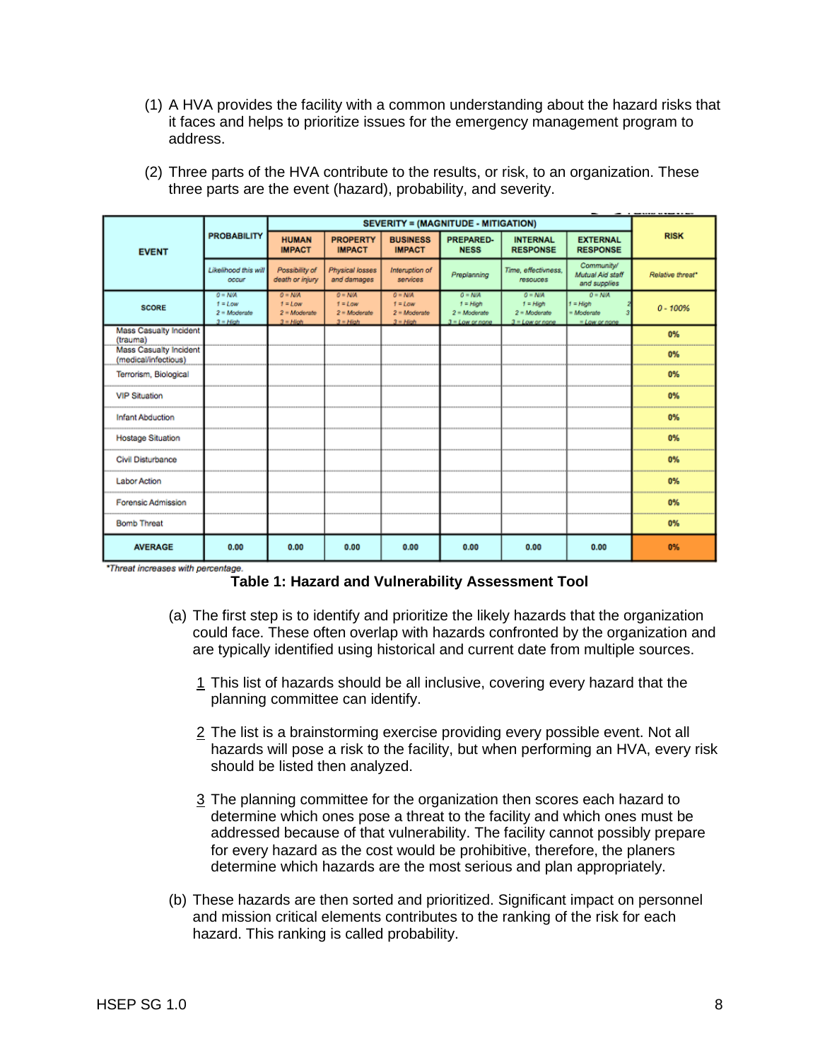(1) A HVA provides the facility with a common understanding about the hazard risks that it faces and helps to prioritize issues for the emergency management program to address.

(2) Three parts of the HVA contribute to the results, or risk, to an organization. These three parts are the event (hazard), probability, and severity.

| EVENT | PROBABILITY | SEVERITY = (MAGNITUDE - MITIGATION) | | | | | | RISK |
|---|---|---|---|---|---|---|---|---|
| | | HUMAN IMPACT | PROPERTY IMPACT | BUSINESS IMPACT | PREPARED-NESS | INTERNAL RESPONSE | EXTERNAL RESPONSE | |
| | *Likelihood this will occur* | *Possibility of death or injury* | *Physical losses and damages* | *Interruption of services* | *Preplanning* | *Time, effectivness, resouces* | *Community/ Mutual Aid staff and supplies* | *Relative threat\** |
| SCORE | *0 = N/A 1 = Low 2 = Moderate 3 = High* | *0 = N/A 1 = Low 2 = Moderate 3 = High* | *0 = N/A 1 = Low 2 = Moderate 3 = High* | *0 = N/A 1 = Low 2 = Moderate 3 = High* | *0 = N/A 1 = High 2 = Moderate 3 = Low or none* | *0 = N/A 1 = High 2 = Moderate 3 = Low or none* | *0 = N/A 1 = High 2 = Moderate 3 = Low or none* | *0 - 100%* |
| Mass Casualty Incident (trauma) | | | | | | | | 0% |
| Mass Casualty Incident (medical/infectious) | | | | | | | | 0% |
| Terrorism, Biological | | | | | | | | 0% |
| VIP Situation | | | | | | | | 0% |
| Infant Abduction | | | | | | | | 0% |
| Hostage Situation | | | | | | | | 0% |
| Civil Disturbance | | | | | | | | 0% |
| Labor Action | | | | | | | | 0% |
| Forensic Admission | | | | | | | | 0% |
| Bomb Threat | | | | | | | | 0% |
| AVERAGE | 0.00 | 0.00 | 0.00 | 0.00 | 0.00 | 0.00 | 0.00 | 0% |

*\*Threat increases with percentage.*

**Table 1: Hazard and Vulnerability Assessment Tool**

(a) The first step is to identify and prioritize the likely hazards that the organization could face. These often overlap with hazards confronted by the organization and are typically identified using historical and current date from multiple sources.

1 This list of hazards should be all inclusive, covering every hazard that the planning committee can identify.

2 The list is a brainstorming exercise providing every possible event. Not all hazards will pose a risk to the facility, but when performing an HVA, every risk should be listed then analyzed.

3 The planning committee for the organization then scores each hazard to determine which ones pose a threat to the facility and which ones must be addressed because of that vulnerability. The facility cannot possibly prepare for every hazard as the cost would be prohibitive, therefore, the planers determine which hazards are the most serious and plan appropriately.

(b) These hazards are then sorted and prioritized. Significant impact on personnel and mission critical elements contributes to the ranking of the risk for each hazard. This ranking is called probability.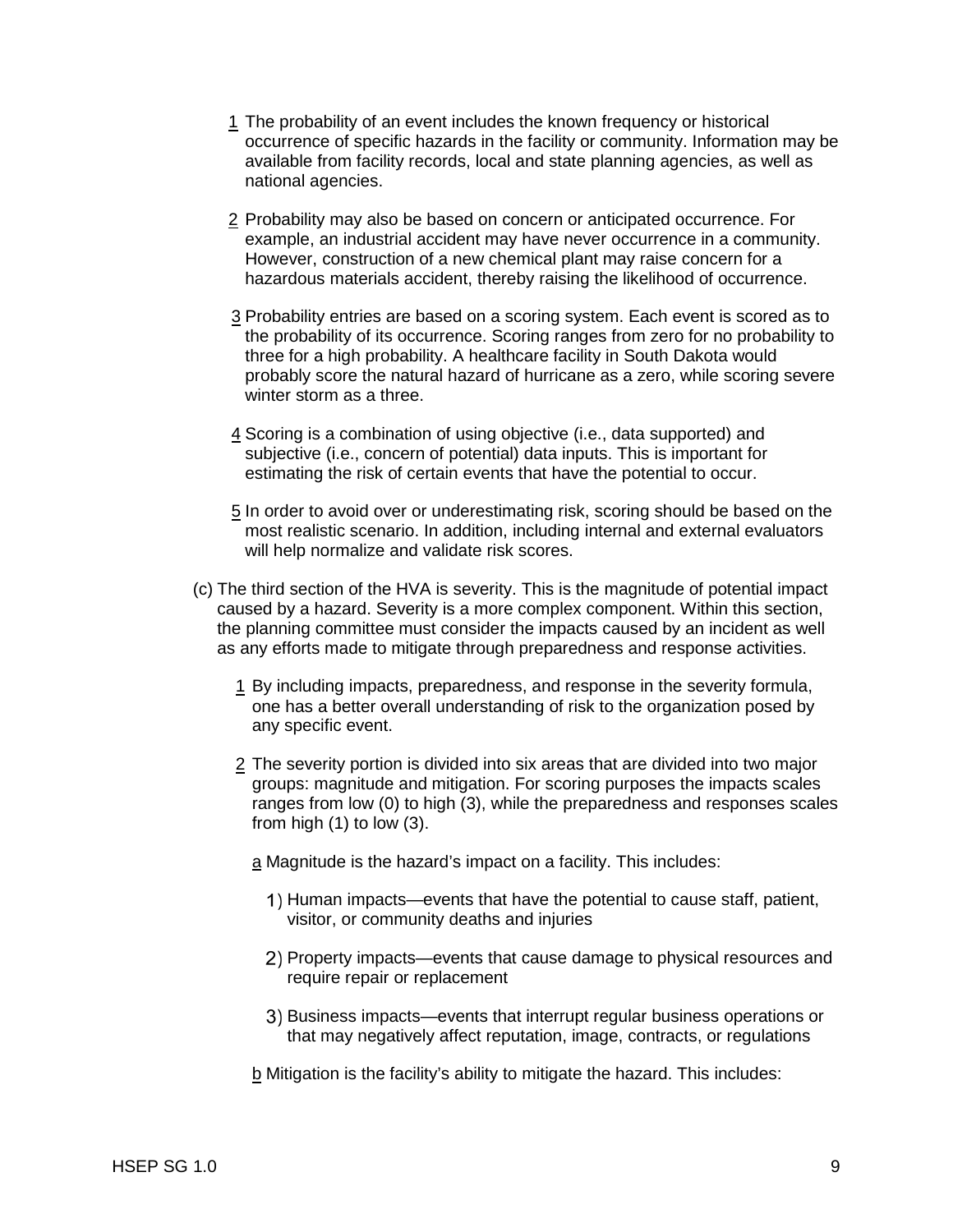1 The probability of an event includes the known frequency or historical occurrence of specific hazards in the facility or community. Information may be available from facility records, local and state planning agencies, as well as national agencies.

2 Probability may also be based on concern or anticipated occurrence. For example, an industrial accident may have never occurrence in a community. However, construction of a new chemical plant may raise concern for a hazardous materials accident, thereby raising the likelihood of occurrence.

3 Probability entries are based on a scoring system. Each event is scored as to the probability of its occurrence. Scoring ranges from zero for no probability to three for a high probability. A healthcare facility in South Dakota would probably score the natural hazard of hurricane as a zero, while scoring severe winter storm as a three.

4 Scoring is a combination of using objective (i.e., data supported) and subjective (i.e., concern of potential) data inputs. This is important for estimating the risk of certain events that have the potential to occur.

5 In order to avoid over or underestimating risk, scoring should be based on the most realistic scenario. In addition, including internal and external evaluators will help normalize and validate risk scores.

(c) The third section of the HVA is severity. This is the magnitude of potential impact caused by a hazard. Severity is a more complex component. Within this section, the planning committee must consider the impacts caused by an incident as well as any efforts made to mitigate through preparedness and response activities.

1 By including impacts, preparedness, and response in the severity formula, one has a better overall understanding of risk to the organization posed by any specific event.

2 The severity portion is divided into six areas that are divided into two major groups: magnitude and mitigation. For scoring purposes the impacts scales ranges from low (0) to high (3), while the preparedness and responses scales from high (1) to low (3).

a Magnitude is the hazard's impact on a facility. This includes:

1) Human impacts—events that have the potential to cause staff, patient, visitor, or community deaths and injuries

2) Property impacts—events that cause damage to physical resources and require repair or replacement

3) Business impacts—events that interrupt regular business operations or that may negatively affect reputation, image, contracts, or regulations

b Mitigation is the facility's ability to mitigate the hazard. This includes: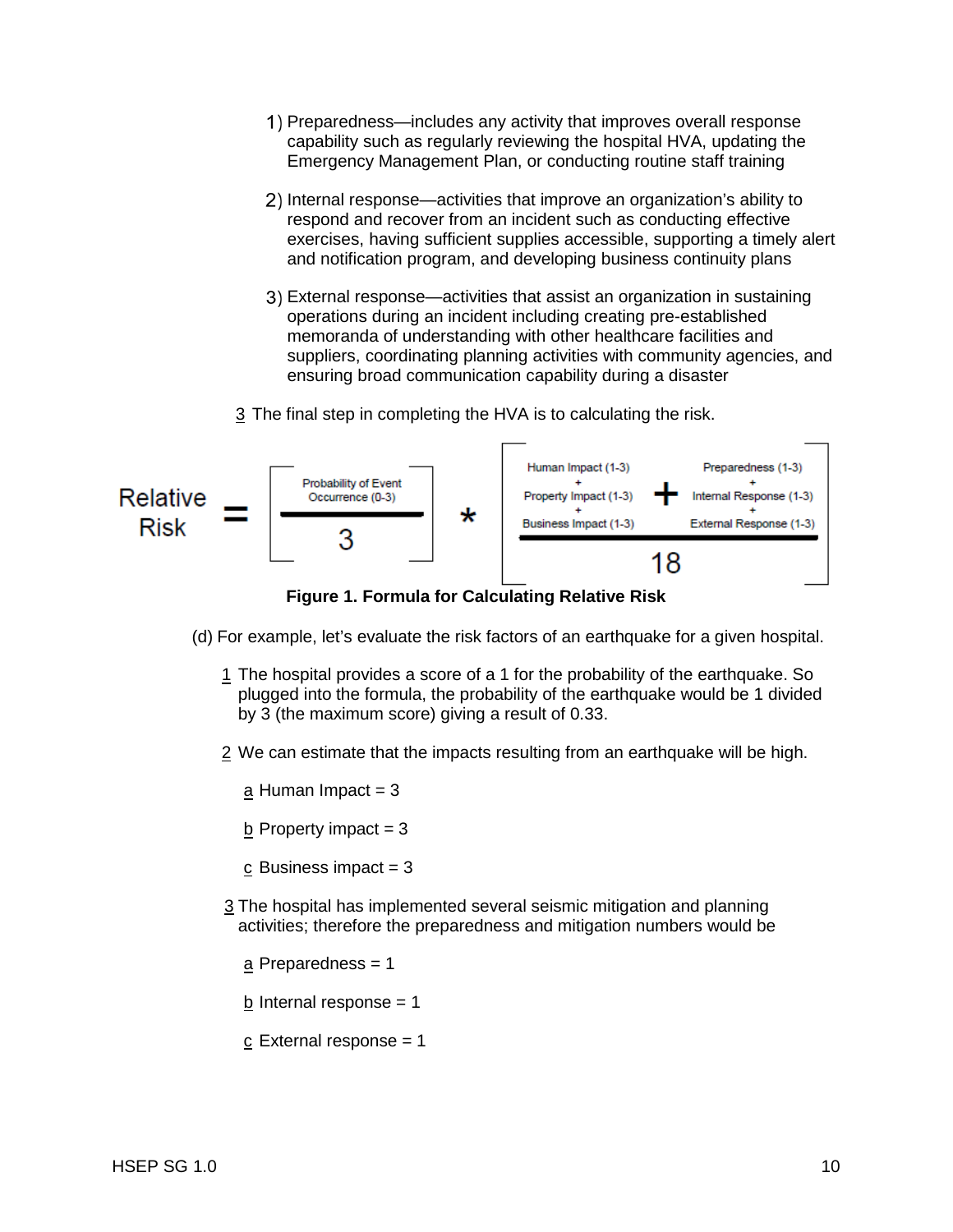1) Preparedness—includes any activity that improves overall response capability such as regularly reviewing the hospital HVA, updating the Emergency Management Plan, or conducting routine staff training

2) Internal response—activities that improve an organization's ability to respond and recover from an incident such as conducting effective exercises, having sufficient supplies accessible, supporting a timely alert and notification program, and developing business continuity plans

3) External response—activities that assist an organization in sustaining operations during an incident including creating pre-established memoranda of understanding with other healthcare facilities and suppliers, coordinating planning activities with community agencies, and ensuring broad communication capability during a disaster

3 The final step in completing the HVA is to calculating the risk.

$$\text{Relative Risk} = \left[\frac{\text{Probability of Event Occurrence (0-3)}}{3}\right] * \left[\frac{\begin{matrix}\text{Human Impact (1-3)} \\ + \\ \text{Property Impact (1-3)} \\ + \\ \text{Business Impact (1-3)}\end{matrix} + \begin{matrix}\text{Preparedness (1-3)} \\ + \\ \text{Internal Response (1-3)} \\ + \\ \text{External Response (1-3)}\end{matrix}}{18}\right]$$

**Figure 1. Formula for Calculating Relative Risk**

(d) For example, let's evaluate the risk factors of an earthquake for a given hospital.

1 The hospital provides a score of a 1 for the probability of the earthquake. So plugged into the formula, the probability of the earthquake would be 1 divided by 3 (the maximum score) giving a result of 0.33.

2 We can estimate that the impacts resulting from an earthquake will be high.

a Human Impact = 3

b Property impact = 3

c Business impact = 3

3 The hospital has implemented several seismic mitigation and planning activities; therefore the preparedness and mitigation numbers would be

a Preparedness = 1

b Internal response = 1

c External response = 1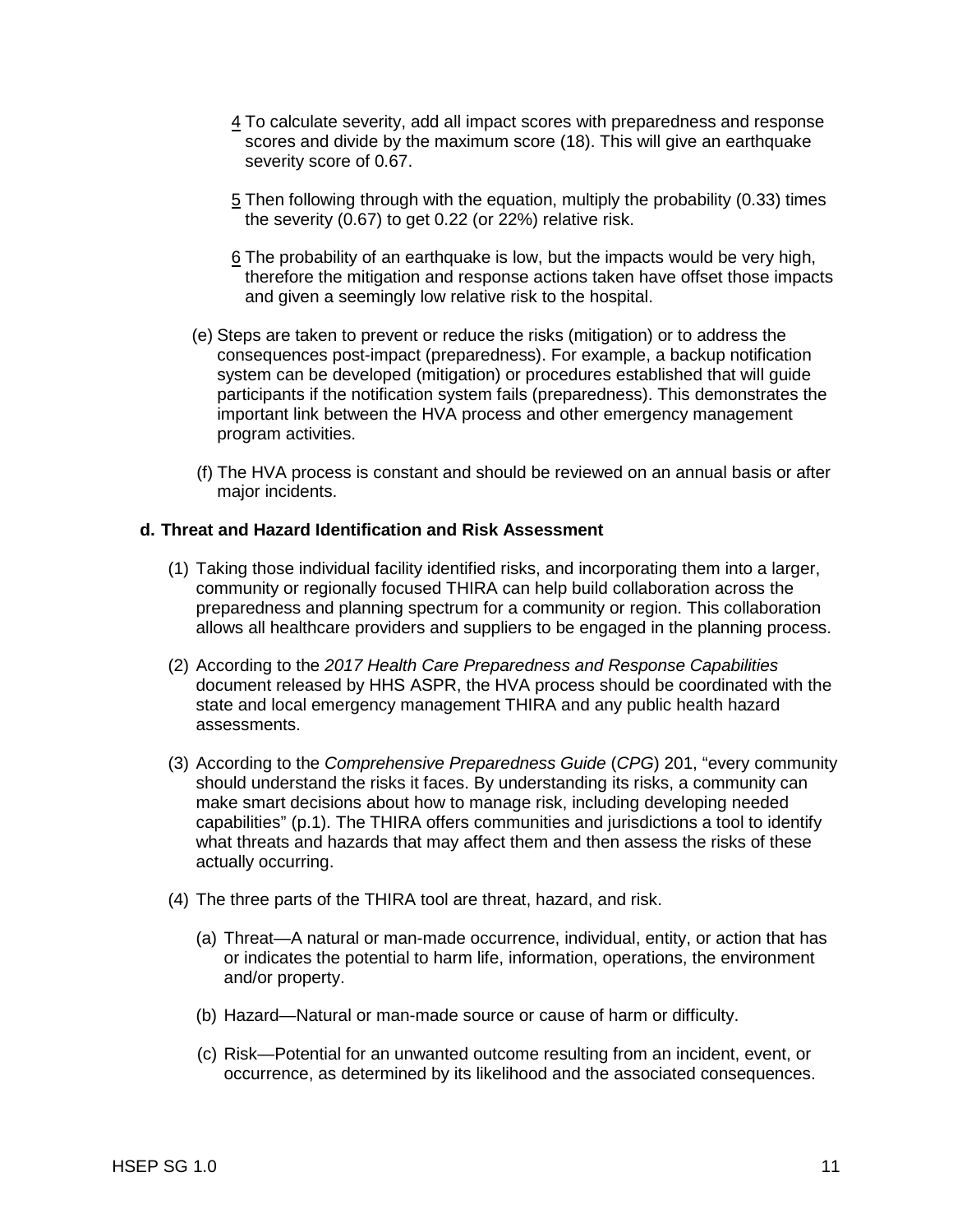4 To calculate severity, add all impact scores with preparedness and response scores and divide by the maximum score (18). This will give an earthquake severity score of 0.67.

5 Then following through with the equation, multiply the probability (0.33) times the severity (0.67) to get 0.22 (or 22%) relative risk.

6 The probability of an earthquake is low, but the impacts would be very high, therefore the mitigation and response actions taken have offset those impacts and given a seemingly low relative risk to the hospital.

(e) Steps are taken to prevent or reduce the risks (mitigation) or to address the consequences post-impact (preparedness). For example, a backup notification system can be developed (mitigation) or procedures established that will guide participants if the notification system fails (preparedness). This demonstrates the important link between the HVA process and other emergency management program activities.

(f) The HVA process is constant and should be reviewed on an annual basis or after major incidents.

**d. Threat and Hazard Identification and Risk Assessment**

(1) Taking those individual facility identified risks, and incorporating them into a larger, community or regionally focused THIRA can help build collaboration across the preparedness and planning spectrum for a community or region. This collaboration allows all healthcare providers and suppliers to be engaged in the planning process.

(2) According to the *2017 Health Care Preparedness and Response Capabilities* document released by HHS ASPR, the HVA process should be coordinated with the state and local emergency management THIRA and any public health hazard assessments.

(3) According to the *Comprehensive Preparedness Guide* (*CPG*) 201, “every community should understand the risks it faces. By understanding its risks, a community can make smart decisions about how to manage risk, including developing needed capabilities” (p.1). The THIRA offers communities and jurisdictions a tool to identify what threats and hazards that may affect them and then assess the risks of these actually occurring.

(4) The three parts of the THIRA tool are threat, hazard, and risk.

(a) Threat—A natural or man-made occurrence, individual, entity, or action that has or indicates the potential to harm life, information, operations, the environment and/or property.

(b) Hazard—Natural or man-made source or cause of harm or difficulty.

(c) Risk—Potential for an unwanted outcome resulting from an incident, event, or occurrence, as determined by its likelihood and the associated consequences.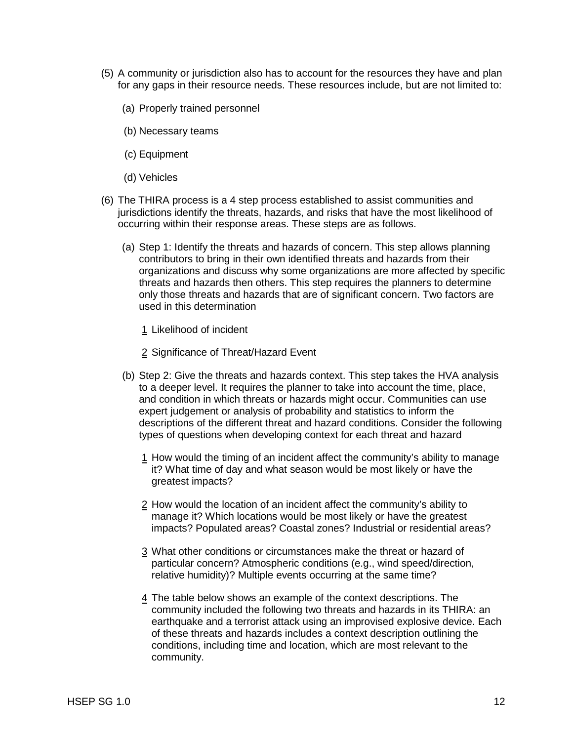(5) A community or jurisdiction also has to account for the resources they have and plan for any gaps in their resource needs. These resources include, but are not limited to:

  (a) Properly trained personnel

  (b) Necessary teams

  (c) Equipment

  (d) Vehicles

(6) The THIRA process is a 4 step process established to assist communities and jurisdictions identify the threats, hazards, and risks that have the most likelihood of occurring within their response areas. These steps are as follows.

  (a) Step 1: Identify the threats and hazards of concern. This step allows planning contributors to bring in their own identified threats and hazards from their organizations and discuss why some organizations are more affected by specific threats and hazards then others. This step requires the planners to determine only those threats and hazards that are of significant concern. Two factors are used in this determination

    1 Likelihood of incident

    2 Significance of Threat/Hazard Event

  (b) Step 2: Give the threats and hazards context. This step takes the HVA analysis to a deeper level. It requires the planner to take into account the time, place, and condition in which threats or hazards might occur. Communities can use expert judgement or analysis of probability and statistics to inform the descriptions of the different threat and hazard conditions. Consider the following types of questions when developing context for each threat and hazard

    1 How would the timing of an incident affect the community's ability to manage it? What time of day and what season would be most likely or have the greatest impacts?

    2 How would the location of an incident affect the community's ability to manage it? Which locations would be most likely or have the greatest impacts? Populated areas? Coastal zones? Industrial or residential areas?

    3 What other conditions or circumstances make the threat or hazard of particular concern? Atmospheric conditions (e.g., wind speed/direction, relative humidity)? Multiple events occurring at the same time?

    4 The table below shows an example of the context descriptions. The community included the following two threats and hazards in its THIRA: an earthquake and a terrorist attack using an improvised explosive device. Each of these threats and hazards includes a context description outlining the conditions, including time and location, which are most relevant to the community.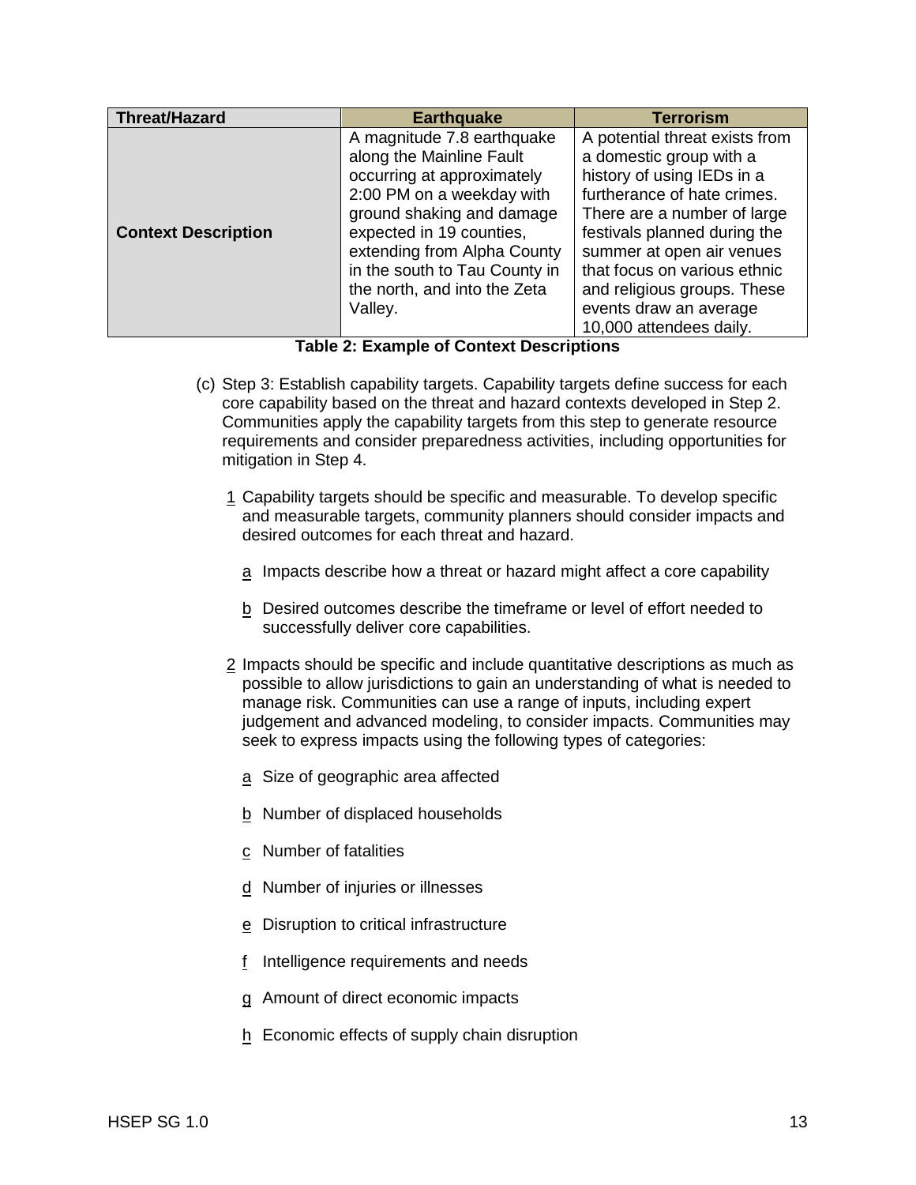| Threat/Hazard | Earthquake | Terrorism |
|---|---|---|
| **Context Description** | A magnitude 7.8 earthquake along the Mainline Fault occurring at approximately 2:00 PM on a weekday with ground shaking and damage expected in 19 counties, extending from Alpha County in the south to Tau County in the north, and into the Zeta Valley. | A potential threat exists from a domestic group with a history of using IEDs in a furtherance of hate crimes. There are a number of large festivals planned during the summer at open air venues that focus on various ethnic and religious groups. These events draw an average 10,000 attendees daily. |

**Table 2: Example of Context Descriptions**

(c) Step 3: Establish capability targets. Capability targets define success for each core capability based on the threat and hazard contexts developed in Step 2. Communities apply the capability targets from this step to generate resource requirements and consider preparedness activities, including opportunities for mitigation in Step 4.

1 Capability targets should be specific and measurable. To develop specific and measurable targets, community planners should consider impacts and desired outcomes for each threat and hazard.

a Impacts describe how a threat or hazard might affect a core capability

b Desired outcomes describe the timeframe or level of effort needed to successfully deliver core capabilities.

2 Impacts should be specific and include quantitative descriptions as much as possible to allow jurisdictions to gain an understanding of what is needed to manage risk. Communities can use a range of inputs, including expert judgement and advanced modeling, to consider impacts. Communities may seek to express impacts using the following types of categories:

a Size of geographic area affected

b Number of displaced households

c Number of fatalities

d Number of injuries or illnesses

e Disruption to critical infrastructure

f Intelligence requirements and needs

g Amount of direct economic impacts

h Economic effects of supply chain disruption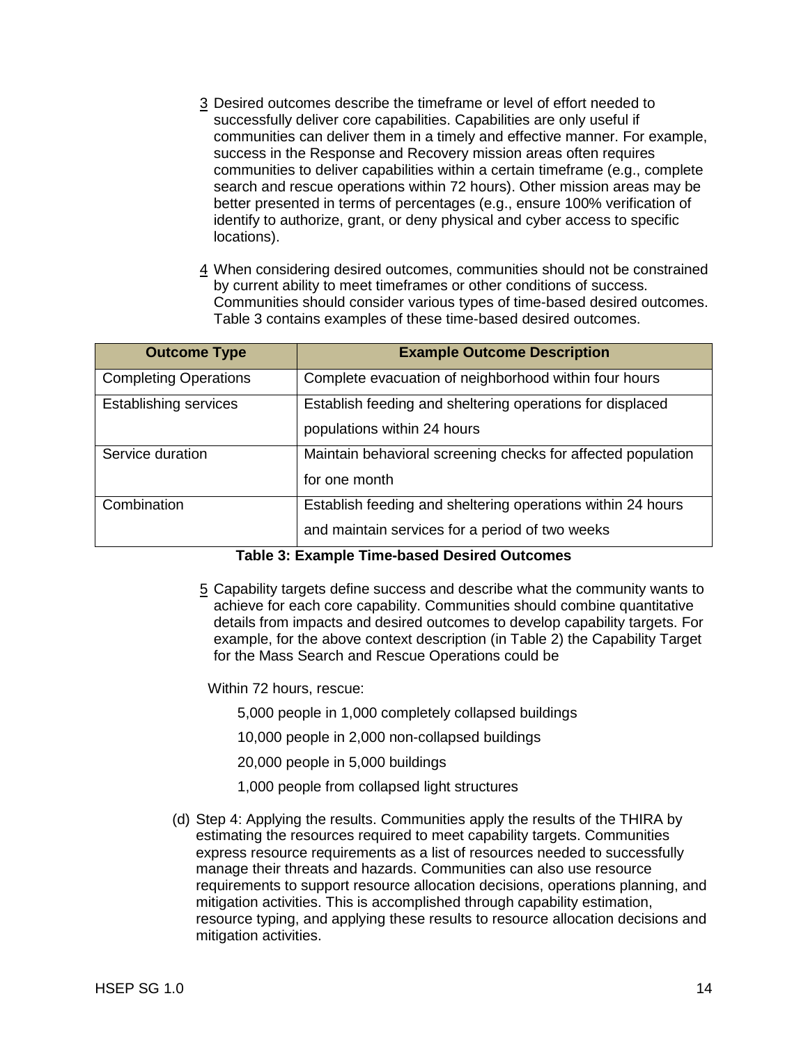3 Desired outcomes describe the timeframe or level of effort needed to successfully deliver core capabilities. Capabilities are only useful if communities can deliver them in a timely and effective manner. For example, success in the Response and Recovery mission areas often requires communities to deliver capabilities within a certain timeframe (e.g., complete search and rescue operations within 72 hours). Other mission areas may be better presented in terms of percentages (e.g., ensure 100% verification of identify to authorize, grant, or deny physical and cyber access to specific locations).

4 When considering desired outcomes, communities should not be constrained by current ability to meet timeframes or other conditions of success. Communities should consider various types of time-based desired outcomes. Table 3 contains examples of these time-based desired outcomes.

| Outcome Type | Example Outcome Description |
|---|---|
| Completing Operations | Complete evacuation of neighborhood within four hours |
| Establishing services | Establish feeding and sheltering operations for displaced populations within 24 hours |
| Service duration | Maintain behavioral screening checks for affected population for one month |
| Combination | Establish feeding and sheltering operations within 24 hours and maintain services for a period of two weeks |

**Table 3: Example Time-based Desired Outcomes**

5 Capability targets define success and describe what the community wants to achieve for each core capability. Communities should combine quantitative details from impacts and desired outcomes to develop capability targets. For example, for the above context description (in Table 2) the Capability Target for the Mass Search and Rescue Operations could be

Within 72 hours, rescue:

5,000 people in 1,000 completely collapsed buildings

10,000 people in 2,000 non-collapsed buildings

20,000 people in 5,000 buildings

1,000 people from collapsed light structures

(d) Step 4: Applying the results. Communities apply the results of the THIRA by estimating the resources required to meet capability targets. Communities express resource requirements as a list of resources needed to successfully manage their threats and hazards. Communities can also use resource requirements to support resource allocation decisions, operations planning, and mitigation activities. This is accomplished through capability estimation, resource typing, and applying these results to resource allocation decisions and mitigation activities.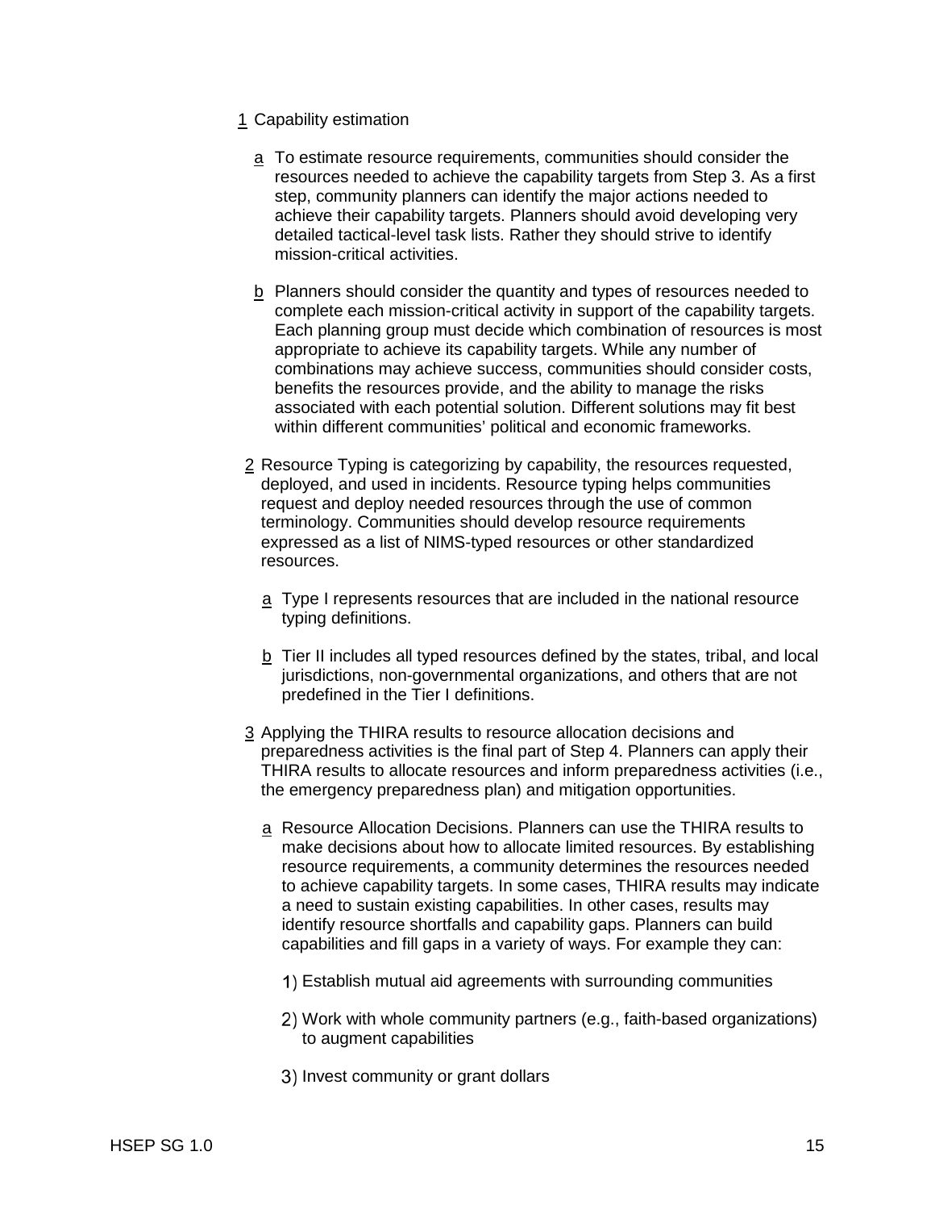1 Capability estimation

a To estimate resource requirements, communities should consider the resources needed to achieve the capability targets from Step 3. As a first step, community planners can identify the major actions needed to achieve their capability targets. Planners should avoid developing very detailed tactical-level task lists. Rather they should strive to identify mission-critical activities.

b Planners should consider the quantity and types of resources needed to complete each mission-critical activity in support of the capability targets. Each planning group must decide which combination of resources is most appropriate to achieve its capability targets. While any number of combinations may achieve success, communities should consider costs, benefits the resources provide, and the ability to manage the risks associated with each potential solution. Different solutions may fit best within different communities' political and economic frameworks.

2 Resource Typing is categorizing by capability, the resources requested, deployed, and used in incidents. Resource typing helps communities request and deploy needed resources through the use of common terminology. Communities should develop resource requirements expressed as a list of NIMS-typed resources or other standardized resources.

a Type I represents resources that are included in the national resource typing definitions.

b Tier II includes all typed resources defined by the states, tribal, and local jurisdictions, non-governmental organizations, and others that are not predefined in the Tier I definitions.

3 Applying the THIRA results to resource allocation decisions and preparedness activities is the final part of Step 4. Planners can apply their THIRA results to allocate resources and inform preparedness activities (i.e., the emergency preparedness plan) and mitigation opportunities.

a Resource Allocation Decisions. Planners can use the THIRA results to make decisions about how to allocate limited resources. By establishing resource requirements, a community determines the resources needed to achieve capability targets. In some cases, THIRA results may indicate a need to sustain existing capabilities. In other cases, results may identify resource shortfalls and capability gaps. Planners can build capabilities and fill gaps in a variety of ways. For example they can:

1) Establish mutual aid agreements with surrounding communities

2) Work with whole community partners (e.g., faith-based organizations) to augment capabilities

3) Invest community or grant dollars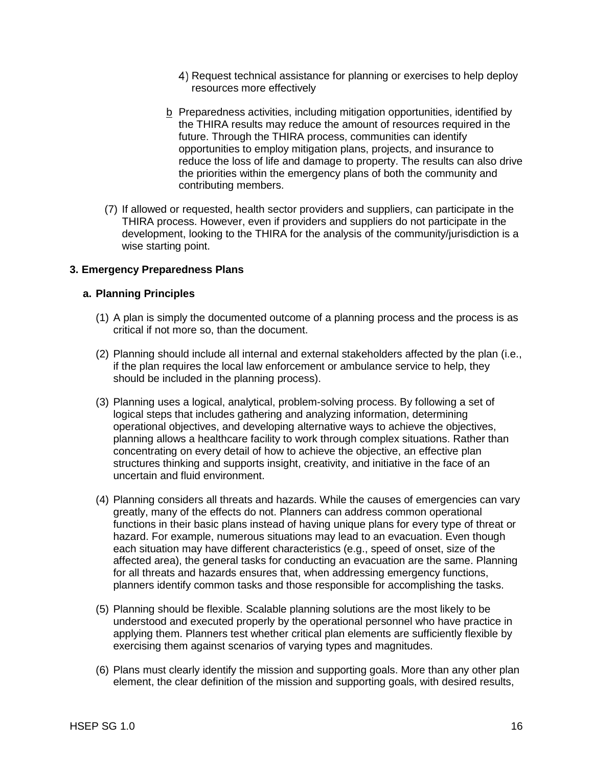4) Request technical assistance for planning or exercises to help deploy resources more effectively

b Preparedness activities, including mitigation opportunities, identified by the THIRA results may reduce the amount of resources required in the future. Through the THIRA process, communities can identify opportunities to employ mitigation plans, projects, and insurance to reduce the loss of life and damage to property. The results can also drive the priorities within the emergency plans of both the community and contributing members.

(7) If allowed or requested, health sector providers and suppliers, can participate in the THIRA process. However, even if providers and suppliers do not participate in the development, looking to the THIRA for the analysis of the community/jurisdiction is a wise starting point.

### 3. Emergency Preparedness Plans

#### a. Planning Principles

(1) A plan is simply the documented outcome of a planning process and the process is as critical if not more so, than the document.

(2) Planning should include all internal and external stakeholders affected by the plan (i.e., if the plan requires the local law enforcement or ambulance service to help, they should be included in the planning process).

(3) Planning uses a logical, analytical, problem-solving process. By following a set of logical steps that includes gathering and analyzing information, determining operational objectives, and developing alternative ways to achieve the objectives, planning allows a healthcare facility to work through complex situations. Rather than concentrating on every detail of how to achieve the objective, an effective plan structures thinking and supports insight, creativity, and initiative in the face of an uncertain and fluid environment.

(4) Planning considers all threats and hazards. While the causes of emergencies can vary greatly, many of the effects do not. Planners can address common operational functions in their basic plans instead of having unique plans for every type of threat or hazard. For example, numerous situations may lead to an evacuation. Even though each situation may have different characteristics (e.g., speed of onset, size of the affected area), the general tasks for conducting an evacuation are the same. Planning for all threats and hazards ensures that, when addressing emergency functions, planners identify common tasks and those responsible for accomplishing the tasks.

(5) Planning should be flexible. Scalable planning solutions are the most likely to be understood and executed properly by the operational personnel who have practice in applying them. Planners test whether critical plan elements are sufficiently flexible by exercising them against scenarios of varying types and magnitudes.

(6) Plans must clearly identify the mission and supporting goals. More than any other plan element, the clear definition of the mission and supporting goals, with desired results,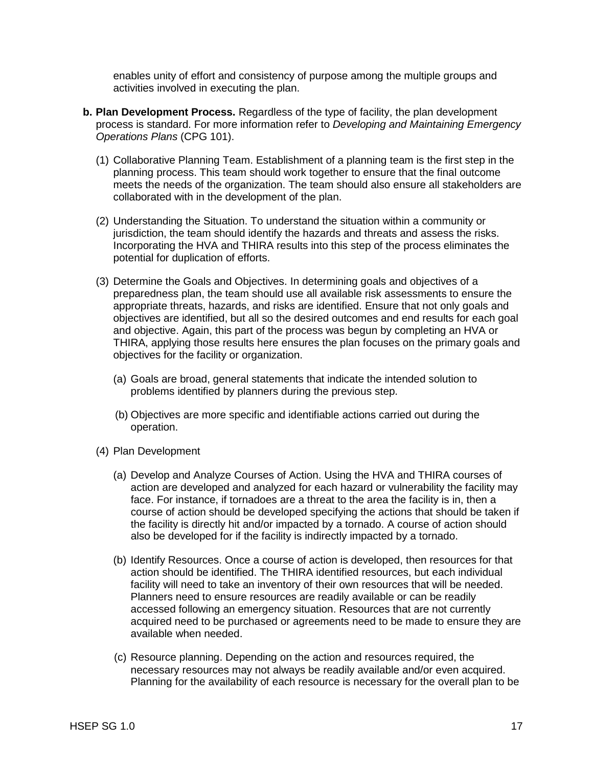enables unity of effort and consistency of purpose among the multiple groups and activities involved in executing the plan.

**b. Plan Development Process.** Regardless of the type of facility, the plan development process is standard. For more information refer to *Developing and Maintaining Emergency Operations Plans* (CPG 101).

(1) Collaborative Planning Team. Establishment of a planning team is the first step in the planning process. This team should work together to ensure that the final outcome meets the needs of the organization. The team should also ensure all stakeholders are collaborated with in the development of the plan.

(2) Understanding the Situation. To understand the situation within a community or jurisdiction, the team should identify the hazards and threats and assess the risks. Incorporating the HVA and THIRA results into this step of the process eliminates the potential for duplication of efforts.

(3) Determine the Goals and Objectives. In determining goals and objectives of a preparedness plan, the team should use all available risk assessments to ensure the appropriate threats, hazards, and risks are identified. Ensure that not only goals and objectives are identified, but all so the desired outcomes and end results for each goal and objective. Again, this part of the process was begun by completing an HVA or THIRA, applying those results here ensures the plan focuses on the primary goals and objectives for the facility or organization.

(a) Goals are broad, general statements that indicate the intended solution to problems identified by planners during the previous step.

(b) Objectives are more specific and identifiable actions carried out during the operation.

(4) Plan Development

(a) Develop and Analyze Courses of Action. Using the HVA and THIRA courses of action are developed and analyzed for each hazard or vulnerability the facility may face. For instance, if tornadoes are a threat to the area the facility is in, then a course of action should be developed specifying the actions that should be taken if the facility is directly hit and/or impacted by a tornado. A course of action should also be developed for if the facility is indirectly impacted by a tornado.

(b) Identify Resources. Once a course of action is developed, then resources for that action should be identified. The THIRA identified resources, but each individual facility will need to take an inventory of their own resources that will be needed. Planners need to ensure resources are readily available or can be readily accessed following an emergency situation. Resources that are not currently acquired need to be purchased or agreements need to be made to ensure they are available when needed.

(c) Resource planning. Depending on the action and resources required, the necessary resources may not always be readily available and/or even acquired. Planning for the availability of each resource is necessary for the overall plan to be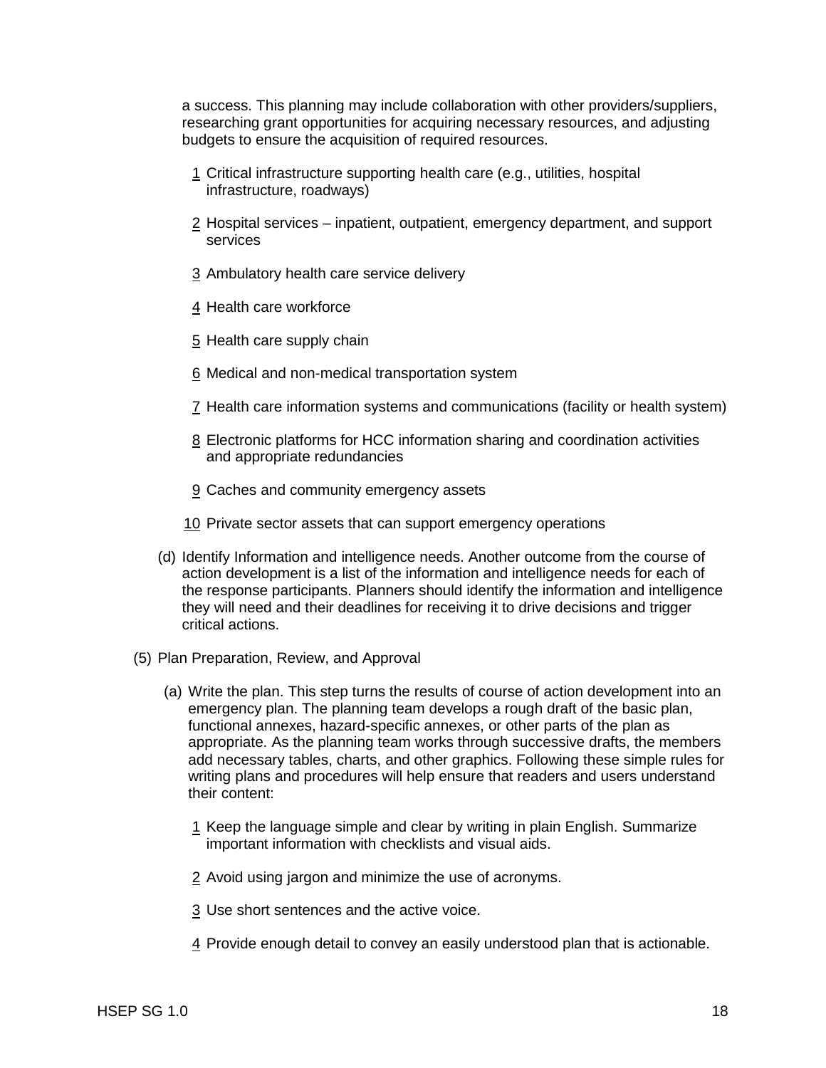a success. This planning may include collaboration with other providers/suppliers, researching grant opportunities for acquiring necessary resources, and adjusting budgets to ensure the acquisition of required resources.

1 Critical infrastructure supporting health care (e.g., utilities, hospital infrastructure, roadways)

2 Hospital services – inpatient, outpatient, emergency department, and support services

3 Ambulatory health care service delivery

4 Health care workforce

5 Health care supply chain

6 Medical and non-medical transportation system

7 Health care information systems and communications (facility or health system)

8 Electronic platforms for HCC information sharing and coordination activities and appropriate redundancies

9 Caches and community emergency assets

10 Private sector assets that can support emergency operations

(d) Identify Information and intelligence needs. Another outcome from the course of action development is a list of the information and intelligence needs for each of the response participants. Planners should identify the information and intelligence they will need and their deadlines for receiving it to drive decisions and trigger critical actions.

(5) Plan Preparation, Review, and Approval

(a) Write the plan. This step turns the results of course of action development into an emergency plan. The planning team develops a rough draft of the basic plan, functional annexes, hazard-specific annexes, or other parts of the plan as appropriate. As the planning team works through successive drafts, the members add necessary tables, charts, and other graphics. Following these simple rules for writing plans and procedures will help ensure that readers and users understand their content:

1 Keep the language simple and clear by writing in plain English. Summarize important information with checklists and visual aids.

2 Avoid using jargon and minimize the use of acronyms.

3 Use short sentences and the active voice.

4 Provide enough detail to convey an easily understood plan that is actionable.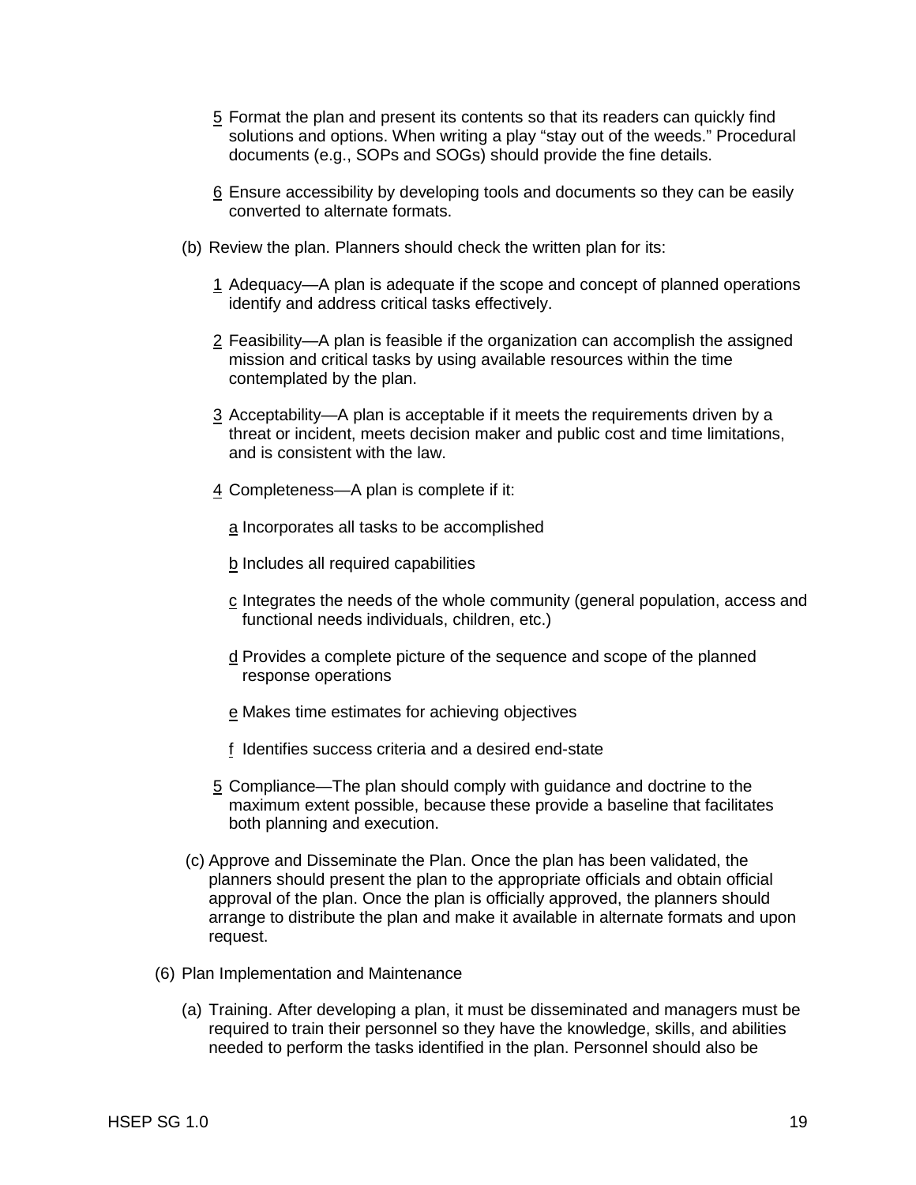5 Format the plan and present its contents so that its readers can quickly find solutions and options. When writing a play "stay out of the weeds." Procedural documents (e.g., SOPs and SOGs) should provide the fine details.

6 Ensure accessibility by developing tools and documents so they can be easily converted to alternate formats.

(b) Review the plan. Planners should check the written plan for its:

1 Adequacy—A plan is adequate if the scope and concept of planned operations identify and address critical tasks effectively.

2 Feasibility—A plan is feasible if the organization can accomplish the assigned mission and critical tasks by using available resources within the time contemplated by the plan.

3 Acceptability—A plan is acceptable if it meets the requirements driven by a threat or incident, meets decision maker and public cost and time limitations, and is consistent with the law.

4 Completeness—A plan is complete if it:

a Incorporates all tasks to be accomplished

b Includes all required capabilities

c Integrates the needs of the whole community (general population, access and functional needs individuals, children, etc.)

d Provides a complete picture of the sequence and scope of the planned response operations

e Makes time estimates for achieving objectives

f Identifies success criteria and a desired end-state

5 Compliance—The plan should comply with guidance and doctrine to the maximum extent possible, because these provide a baseline that facilitates both planning and execution.

(c) Approve and Disseminate the Plan. Once the plan has been validated, the planners should present the plan to the appropriate officials and obtain official approval of the plan. Once the plan is officially approved, the planners should arrange to distribute the plan and make it available in alternate formats and upon request.

(6) Plan Implementation and Maintenance

(a) Training. After developing a plan, it must be disseminated and managers must be required to train their personnel so they have the knowledge, skills, and abilities needed to perform the tasks identified in the plan. Personnel should also be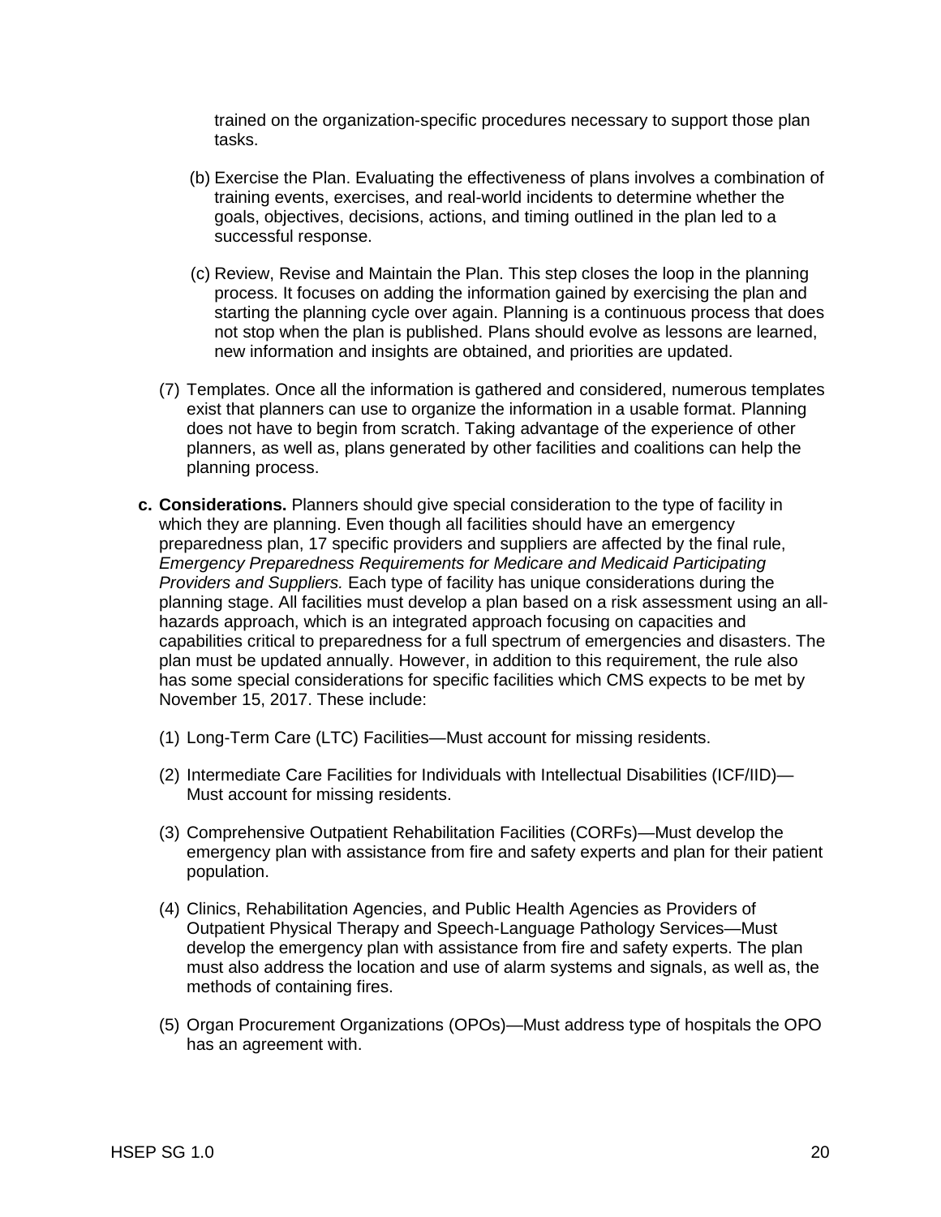trained on the organization-specific procedures necessary to support those plan tasks.

(b) Exercise the Plan. Evaluating the effectiveness of plans involves a combination of training events, exercises, and real-world incidents to determine whether the goals, objectives, decisions, actions, and timing outlined in the plan led to a successful response.

(c) Review, Revise and Maintain the Plan. This step closes the loop in the planning process. It focuses on adding the information gained by exercising the plan and starting the planning cycle over again. Planning is a continuous process that does not stop when the plan is published. Plans should evolve as lessons are learned, new information and insights are obtained, and priorities are updated.

(7) Templates. Once all the information is gathered and considered, numerous templates exist that planners can use to organize the information in a usable format. Planning does not have to begin from scratch. Taking advantage of the experience of other planners, as well as, plans generated by other facilities and coalitions can help the planning process.

**c. Considerations.** Planners should give special consideration to the type of facility in which they are planning. Even though all facilities should have an emergency preparedness plan, 17 specific providers and suppliers are affected by the final rule, *Emergency Preparedness Requirements for Medicare and Medicaid Participating Providers and Suppliers.* Each type of facility has unique considerations during the planning stage. All facilities must develop a plan based on a risk assessment using an all-hazards approach, which is an integrated approach focusing on capacities and capabilities critical to preparedness for a full spectrum of emergencies and disasters. The plan must be updated annually. However, in addition to this requirement, the rule also has some special considerations for specific facilities which CMS expects to be met by November 15, 2017. These include:

(1) Long-Term Care (LTC) Facilities—Must account for missing residents.

(2) Intermediate Care Facilities for Individuals with Intellectual Disabilities (ICF/IID)—Must account for missing residents.

(3) Comprehensive Outpatient Rehabilitation Facilities (CORFs)—Must develop the emergency plan with assistance from fire and safety experts and plan for their patient population.

(4) Clinics, Rehabilitation Agencies, and Public Health Agencies as Providers of Outpatient Physical Therapy and Speech-Language Pathology Services—Must develop the emergency plan with assistance from fire and safety experts. The plan must also address the location and use of alarm systems and signals, as well as, the methods of containing fires.

(5) Organ Procurement Organizations (OPOs)—Must address type of hospitals the OPO has an agreement with.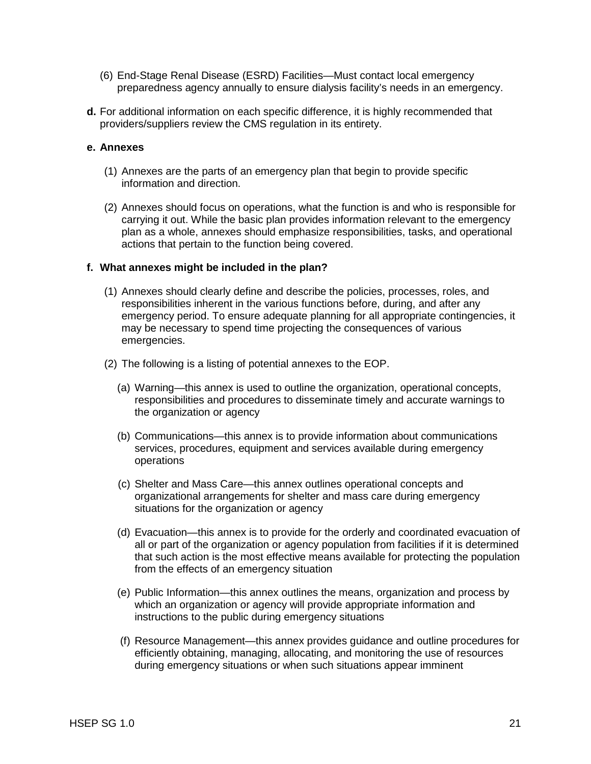(6) End-Stage Renal Disease (ESRD) Facilities—Must contact local emergency preparedness agency annually to ensure dialysis facility's needs in an emergency.

**d.** For additional information on each specific difference, it is highly recommended that providers/suppliers review the CMS regulation in its entirety.

**e. Annexes**

(1) Annexes are the parts of an emergency plan that begin to provide specific information and direction.

(2) Annexes should focus on operations, what the function is and who is responsible for carrying it out. While the basic plan provides information relevant to the emergency plan as a whole, annexes should emphasize responsibilities, tasks, and operational actions that pertain to the function being covered.

**f. What annexes might be included in the plan?**

(1) Annexes should clearly define and describe the policies, processes, roles, and responsibilities inherent in the various functions before, during, and after any emergency period. To ensure adequate planning for all appropriate contingencies, it may be necessary to spend time projecting the consequences of various emergencies.

(2) The following is a listing of potential annexes to the EOP.

(a) Warning—this annex is used to outline the organization, operational concepts, responsibilities and procedures to disseminate timely and accurate warnings to the organization or agency

(b) Communications—this annex is to provide information about communications services, procedures, equipment and services available during emergency operations

(c) Shelter and Mass Care—this annex outlines operational concepts and organizational arrangements for shelter and mass care during emergency situations for the organization or agency

(d) Evacuation—this annex is to provide for the orderly and coordinated evacuation of all or part of the organization or agency population from facilities if it is determined that such action is the most effective means available for protecting the population from the effects of an emergency situation

(e) Public Information—this annex outlines the means, organization and process by which an organization or agency will provide appropriate information and instructions to the public during emergency situations

(f) Resource Management—this annex provides guidance and outline procedures for efficiently obtaining, managing, allocating, and monitoring the use of resources during emergency situations or when such situations appear imminent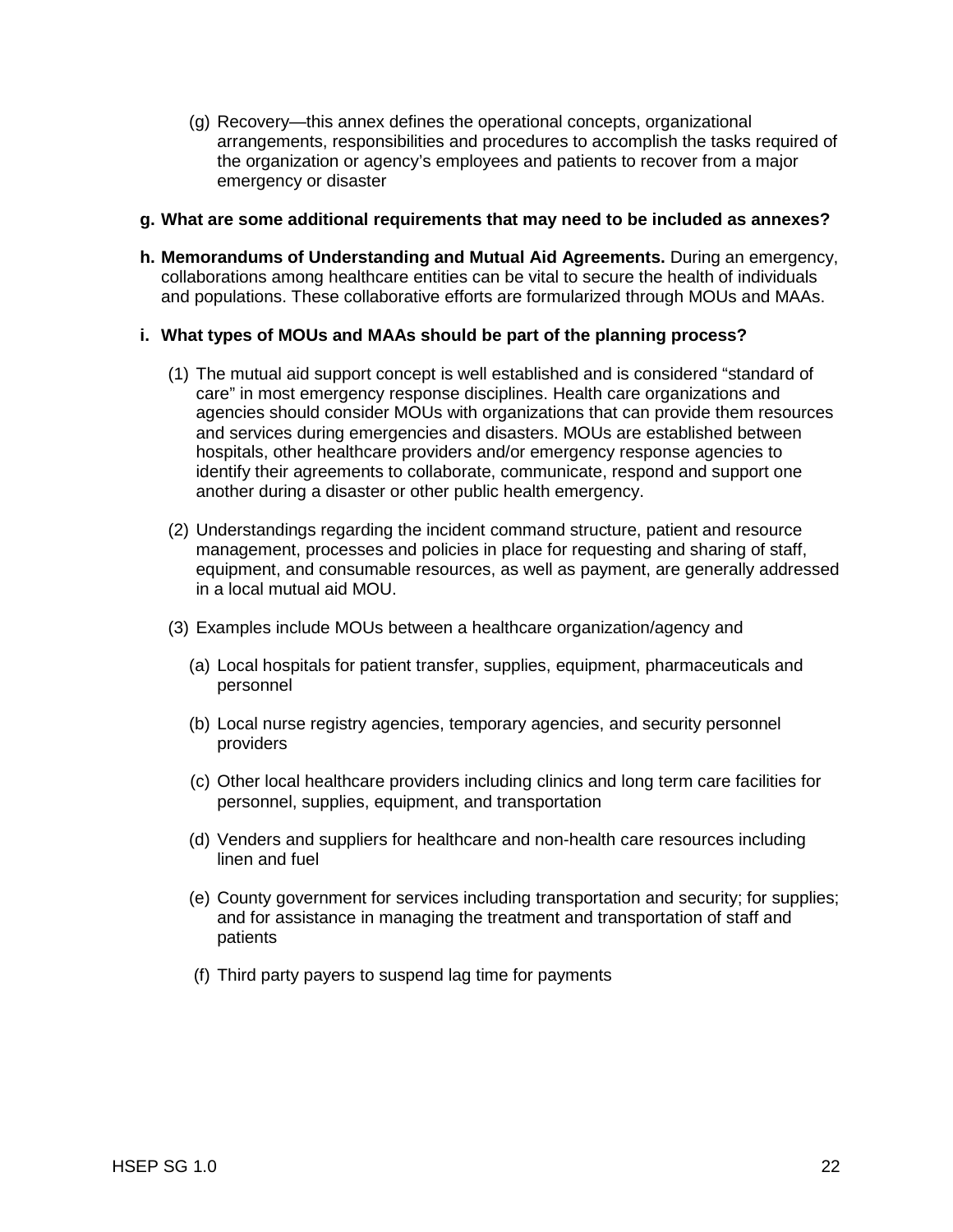(g) Recovery—this annex defines the operational concepts, organizational arrangements, responsibilities and procedures to accomplish the tasks required of the organization or agency's employees and patients to recover from a major emergency or disaster

**g. What are some additional requirements that may need to be included as annexes?**

**h. Memorandums of Understanding and Mutual Aid Agreements.** During an emergency, collaborations among healthcare entities can be vital to secure the health of individuals and populations. These collaborative efforts are formularized through MOUs and MAAs.

**i. What types of MOUs and MAAs should be part of the planning process?**

(1) The mutual aid support concept is well established and is considered "standard of care" in most emergency response disciplines. Health care organizations and agencies should consider MOUs with organizations that can provide them resources and services during emergencies and disasters. MOUs are established between hospitals, other healthcare providers and/or emergency response agencies to identify their agreements to collaborate, communicate, respond and support one another during a disaster or other public health emergency.

(2) Understandings regarding the incident command structure, patient and resource management, processes and policies in place for requesting and sharing of staff, equipment, and consumable resources, as well as payment, are generally addressed in a local mutual aid MOU.

(3) Examples include MOUs between a healthcare organization/agency and

(a) Local hospitals for patient transfer, supplies, equipment, pharmaceuticals and personnel

(b) Local nurse registry agencies, temporary agencies, and security personnel providers

(c) Other local healthcare providers including clinics and long term care facilities for personnel, supplies, equipment, and transportation

(d) Venders and suppliers for healthcare and non-health care resources including linen and fuel

(e) County government for services including transportation and security; for supplies; and for assistance in managing the treatment and transportation of staff and patients

(f) Third party payers to suspend lag time for payments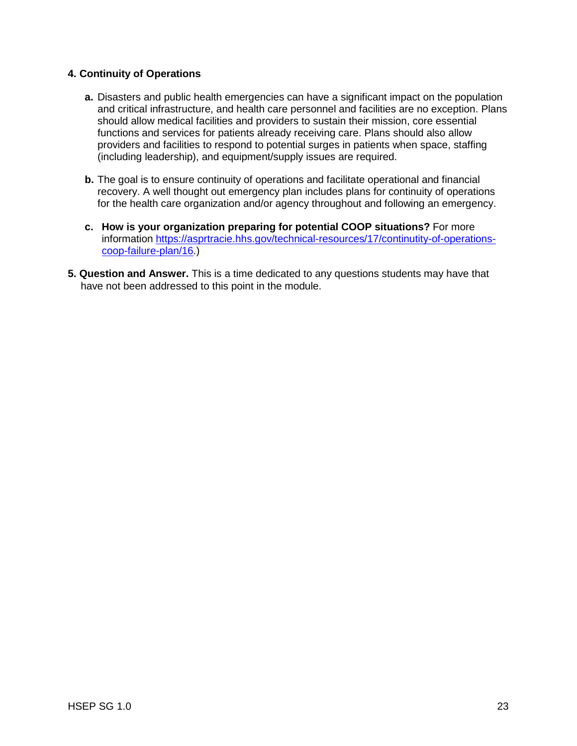**4. Continuity of Operations**

a. Disasters and public health emergencies can have a significant impact on the population and critical infrastructure, and health care personnel and facilities are no exception. Plans should allow medical facilities and providers to sustain their mission, core essential functions and services for patients already receiving care. Plans should also allow providers and facilities to respond to potential surges in patients when space, staffing (including leadership), and equipment/supply issues are required.

b. The goal is to ensure continuity of operations and facilitate operational and financial recovery. A well thought out emergency plan includes plans for continuity of operations for the health care organization and/or agency throughout and following an emergency.

c. **How is your organization preparing for potential COOP situations?** For more information [https://asprtracie.hhs.gov/technical-resources/17/continutity-of-operations-coop-failure-plan/16](https://asprtracie.hhs.gov/technical-resources/17/continutity-of-operations-coop-failure-plan/16).)

**5. Question and Answer.** This is a time dedicated to any questions students may have that have not been addressed to this point in the module.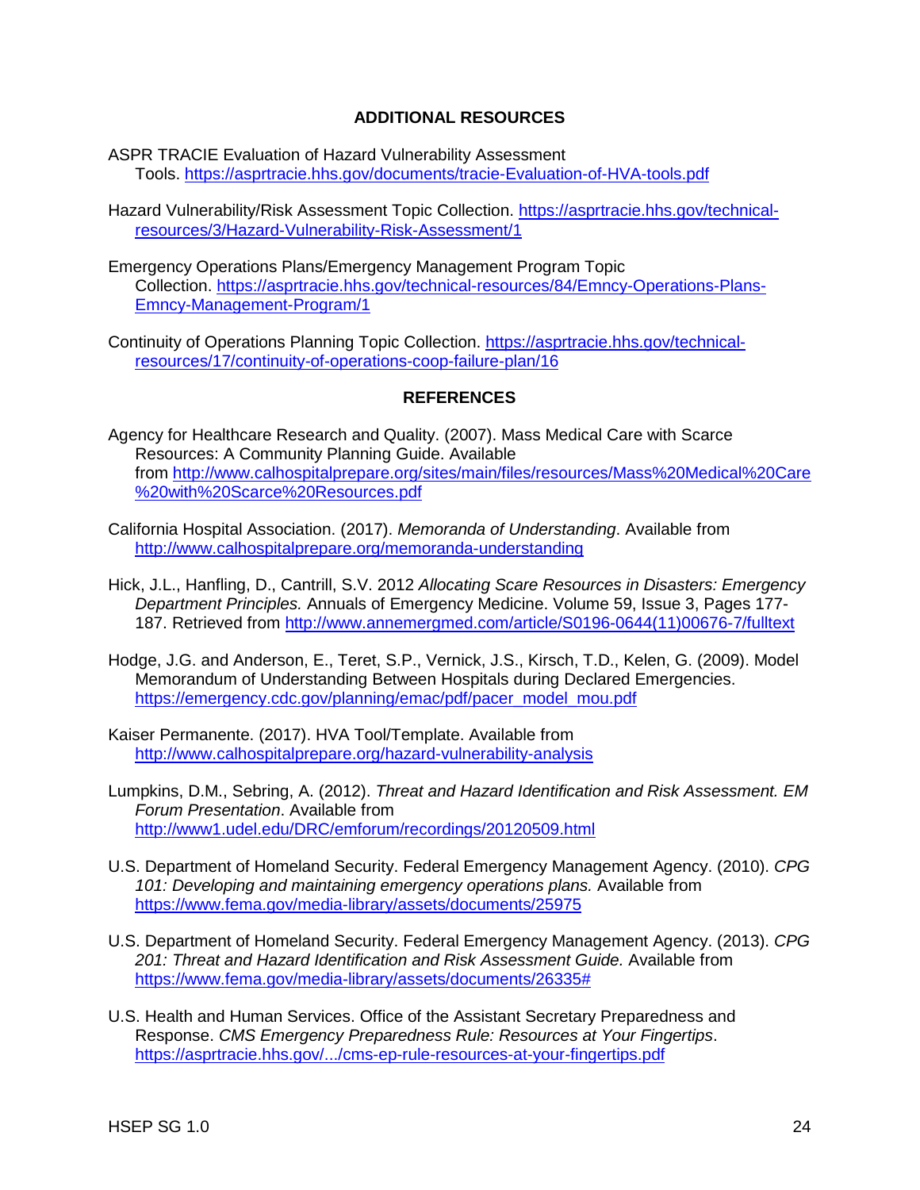## ADDITIONAL RESOURCES

ASPR TRACIE Evaluation of Hazard Vulnerability Assessment Tools. https://asprtracie.hhs.gov/documents/tracie-Evaluation-of-HVA-tools.pdf

Hazard Vulnerability/Risk Assessment Topic Collection. https://asprtracie.hhs.gov/technical-resources/3/Hazard-Vulnerability-Risk-Assessment/1

Emergency Operations Plans/Emergency Management Program Topic Collection. https://asprtracie.hhs.gov/technical-resources/84/Emncy-Operations-Plans-Emncy-Management-Program/1

Continuity of Operations Planning Topic Collection. https://asprtracie.hhs.gov/technical-resources/17/continuity-of-operations-coop-failure-plan/16

## REFERENCES

Agency for Healthcare Research and Quality. (2007). Mass Medical Care with Scarce Resources: A Community Planning Guide. Available from http://www.calhospitalprepare.org/sites/main/files/resources/Mass%20Medical%20Care%20with%20Scarce%20Resources.pdf

California Hospital Association. (2017). *Memoranda of Understanding*. Available from http://www.calhospitalprepare.org/memoranda-understanding

Hick, J.L., Hanfling, D., Cantrill, S.V. 2012 *Allocating Scare Resources in Disasters: Emergency Department Principles.* Annuals of Emergency Medicine. Volume 59, Issue 3, Pages 177-187. Retrieved from http://www.annemergmed.com/article/S0196-0644(11)00676-7/fulltext

Hodge, J.G. and Anderson, E., Teret, S.P., Vernick, J.S., Kirsch, T.D., Kelen, G. (2009). Model Memorandum of Understanding Between Hospitals during Declared Emergencies. https://emergency.cdc.gov/planning/emac/pdf/pacer_model_mou.pdf

Kaiser Permanente. (2017). HVA Tool/Template. Available from http://www.calhospitalprepare.org/hazard-vulnerability-analysis

Lumpkins, D.M., Sebring, A. (2012). *Threat and Hazard Identification and Risk Assessment. EM Forum Presentation*. Available from http://www1.udel.edu/DRC/emforum/recordings/20120509.html

U.S. Department of Homeland Security. Federal Emergency Management Agency. (2010). *CPG 101: Developing and maintaining emergency operations plans.* Available from https://www.fema.gov/media-library/assets/documents/25975

U.S. Department of Homeland Security. Federal Emergency Management Agency. (2013). *CPG 201: Threat and Hazard Identification and Risk Assessment Guide.* Available from https://www.fema.gov/media-library/assets/documents/26335#

U.S. Health and Human Services. Office of the Assistant Secretary Preparedness and Response. *CMS Emergency Preparedness Rule: Resources at Your Fingertips*. https://asprtracie.hhs.gov/.../cms-ep-rule-resources-at-your-fingertips.pdf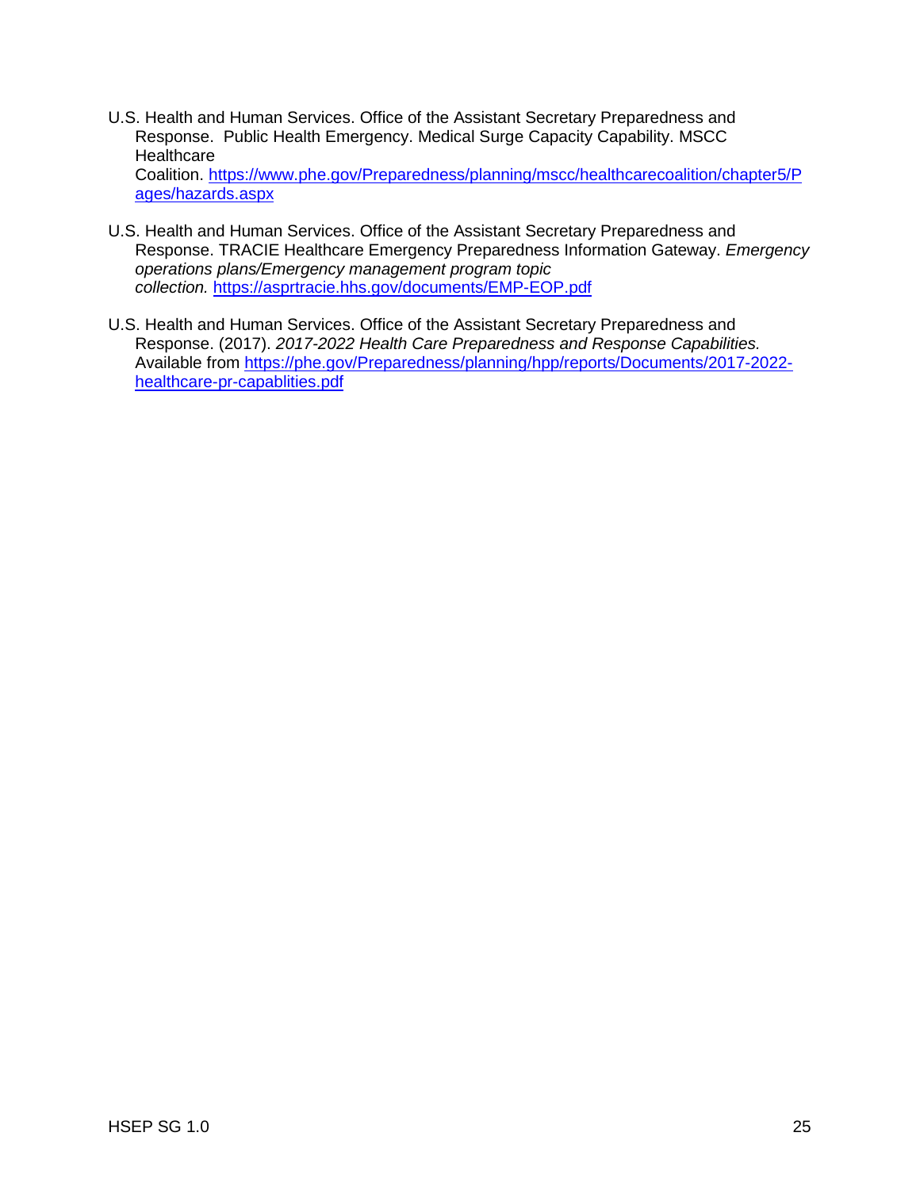U.S. Health and Human Services. Office of the Assistant Secretary Preparedness and Response. Public Health Emergency. Medical Surge Capacity Capability. MSCC Healthcare Coalition. https://www.phe.gov/Preparedness/planning/mscc/healthcarecoalition/chapter5/Pages/hazards.aspx

U.S. Health and Human Services. Office of the Assistant Secretary Preparedness and Response. TRACIE Healthcare Emergency Preparedness Information Gateway. *Emergency operations plans/Emergency management program topic collection.* https://asprtracie.hhs.gov/documents/EMP-EOP.pdf

U.S. Health and Human Services. Office of the Assistant Secretary Preparedness and Response. (2017). *2017-2022 Health Care Preparedness and Response Capabilities.* Available from https://phe.gov/Preparedness/planning/hpp/reports/Documents/2017-2022-healthcare-pr-capablities.pdf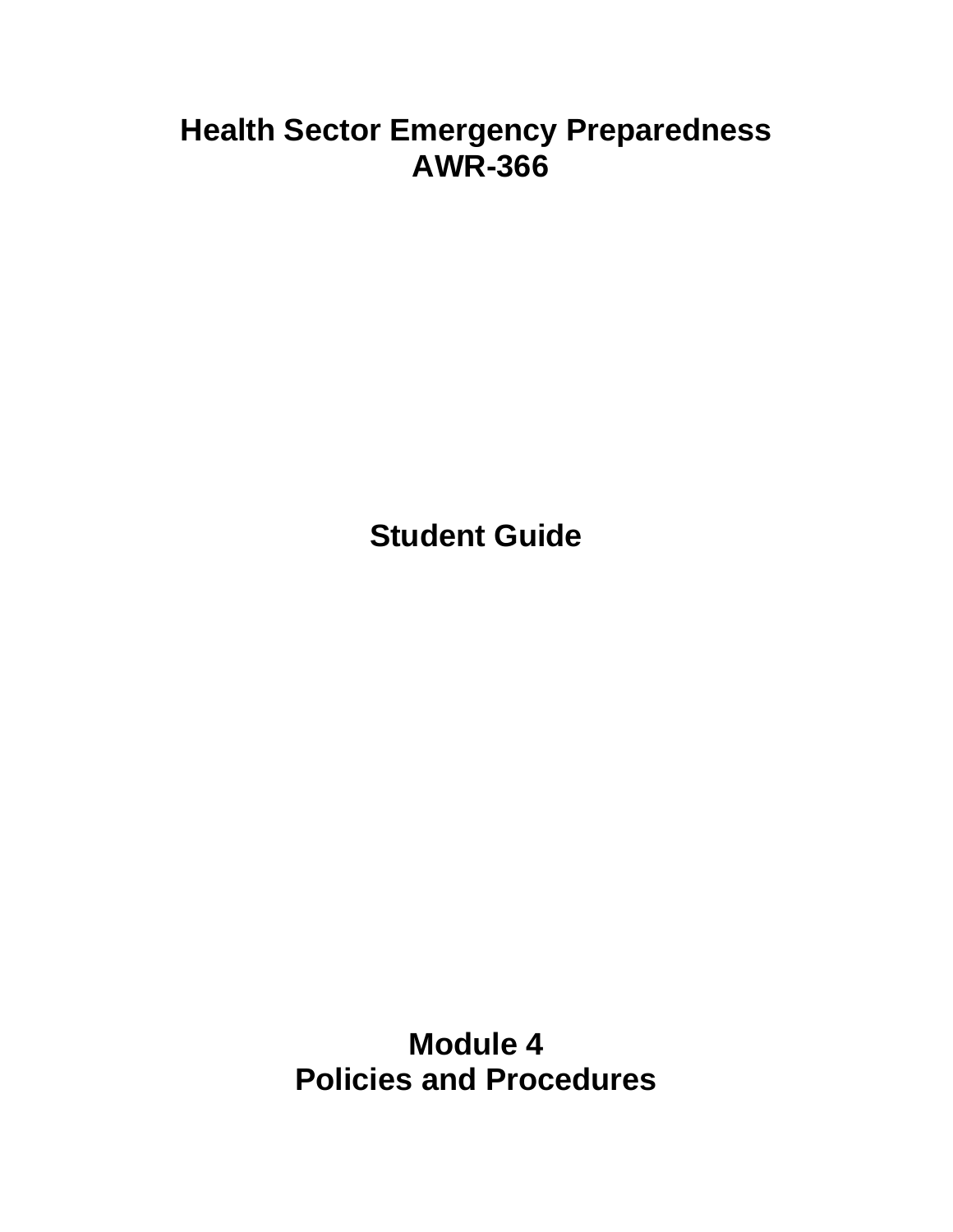# Health Sector Emergency Preparedness
# AWR-366

## Student Guide

## Module 4
## Policies and Procedures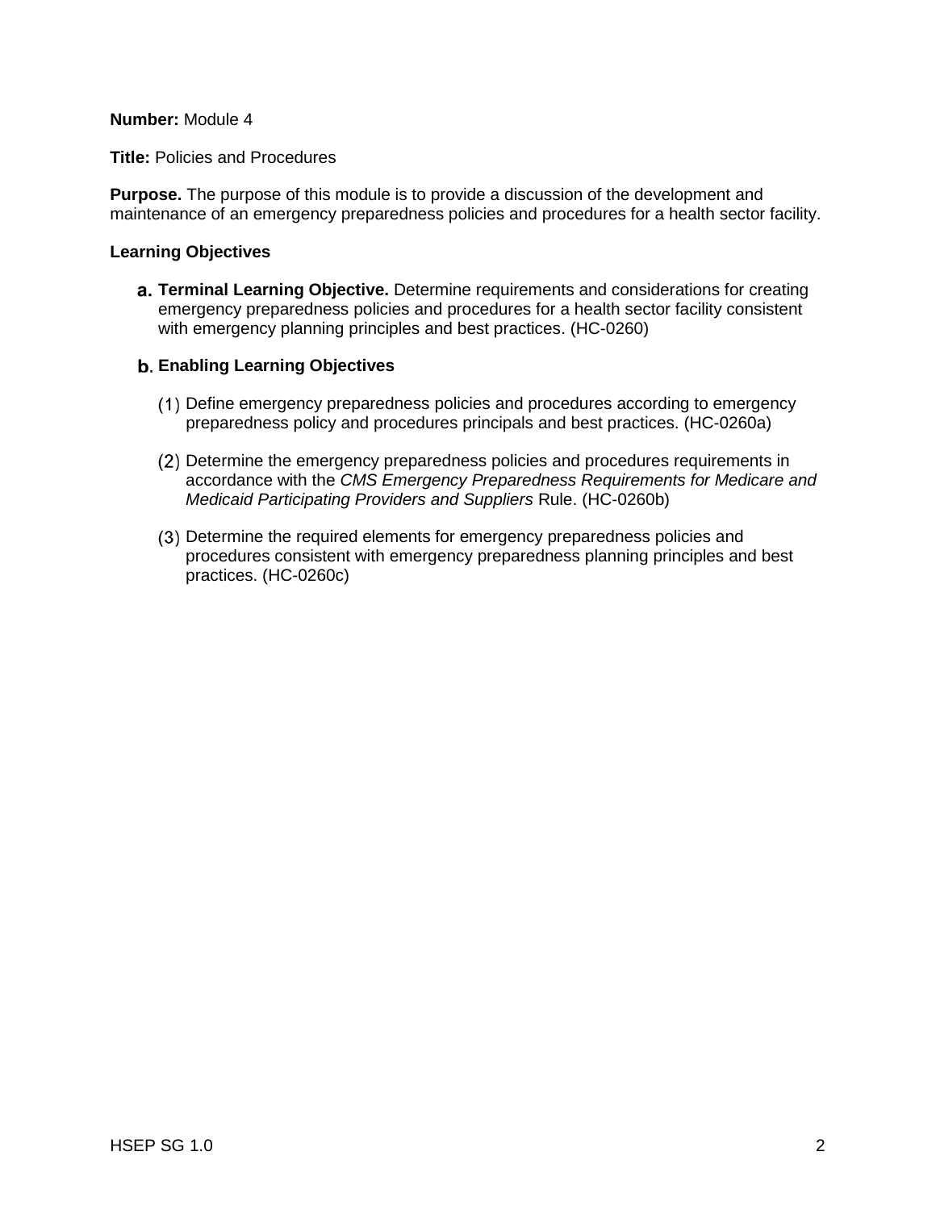**Number:** Module 4

**Title:** Policies and Procedures

**Purpose.** The purpose of this module is to provide a discussion of the development and maintenance of an emergency preparedness policies and procedures for a health sector facility.

**Learning Objectives**

a. **Terminal Learning Objective.** Determine requirements and considerations for creating emergency preparedness policies and procedures for a health sector facility consistent with emergency planning principles and best practices. (HC-0260)

b. **Enabling Learning Objectives**

   (1) Define emergency preparedness policies and procedures according to emergency preparedness policy and procedures principals and best practices. (HC-0260a)

   (2) Determine the emergency preparedness policies and procedures requirements in accordance with the *CMS Emergency Preparedness Requirements for Medicare and Medicaid Participating Providers and Suppliers* Rule. (HC-0260b)

   (3) Determine the required elements for emergency preparedness policies and procedures consistent with emergency preparedness planning principles and best practices. (HC-0260c)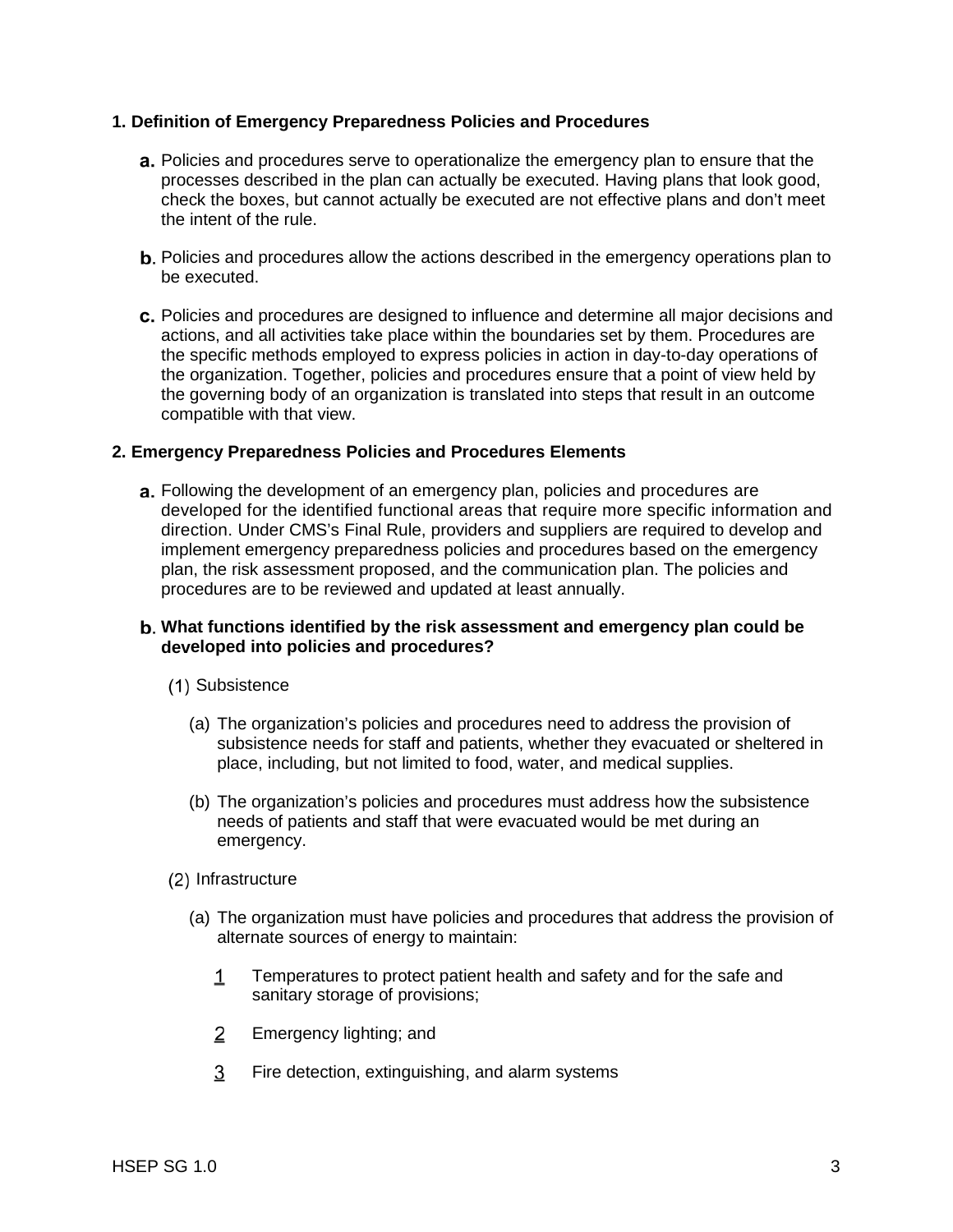**1. Definition of Emergency Preparedness Policies and Procedures**

a. Policies and procedures serve to operationalize the emergency plan to ensure that the processes described in the plan can actually be executed. Having plans that look good, check the boxes, but cannot actually be executed are not effective plans and don't meet the intent of the rule.

b. Policies and procedures allow the actions described in the emergency operations plan to be executed.

c. Policies and procedures are designed to influence and determine all major decisions and actions, and all activities take place within the boundaries set by them. Procedures are the specific methods employed to express policies in action in day-to-day operations of the organization. Together, policies and procedures ensure that a point of view held by the governing body of an organization is translated into steps that result in an outcome compatible with that view.

**2. Emergency Preparedness Policies and Procedures Elements**

a. Following the development of an emergency plan, policies and procedures are developed for the identified functional areas that require more specific information and direction. Under CMS's Final Rule, providers and suppliers are required to develop and implement emergency preparedness policies and procedures based on the emergency plan, the risk assessment proposed, and the communication plan. The policies and procedures are to be reviewed and updated at least annually.

b. **What functions identified by the risk assessment and emergency plan could be developed into policies and procedures?**

(1) Subsistence

(a) The organization's policies and procedures need to address the provision of subsistence needs for staff and patients, whether they evacuated or sheltered in place, including, but not limited to food, water, and medical supplies.

(b) The organization's policies and procedures must address how the subsistence needs of patients and staff that were evacuated would be met during an emergency.

(2) Infrastructure

(a) The organization must have policies and procedures that address the provision of alternate sources of energy to maintain:

1. Temperatures to protect patient health and safety and for the safe and sanitary storage of provisions;

2. Emergency lighting; and

3. Fire detection, extinguishing, and alarm systems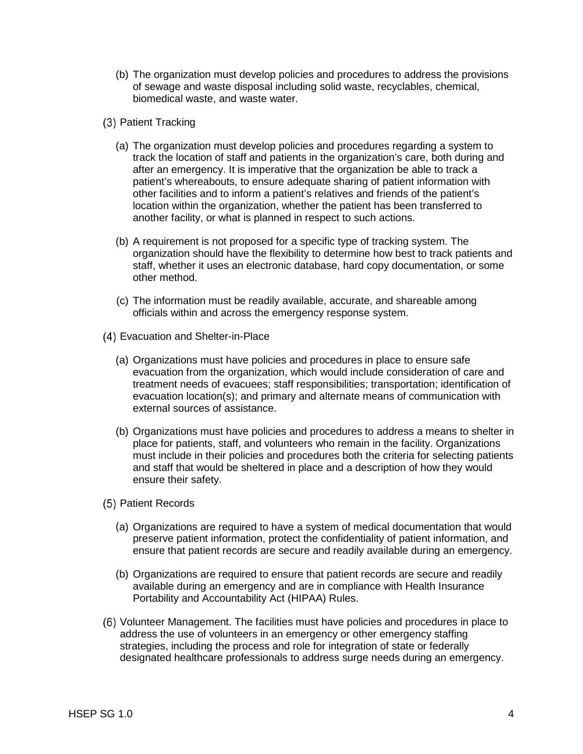(b) The organization must develop policies and procedures to address the provisions of sewage and waste disposal including solid waste, recyclables, chemical, biomedical waste, and waste water.

(3) Patient Tracking

(a) The organization must develop policies and procedures regarding a system to track the location of staff and patients in the organization's care, both during and after an emergency. It is imperative that the organization be able to track a patient's whereabouts, to ensure adequate sharing of patient information with other facilities and to inform a patient's relatives and friends of the patient's location within the organization, whether the patient has been transferred to another facility, or what is planned in respect to such actions.

(b) A requirement is not proposed for a specific type of tracking system. The organization should have the flexibility to determine how best to track patients and staff, whether it uses an electronic database, hard copy documentation, or some other method.

(c) The information must be readily available, accurate, and shareable among officials within and across the emergency response system.

(4) Evacuation and Shelter-in-Place

(a) Organizations must have policies and procedures in place to ensure safe evacuation from the organization, which would include consideration of care and treatment needs of evacuees; staff responsibilities; transportation; identification of evacuation location(s); and primary and alternate means of communication with external sources of assistance.

(b) Organizations must have policies and procedures to address a means to shelter in place for patients, staff, and volunteers who remain in the facility. Organizations must include in their policies and procedures both the criteria for selecting patients and staff that would be sheltered in place and a description of how they would ensure their safety.

(5) Patient Records

(a) Organizations are required to have a system of medical documentation that would preserve patient information, protect the confidentiality of patient information, and ensure that patient records are secure and readily available during an emergency.

(b) Organizations are required to ensure that patient records are secure and readily available during an emergency and are in compliance with Health Insurance Portability and Accountability Act (HIPAA) Rules.

(6) Volunteer Management. The facilities must have policies and procedures in place to address the use of volunteers in an emergency or other emergency staffing strategies, including the process and role for integration of state or federally designated healthcare professionals to address surge needs during an emergency.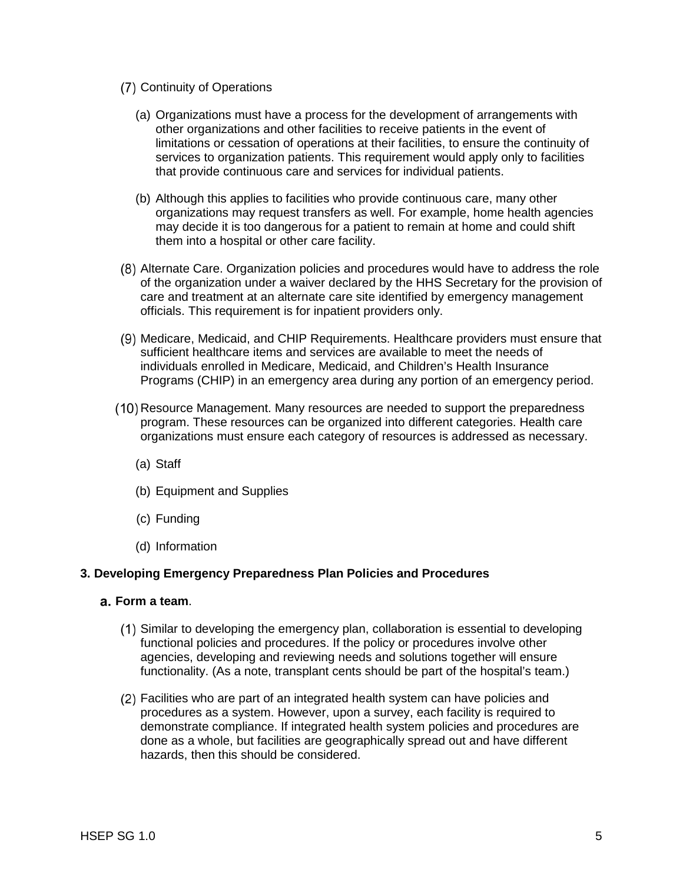(7) Continuity of Operations

   (a) Organizations must have a process for the development of arrangements with other organizations and other facilities to receive patients in the event of limitations or cessation of operations at their facilities, to ensure the continuity of services to organization patients. This requirement would apply only to facilities that provide continuous care and services for individual patients.

   (b) Although this applies to facilities who provide continuous care, many other organizations may request transfers as well. For example, home health agencies may decide it is too dangerous for a patient to remain at home and could shift them into a hospital or other care facility.

(8) Alternate Care. Organization policies and procedures would have to address the role of the organization under a waiver declared by the HHS Secretary for the provision of care and treatment at an alternate care site identified by emergency management officials. This requirement is for inpatient providers only.

(9) Medicare, Medicaid, and CHIP Requirements. Healthcare providers must ensure that sufficient healthcare items and services are available to meet the needs of individuals enrolled in Medicare, Medicaid, and Children's Health Insurance Programs (CHIP) in an emergency area during any portion of an emergency period.

(10) Resource Management. Many resources are needed to support the preparedness program. These resources can be organized into different categories. Health care organizations must ensure each category of resources is addressed as necessary.

   (a) Staff

   (b) Equipment and Supplies

   (c) Funding

   (d) Information

**3. Developing Emergency Preparedness Plan Policies and Procedures**

**a. Form a team**.

(1) Similar to developing the emergency plan, collaboration is essential to developing functional policies and procedures. If the policy or procedures involve other agencies, developing and reviewing needs and solutions together will ensure functionality. (As a note, transplant cents should be part of the hospital's team.)

(2) Facilities who are part of an integrated health system can have policies and procedures as a system. However, upon a survey, each facility is required to demonstrate compliance. If integrated health system policies and procedures are done as a whole, but facilities are geographically spread out and have different hazards, then this should be considered.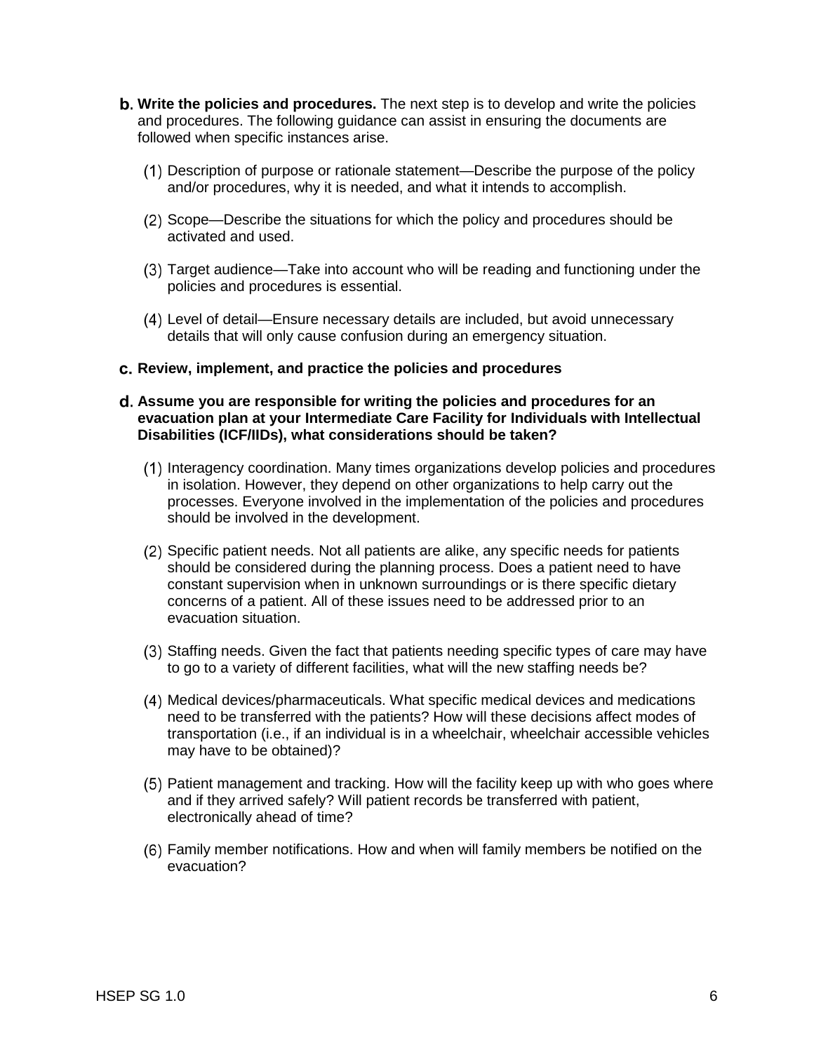b. **Write the policies and procedures.** The next step is to develop and write the policies and procedures. The following guidance can assist in ensuring the documents are followed when specific instances arise.

   (1) Description of purpose or rationale statement—Describe the purpose of the policy and/or procedures, why it is needed, and what it intends to accomplish.

   (2) Scope—Describe the situations for which the policy and procedures should be activated and used.

   (3) Target audience—Take into account who will be reading and functioning under the policies and procedures is essential.

   (4) Level of detail—Ensure necessary details are included, but avoid unnecessary details that will only cause confusion during an emergency situation.

c. **Review, implement, and practice the policies and procedures**

d. **Assume you are responsible for writing the policies and procedures for an evacuation plan at your Intermediate Care Facility for Individuals with Intellectual Disabilities (ICF/IIDs), what considerations should be taken?**

   (1) Interagency coordination. Many times organizations develop policies and procedures in isolation. However, they depend on other organizations to help carry out the processes. Everyone involved in the implementation of the policies and procedures should be involved in the development.

   (2) Specific patient needs. Not all patients are alike, any specific needs for patients should be considered during the planning process. Does a patient need to have constant supervision when in unknown surroundings or is there specific dietary concerns of a patient. All of these issues need to be addressed prior to an evacuation situation.

   (3) Staffing needs. Given the fact that patients needing specific types of care may have to go to a variety of different facilities, what will the new staffing needs be?

   (4) Medical devices/pharmaceuticals. What specific medical devices and medications need to be transferred with the patients? How will these decisions affect modes of transportation (i.e., if an individual is in a wheelchair, wheelchair accessible vehicles may have to be obtained)?

   (5) Patient management and tracking. How will the facility keep up with who goes where and if they arrived safely? Will patient records be transferred with patient, electronically ahead of time?

   (6) Family member notifications. How and when will family members be notified on the evacuation?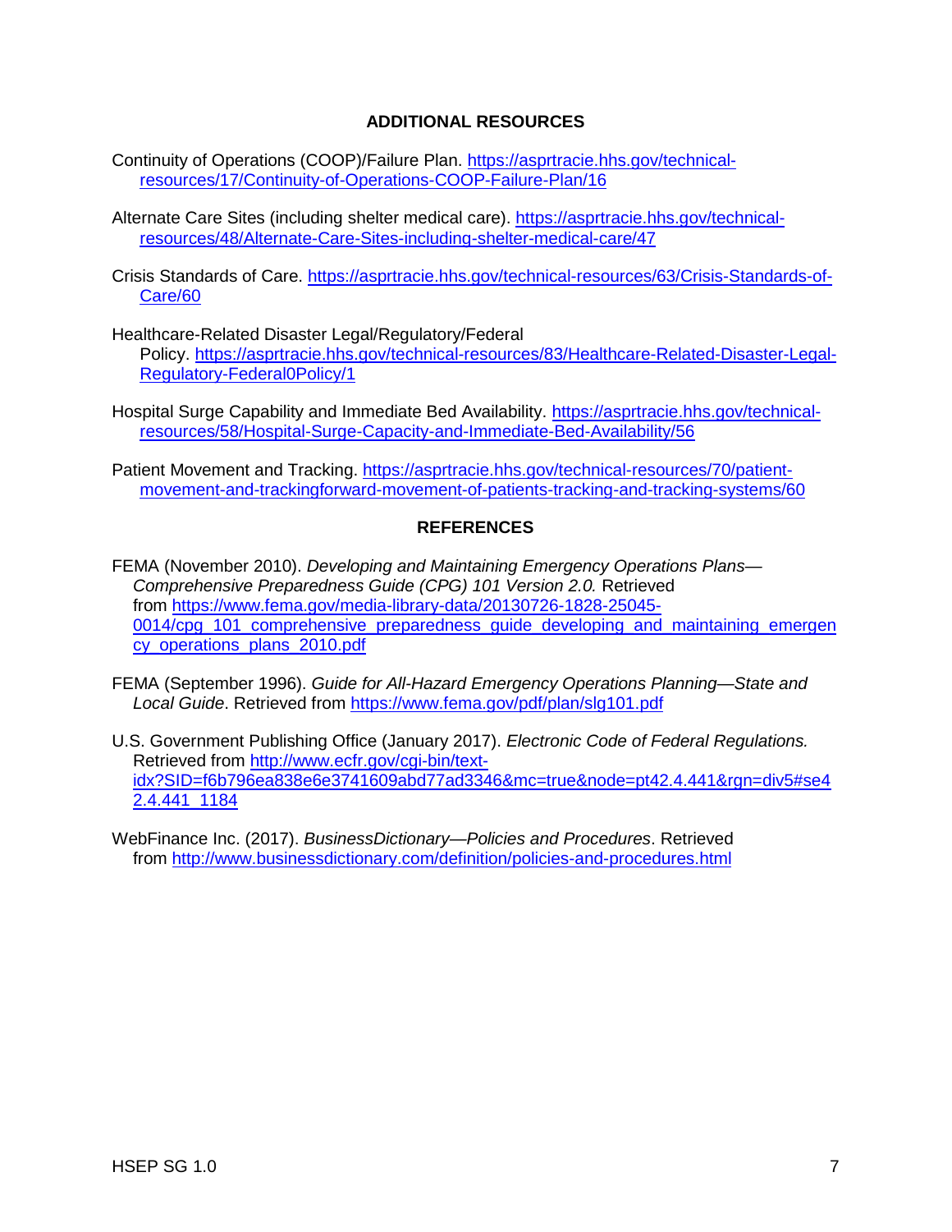## ADDITIONAL RESOURCES

Continuity of Operations (COOP)/Failure Plan. https://asprtracie.hhs.gov/technical-resources/17/Continuity-of-Operations-COOP-Failure-Plan/16

Alternate Care Sites (including shelter medical care). https://asprtracie.hhs.gov/technical-resources/48/Alternate-Care-Sites-including-shelter-medical-care/47

Crisis Standards of Care. https://asprtracie.hhs.gov/technical-resources/63/Crisis-Standards-of-Care/60

Healthcare-Related Disaster Legal/Regulatory/Federal Policy. https://asprtracie.hhs.gov/technical-resources/83/Healthcare-Related-Disaster-Legal-Regulatory-Federal0Policy/1

Hospital Surge Capability and Immediate Bed Availability. https://asprtracie.hhs.gov/technical-resources/58/Hospital-Surge-Capacity-and-Immediate-Bed-Availability/56

Patient Movement and Tracking. https://asprtracie.hhs.gov/technical-resources/70/patient-movement-and-trackingforward-movement-of-patients-tracking-and-tracking-systems/60

## REFERENCES

FEMA (November 2010). *Developing and Maintaining Emergency Operations Plans—Comprehensive Preparedness Guide (CPG) 101 Version 2.0.* Retrieved from https://www.fema.gov/media-library-data/20130726-1828-25045-0014/cpg_101_comprehensive_preparedness_guide_developing_and_maintaining_emergency_operations_plans_2010.pdf

FEMA (September 1996). *Guide for All-Hazard Emergency Operations Planning—State and Local Guide*. Retrieved from https://www.fema.gov/pdf/plan/slg101.pdf

U.S. Government Publishing Office (January 2017). *Electronic Code of Federal Regulations.* Retrieved from http://www.ecfr.gov/cgi-bin/text-idx?SID=f6b796ea838e6e3741609abd77ad3346&mc=true&node=pt42.4.441&rgn=div5#se42.4.441_1184

WebFinance Inc. (2017). *BusinessDictionary—Policies and Procedures*. Retrieved from http://www.businessdictionary.com/definition/policies-and-procedures.html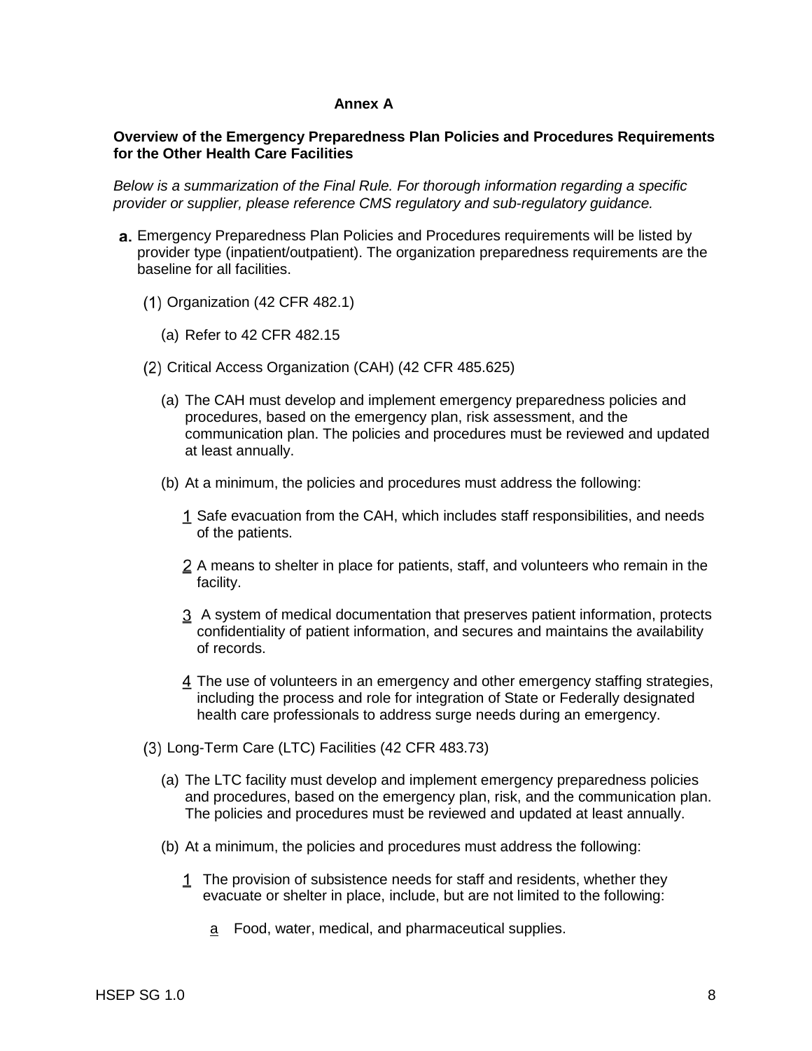**Annex A**

**Overview of the Emergency Preparedness Plan Policies and Procedures Requirements for the Other Health Care Facilities**

*Below is a summarization of the Final Rule. For thorough information regarding a specific provider or supplier, please reference CMS regulatory and sub-regulatory guidance.*

**a.** Emergency Preparedness Plan Policies and Procedures requirements will be listed by provider type (inpatient/outpatient). The organization preparedness requirements are the baseline for all facilities.

(1) Organization (42 CFR 482.1)

(a) Refer to 42 CFR 482.15

(2) Critical Access Organization (CAH) (42 CFR 485.625)

(a) The CAH must develop and implement emergency preparedness policies and procedures, based on the emergency plan, risk assessment, and the communication plan. The policies and procedures must be reviewed and updated at least annually.

(b) At a minimum, the policies and procedures must address the following:

1 Safe evacuation from the CAH, which includes staff responsibilities, and needs of the patients.

2 A means to shelter in place for patients, staff, and volunteers who remain in the facility.

3 A system of medical documentation that preserves patient information, protects confidentiality of patient information, and secures and maintains the availability of records.

4 The use of volunteers in an emergency and other emergency staffing strategies, including the process and role for integration of State or Federally designated health care professionals to address surge needs during an emergency.

(3) Long-Term Care (LTC) Facilities (42 CFR 483.73)

(a) The LTC facility must develop and implement emergency preparedness policies and procedures, based on the emergency plan, risk, and the communication plan. The policies and procedures must be reviewed and updated at least annually.

(b) At a minimum, the policies and procedures must address the following:

1 The provision of subsistence needs for staff and residents, whether they evacuate or shelter in place, include, but are not limited to the following:

a Food, water, medical, and pharmaceutical supplies.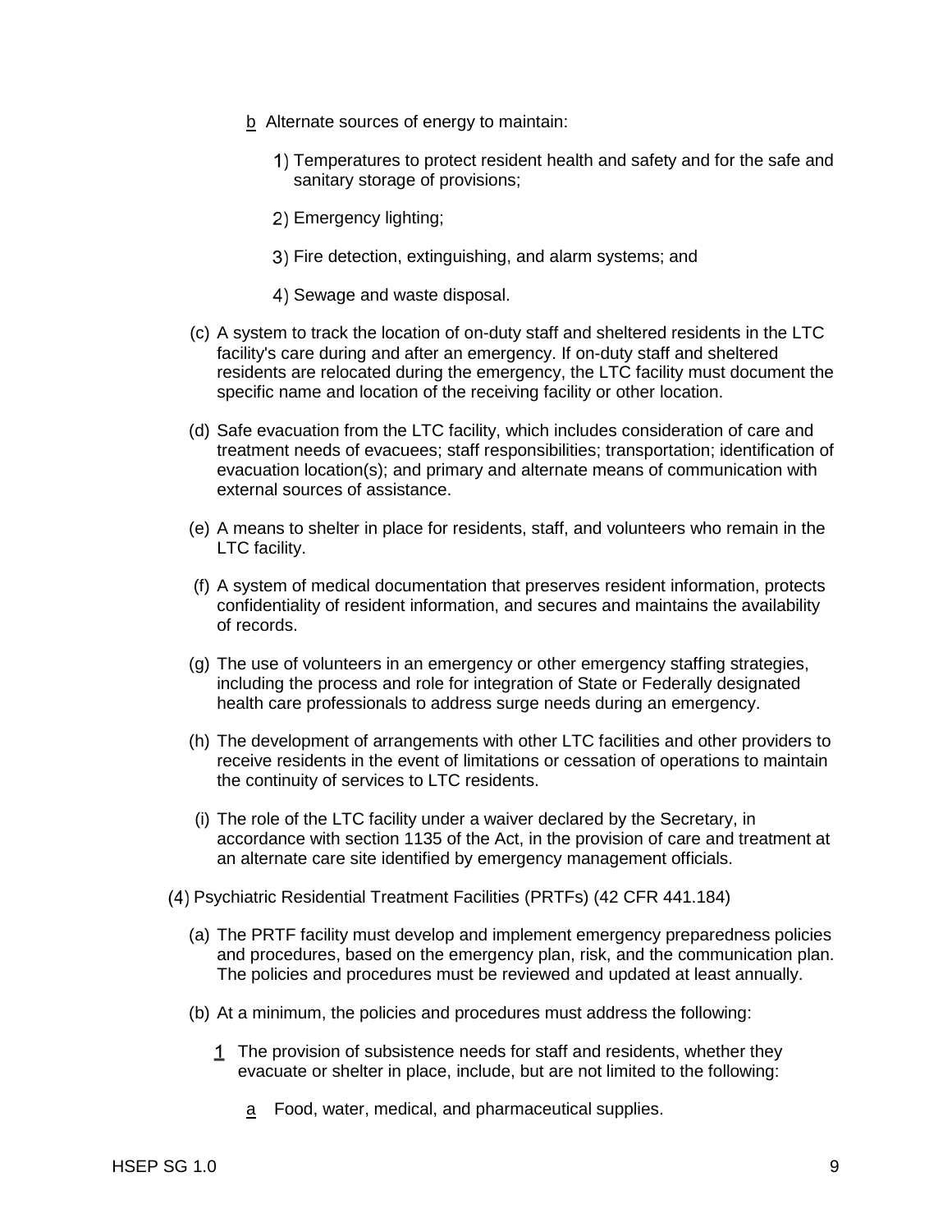b  Alternate sources of energy to maintain:

1) Temperatures to protect resident health and safety and for the safe and sanitary storage of provisions;

2) Emergency lighting;

3) Fire detection, extinguishing, and alarm systems; and

4) Sewage and waste disposal.

(c) A system to track the location of on-duty staff and sheltered residents in the LTC facility's care during and after an emergency. If on-duty staff and sheltered residents are relocated during the emergency, the LTC facility must document the specific name and location of the receiving facility or other location.

(d) Safe evacuation from the LTC facility, which includes consideration of care and treatment needs of evacuees; staff responsibilities; transportation; identification of evacuation location(s); and primary and alternate means of communication with external sources of assistance.

(e) A means to shelter in place for residents, staff, and volunteers who remain in the LTC facility.

(f) A system of medical documentation that preserves resident information, protects confidentiality of resident information, and secures and maintains the availability of records.

(g) The use of volunteers in an emergency or other emergency staffing strategies, including the process and role for integration of State or Federally designated health care professionals to address surge needs during an emergency.

(h) The development of arrangements with other LTC facilities and other providers to receive residents in the event of limitations or cessation of operations to maintain the continuity of services to LTC residents.

(i) The role of the LTC facility under a waiver declared by the Secretary, in accordance with section 1135 of the Act, in the provision of care and treatment at an alternate care site identified by emergency management officials.

(4) Psychiatric Residential Treatment Facilities (PRTFs) (42 CFR 441.184)

(a) The PRTF facility must develop and implement emergency preparedness policies and procedures, based on the emergency plan, risk, and the communication plan. The policies and procedures must be reviewed and updated at least annually.

(b) At a minimum, the policies and procedures must address the following:

1  The provision of subsistence needs for staff and residents, whether they evacuate or shelter in place, include, but are not limited to the following:

a  Food, water, medical, and pharmaceutical supplies.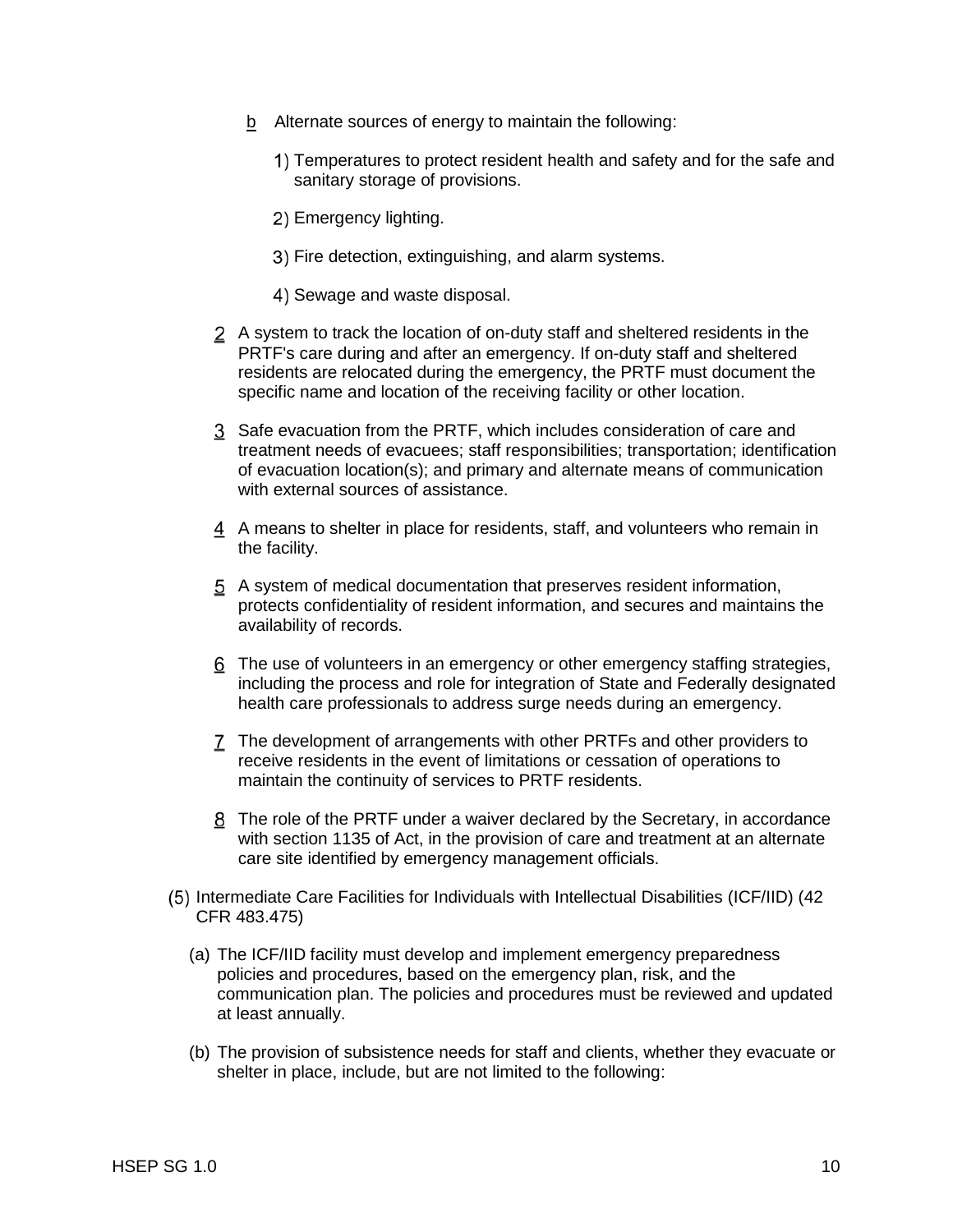- b Alternate sources of energy to maintain the following:

  1) Temperatures to protect resident health and safety and for the safe and sanitary storage of provisions.

  2) Emergency lighting.

  3) Fire detection, extinguishing, and alarm systems.

  4) Sewage and waste disposal.

2 A system to track the location of on-duty staff and sheltered residents in the PRTF's care during and after an emergency. If on-duty staff and sheltered residents are relocated during the emergency, the PRTF must document the specific name and location of the receiving facility or other location.

3 Safe evacuation from the PRTF, which includes consideration of care and treatment needs of evacuees; staff responsibilities; transportation; identification of evacuation location(s); and primary and alternate means of communication with external sources of assistance.

4 A means to shelter in place for residents, staff, and volunteers who remain in the facility.

5 A system of medical documentation that preserves resident information, protects confidentiality of resident information, and secures and maintains the availability of records.

6 The use of volunteers in an emergency or other emergency staffing strategies, including the process and role for integration of State and Federally designated health care professionals to address surge needs during an emergency.

7 The development of arrangements with other PRTFs and other providers to receive residents in the event of limitations or cessation of operations to maintain the continuity of services to PRTF residents.

8 The role of the PRTF under a waiver declared by the Secretary, in accordance with section 1135 of Act, in the provision of care and treatment at an alternate care site identified by emergency management officials.

(5) Intermediate Care Facilities for Individuals with Intellectual Disabilities (ICF/IID) (42 CFR 483.475)

(a) The ICF/IID facility must develop and implement emergency preparedness policies and procedures, based on the emergency plan, risk, and the communication plan. The policies and procedures must be reviewed and updated at least annually.

(b) The provision of subsistence needs for staff and clients, whether they evacuate or shelter in place, include, but are not limited to the following: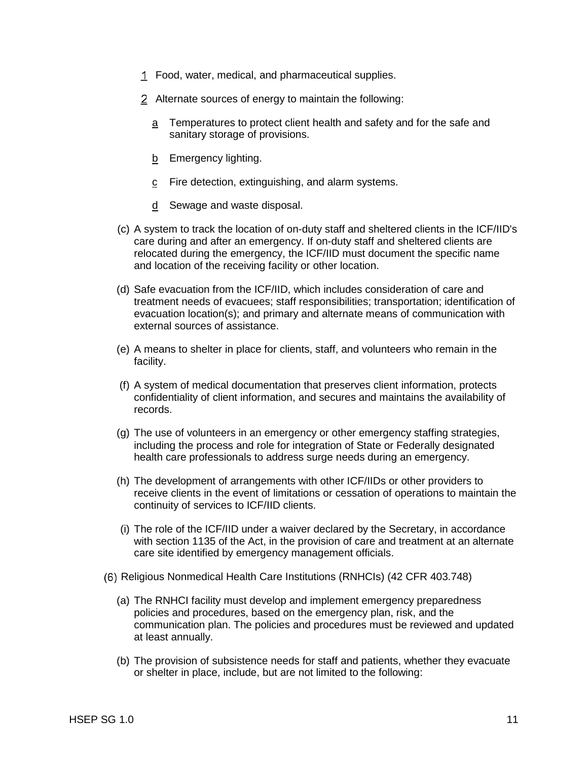1 Food, water, medical, and pharmaceutical supplies.

2 Alternate sources of energy to maintain the following:

a Temperatures to protect client health and safety and for the safe and sanitary storage of provisions.

b Emergency lighting.

c Fire detection, extinguishing, and alarm systems.

d Sewage and waste disposal.

(c) A system to track the location of on-duty staff and sheltered clients in the ICF/IID's care during and after an emergency. If on-duty staff and sheltered clients are relocated during the emergency, the ICF/IID must document the specific name and location of the receiving facility or other location.

(d) Safe evacuation from the ICF/IID, which includes consideration of care and treatment needs of evacuees; staff responsibilities; transportation; identification of evacuation location(s); and primary and alternate means of communication with external sources of assistance.

(e) A means to shelter in place for clients, staff, and volunteers who remain in the facility.

(f) A system of medical documentation that preserves client information, protects confidentiality of client information, and secures and maintains the availability of records.

(g) The use of volunteers in an emergency or other emergency staffing strategies, including the process and role for integration of State or Federally designated health care professionals to address surge needs during an emergency.

(h) The development of arrangements with other ICF/IIDs or other providers to receive clients in the event of limitations or cessation of operations to maintain the continuity of services to ICF/IID clients.

(i) The role of the ICF/IID under a waiver declared by the Secretary, in accordance with section 1135 of the Act, in the provision of care and treatment at an alternate care site identified by emergency management officials.

(6) Religious Nonmedical Health Care Institutions (RNHCIs) (42 CFR 403.748)

(a) The RNHCI facility must develop and implement emergency preparedness policies and procedures, based on the emergency plan, risk, and the communication plan. The policies and procedures must be reviewed and updated at least annually.

(b) The provision of subsistence needs for staff and patients, whether they evacuate or shelter in place, include, but are not limited to the following: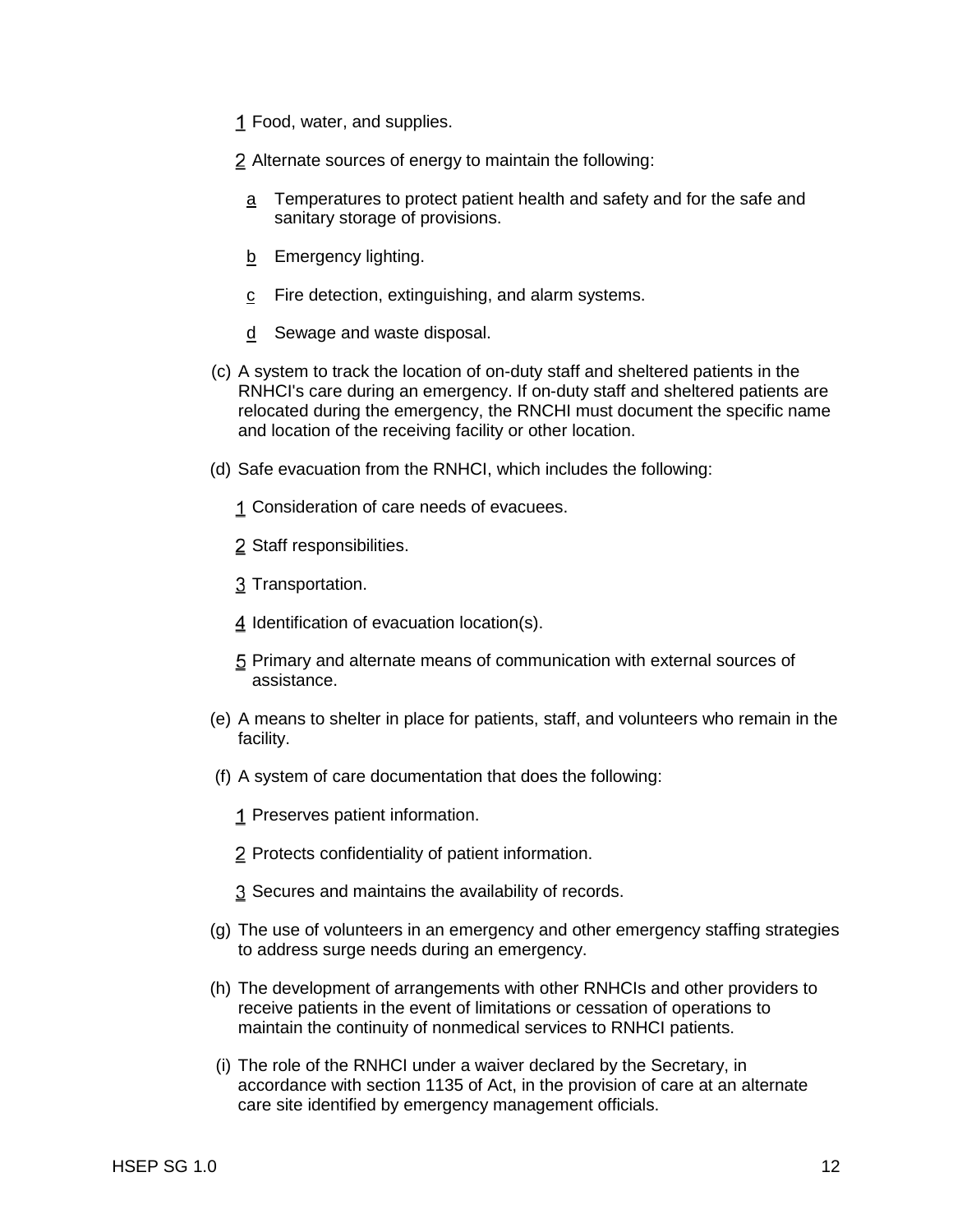1 Food, water, and supplies.

2 Alternate sources of energy to maintain the following:

a Temperatures to protect patient health and safety and for the safe and sanitary storage of provisions.

b Emergency lighting.

c Fire detection, extinguishing, and alarm systems.

d Sewage and waste disposal.

(c) A system to track the location of on-duty staff and sheltered patients in the RNHCI's care during an emergency. If on-duty staff and sheltered patients are relocated during the emergency, the RNCHI must document the specific name and location of the receiving facility or other location.

(d) Safe evacuation from the RNHCI, which includes the following:

1 Consideration of care needs of evacuees.

2 Staff responsibilities.

3 Transportation.

4 Identification of evacuation location(s).

5 Primary and alternate means of communication with external sources of assistance.

(e) A means to shelter in place for patients, staff, and volunteers who remain in the facility.

(f) A system of care documentation that does the following:

1 Preserves patient information.

2 Protects confidentiality of patient information.

3 Secures and maintains the availability of records.

(g) The use of volunteers in an emergency and other emergency staffing strategies to address surge needs during an emergency.

(h) The development of arrangements with other RNHCIs and other providers to receive patients in the event of limitations or cessation of operations to maintain the continuity of nonmedical services to RNHCI patients.

(i) The role of the RNHCI under a waiver declared by the Secretary, in accordance with section 1135 of Act, in the provision of care at an alternate care site identified by emergency management officials.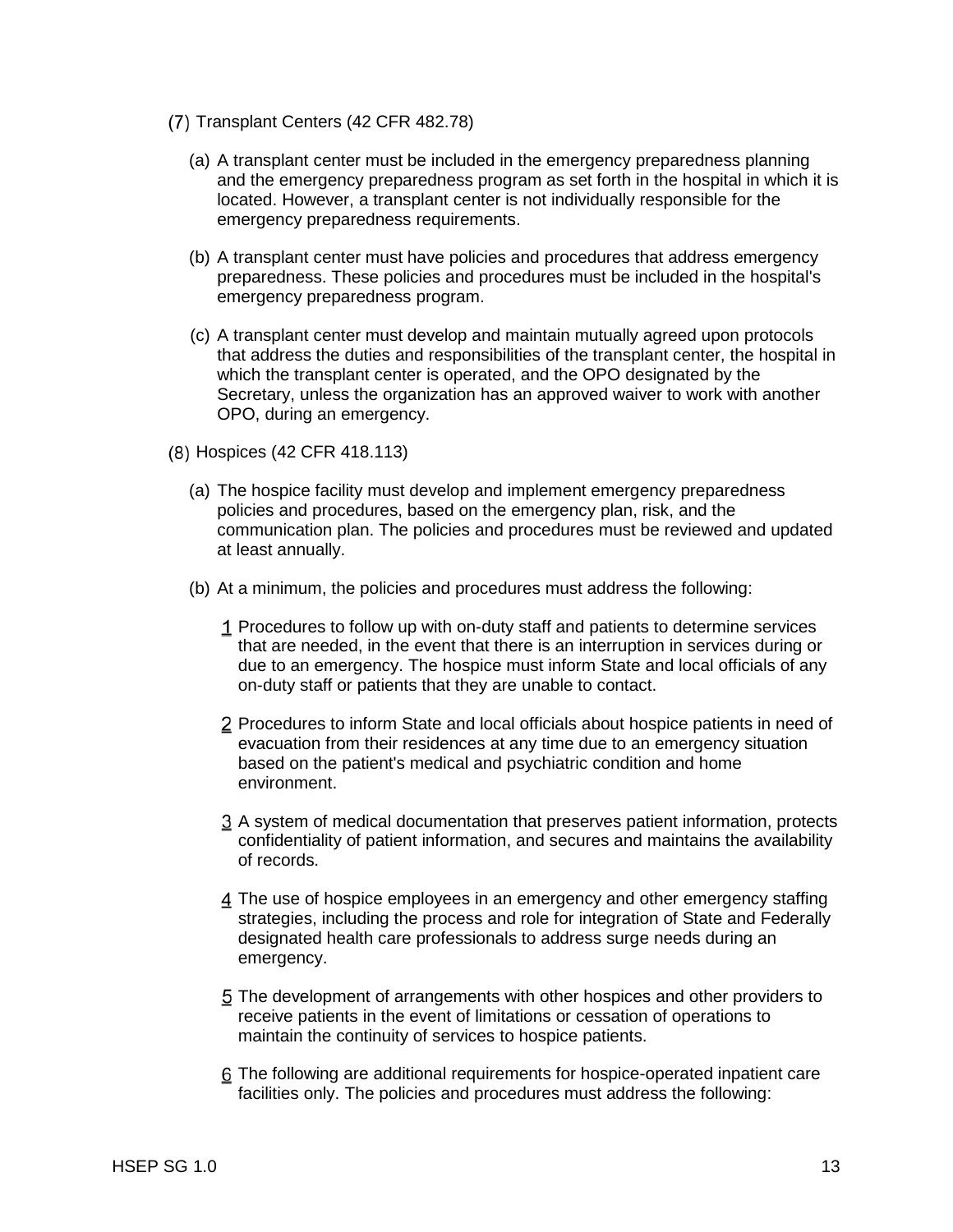(7) Transplant Centers (42 CFR 482.78)

(a) A transplant center must be included in the emergency preparedness planning and the emergency preparedness program as set forth in the hospital in which it is located. However, a transplant center is not individually responsible for the emergency preparedness requirements.

(b) A transplant center must have policies and procedures that address emergency preparedness. These policies and procedures must be included in the hospital's emergency preparedness program.

(c) A transplant center must develop and maintain mutually agreed upon protocols that address the duties and responsibilities of the transplant center, the hospital in which the transplant center is operated, and the OPO designated by the Secretary, unless the organization has an approved waiver to work with another OPO, during an emergency.

(8) Hospices (42 CFR 418.113)

(a) The hospice facility must develop and implement emergency preparedness policies and procedures, based on the emergency plan, risk, and the communication plan. The policies and procedures must be reviewed and updated at least annually.

(b) At a minimum, the policies and procedures must address the following:

1 Procedures to follow up with on-duty staff and patients to determine services that are needed, in the event that there is an interruption in services during or due to an emergency. The hospice must inform State and local officials of any on-duty staff or patients that they are unable to contact.

2 Procedures to inform State and local officials about hospice patients in need of evacuation from their residences at any time due to an emergency situation based on the patient's medical and psychiatric condition and home environment.

3 A system of medical documentation that preserves patient information, protects confidentiality of patient information, and secures and maintains the availability of records.

4 The use of hospice employees in an emergency and other emergency staffing strategies, including the process and role for integration of State and Federally designated health care professionals to address surge needs during an emergency.

5 The development of arrangements with other hospices and other providers to receive patients in the event of limitations or cessation of operations to maintain the continuity of services to hospice patients.

6 The following are additional requirements for hospice-operated inpatient care facilities only. The policies and procedures must address the following: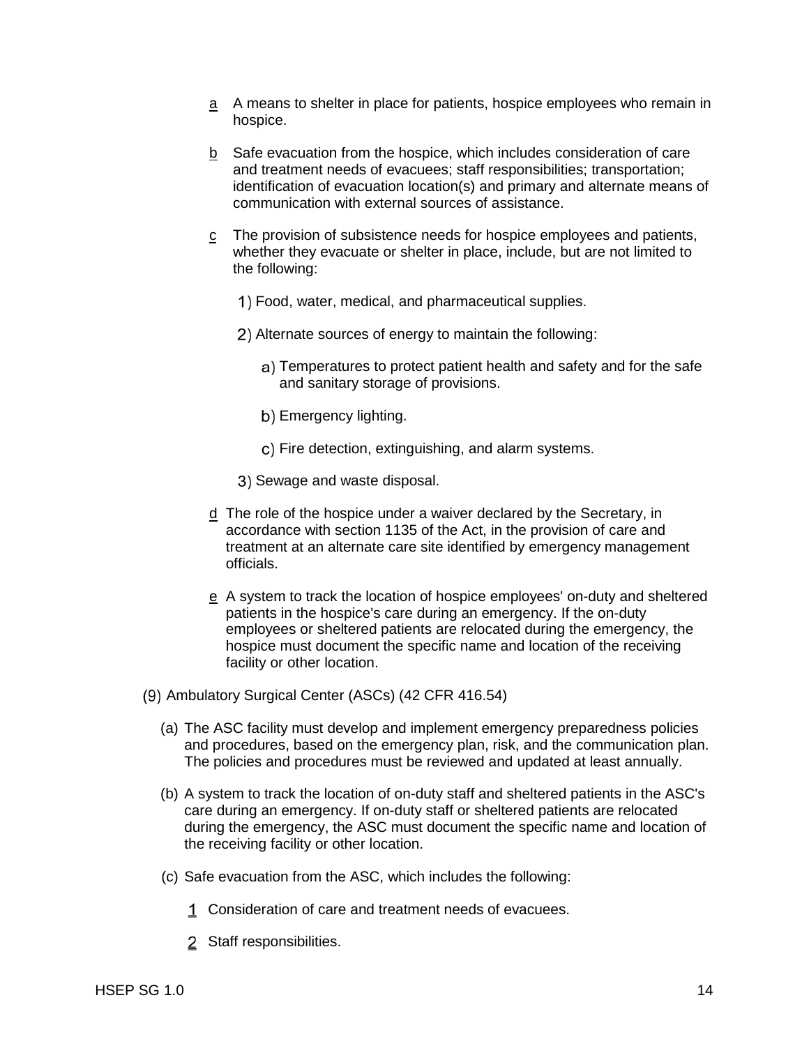a A means to shelter in place for patients, hospice employees who remain in hospice.

b Safe evacuation from the hospice, which includes consideration of care and treatment needs of evacuees; staff responsibilities; transportation; identification of evacuation location(s) and primary and alternate means of communication with external sources of assistance.

c The provision of subsistence needs for hospice employees and patients, whether they evacuate or shelter in place, include, but are not limited to the following:

1) Food, water, medical, and pharmaceutical supplies.

2) Alternate sources of energy to maintain the following:

a) Temperatures to protect patient health and safety and for the safe and sanitary storage of provisions.

b) Emergency lighting.

c) Fire detection, extinguishing, and alarm systems.

3) Sewage and waste disposal.

d The role of the hospice under a waiver declared by the Secretary, in accordance with section 1135 of the Act, in the provision of care and treatment at an alternate care site identified by emergency management officials.

e A system to track the location of hospice employees' on-duty and sheltered patients in the hospice's care during an emergency. If the on-duty employees or sheltered patients are relocated during the emergency, the hospice must document the specific name and location of the receiving facility or other location.

(9) Ambulatory Surgical Center (ASCs) (42 CFR 416.54)

(a) The ASC facility must develop and implement emergency preparedness policies and procedures, based on the emergency plan, risk, and the communication plan. The policies and procedures must be reviewed and updated at least annually.

(b) A system to track the location of on-duty staff and sheltered patients in the ASC's care during an emergency. If on-duty staff or sheltered patients are relocated during the emergency, the ASC must document the specific name and location of the receiving facility or other location.

(c) Safe evacuation from the ASC, which includes the following:

1 Consideration of care and treatment needs of evacuees.

2 Staff responsibilities.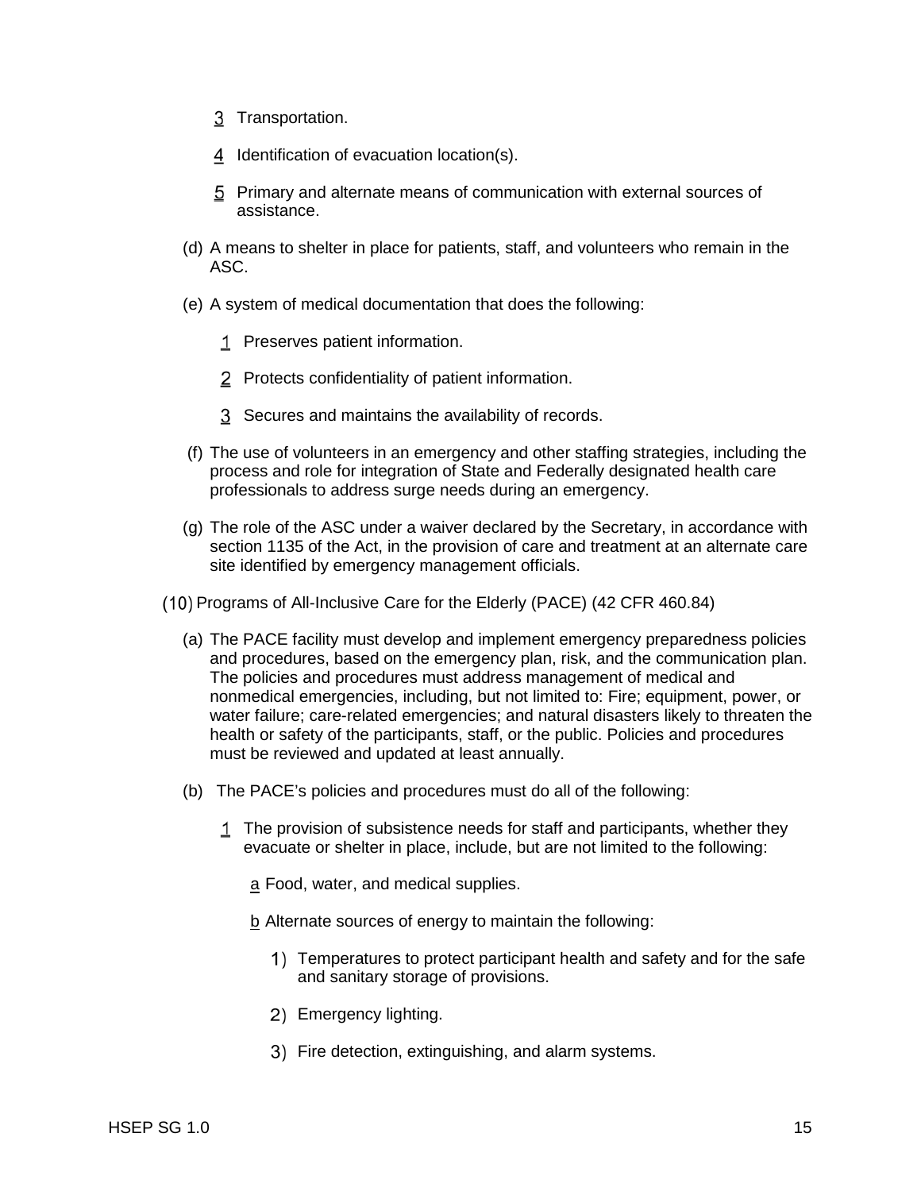3 Transportation.

4 Identification of evacuation location(s).

5 Primary and alternate means of communication with external sources of assistance.

(d) A means to shelter in place for patients, staff, and volunteers who remain in the ASC.

(e) A system of medical documentation that does the following:

1 Preserves patient information.

2 Protects confidentiality of patient information.

3 Secures and maintains the availability of records.

(f) The use of volunteers in an emergency and other staffing strategies, including the process and role for integration of State and Federally designated health care professionals to address surge needs during an emergency.

(g) The role of the ASC under a waiver declared by the Secretary, in accordance with section 1135 of the Act, in the provision of care and treatment at an alternate care site identified by emergency management officials.

(10) Programs of All-Inclusive Care for the Elderly (PACE) (42 CFR 460.84)

(a) The PACE facility must develop and implement emergency preparedness policies and procedures, based on the emergency plan, risk, and the communication plan. The policies and procedures must address management of medical and nonmedical emergencies, including, but not limited to: Fire; equipment, power, or water failure; care-related emergencies; and natural disasters likely to threaten the health or safety of the participants, staff, or the public. Policies and procedures must be reviewed and updated at least annually.

(b) The PACE's policies and procedures must do all of the following:

1 The provision of subsistence needs for staff and participants, whether they evacuate or shelter in place, include, but are not limited to the following:

a Food, water, and medical supplies.

b Alternate sources of energy to maintain the following:

1) Temperatures to protect participant health and safety and for the safe and sanitary storage of provisions.

2) Emergency lighting.

3) Fire detection, extinguishing, and alarm systems.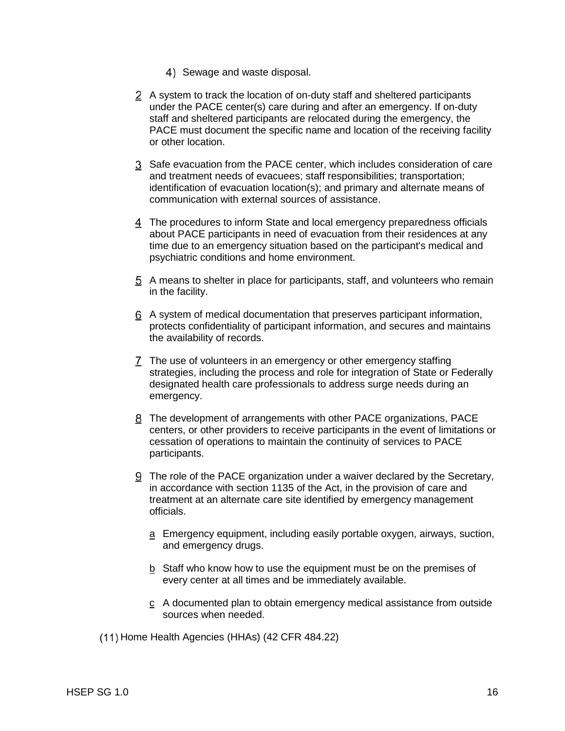4) Sewage and waste disposal.

2 A system to track the location of on-duty staff and sheltered participants under the PACE center(s) care during and after an emergency. If on-duty staff and sheltered participants are relocated during the emergency, the PACE must document the specific name and location of the receiving facility or other location.

3 Safe evacuation from the PACE center, which includes consideration of care and treatment needs of evacuees; staff responsibilities; transportation; identification of evacuation location(s); and primary and alternate means of communication with external sources of assistance.

4 The procedures to inform State and local emergency preparedness officials about PACE participants in need of evacuation from their residences at any time due to an emergency situation based on the participant's medical and psychiatric conditions and home environment.

5 A means to shelter in place for participants, staff, and volunteers who remain in the facility.

6 A system of medical documentation that preserves participant information, protects confidentiality of participant information, and secures and maintains the availability of records.

7 The use of volunteers in an emergency or other emergency staffing strategies, including the process and role for integration of State or Federally designated health care professionals to address surge needs during an emergency.

8 The development of arrangements with other PACE organizations, PACE centers, or other providers to receive participants in the event of limitations or cessation of operations to maintain the continuity of services to PACE participants.

9 The role of the PACE organization under a waiver declared by the Secretary, in accordance with section 1135 of the Act, in the provision of care and treatment at an alternate care site identified by emergency management officials.

a Emergency equipment, including easily portable oxygen, airways, suction, and emergency drugs.

b Staff who know how to use the equipment must be on the premises of every center at all times and be immediately available.

c A documented plan to obtain emergency medical assistance from outside sources when needed.

(11) Home Health Agencies (HHAs) (42 CFR 484.22)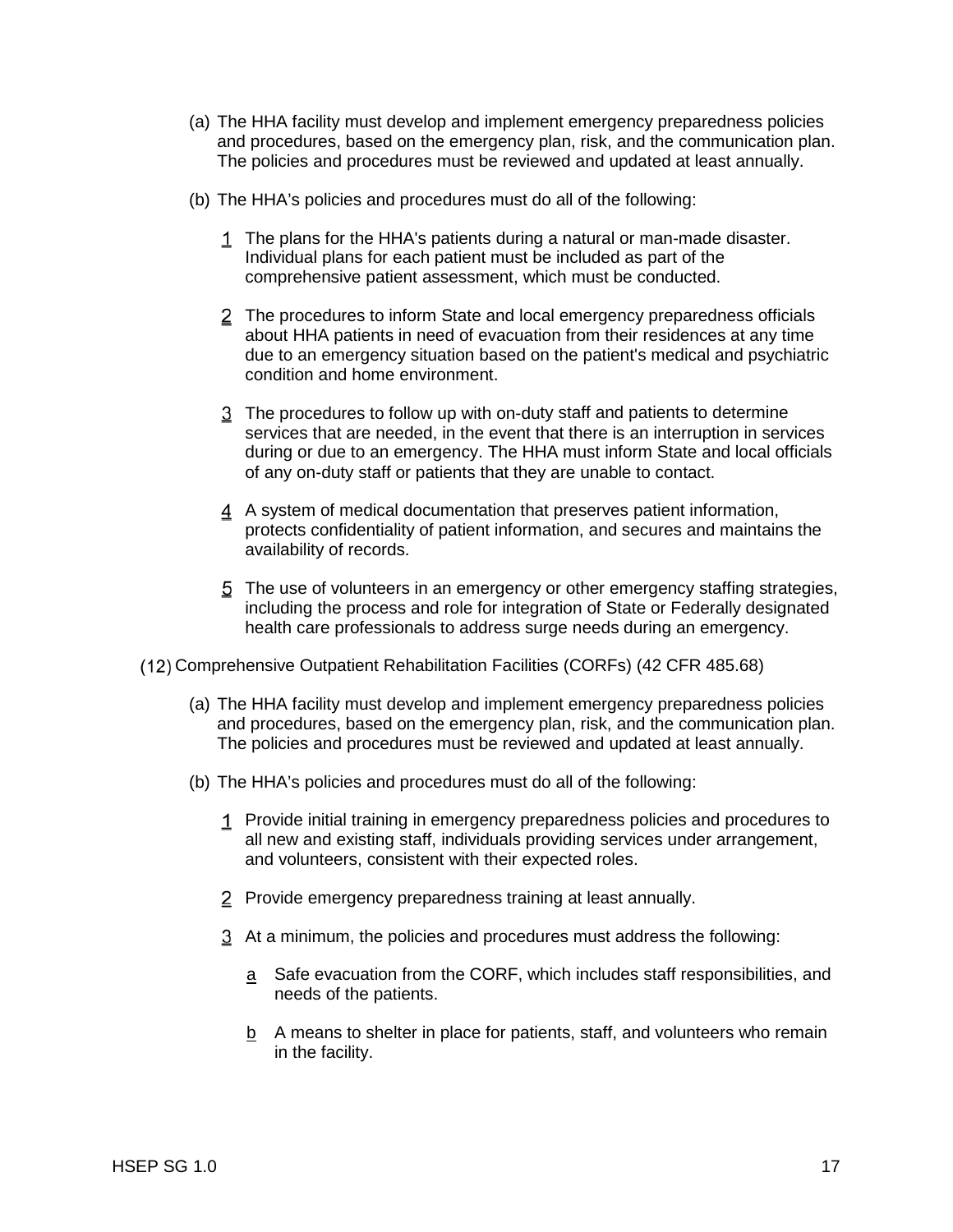(a) The HHA facility must develop and implement emergency preparedness policies and procedures, based on the emergency plan, risk, and the communication plan. The policies and procedures must be reviewed and updated at least annually.

(b) The HHA's policies and procedures must do all of the following:

1 The plans for the HHA's patients during a natural or man-made disaster. Individual plans for each patient must be included as part of the comprehensive patient assessment, which must be conducted.

2 The procedures to inform State and local emergency preparedness officials about HHA patients in need of evacuation from their residences at any time due to an emergency situation based on the patient's medical and psychiatric condition and home environment.

3 The procedures to follow up with on-duty staff and patients to determine services that are needed, in the event that there is an interruption in services during or due to an emergency. The HHA must inform State and local officials of any on-duty staff or patients that they are unable to contact.

4 A system of medical documentation that preserves patient information, protects confidentiality of patient information, and secures and maintains the availability of records.

5 The use of volunteers in an emergency or other emergency staffing strategies, including the process and role for integration of State or Federally designated health care professionals to address surge needs during an emergency.

(12) Comprehensive Outpatient Rehabilitation Facilities (CORFs) (42 CFR 485.68)

(a) The HHA facility must develop and implement emergency preparedness policies and procedures, based on the emergency plan, risk, and the communication plan. The policies and procedures must be reviewed and updated at least annually.

(b) The HHA's policies and procedures must do all of the following:

1 Provide initial training in emergency preparedness policies and procedures to all new and existing staff, individuals providing services under arrangement, and volunteers, consistent with their expected roles.

2 Provide emergency preparedness training at least annually.

3 At a minimum, the policies and procedures must address the following:

a Safe evacuation from the CORF, which includes staff responsibilities, and needs of the patients.

b A means to shelter in place for patients, staff, and volunteers who remain in the facility.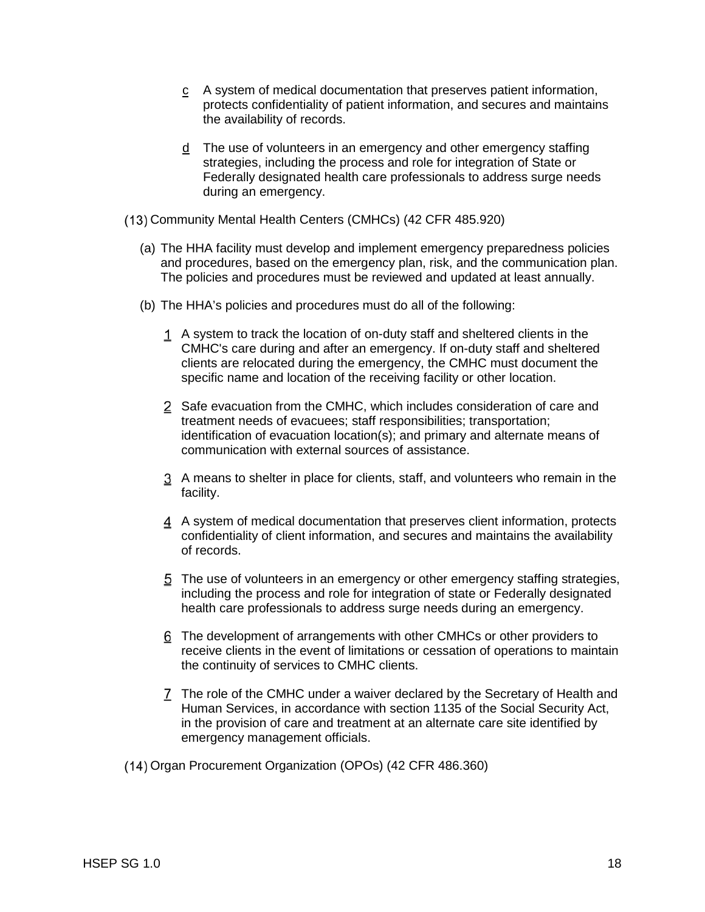c A system of medical documentation that preserves patient information, protects confidentiality of patient information, and secures and maintains the availability of records.

d The use of volunteers in an emergency and other emergency staffing strategies, including the process and role for integration of State or Federally designated health care professionals to address surge needs during an emergency.

(13) Community Mental Health Centers (CMHCs) (42 CFR 485.920)

(a) The HHA facility must develop and implement emergency preparedness policies and procedures, based on the emergency plan, risk, and the communication plan. The policies and procedures must be reviewed and updated at least annually.

(b) The HHA's policies and procedures must do all of the following:

1 A system to track the location of on-duty staff and sheltered clients in the CMHC's care during and after an emergency. If on-duty staff and sheltered clients are relocated during the emergency, the CMHC must document the specific name and location of the receiving facility or other location.

2 Safe evacuation from the CMHC, which includes consideration of care and treatment needs of evacuees; staff responsibilities; transportation; identification of evacuation location(s); and primary and alternate means of communication with external sources of assistance.

3 A means to shelter in place for clients, staff, and volunteers who remain in the facility.

4 A system of medical documentation that preserves client information, protects confidentiality of client information, and secures and maintains the availability of records.

5 The use of volunteers in an emergency or other emergency staffing strategies, including the process and role for integration of state or Federally designated health care professionals to address surge needs during an emergency.

6 The development of arrangements with other CMHCs or other providers to receive clients in the event of limitations or cessation of operations to maintain the continuity of services to CMHC clients.

7 The role of the CMHC under a waiver declared by the Secretary of Health and Human Services, in accordance with section 1135 of the Social Security Act, in the provision of care and treatment at an alternate care site identified by emergency management officials.

(14) Organ Procurement Organization (OPOs) (42 CFR 486.360)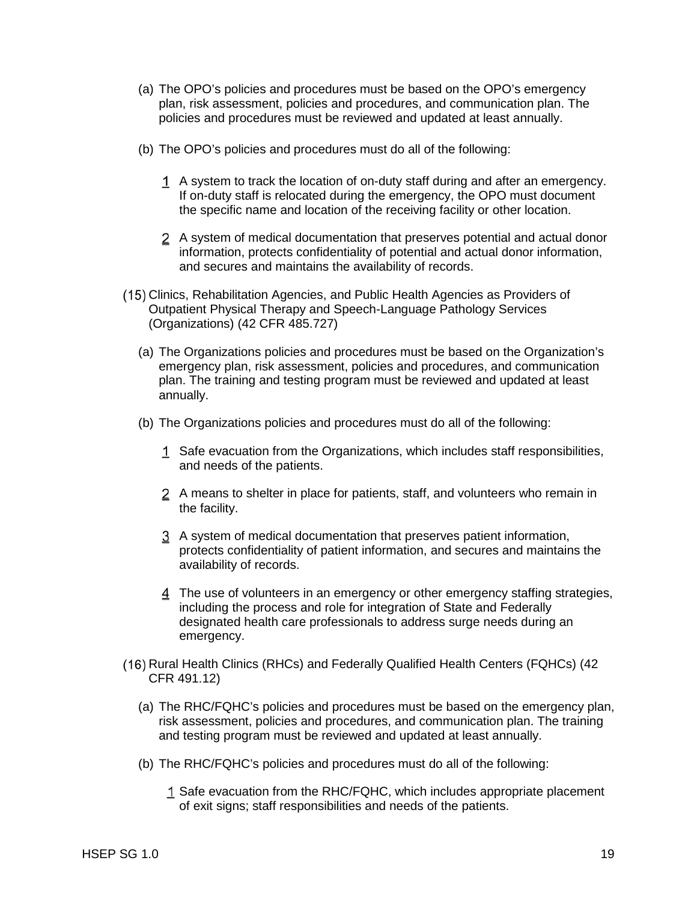(a) The OPO's policies and procedures must be based on the OPO's emergency plan, risk assessment, policies and procedures, and communication plan. The policies and procedures must be reviewed and updated at least annually.

(b) The OPO's policies and procedures must do all of the following:

1. A system to track the location of on-duty staff during and after an emergency. If on-duty staff is relocated during the emergency, the OPO must document the specific name and location of the receiving facility or other location.

2. A system of medical documentation that preserves potential and actual donor information, protects confidentiality of potential and actual donor information, and secures and maintains the availability of records.

(15) Clinics, Rehabilitation Agencies, and Public Health Agencies as Providers of Outpatient Physical Therapy and Speech-Language Pathology Services (Organizations) (42 CFR 485.727)

(a) The Organizations policies and procedures must be based on the Organization's emergency plan, risk assessment, policies and procedures, and communication plan. The training and testing program must be reviewed and updated at least annually.

(b) The Organizations policies and procedures must do all of the following:

1. Safe evacuation from the Organizations, which includes staff responsibilities, and needs of the patients.

2. A means to shelter in place for patients, staff, and volunteers who remain in the facility.

3. A system of medical documentation that preserves patient information, protects confidentiality of patient information, and secures and maintains the availability of records.

4. The use of volunteers in an emergency or other emergency staffing strategies, including the process and role for integration of State and Federally designated health care professionals to address surge needs during an emergency.

(16) Rural Health Clinics (RHCs) and Federally Qualified Health Centers (FQHCs) (42 CFR 491.12)

(a) The RHC/FQHC's policies and procedures must be based on the emergency plan, risk assessment, policies and procedures, and communication plan. The training and testing program must be reviewed and updated at least annually.

(b) The RHC/FQHC's policies and procedures must do all of the following:

1. Safe evacuation from the RHC/FQHC, which includes appropriate placement of exit signs; staff responsibilities and needs of the patients.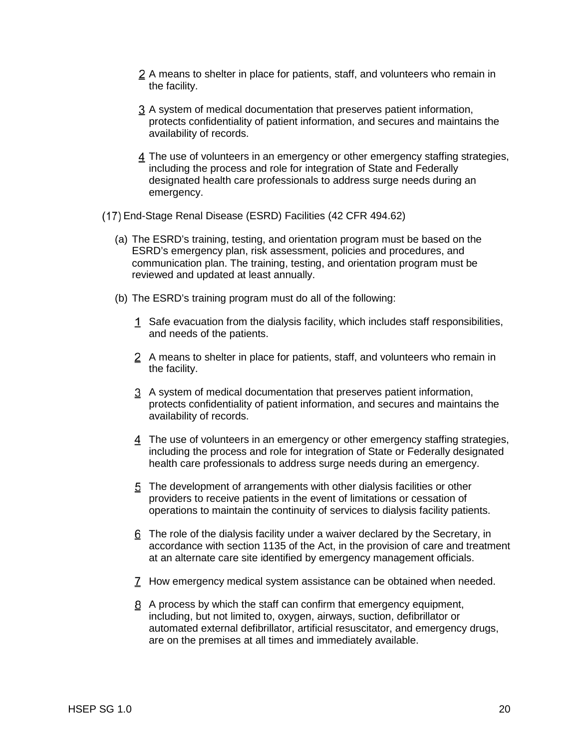2 A means to shelter in place for patients, staff, and volunteers who remain in the facility.

3 A system of medical documentation that preserves patient information, protects confidentiality of patient information, and secures and maintains the availability of records.

4 The use of volunteers in an emergency or other emergency staffing strategies, including the process and role for integration of State and Federally designated health care professionals to address surge needs during an emergency.

(17) End-Stage Renal Disease (ESRD) Facilities (42 CFR 494.62)

(a) The ESRD's training, testing, and orientation program must be based on the ESRD's emergency plan, risk assessment, policies and procedures, and communication plan. The training, testing, and orientation program must be reviewed and updated at least annually.

(b) The ESRD's training program must do all of the following:

1 Safe evacuation from the dialysis facility, which includes staff responsibilities, and needs of the patients.

2 A means to shelter in place for patients, staff, and volunteers who remain in the facility.

3 A system of medical documentation that preserves patient information, protects confidentiality of patient information, and secures and maintains the availability of records.

4 The use of volunteers in an emergency or other emergency staffing strategies, including the process and role for integration of State or Federally designated health care professionals to address surge needs during an emergency.

5 The development of arrangements with other dialysis facilities or other providers to receive patients in the event of limitations or cessation of operations to maintain the continuity of services to dialysis facility patients.

6 The role of the dialysis facility under a waiver declared by the Secretary, in accordance with section 1135 of the Act, in the provision of care and treatment at an alternate care site identified by emergency management officials.

7 How emergency medical system assistance can be obtained when needed.

8 A process by which the staff can confirm that emergency equipment, including, but not limited to, oxygen, airways, suction, defibrillator or automated external defibrillator, artificial resuscitator, and emergency drugs, are on the premises at all times and immediately available.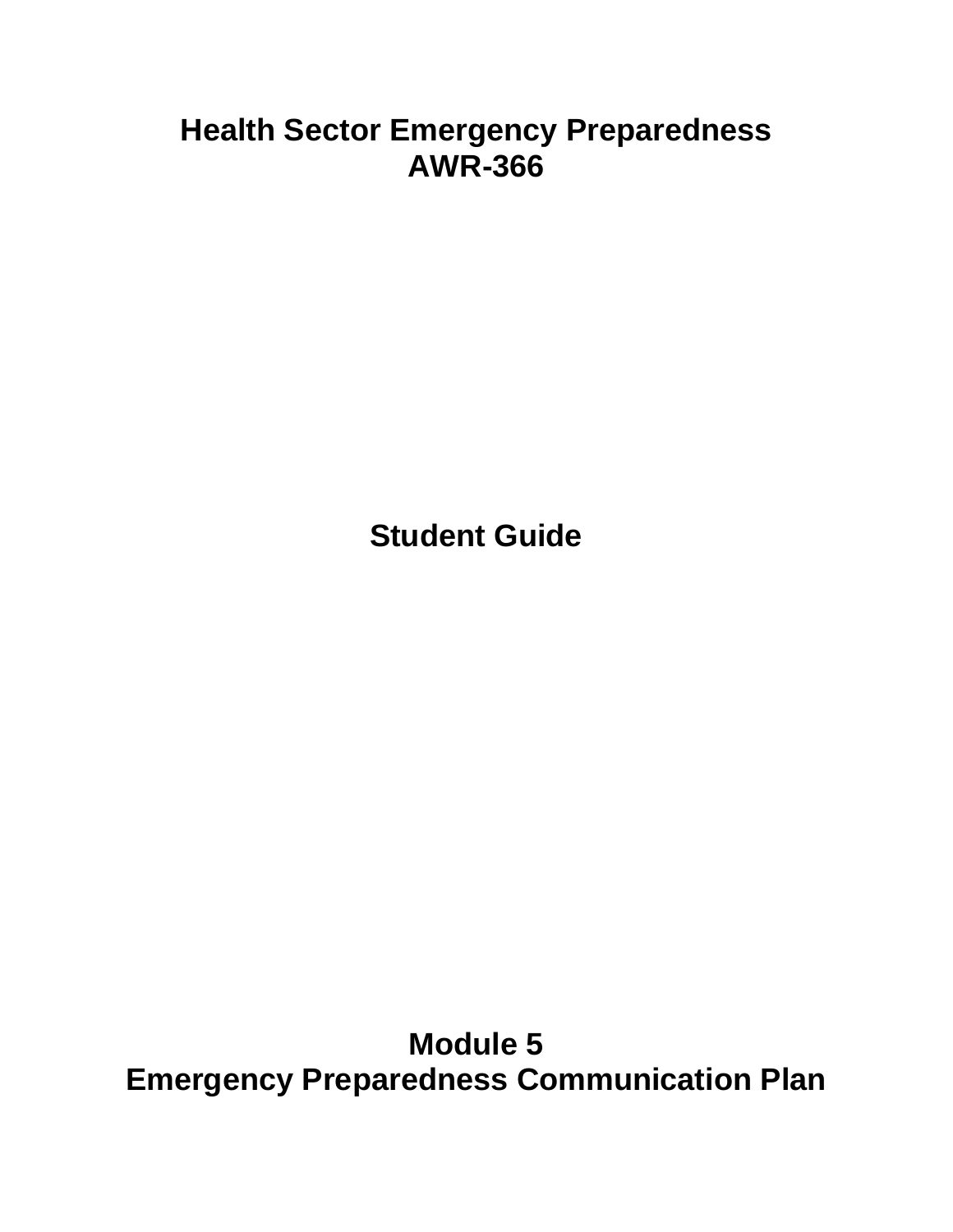# Health Sector Emergency Preparedness
# AWR-366

## Student Guide

## Module 5
## Emergency Preparedness Communication Plan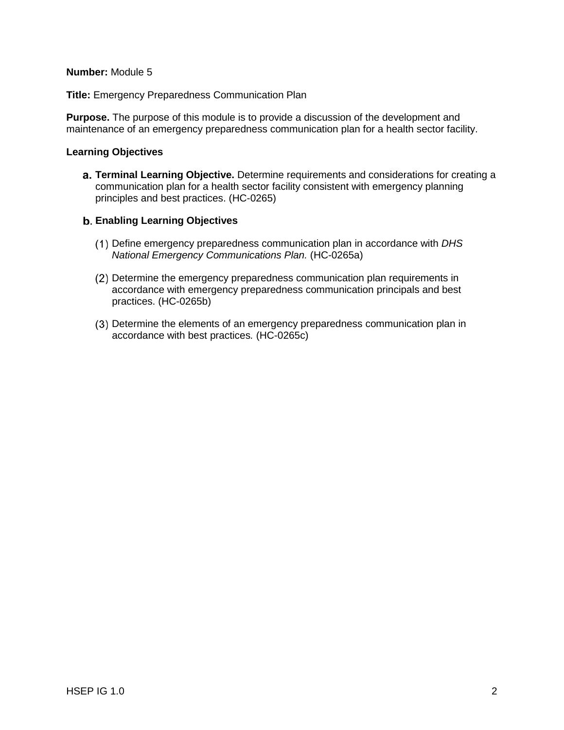**Number:** Module 5

**Title:** Emergency Preparedness Communication Plan

**Purpose.** The purpose of this module is to provide a discussion of the development and maintenance of an emergency preparedness communication plan for a health sector facility.

**Learning Objectives**

a. **Terminal Learning Objective.** Determine requirements and considerations for creating a communication plan for a health sector facility consistent with emergency planning principles and best practices. (HC-0265)

b. **Enabling Learning Objectives**

   (1) Define emergency preparedness communication plan in accordance with *DHS National Emergency Communications Plan.* (HC-0265a)

   (2) Determine the emergency preparedness communication plan requirements in accordance with emergency preparedness communication principals and best practices. (HC-0265b)

   (3) Determine the elements of an emergency preparedness communication plan in accordance with best practices. (HC-0265c)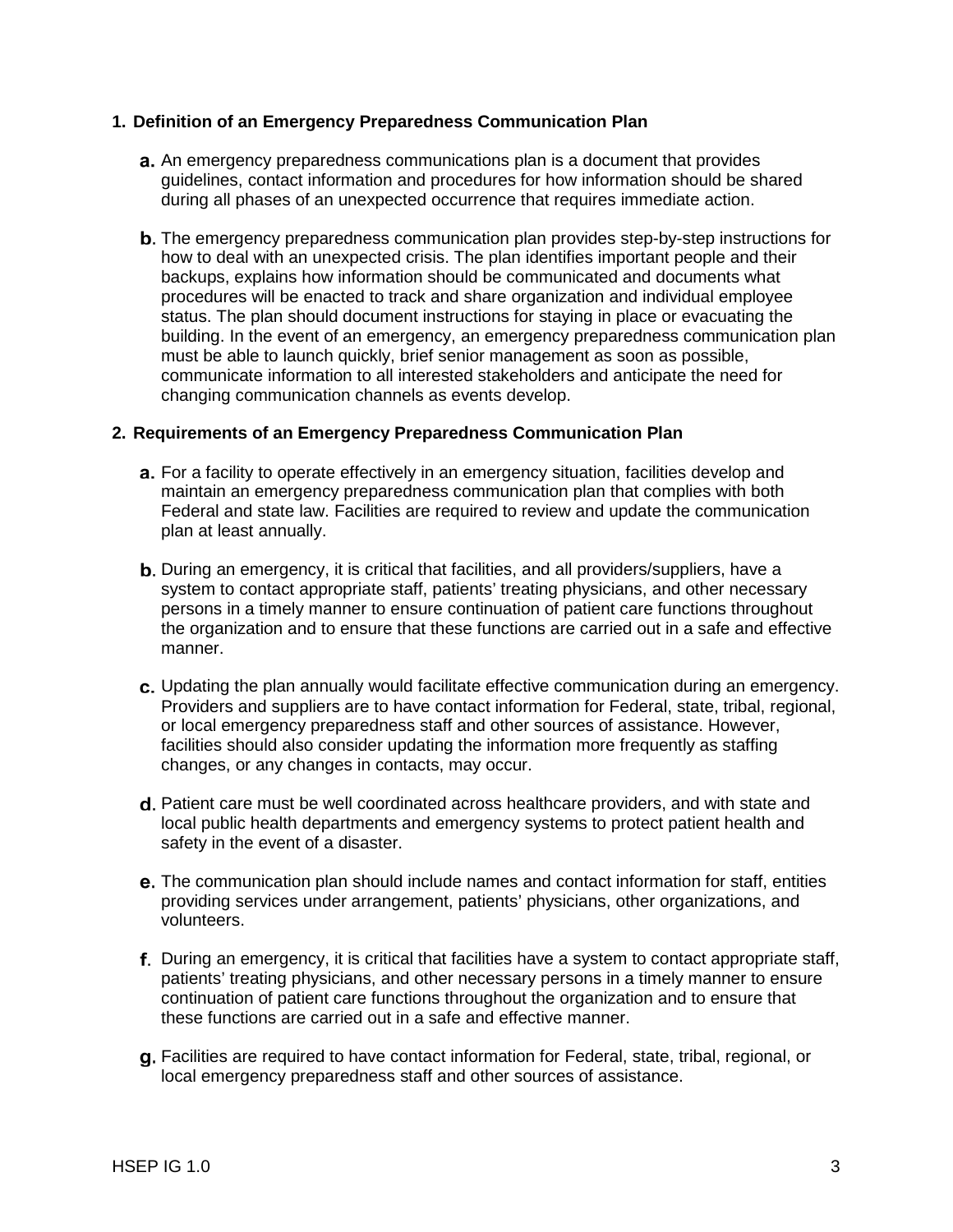1. **Definition of an Emergency Preparedness Communication Plan**

   a. An emergency preparedness communications plan is a document that provides guidelines, contact information and procedures for how information should be shared during all phases of an unexpected occurrence that requires immediate action.

   b. The emergency preparedness communication plan provides step-by-step instructions for how to deal with an unexpected crisis. The plan identifies important people and their backups, explains how information should be communicated and documents what procedures will be enacted to track and share organization and individual employee status. The plan should document instructions for staying in place or evacuating the building. In the event of an emergency, an emergency preparedness communication plan must be able to launch quickly, brief senior management as soon as possible, communicate information to all interested stakeholders and anticipate the need for changing communication channels as events develop.

2. **Requirements of an Emergency Preparedness Communication Plan**

   a. For a facility to operate effectively in an emergency situation, facilities develop and maintain an emergency preparedness communication plan that complies with both Federal and state law. Facilities are required to review and update the communication plan at least annually.

   b. During an emergency, it is critical that facilities, and all providers/suppliers, have a system to contact appropriate staff, patients' treating physicians, and other necessary persons in a timely manner to ensure continuation of patient care functions throughout the organization and to ensure that these functions are carried out in a safe and effective manner.

   c. Updating the plan annually would facilitate effective communication during an emergency. Providers and suppliers are to have contact information for Federal, state, tribal, regional, or local emergency preparedness staff and other sources of assistance. However, facilities should also consider updating the information more frequently as staffing changes, or any changes in contacts, may occur.

   d. Patient care must be well coordinated across healthcare providers, and with state and local public health departments and emergency systems to protect patient health and safety in the event of a disaster.

   e. The communication plan should include names and contact information for staff, entities providing services under arrangement, patients' physicians, other organizations, and volunteers.

   f. During an emergency, it is critical that facilities have a system to contact appropriate staff, patients' treating physicians, and other necessary persons in a timely manner to ensure continuation of patient care functions throughout the organization and to ensure that these functions are carried out in a safe and effective manner.

   g. Facilities are required to have contact information for Federal, state, tribal, regional, or local emergency preparedness staff and other sources of assistance.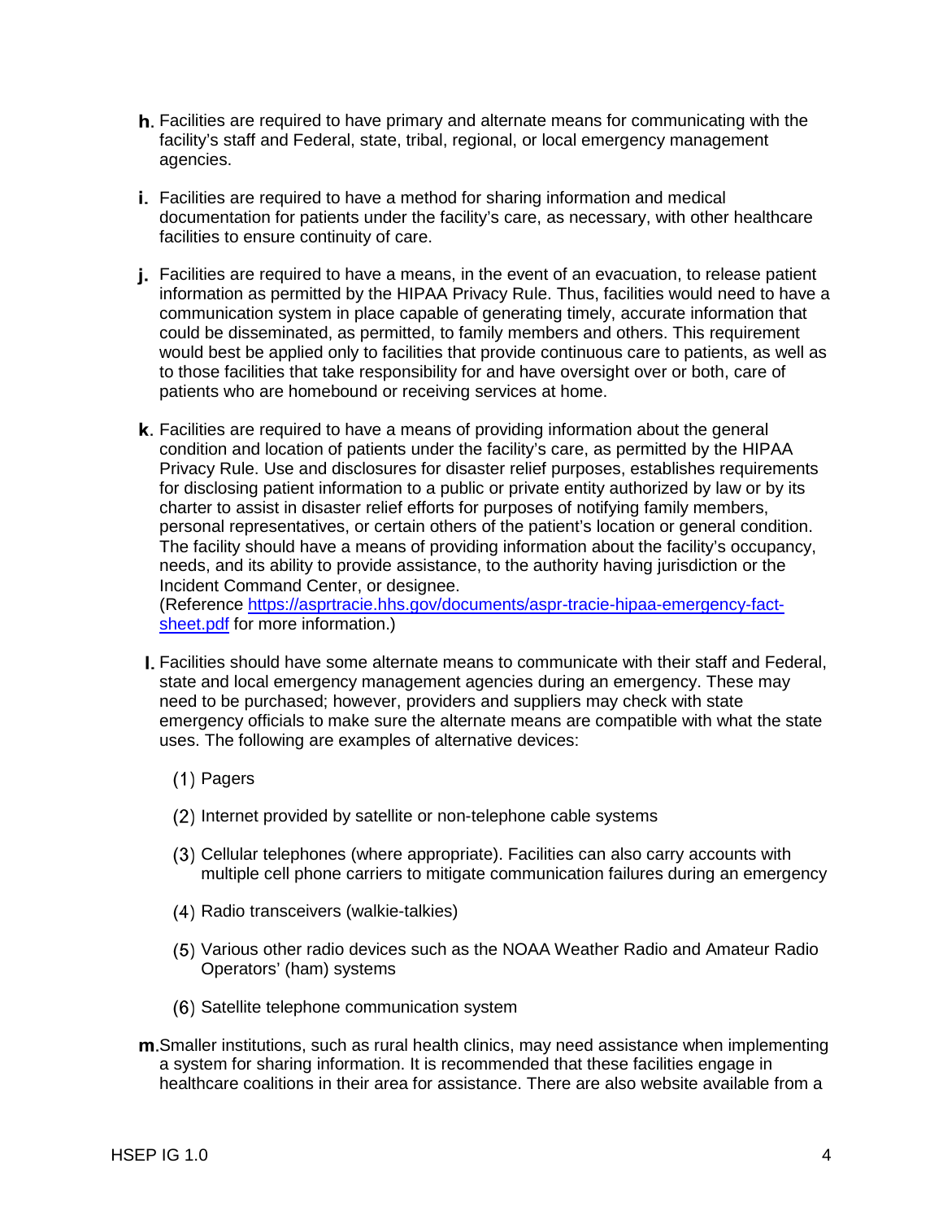h. Facilities are required to have primary and alternate means for communicating with the facility's staff and Federal, state, tribal, regional, or local emergency management agencies.

i. Facilities are required to have a method for sharing information and medical documentation for patients under the facility's care, as necessary, with other healthcare facilities to ensure continuity of care.

j. Facilities are required to have a means, in the event of an evacuation, to release patient information as permitted by the HIPAA Privacy Rule. Thus, facilities would need to have a communication system in place capable of generating timely, accurate information that could be disseminated, as permitted, to family members and others. This requirement would best be applied only to facilities that provide continuous care to patients, as well as to those facilities that take responsibility for and have oversight over or both, care of patients who are homebound or receiving services at home.

k. Facilities are required to have a means of providing information about the general condition and location of patients under the facility's care, as permitted by the HIPAA Privacy Rule. Use and disclosures for disaster relief purposes, establishes requirements for disclosing patient information to a public or private entity authorized by law or by its charter to assist in disaster relief efforts for purposes of notifying family members, personal representatives, or certain others of the patient's location or general condition. The facility should have a means of providing information about the facility's occupancy, needs, and its ability to provide assistance, to the authority having jurisdiction or the Incident Command Center, or designee.
(Reference https://asprtracie.hhs.gov/documents/aspr-tracie-hipaa-emergency-fact-sheet.pdf for more information.)

l. Facilities should have some alternate means to communicate with their staff and Federal, state and local emergency management agencies during an emergency. These may need to be purchased; however, providers and suppliers may check with state emergency officials to make sure the alternate means are compatible with what the state uses. The following are examples of alternative devices:

   (1) Pagers

   (2) Internet provided by satellite or non-telephone cable systems

   (3) Cellular telephones (where appropriate). Facilities can also carry accounts with multiple cell phone carriers to mitigate communication failures during an emergency

   (4) Radio transceivers (walkie-talkies)

   (5) Various other radio devices such as the NOAA Weather Radio and Amateur Radio Operators' (ham) systems

   (6) Satellite telephone communication system

m. Smaller institutions, such as rural health clinics, may need assistance when implementing a system for sharing information. It is recommended that these facilities engage in healthcare coalitions in their area for assistance. There are also website available from a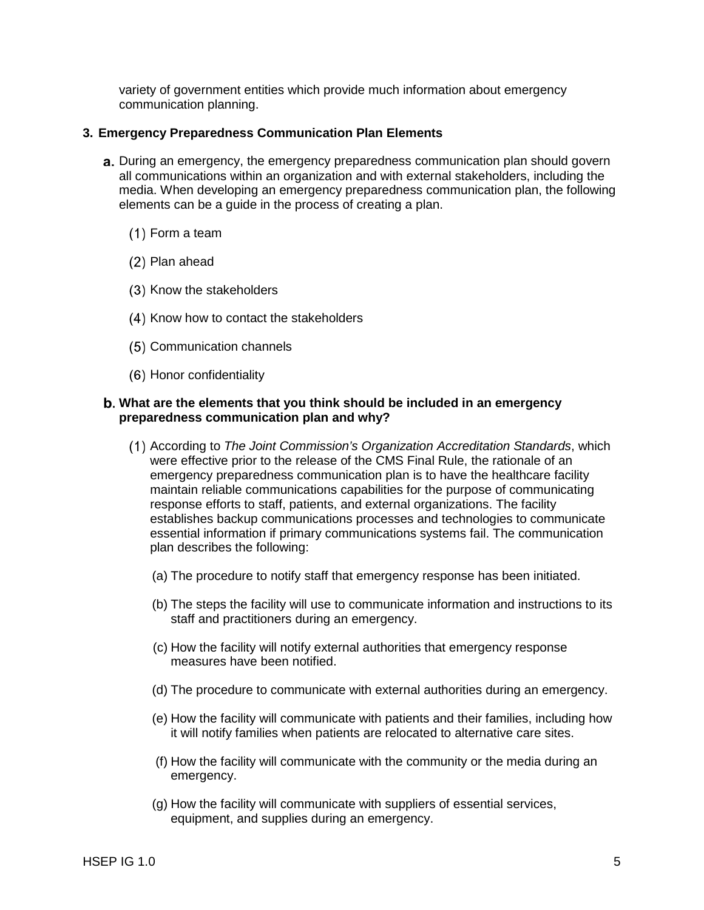variety of government entities which provide much information about emergency communication planning.

### 3. Emergency Preparedness Communication Plan Elements

a. During an emergency, the emergency preparedness communication plan should govern all communications within an organization and with external stakeholders, including the media. When developing an emergency preparedness communication plan, the following elements can be a guide in the process of creating a plan.

   (1) Form a team

   (2) Plan ahead

   (3) Know the stakeholders

   (4) Know how to contact the stakeholders

   (5) Communication channels

   (6) Honor confidentiality

b. **What are the elements that you think should be included in an emergency preparedness communication plan and why?**

   (1) According to *The Joint Commission's Organization Accreditation Standards*, which were effective prior to the release of the CMS Final Rule, the rationale of an emergency preparedness communication plan is to have the healthcare facility maintain reliable communications capabilities for the purpose of communicating response efforts to staff, patients, and external organizations. The facility establishes backup communications processes and technologies to communicate essential information if primary communications systems fail. The communication plan describes the following:

      (a) The procedure to notify staff that emergency response has been initiated.

      (b) The steps the facility will use to communicate information and instructions to its staff and practitioners during an emergency.

      (c) How the facility will notify external authorities that emergency response measures have been notified.

      (d) The procedure to communicate with external authorities during an emergency.

      (e) How the facility will communicate with patients and their families, including how it will notify families when patients are relocated to alternative care sites.

      (f) How the facility will communicate with the community or the media during an emergency.

      (g) How the facility will communicate with suppliers of essential services, equipment, and supplies during an emergency.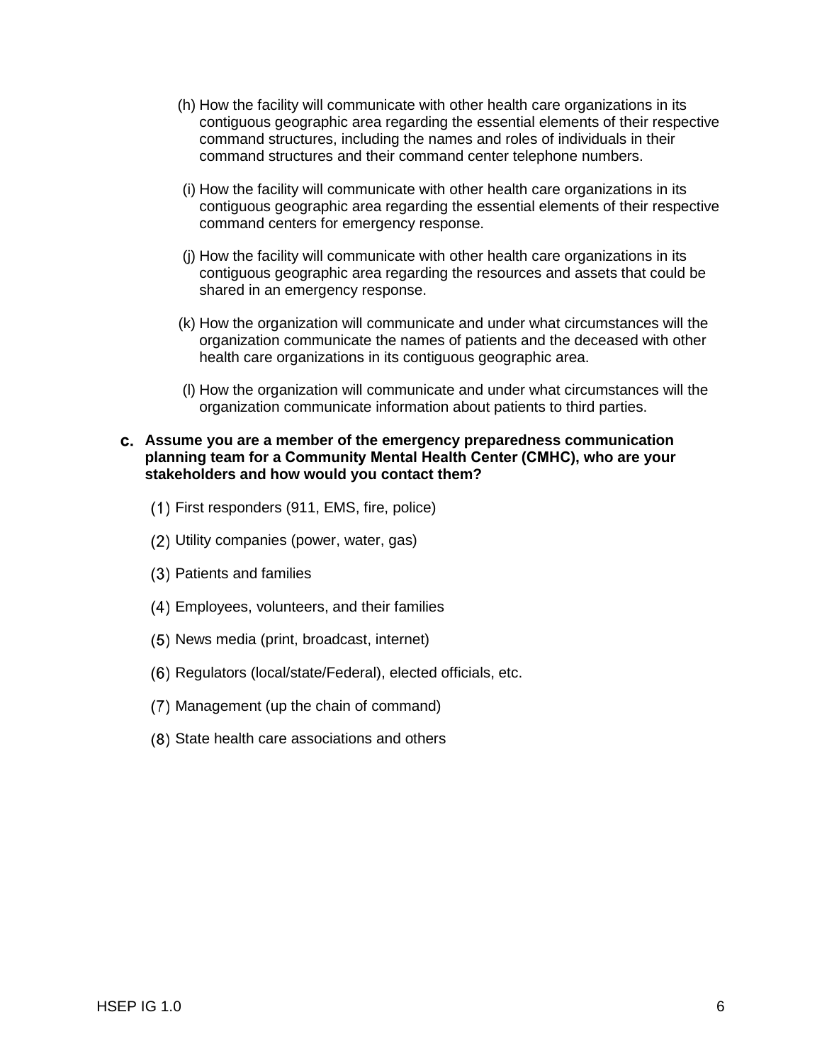(h) How the facility will communicate with other health care organizations in its contiguous geographic area regarding the essential elements of their respective command structures, including the names and roles of individuals in their command structures and their command center telephone numbers.

(i) How the facility will communicate with other health care organizations in its contiguous geographic area regarding the essential elements of their respective command centers for emergency response.

(j) How the facility will communicate with other health care organizations in its contiguous geographic area regarding the resources and assets that could be shared in an emergency response.

(k) How the organization will communicate and under what circumstances will the organization communicate the names of patients and the deceased with other health care organizations in its contiguous geographic area.

(l) How the organization will communicate and under what circumstances will the organization communicate information about patients to third parties.

**c. Assume you are a member of the emergency preparedness communication planning team for a Community Mental Health Center (CMHC), who are your stakeholders and how would you contact them?**

(1) First responders (911, EMS, fire, police)

(2) Utility companies (power, water, gas)

(3) Patients and families

(4) Employees, volunteers, and their families

(5) News media (print, broadcast, internet)

(6) Regulators (local/state/Federal), elected officials, etc.

(7) Management (up the chain of command)

(8) State health care associations and others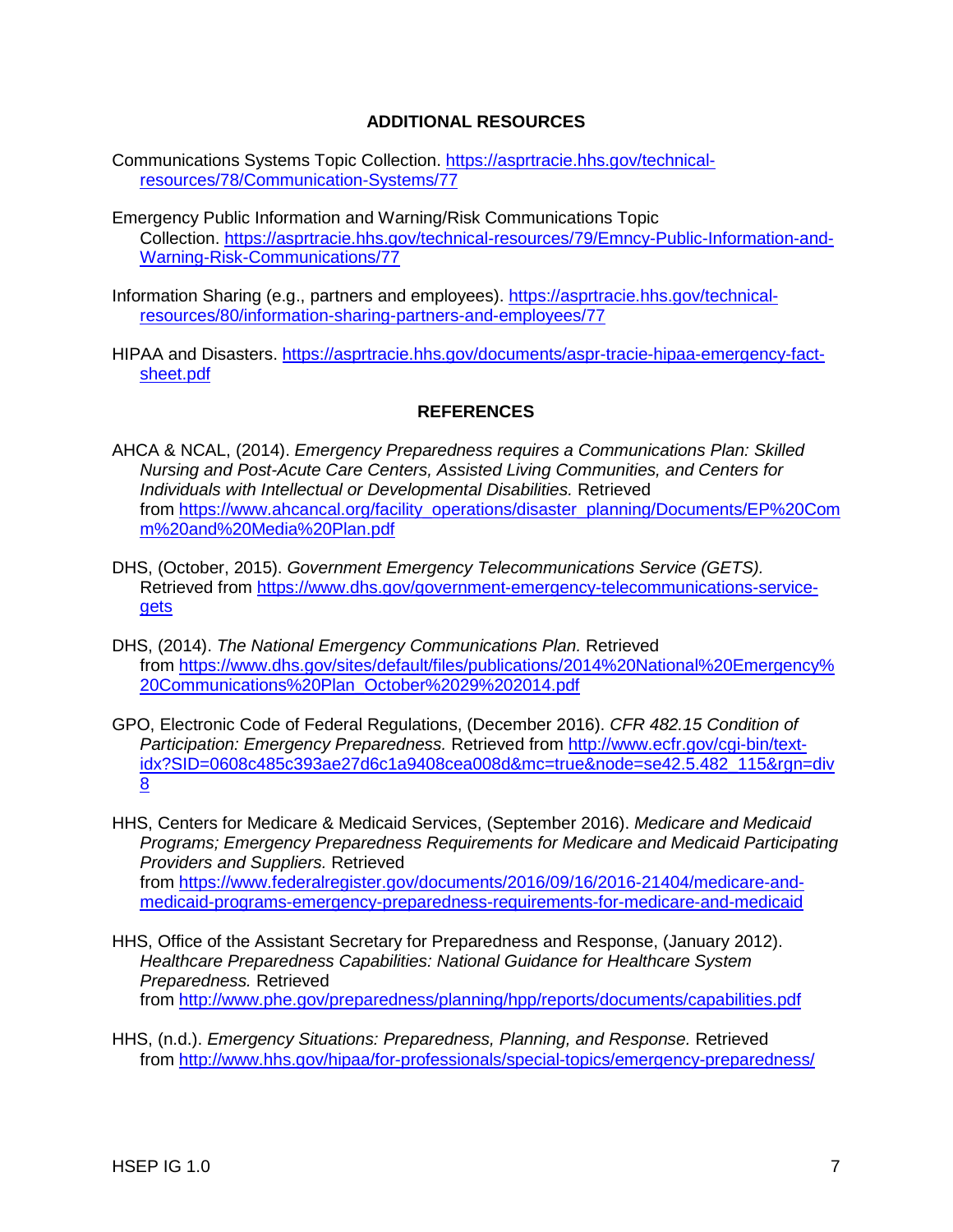## ADDITIONAL RESOURCES

Communications Systems Topic Collection. https://asprtracie.hhs.gov/technical-resources/78/Communication-Systems/77

Emergency Public Information and Warning/Risk Communications Topic Collection. https://asprtracie.hhs.gov/technical-resources/79/Emncy-Public-Information-and-Warning-Risk-Communications/77

Information Sharing (e.g., partners and employees). https://asprtracie.hhs.gov/technical-resources/80/information-sharing-partners-and-employees/77

HIPAA and Disasters. https://asprtracie.hhs.gov/documents/aspr-tracie-hipaa-emergency-fact-sheet.pdf

## REFERENCES

AHCA & NCAL, (2014). *Emergency Preparedness requires a Communications Plan: Skilled Nursing and Post-Acute Care Centers, Assisted Living Communities, and Centers for Individuals with Intellectual or Developmental Disabilities.* Retrieved from https://www.ahcancal.org/facility_operations/disaster_planning/Documents/EP%20Comm%20and%20Media%20Plan.pdf

DHS, (October, 2015). *Government Emergency Telecommunications Service (GETS).* Retrieved from https://www.dhs.gov/government-emergency-telecommunications-service-gets

DHS, (2014). *The National Emergency Communications Plan.* Retrieved from https://www.dhs.gov/sites/default/files/publications/2014%20National%20Emergency%20Communications%20Plan_October%2029%202014.pdf

GPO, Electronic Code of Federal Regulations, (December 2016). *CFR 482.15 Condition of Participation: Emergency Preparedness.* Retrieved from http://www.ecfr.gov/cgi-bin/text-idx?SID=0608c485c393ae27d6c1a9408cea008d&mc=true&node=se42.5.482_115&rgn=div8

HHS, Centers for Medicare & Medicaid Services, (September 2016). *Medicare and Medicaid Programs; Emergency Preparedness Requirements for Medicare and Medicaid Participating Providers and Suppliers.* Retrieved from https://www.federalregister.gov/documents/2016/09/16/2016-21404/medicare-and-medicaid-programs-emergency-preparedness-requirements-for-medicare-and-medicaid

HHS, Office of the Assistant Secretary for Preparedness and Response, (January 2012). *Healthcare Preparedness Capabilities: National Guidance for Healthcare System Preparedness.* Retrieved from http://www.phe.gov/preparedness/planning/hpp/reports/documents/capabilities.pdf

HHS, (n.d.). *Emergency Situations: Preparedness, Planning, and Response.* Retrieved from http://www.hhs.gov/hipaa/for-professionals/special-topics/emergency-preparedness/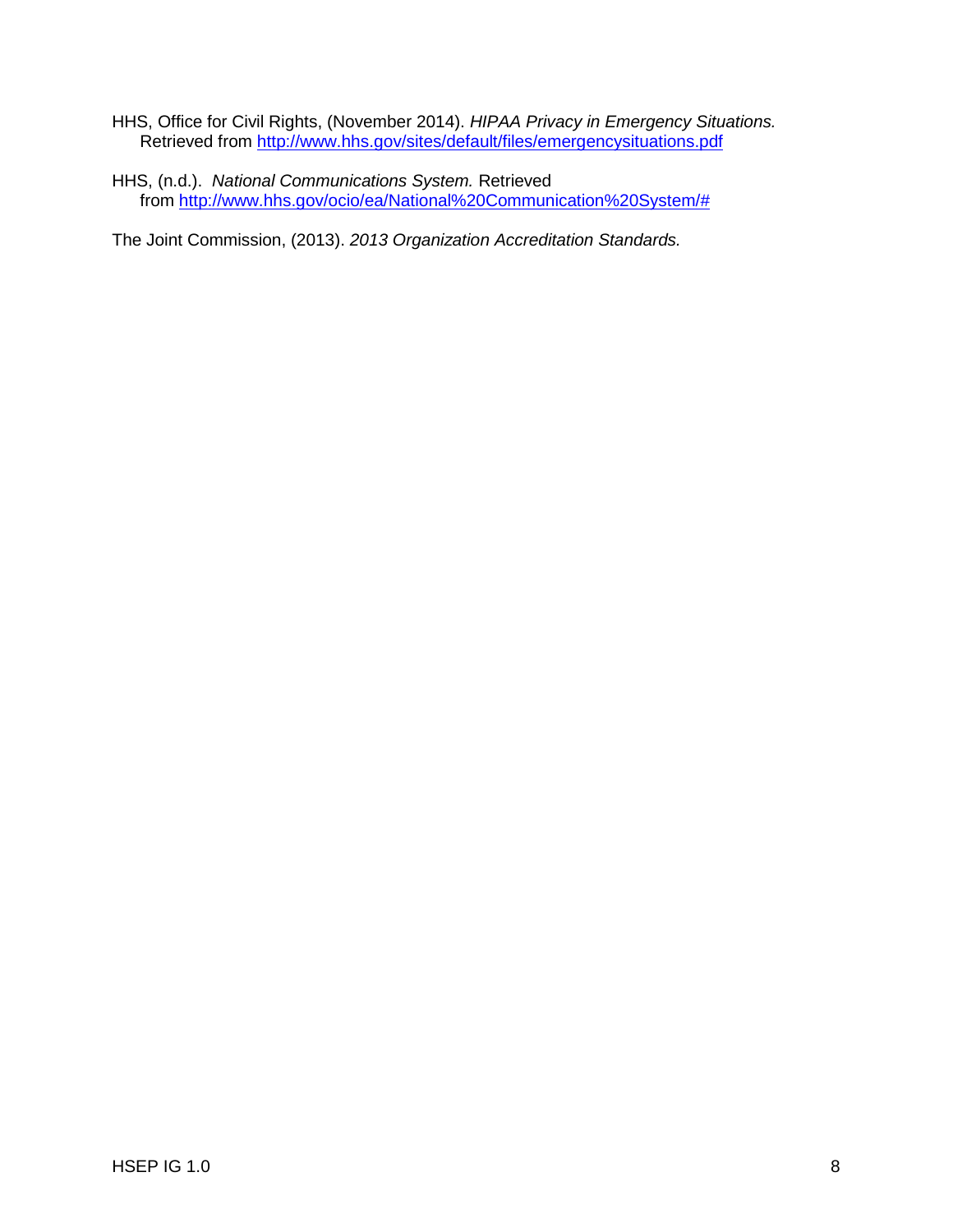HHS, Office for Civil Rights, (November 2014). *HIPAA Privacy in Emergency Situations.* Retrieved from http://www.hhs.gov/sites/default/files/emergencysituations.pdf

HHS, (n.d.). *National Communications System.* Retrieved from http://www.hhs.gov/ocio/ea/National%20Communication%20System/#

The Joint Commission, (2013). *2013 Organization Accreditation Standards.*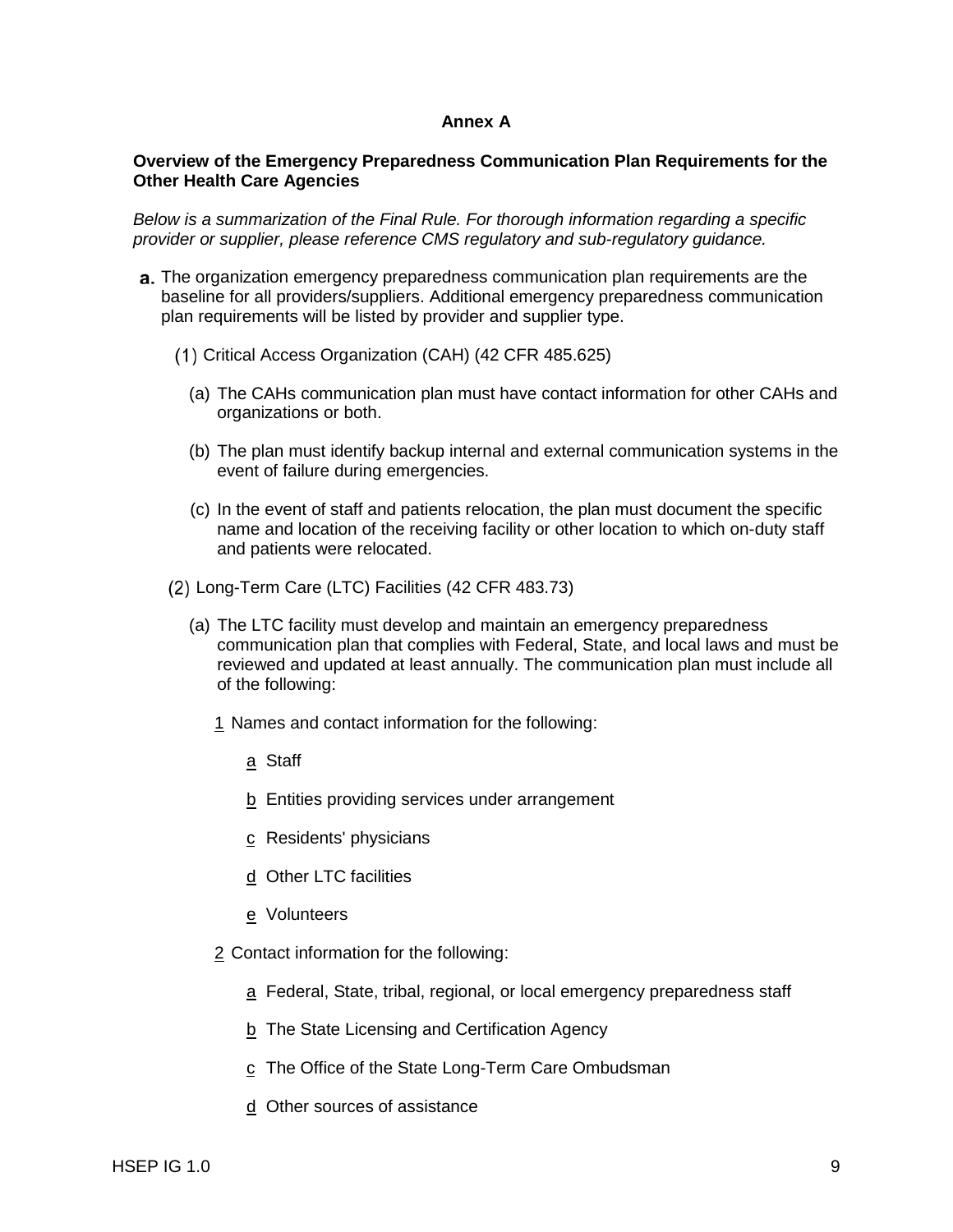**Annex A**

**Overview of the Emergency Preparedness Communication Plan Requirements for the Other Health Care Agencies**

*Below is a summarization of the Final Rule. For thorough information regarding a specific provider or supplier, please reference CMS regulatory and sub-regulatory guidance.*

**a.** The organization emergency preparedness communication plan requirements are the baseline for all providers/suppliers. Additional emergency preparedness communication plan requirements will be listed by provider and supplier type.

(1) Critical Access Organization (CAH) (42 CFR 485.625)

(a) The CAHs communication plan must have contact information for other CAHs and organizations or both.

(b) The plan must identify backup internal and external communication systems in the event of failure during emergencies.

(c) In the event of staff and patients relocation, the plan must document the specific name and location of the receiving facility or other location to which on-duty staff and patients were relocated.

(2) Long-Term Care (LTC) Facilities (42 CFR 483.73)

(a) The LTC facility must develop and maintain an emergency preparedness communication plan that complies with Federal, State, and local laws and must be reviewed and updated at least annually. The communication plan must include all of the following:

1 Names and contact information for the following:

a Staff

b Entities providing services under arrangement

c Residents' physicians

d Other LTC facilities

e Volunteers

2 Contact information for the following:

a Federal, State, tribal, regional, or local emergency preparedness staff

b The State Licensing and Certification Agency

c The Office of the State Long-Term Care Ombudsman

d Other sources of assistance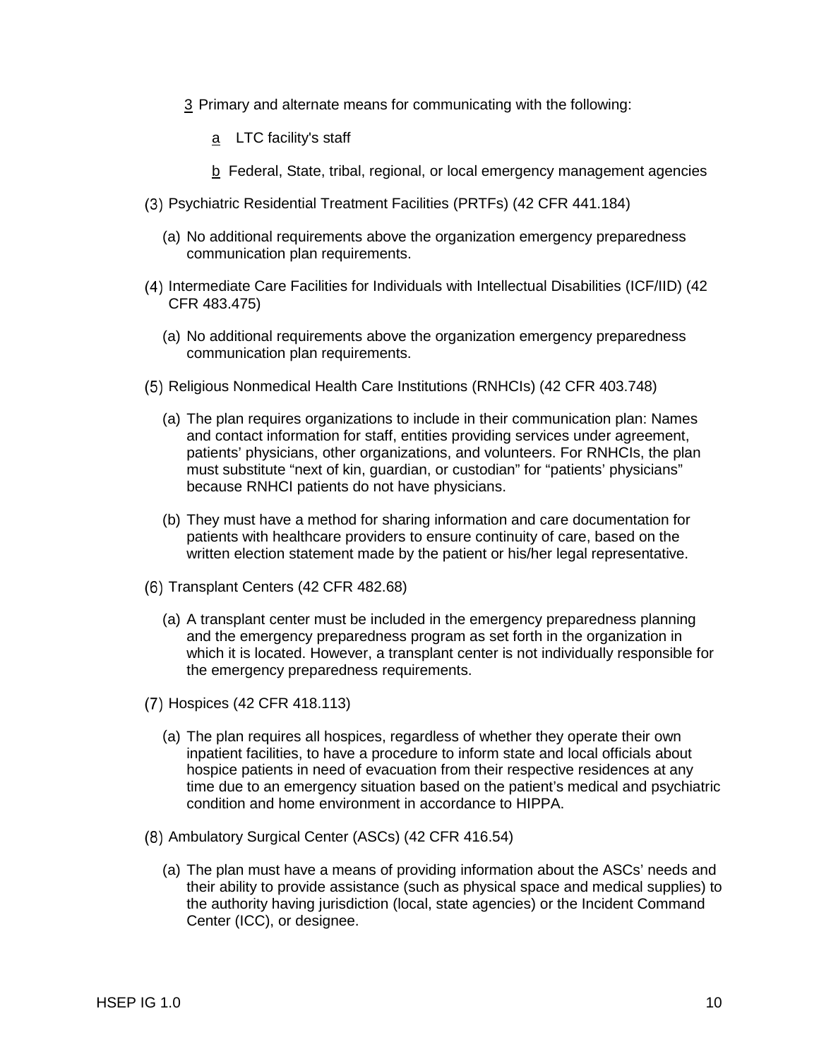3 Primary and alternate means for communicating with the following:

a LTC facility's staff

b Federal, State, tribal, regional, or local emergency management agencies

(3) Psychiatric Residential Treatment Facilities (PRTFs) (42 CFR 441.184)

(a) No additional requirements above the organization emergency preparedness communication plan requirements.

(4) Intermediate Care Facilities for Individuals with Intellectual Disabilities (ICF/IID) (42 CFR 483.475)

(a) No additional requirements above the organization emergency preparedness communication plan requirements.

(5) Religious Nonmedical Health Care Institutions (RNHCIs) (42 CFR 403.748)

(a) The plan requires organizations to include in their communication plan: Names and contact information for staff, entities providing services under agreement, patients' physicians, other organizations, and volunteers. For RNHCIs, the plan must substitute "next of kin, guardian, or custodian" for "patients' physicians" because RNHCI patients do not have physicians.

(b) They must have a method for sharing information and care documentation for patients with healthcare providers to ensure continuity of care, based on the written election statement made by the patient or his/her legal representative.

(6) Transplant Centers (42 CFR 482.68)

(a) A transplant center must be included in the emergency preparedness planning and the emergency preparedness program as set forth in the organization in which it is located. However, a transplant center is not individually responsible for the emergency preparedness requirements.

(7) Hospices (42 CFR 418.113)

(a) The plan requires all hospices, regardless of whether they operate their own inpatient facilities, to have a procedure to inform state and local officials about hospice patients in need of evacuation from their respective residences at any time due to an emergency situation based on the patient's medical and psychiatric condition and home environment in accordance to HIPPA.

(8) Ambulatory Surgical Center (ASCs) (42 CFR 416.54)

(a) The plan must have a means of providing information about the ASCs' needs and their ability to provide assistance (such as physical space and medical supplies) to the authority having jurisdiction (local, state agencies) or the Incident Command Center (ICC), or designee.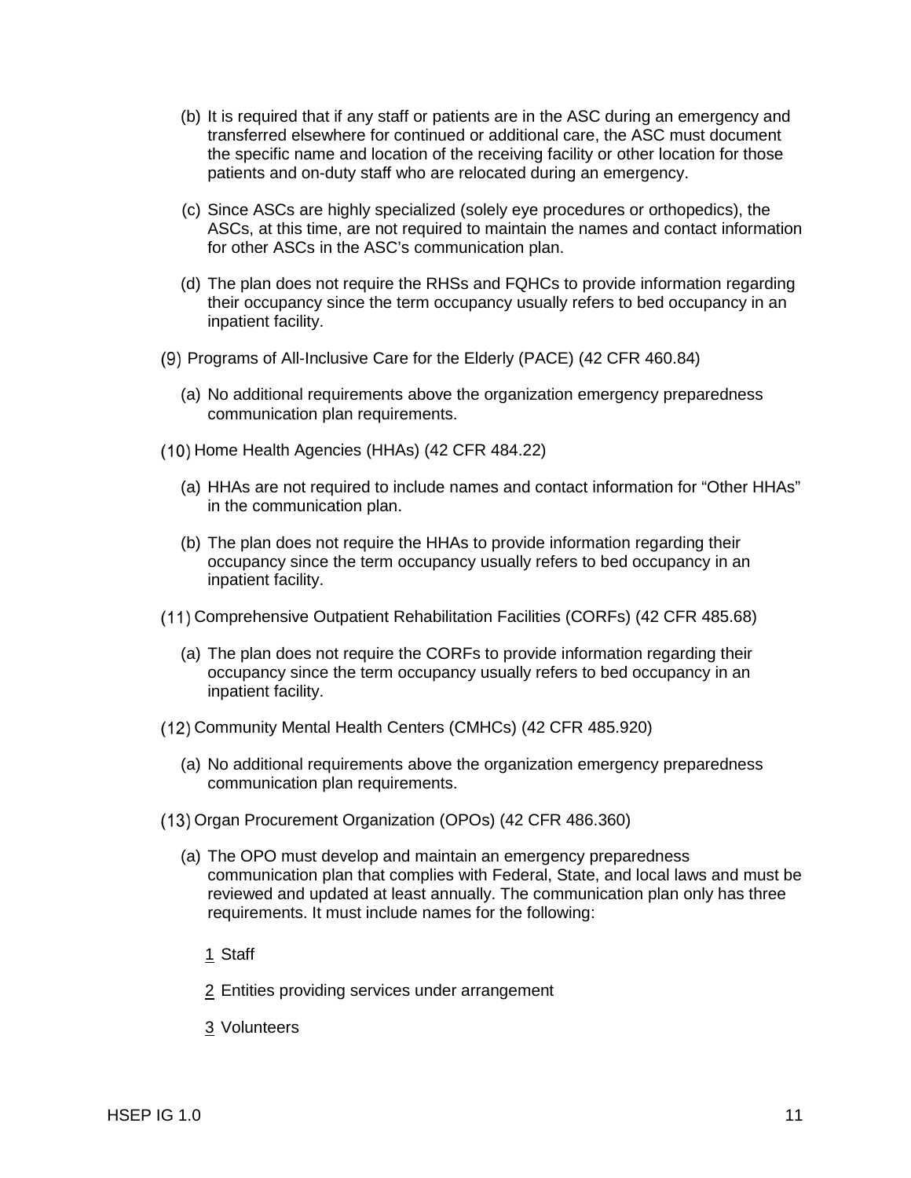(b) It is required that if any staff or patients are in the ASC during an emergency and transferred elsewhere for continued or additional care, the ASC must document the specific name and location of the receiving facility or other location for those patients and on-duty staff who are relocated during an emergency.

(c) Since ASCs are highly specialized (solely eye procedures or orthopedics), the ASCs, at this time, are not required to maintain the names and contact information for other ASCs in the ASC's communication plan.

(d) The plan does not require the RHSs and FQHCs to provide information regarding their occupancy since the term occupancy usually refers to bed occupancy in an inpatient facility.

(9) Programs of All-Inclusive Care for the Elderly (PACE) (42 CFR 460.84)

(a) No additional requirements above the organization emergency preparedness communication plan requirements.

(10) Home Health Agencies (HHAs) (42 CFR 484.22)

(a) HHAs are not required to include names and contact information for "Other HHAs" in the communication plan.

(b) The plan does not require the HHAs to provide information regarding their occupancy since the term occupancy usually refers to bed occupancy in an inpatient facility.

(11) Comprehensive Outpatient Rehabilitation Facilities (CORFs) (42 CFR 485.68)

(a) The plan does not require the CORFs to provide information regarding their occupancy since the term occupancy usually refers to bed occupancy in an inpatient facility.

(12) Community Mental Health Centers (CMHCs) (42 CFR 485.920)

(a) No additional requirements above the organization emergency preparedness communication plan requirements.

(13) Organ Procurement Organization (OPOs) (42 CFR 486.360)

(a) The OPO must develop and maintain an emergency preparedness communication plan that complies with Federal, State, and local laws and must be reviewed and updated at least annually. The communication plan only has three requirements. It must include names for the following:

1 Staff

2 Entities providing services under arrangement

3 Volunteers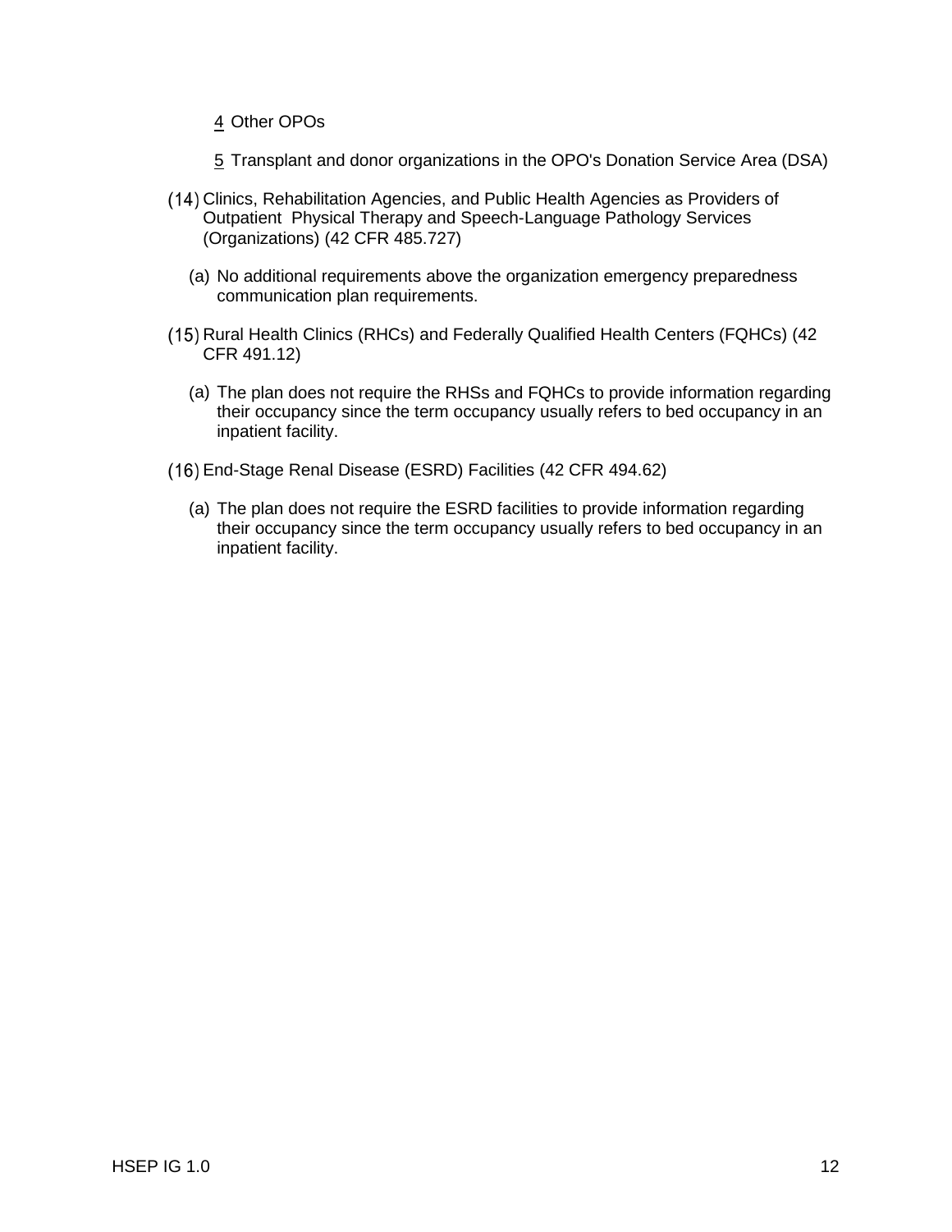4 Other OPOs

5 Transplant and donor organizations in the OPO's Donation Service Area (DSA)

(14) Clinics, Rehabilitation Agencies, and Public Health Agencies as Providers of Outpatient Physical Therapy and Speech-Language Pathology Services (Organizations) (42 CFR 485.727)

(a) No additional requirements above the organization emergency preparedness communication plan requirements.

(15) Rural Health Clinics (RHCs) and Federally Qualified Health Centers (FQHCs) (42 CFR 491.12)

(a) The plan does not require the RHSs and FQHCs to provide information regarding their occupancy since the term occupancy usually refers to bed occupancy in an inpatient facility.

(16) End-Stage Renal Disease (ESRD) Facilities (42 CFR 494.62)

(a) The plan does not require the ESRD facilities to provide information regarding their occupancy since the term occupancy usually refers to bed occupancy in an inpatient facility.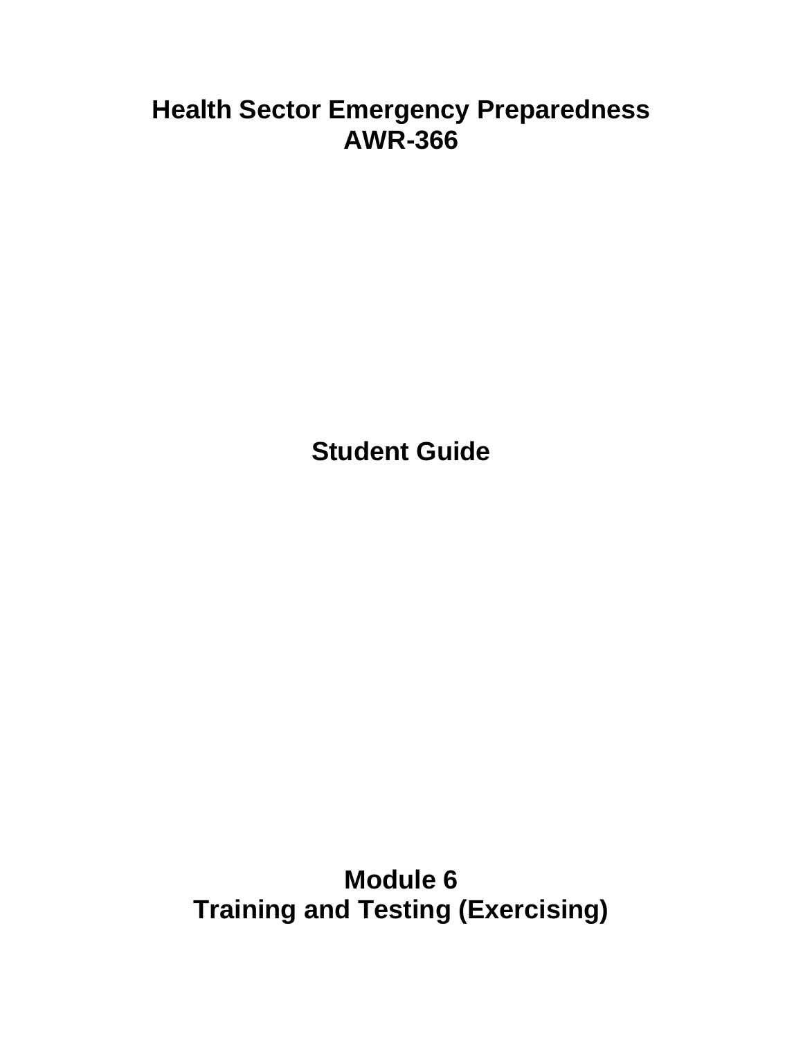# Health Sector Emergency Preparedness
# AWR-366

## Student Guide

## Module 6
## Training and Testing (Exercising)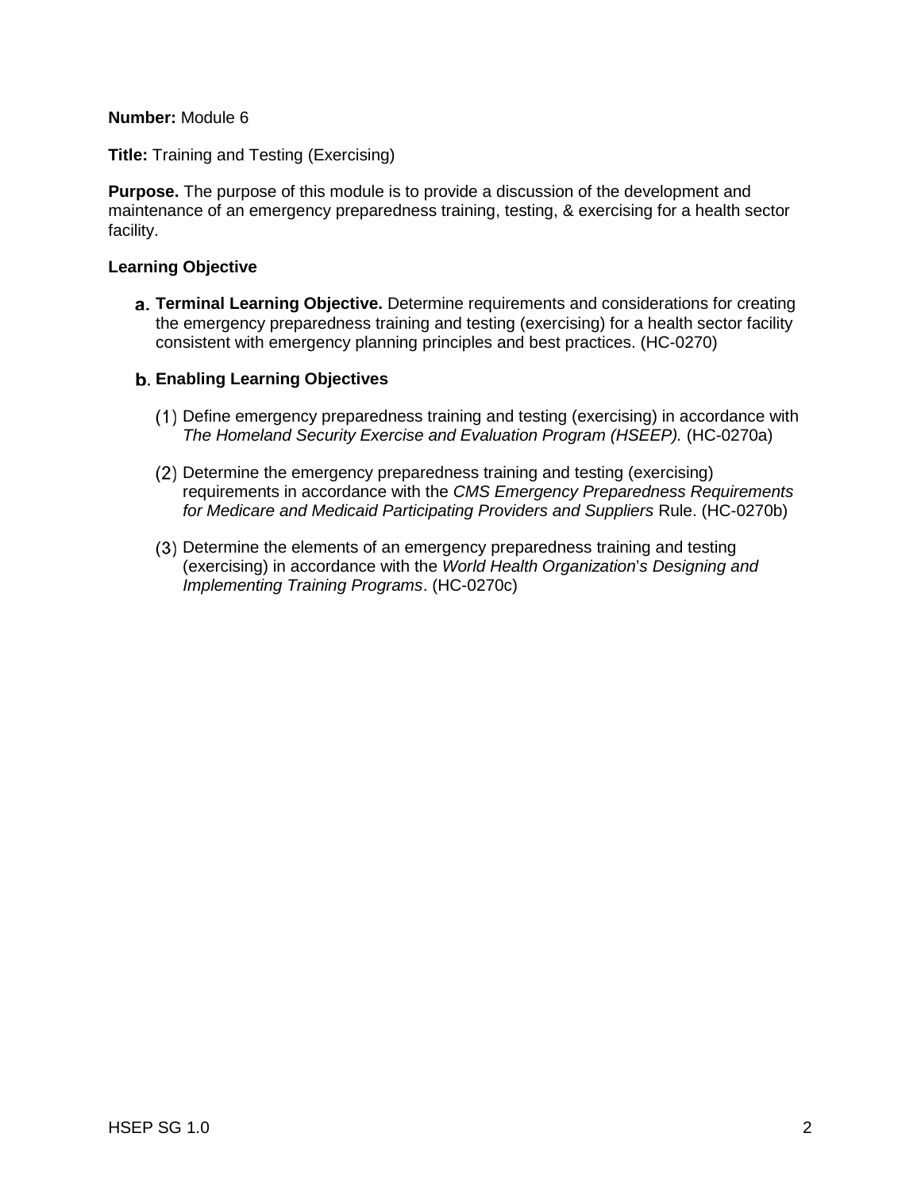**Number:** Module 6

**Title:** Training and Testing (Exercising)

**Purpose.** The purpose of this module is to provide a discussion of the development and maintenance of an emergency preparedness training, testing, & exercising for a health sector facility.

**Learning Objective**

a. **Terminal Learning Objective.** Determine requirements and considerations for creating the emergency preparedness training and testing (exercising) for a health sector facility consistent with emergency planning principles and best practices. (HC-0270)

b. **Enabling Learning Objectives**

   (1) Define emergency preparedness training and testing (exercising) in accordance with *The Homeland Security Exercise and Evaluation Program (HSEEP).* (HC-0270a)

   (2) Determine the emergency preparedness training and testing (exercising) requirements in accordance with the *CMS Emergency Preparedness Requirements for Medicare and Medicaid Participating Providers and Suppliers* Rule. (HC-0270b)

   (3) Determine the elements of an emergency preparedness training and testing (exercising) in accordance with the *World Health Organization's Designing and Implementing Training Programs*. (HC-0270c)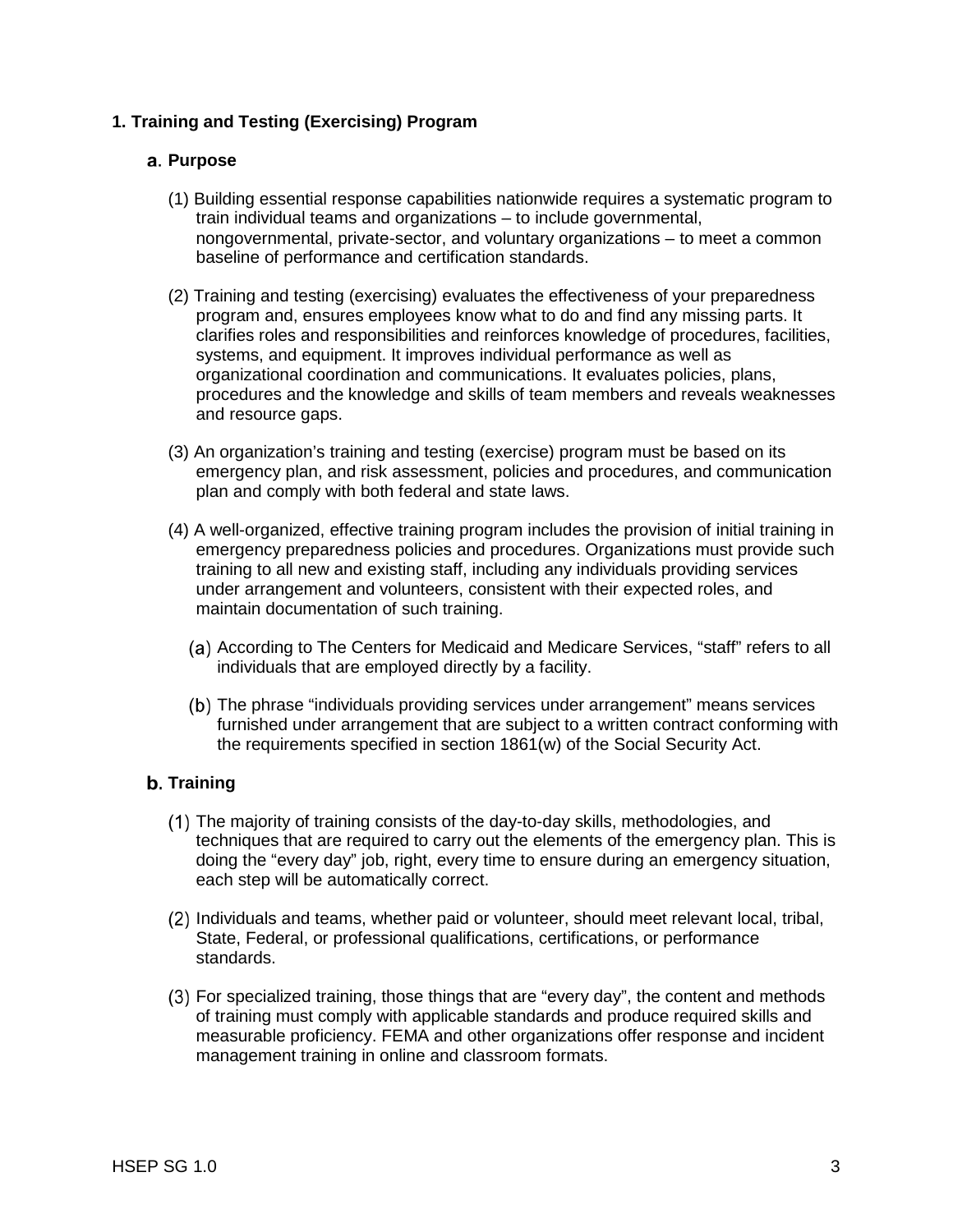## 1. Training and Testing (Exercising) Program

### a. Purpose

(1) Building essential response capabilities nationwide requires a systematic program to train individual teams and organizations – to include governmental, nongovernmental, private-sector, and voluntary organizations – to meet a common baseline of performance and certification standards.

(2) Training and testing (exercising) evaluates the effectiveness of your preparedness program and, ensures employees know what to do and find any missing parts. It clarifies roles and responsibilities and reinforces knowledge of procedures, facilities, systems, and equipment. It improves individual performance as well as organizational coordination and communications. It evaluates policies, plans, procedures and the knowledge and skills of team members and reveals weaknesses and resource gaps.

(3) An organization's training and testing (exercise) program must be based on its emergency plan, and risk assessment, policies and procedures, and communication plan and comply with both federal and state laws.

(4) A well-organized, effective training program includes the provision of initial training in emergency preparedness policies and procedures. Organizations must provide such training to all new and existing staff, including any individuals providing services under arrangement and volunteers, consistent with their expected roles, and maintain documentation of such training.

(a) According to The Centers for Medicaid and Medicare Services, "staff" refers to all individuals that are employed directly by a facility.

(b) The phrase "individuals providing services under arrangement" means services furnished under arrangement that are subject to a written contract conforming with the requirements specified in section 1861(w) of the Social Security Act.

### b. Training

(1) The majority of training consists of the day-to-day skills, methodologies, and techniques that are required to carry out the elements of the emergency plan. This is doing the "every day" job, right, every time to ensure during an emergency situation, each step will be automatically correct.

(2) Individuals and teams, whether paid or volunteer, should meet relevant local, tribal, State, Federal, or professional qualifications, certifications, or performance standards.

(3) For specialized training, those things that are "every day", the content and methods of training must comply with applicable standards and produce required skills and measurable proficiency. FEMA and other organizations offer response and incident management training in online and classroom formats.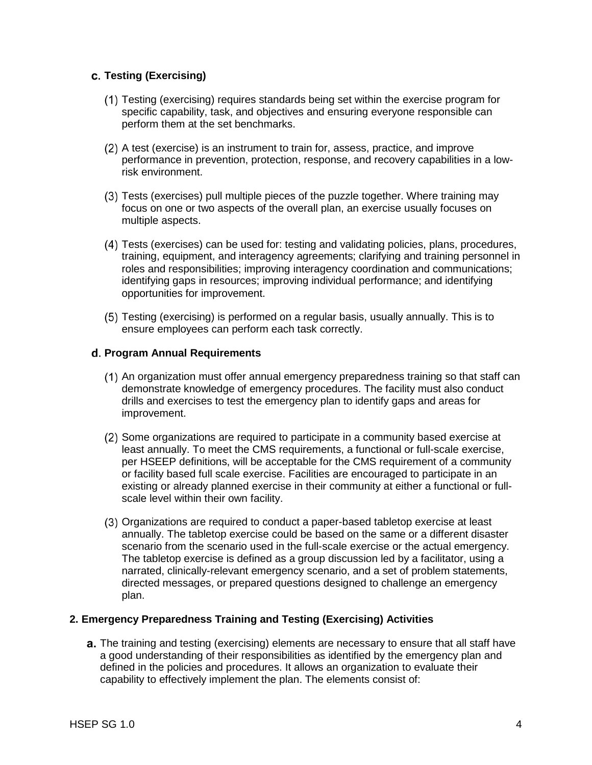### c. Testing (Exercising)

(1) Testing (exercising) requires standards being set within the exercise program for specific capability, task, and objectives and ensuring everyone responsible can perform them at the set benchmarks.

(2) A test (exercise) is an instrument to train for, assess, practice, and improve performance in prevention, protection, response, and recovery capabilities in a low-risk environment.

(3) Tests (exercises) pull multiple pieces of the puzzle together. Where training may focus on one or two aspects of the overall plan, an exercise usually focuses on multiple aspects.

(4) Tests (exercises) can be used for: testing and validating policies, plans, procedures, training, equipment, and interagency agreements; clarifying and training personnel in roles and responsibilities; improving interagency coordination and communications; identifying gaps in resources; improving individual performance; and identifying opportunities for improvement.

(5) Testing (exercising) is performed on a regular basis, usually annually. This is to ensure employees can perform each task correctly.

### d. Program Annual Requirements

(1) An organization must offer annual emergency preparedness training so that staff can demonstrate knowledge of emergency procedures. The facility must also conduct drills and exercises to test the emergency plan to identify gaps and areas for improvement.

(2) Some organizations are required to participate in a community based exercise at least annually. To meet the CMS requirements, a functional or full-scale exercise, per HSEEP definitions, will be acceptable for the CMS requirement of a community or facility based full scale exercise. Facilities are encouraged to participate in an existing or already planned exercise in their community at either a functional or full-scale level within their own facility.

(3) Organizations are required to conduct a paper-based tabletop exercise at least annually. The tabletop exercise could be based on the same or a different disaster scenario from the scenario used in the full-scale exercise or the actual emergency. The tabletop exercise is defined as a group discussion led by a facilitator, using a narrated, clinically-relevant emergency scenario, and a set of problem statements, directed messages, or prepared questions designed to challenge an emergency plan.

## 2. Emergency Preparedness Training and Testing (Exercising) Activities

a. The training and testing (exercising) elements are necessary to ensure that all staff have a good understanding of their responsibilities as identified by the emergency plan and defined in the policies and procedures. It allows an organization to evaluate their capability to effectively implement the plan. The elements consist of: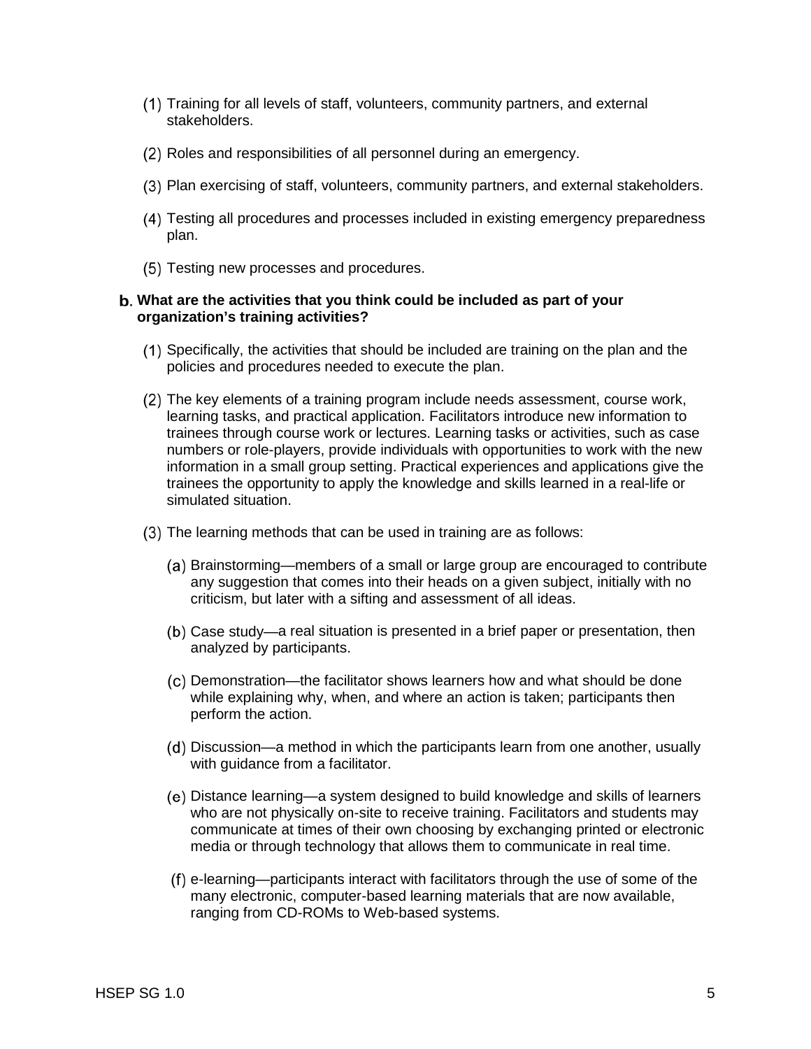(1) Training for all levels of staff, volunteers, community partners, and external stakeholders.

(2) Roles and responsibilities of all personnel during an emergency.

(3) Plan exercising of staff, volunteers, community partners, and external stakeholders.

(4) Testing all procedures and processes included in existing emergency preparedness plan.

(5) Testing new processes and procedures.

**b. What are the activities that you think could be included as part of your organization's training activities?**

(1) Specifically, the activities that should be included are training on the plan and the policies and procedures needed to execute the plan.

(2) The key elements of a training program include needs assessment, course work, learning tasks, and practical application. Facilitators introduce new information to trainees through course work or lectures. Learning tasks or activities, such as case numbers or role-players, provide individuals with opportunities to work with the new information in a small group setting. Practical experiences and applications give the trainees the opportunity to apply the knowledge and skills learned in a real-life or simulated situation.

(3) The learning methods that can be used in training are as follows:

(a) Brainstorming—members of a small or large group are encouraged to contribute any suggestion that comes into their heads on a given subject, initially with no criticism, but later with a sifting and assessment of all ideas.

(b) Case study—a real situation is presented in a brief paper or presentation, then analyzed by participants.

(c) Demonstration—the facilitator shows learners how and what should be done while explaining why, when, and where an action is taken; participants then perform the action.

(d) Discussion—a method in which the participants learn from one another, usually with guidance from a facilitator.

(e) Distance learning—a system designed to build knowledge and skills of learners who are not physically on-site to receive training. Facilitators and students may communicate at times of their own choosing by exchanging printed or electronic media or through technology that allows them to communicate in real time.

(f) e-learning—participants interact with facilitators through the use of some of the many electronic, computer-based learning materials that are now available, ranging from CD-ROMs to Web-based systems.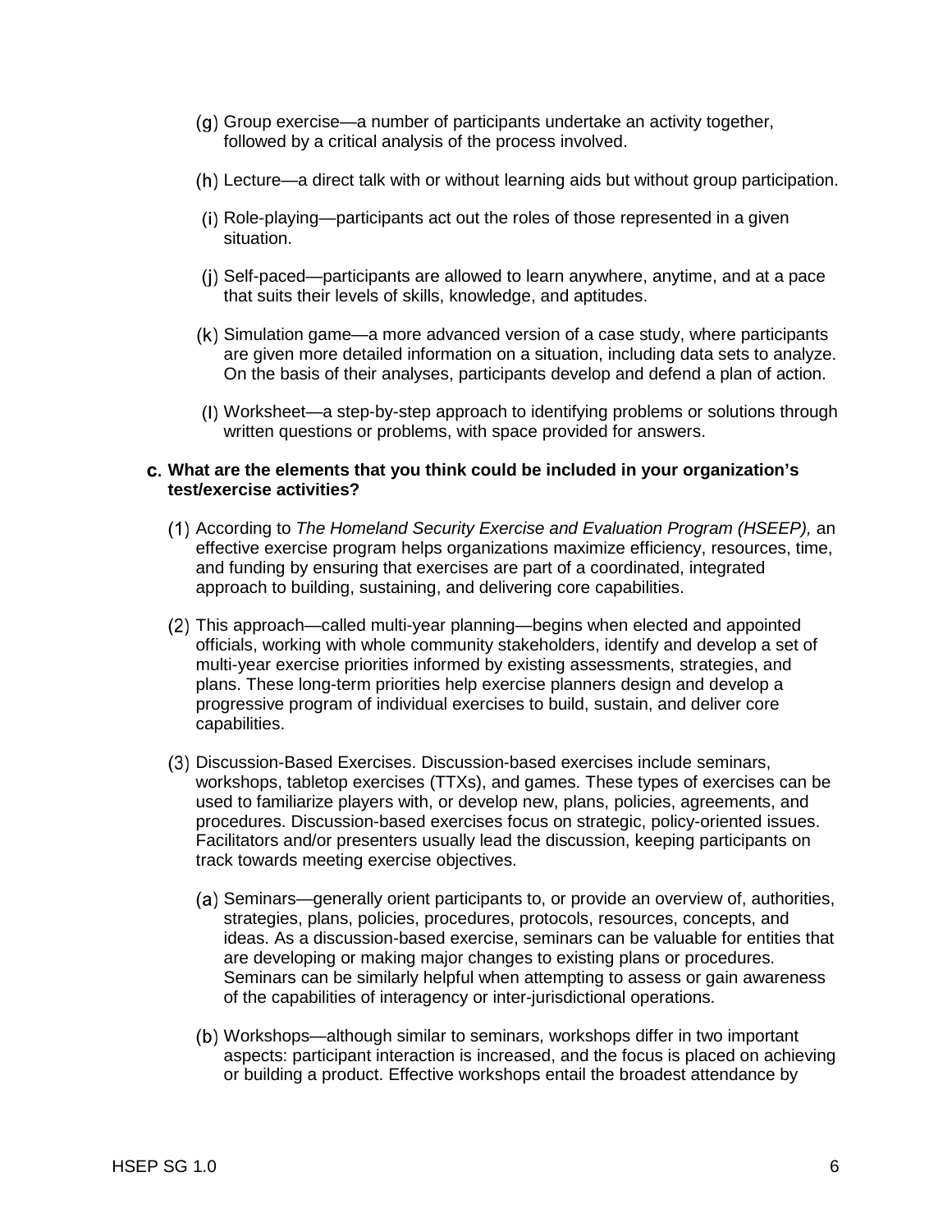(g) Group exercise—a number of participants undertake an activity together, followed by a critical analysis of the process involved.

(h) Lecture—a direct talk with or without learning aids but without group participation.

(i) Role-playing—participants act out the roles of those represented in a given situation.

(j) Self-paced—participants are allowed to learn anywhere, anytime, and at a pace that suits their levels of skills, knowledge, and aptitudes.

(k) Simulation game—a more advanced version of a case study, where participants are given more detailed information on a situation, including data sets to analyze. On the basis of their analyses, participants develop and defend a plan of action.

(l) Worksheet—a step-by-step approach to identifying problems or solutions through written questions or problems, with space provided for answers.

c. **What are the elements that you think could be included in your organization's test/exercise activities?**

(1) According to *The Homeland Security Exercise and Evaluation Program (HSEEP),* an effective exercise program helps organizations maximize efficiency, resources, time, and funding by ensuring that exercises are part of a coordinated, integrated approach to building, sustaining, and delivering core capabilities.

(2) This approach—called multi-year planning—begins when elected and appointed officials, working with whole community stakeholders, identify and develop a set of multi-year exercise priorities informed by existing assessments, strategies, and plans. These long-term priorities help exercise planners design and develop a progressive program of individual exercises to build, sustain, and deliver core capabilities.

(3) Discussion-Based Exercises. Discussion-based exercises include seminars, workshops, tabletop exercises (TTXs), and games. These types of exercises can be used to familiarize players with, or develop new, plans, policies, agreements, and procedures. Discussion-based exercises focus on strategic, policy-oriented issues. Facilitators and/or presenters usually lead the discussion, keeping participants on track towards meeting exercise objectives.

(a) Seminars—generally orient participants to, or provide an overview of, authorities, strategies, plans, policies, procedures, protocols, resources, concepts, and ideas. As a discussion-based exercise, seminars can be valuable for entities that are developing or making major changes to existing plans or procedures. Seminars can be similarly helpful when attempting to assess or gain awareness of the capabilities of interagency or inter-jurisdictional operations.

(b) Workshops—although similar to seminars, workshops differ in two important aspects: participant interaction is increased, and the focus is placed on achieving or building a product. Effective workshops entail the broadest attendance by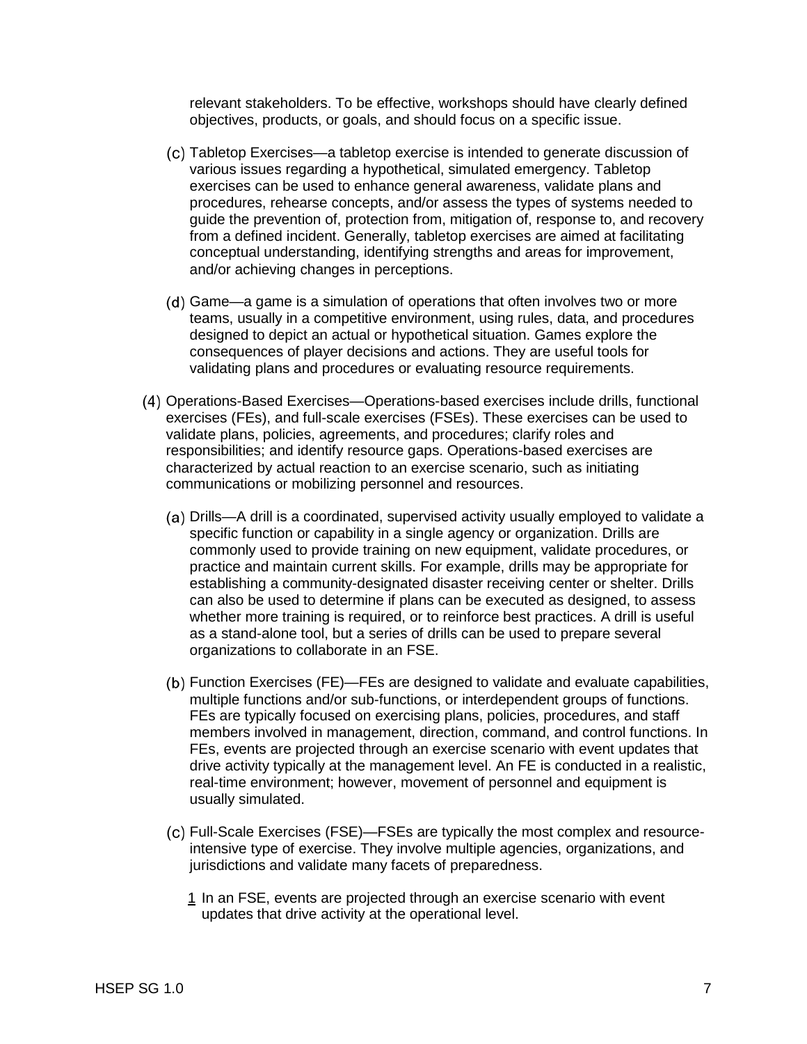relevant stakeholders. To be effective, workshops should have clearly defined objectives, products, or goals, and should focus on a specific issue.

(c) Tabletop Exercises—a tabletop exercise is intended to generate discussion of various issues regarding a hypothetical, simulated emergency. Tabletop exercises can be used to enhance general awareness, validate plans and procedures, rehearse concepts, and/or assess the types of systems needed to guide the prevention of, protection from, mitigation of, response to, and recovery from a defined incident. Generally, tabletop exercises are aimed at facilitating conceptual understanding, identifying strengths and areas for improvement, and/or achieving changes in perceptions.

(d) Game—a game is a simulation of operations that often involves two or more teams, usually in a competitive environment, using rules, data, and procedures designed to depict an actual or hypothetical situation. Games explore the consequences of player decisions and actions. They are useful tools for validating plans and procedures or evaluating resource requirements.

(4) Operations-Based Exercises—Operations-based exercises include drills, functional exercises (FEs), and full-scale exercises (FSEs). These exercises can be used to validate plans, policies, agreements, and procedures; clarify roles and responsibilities; and identify resource gaps. Operations-based exercises are characterized by actual reaction to an exercise scenario, such as initiating communications or mobilizing personnel and resources.

(a) Drills—A drill is a coordinated, supervised activity usually employed to validate a specific function or capability in a single agency or organization. Drills are commonly used to provide training on new equipment, validate procedures, or practice and maintain current skills. For example, drills may be appropriate for establishing a community-designated disaster receiving center or shelter. Drills can also be used to determine if plans can be executed as designed, to assess whether more training is required, or to reinforce best practices. A drill is useful as a stand-alone tool, but a series of drills can be used to prepare several organizations to collaborate in an FSE.

(b) Function Exercises (FE)—FEs are designed to validate and evaluate capabilities, multiple functions and/or sub-functions, or interdependent groups of functions. FEs are typically focused on exercising plans, policies, procedures, and staff members involved in management, direction, command, and control functions. In FEs, events are projected through an exercise scenario with event updates that drive activity typically at the management level. An FE is conducted in a realistic, real-time environment; however, movement of personnel and equipment is usually simulated.

(c) Full-Scale Exercises (FSE)—FSEs are typically the most complex and resource-intensive type of exercise. They involve multiple agencies, organizations, and jurisdictions and validate many facets of preparedness.

1 In an FSE, events are projected through an exercise scenario with event updates that drive activity at the operational level.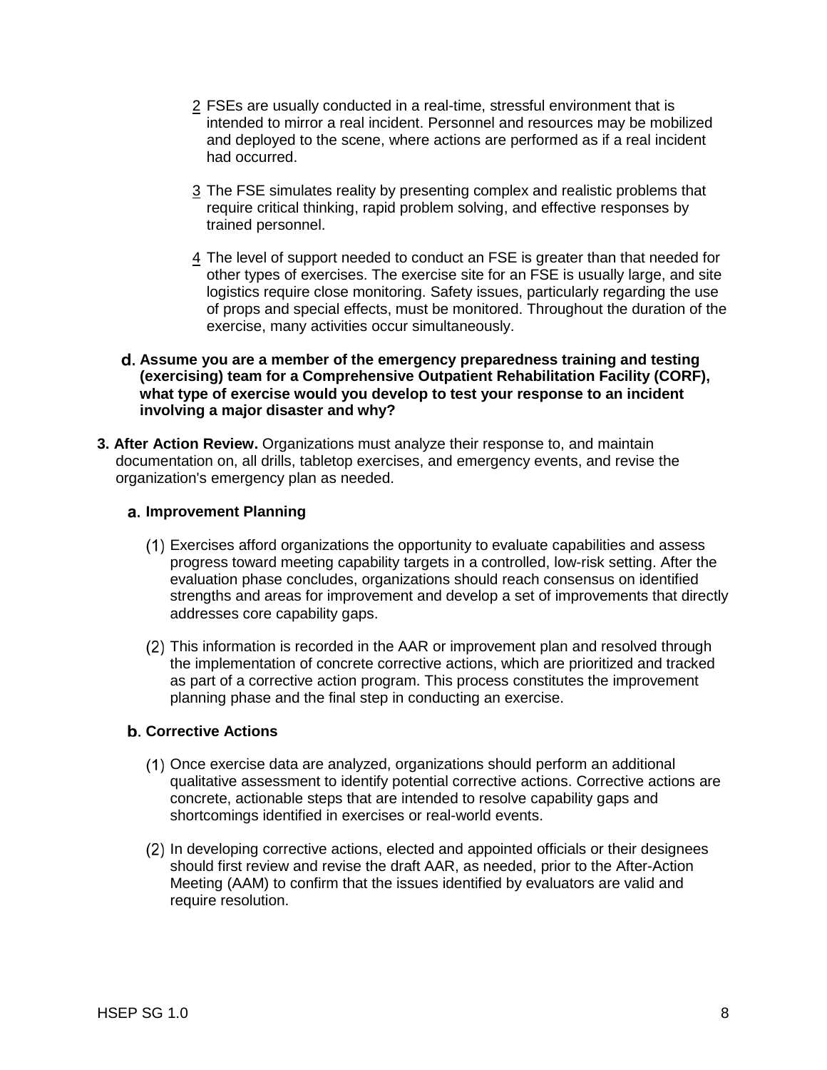2 FSEs are usually conducted in a real-time, stressful environment that is intended to mirror a real incident. Personnel and resources may be mobilized and deployed to the scene, where actions are performed as if a real incident had occurred.

3 The FSE simulates reality by presenting complex and realistic problems that require critical thinking, rapid problem solving, and effective responses by trained personnel.

4 The level of support needed to conduct an FSE is greater than that needed for other types of exercises. The exercise site for an FSE is usually large, and site logistics require close monitoring. Safety issues, particularly regarding the use of props and special effects, must be monitored. Throughout the duration of the exercise, many activities occur simultaneously.

d. **Assume you are a member of the emergency preparedness training and testing (exercising) team for a Comprehensive Outpatient Rehabilitation Facility (CORF), what type of exercise would you develop to test your response to an incident involving a major disaster and why?**

3. **After Action Review.** Organizations must analyze their response to, and maintain documentation on, all drills, tabletop exercises, and emergency events, and revise the organization's emergency plan as needed.

a. **Improvement Planning**

(1) Exercises afford organizations the opportunity to evaluate capabilities and assess progress toward meeting capability targets in a controlled, low-risk setting. After the evaluation phase concludes, organizations should reach consensus on identified strengths and areas for improvement and develop a set of improvements that directly addresses core capability gaps.

(2) This information is recorded in the AAR or improvement plan and resolved through the implementation of concrete corrective actions, which are prioritized and tracked as part of a corrective action program. This process constitutes the improvement planning phase and the final step in conducting an exercise.

b. **Corrective Actions**

(1) Once exercise data are analyzed, organizations should perform an additional qualitative assessment to identify potential corrective actions. Corrective actions are concrete, actionable steps that are intended to resolve capability gaps and shortcomings identified in exercises or real-world events.

(2) In developing corrective actions, elected and appointed officials or their designees should first review and revise the draft AAR, as needed, prior to the After-Action Meeting (AAM) to confirm that the issues identified by evaluators are valid and require resolution.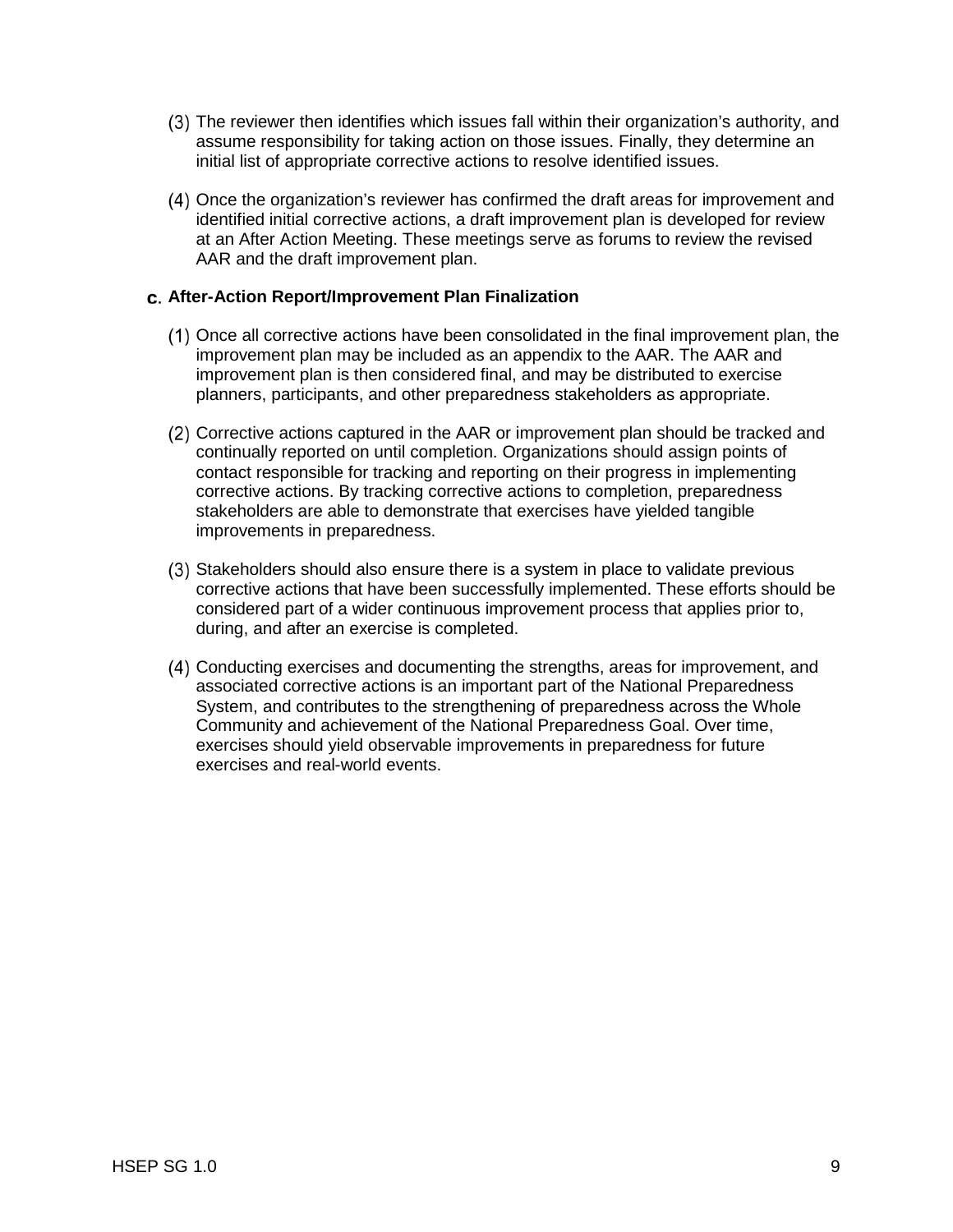(3) The reviewer then identifies which issues fall within their organization's authority, and assume responsibility for taking action on those issues. Finally, they determine an initial list of appropriate corrective actions to resolve identified issues.

(4) Once the organization's reviewer has confirmed the draft areas for improvement and identified initial corrective actions, a draft improvement plan is developed for review at an After Action Meeting. These meetings serve as forums to review the revised AAR and the draft improvement plan.

### c. After-Action Report/Improvement Plan Finalization

(1) Once all corrective actions have been consolidated in the final improvement plan, the improvement plan may be included as an appendix to the AAR. The AAR and improvement plan is then considered final, and may be distributed to exercise planners, participants, and other preparedness stakeholders as appropriate.

(2) Corrective actions captured in the AAR or improvement plan should be tracked and continually reported on until completion. Organizations should assign points of contact responsible for tracking and reporting on their progress in implementing corrective actions. By tracking corrective actions to completion, preparedness stakeholders are able to demonstrate that exercises have yielded tangible improvements in preparedness.

(3) Stakeholders should also ensure there is a system in place to validate previous corrective actions that have been successfully implemented. These efforts should be considered part of a wider continuous improvement process that applies prior to, during, and after an exercise is completed.

(4) Conducting exercises and documenting the strengths, areas for improvement, and associated corrective actions is an important part of the National Preparedness System, and contributes to the strengthening of preparedness across the Whole Community and achievement of the National Preparedness Goal. Over time, exercises should yield observable improvements in preparedness for future exercises and real-world events.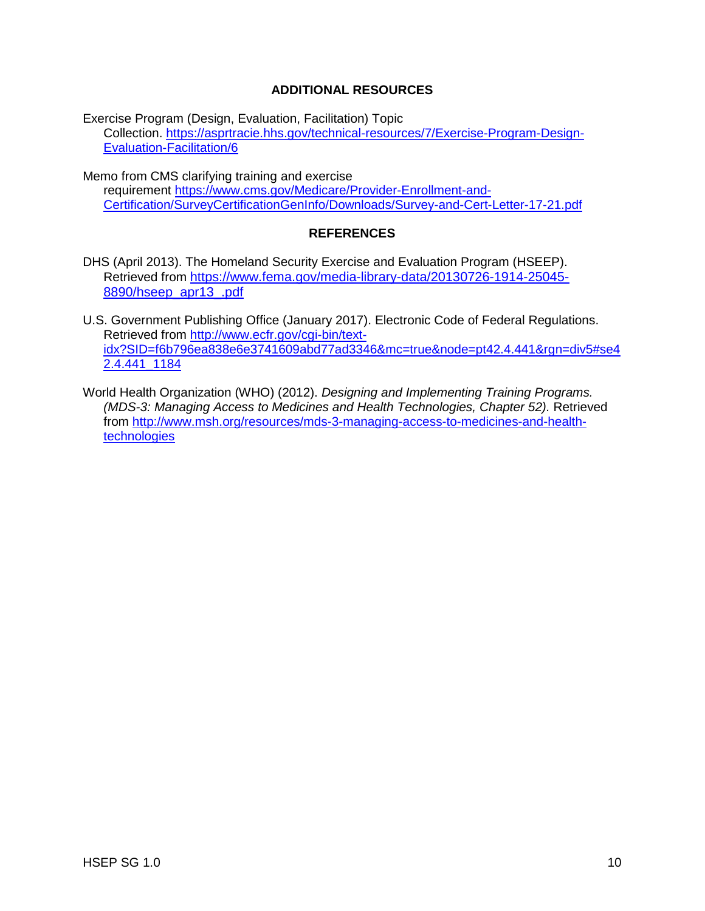## ADDITIONAL RESOURCES

Exercise Program (Design, Evaluation, Facilitation) Topic Collection. https://asprtracie.hhs.gov/technical-resources/7/Exercise-Program-Design-Evaluation-Facilitation/6

Memo from CMS clarifying training and exercise requirement https://www.cms.gov/Medicare/Provider-Enrollment-and-Certification/SurveyCertificationGenInfo/Downloads/Survey-and-Cert-Letter-17-21.pdf

## REFERENCES

DHS (April 2013). The Homeland Security Exercise and Evaluation Program (HSEEP). Retrieved from https://www.fema.gov/media-library-data/20130726-1914-25045-8890/hseep_apr13_.pdf

U.S. Government Publishing Office (January 2017). Electronic Code of Federal Regulations. Retrieved from http://www.ecfr.gov/cgi-bin/text-idx?SID=f6b796ea838e6e3741609abd77ad3346&mc=true&node=pt42.4.441&rgn=div5#se42.4.441_1184

World Health Organization (WHO) (2012). *Designing and Implementing Training Programs. (MDS-3: Managing Access to Medicines and Health Technologies, Chapter 52).* Retrieved from http://www.msh.org/resources/mds-3-managing-access-to-medicines-and-health-technologies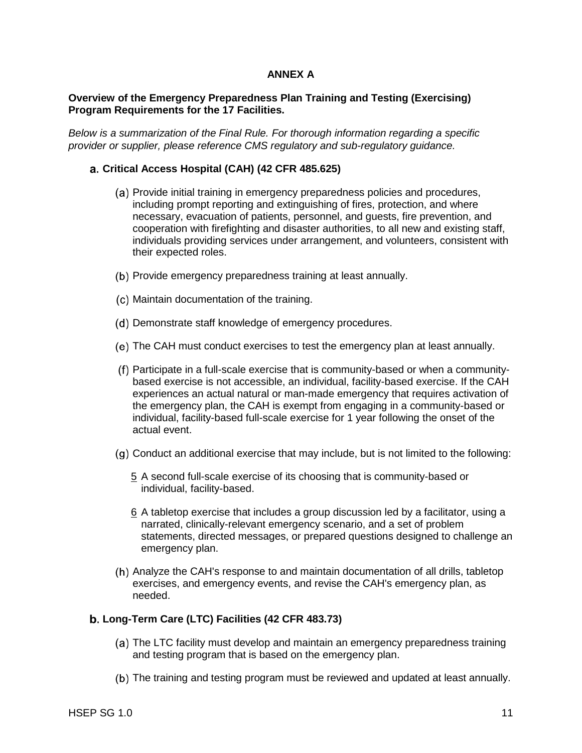**ANNEX A**

**Overview of the Emergency Preparedness Plan Training and Testing (Exercising) Program Requirements for the 17 Facilities.**

*Below is a summarization of the Final Rule. For thorough information regarding a specific provider or supplier, please reference CMS regulatory and sub-regulatory guidance.*

### a. Critical Access Hospital (CAH) (42 CFR 485.625)

(a) Provide initial training in emergency preparedness policies and procedures, including prompt reporting and extinguishing of fires, protection, and where necessary, evacuation of patients, personnel, and guests, fire prevention, and cooperation with firefighting and disaster authorities, to all new and existing staff, individuals providing services under arrangement, and volunteers, consistent with their expected roles.

(b) Provide emergency preparedness training at least annually.

(c) Maintain documentation of the training.

(d) Demonstrate staff knowledge of emergency procedures.

(e) The CAH must conduct exercises to test the emergency plan at least annually.

(f) Participate in a full-scale exercise that is community-based or when a community-based exercise is not accessible, an individual, facility-based exercise. If the CAH experiences an actual natural or man-made emergency that requires activation of the emergency plan, the CAH is exempt from engaging in a community-based or individual, facility-based full-scale exercise for 1 year following the onset of the actual event.

(g) Conduct an additional exercise that may include, but is not limited to the following:

5 A second full-scale exercise of its choosing that is community-based or individual, facility-based.

6 A tabletop exercise that includes a group discussion led by a facilitator, using a narrated, clinically-relevant emergency scenario, and a set of problem statements, directed messages, or prepared questions designed to challenge an emergency plan.

(h) Analyze the CAH's response to and maintain documentation of all drills, tabletop exercises, and emergency events, and revise the CAH's emergency plan, as needed.

### b. Long-Term Care (LTC) Facilities (42 CFR 483.73)

(a) The LTC facility must develop and maintain an emergency preparedness training and testing program that is based on the emergency plan.

(b) The training and testing program must be reviewed and updated at least annually.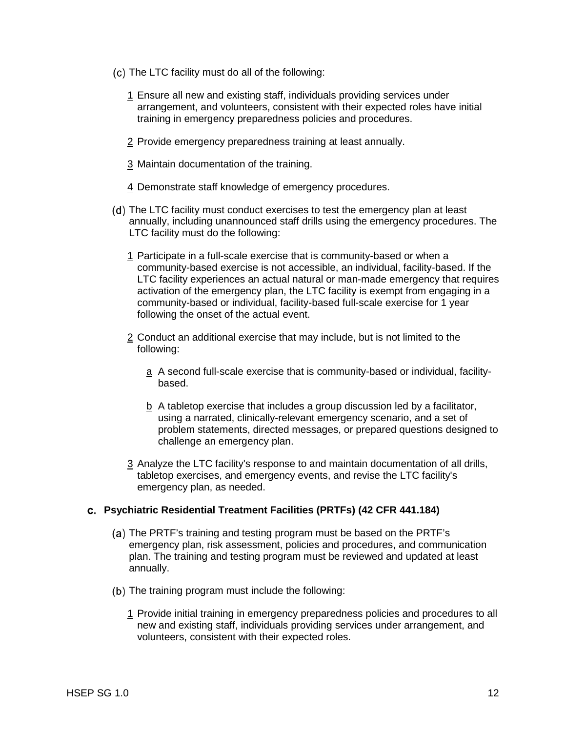(c) The LTC facility must do all of the following:

1 Ensure all new and existing staff, individuals providing services under arrangement, and volunteers, consistent with their expected roles have initial training in emergency preparedness policies and procedures.

2 Provide emergency preparedness training at least annually.

3 Maintain documentation of the training.

4 Demonstrate staff knowledge of emergency procedures.

(d) The LTC facility must conduct exercises to test the emergency plan at least annually, including unannounced staff drills using the emergency procedures. The LTC facility must do the following:

1 Participate in a full-scale exercise that is community-based or when a community-based exercise is not accessible, an individual, facility-based. If the LTC facility experiences an actual natural or man-made emergency that requires activation of the emergency plan, the LTC facility is exempt from engaging in a community-based or individual, facility-based full-scale exercise for 1 year following the onset of the actual event.

2 Conduct an additional exercise that may include, but is not limited to the following:

a A second full-scale exercise that is community-based or individual, facility-based.

b A tabletop exercise that includes a group discussion led by a facilitator, using a narrated, clinically-relevant emergency scenario, and a set of problem statements, directed messages, or prepared questions designed to challenge an emergency plan.

3 Analyze the LTC facility's response to and maintain documentation of all drills, tabletop exercises, and emergency events, and revise the LTC facility's emergency plan, as needed.

### c. Psychiatric Residential Treatment Facilities (PRTFs) (42 CFR 441.184)

(a) The PRTF's training and testing program must be based on the PRTF's emergency plan, risk assessment, policies and procedures, and communication plan. The training and testing program must be reviewed and updated at least annually.

(b) The training program must include the following:

1 Provide initial training in emergency preparedness policies and procedures to all new and existing staff, individuals providing services under arrangement, and volunteers, consistent with their expected roles.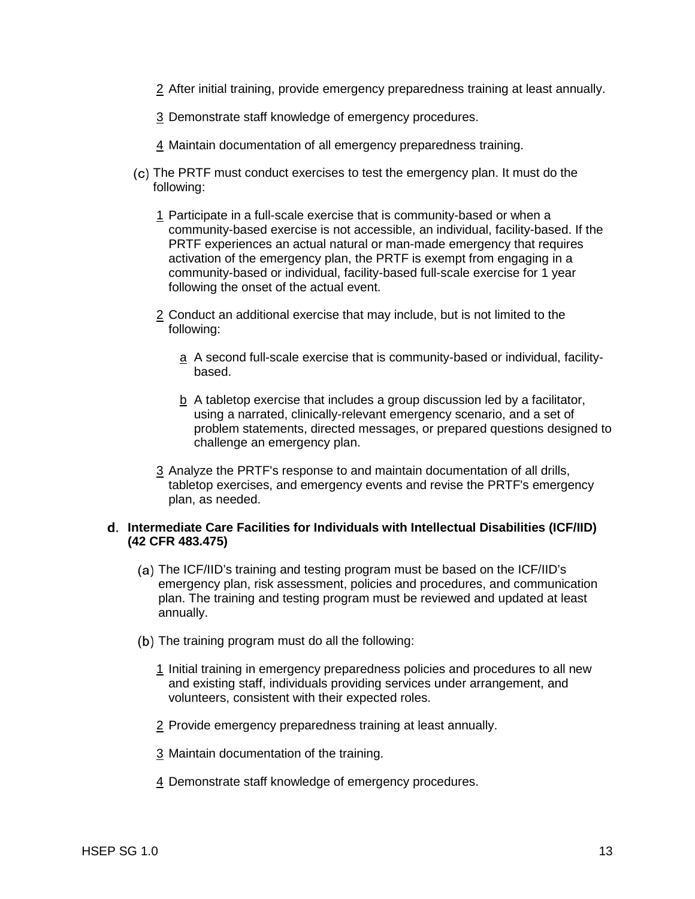2 After initial training, provide emergency preparedness training at least annually.

3 Demonstrate staff knowledge of emergency procedures.

4 Maintain documentation of all emergency preparedness training.

(c) The PRTF must conduct exercises to test the emergency plan. It must do the following:

1 Participate in a full-scale exercise that is community-based or when a community-based exercise is not accessible, an individual, facility-based. If the PRTF experiences an actual natural or man-made emergency that requires activation of the emergency plan, the PRTF is exempt from engaging in a community-based or individual, facility-based full-scale exercise for 1 year following the onset of the actual event.

2 Conduct an additional exercise that may include, but is not limited to the following:

a A second full-scale exercise that is community-based or individual, facility-based.

b A tabletop exercise that includes a group discussion led by a facilitator, using a narrated, clinically-relevant emergency scenario, and a set of problem statements, directed messages, or prepared questions designed to challenge an emergency plan.

3 Analyze the PRTF's response to and maintain documentation of all drills, tabletop exercises, and emergency events and revise the PRTF's emergency plan, as needed.

**d. Intermediate Care Facilities for Individuals with Intellectual Disabilities (ICF/IID) (42 CFR 483.475)**

(a) The ICF/IID's training and testing program must be based on the ICF/IID's emergency plan, risk assessment, policies and procedures, and communication plan. The training and testing program must be reviewed and updated at least annually.

(b) The training program must do all the following:

1 Initial training in emergency preparedness policies and procedures to all new and existing staff, individuals providing services under arrangement, and volunteers, consistent with their expected roles.

2 Provide emergency preparedness training at least annually.

3 Maintain documentation of the training.

4 Demonstrate staff knowledge of emergency procedures.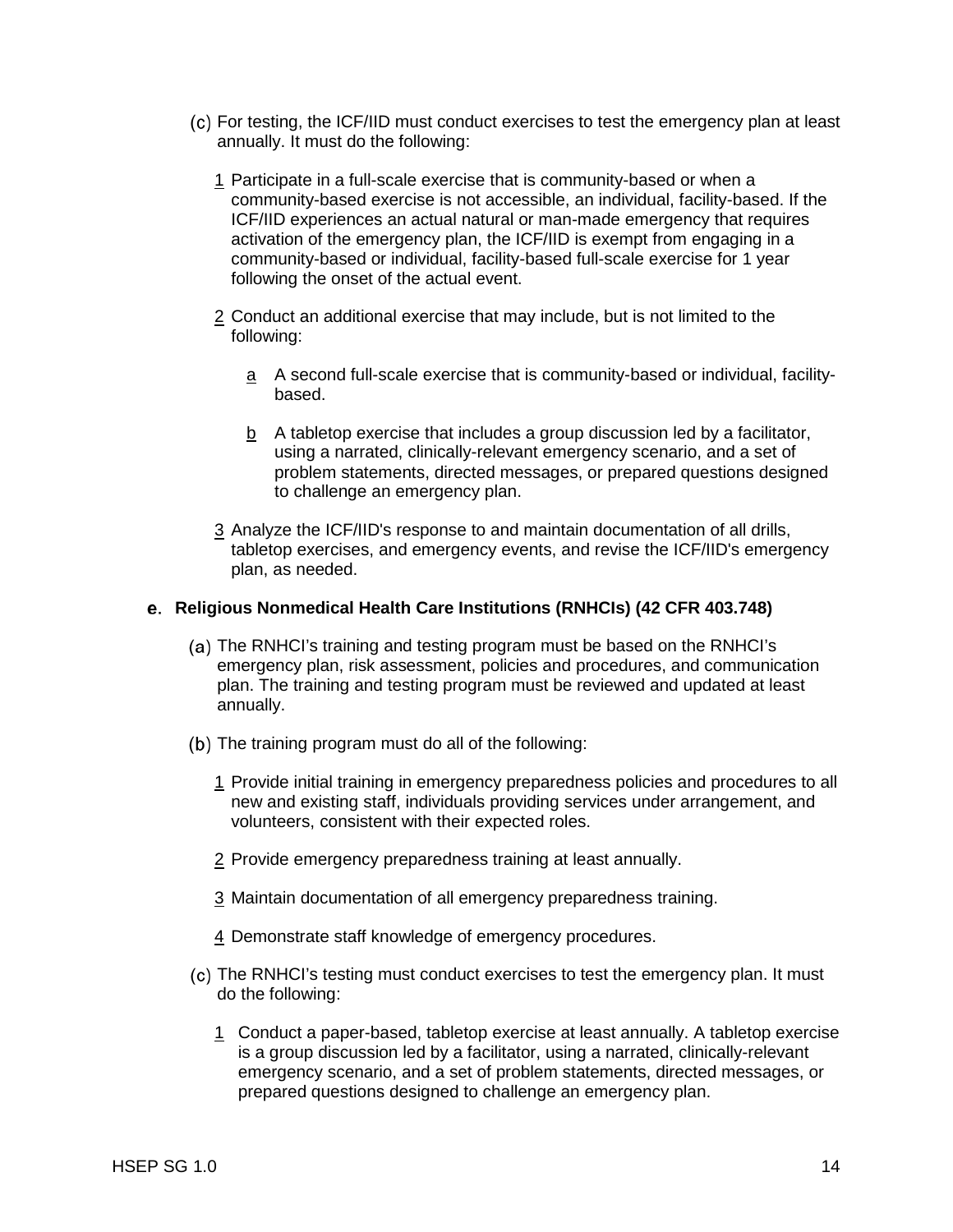(c) For testing, the ICF/IID must conduct exercises to test the emergency plan at least annually. It must do the following:

1 Participate in a full-scale exercise that is community-based or when a community-based exercise is not accessible, an individual, facility-based. If the ICF/IID experiences an actual natural or man-made emergency that requires activation of the emergency plan, the ICF/IID is exempt from engaging in a community-based or individual, facility-based full-scale exercise for 1 year following the onset of the actual event.

2 Conduct an additional exercise that may include, but is not limited to the following:

a A second full-scale exercise that is community-based or individual, facility-based.

b A tabletop exercise that includes a group discussion led by a facilitator, using a narrated, clinically-relevant emergency scenario, and a set of problem statements, directed messages, or prepared questions designed to challenge an emergency plan.

3 Analyze the ICF/IID's response to and maintain documentation of all drills, tabletop exercises, and emergency events, and revise the ICF/IID's emergency plan, as needed.

**e. Religious Nonmedical Health Care Institutions (RNHCIs) (42 CFR 403.748)**

(a) The RNHCI's training and testing program must be based on the RNHCI's emergency plan, risk assessment, policies and procedures, and communication plan. The training and testing program must be reviewed and updated at least annually.

(b) The training program must do all of the following:

1 Provide initial training in emergency preparedness policies and procedures to all new and existing staff, individuals providing services under arrangement, and volunteers, consistent with their expected roles.

2 Provide emergency preparedness training at least annually.

3 Maintain documentation of all emergency preparedness training.

4 Demonstrate staff knowledge of emergency procedures.

(c) The RNHCI's testing must conduct exercises to test the emergency plan. It must do the following:

1 Conduct a paper-based, tabletop exercise at least annually. A tabletop exercise is a group discussion led by a facilitator, using a narrated, clinically-relevant emergency scenario, and a set of problem statements, directed messages, or prepared questions designed to challenge an emergency plan.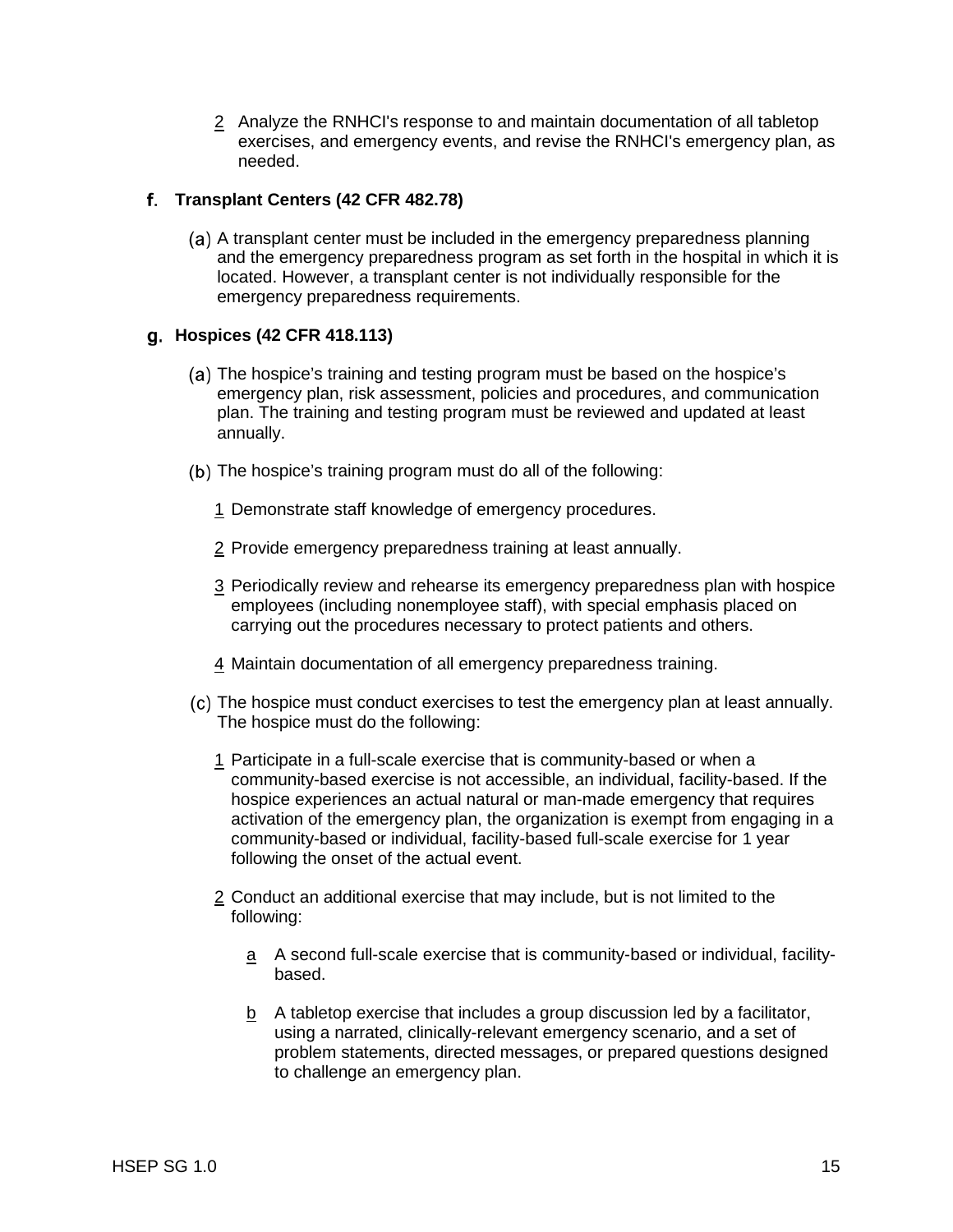2 Analyze the RNHCI's response to and maintain documentation of all tabletop exercises, and emergency events, and revise the RNHCI's emergency plan, as needed.

### f. Transplant Centers (42 CFR 482.78)

(a) A transplant center must be included in the emergency preparedness planning and the emergency preparedness program as set forth in the hospital in which it is located. However, a transplant center is not individually responsible for the emergency preparedness requirements.

### g. Hospices (42 CFR 418.113)

(a) The hospice's training and testing program must be based on the hospice's emergency plan, risk assessment, policies and procedures, and communication plan. The training and testing program must be reviewed and updated at least annually.

(b) The hospice's training program must do all of the following:

1 Demonstrate staff knowledge of emergency procedures.

2 Provide emergency preparedness training at least annually.

3 Periodically review and rehearse its emergency preparedness plan with hospice employees (including nonemployee staff), with special emphasis placed on carrying out the procedures necessary to protect patients and others.

4 Maintain documentation of all emergency preparedness training.

(c) The hospice must conduct exercises to test the emergency plan at least annually. The hospice must do the following:

1 Participate in a full-scale exercise that is community-based or when a community-based exercise is not accessible, an individual, facility-based. If the hospice experiences an actual natural or man-made emergency that requires activation of the emergency plan, the organization is exempt from engaging in a community-based or individual, facility-based full-scale exercise for 1 year following the onset of the actual event.

2 Conduct an additional exercise that may include, but is not limited to the following:

a A second full-scale exercise that is community-based or individual, facility-based.

b A tabletop exercise that includes a group discussion led by a facilitator, using a narrated, clinically-relevant emergency scenario, and a set of problem statements, directed messages, or prepared questions designed to challenge an emergency plan.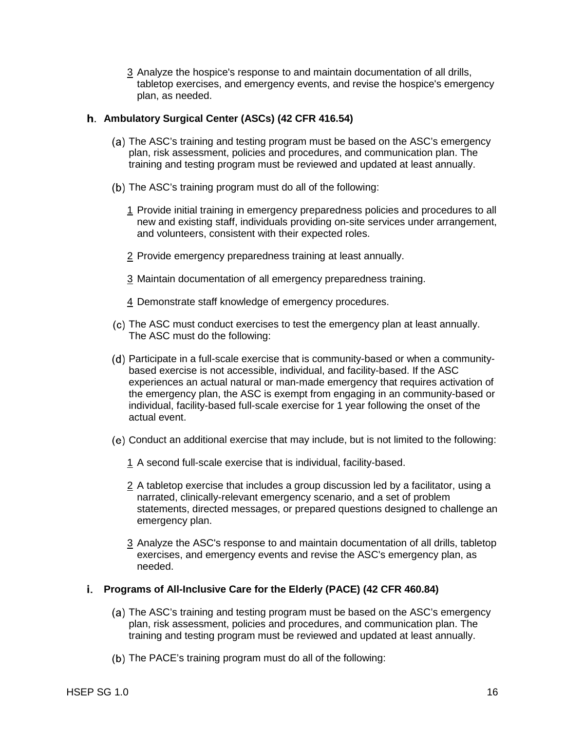3 Analyze the hospice's response to and maintain documentation of all drills, tabletop exercises, and emergency events, and revise the hospice's emergency plan, as needed.

**h. Ambulatory Surgical Center (ASCs) (42 CFR 416.54)**

(a) The ASC’s training and testing program must be based on the ASC’s emergency plan, risk assessment, policies and procedures, and communication plan. The training and testing program must be reviewed and updated at least annually.

(b) The ASC’s training program must do all of the following:

1 Provide initial training in emergency preparedness policies and procedures to all new and existing staff, individuals providing on-site services under arrangement, and volunteers, consistent with their expected roles.

2 Provide emergency preparedness training at least annually.

3 Maintain documentation of all emergency preparedness training.

4 Demonstrate staff knowledge of emergency procedures.

(c) The ASC must conduct exercises to test the emergency plan at least annually. The ASC must do the following:

(d) Participate in a full-scale exercise that is community-based or when a community-based exercise is not accessible, individual, and facility-based. If the ASC experiences an actual natural or man-made emergency that requires activation of the emergency plan, the ASC is exempt from engaging in an community-based or individual, facility-based full-scale exercise for 1 year following the onset of the actual event.

(e) Conduct an additional exercise that may include, but is not limited to the following:

1 A second full-scale exercise that is individual, facility-based.

2 A tabletop exercise that includes a group discussion led by a facilitator, using a narrated, clinically-relevant emergency scenario, and a set of problem statements, directed messages, or prepared questions designed to challenge an emergency plan.

3 Analyze the ASC's response to and maintain documentation of all drills, tabletop exercises, and emergency events and revise the ASC's emergency plan, as needed.

**i. Programs of All-Inclusive Care for the Elderly (PACE) (42 CFR 460.84)**

(a) The ASC’s training and testing program must be based on the ASC’s emergency plan, risk assessment, policies and procedures, and communication plan. The training and testing program must be reviewed and updated at least annually.

(b) The PACE’s training program must do all of the following: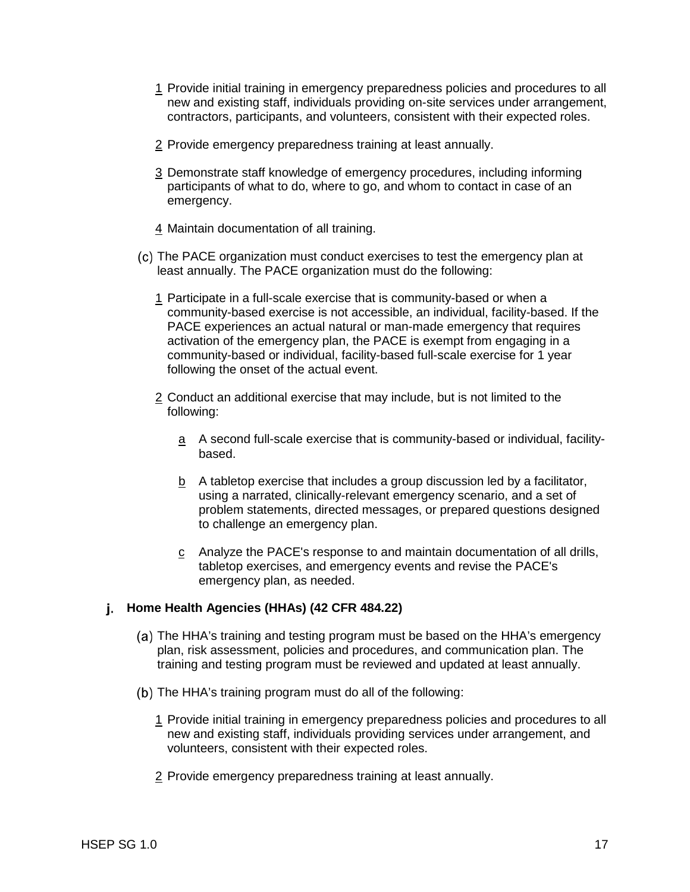1 Provide initial training in emergency preparedness policies and procedures to all new and existing staff, individuals providing on-site services under arrangement, contractors, participants, and volunteers, consistent with their expected roles.

2 Provide emergency preparedness training at least annually.

3 Demonstrate staff knowledge of emergency procedures, including informing participants of what to do, where to go, and whom to contact in case of an emergency.

4 Maintain documentation of all training.

(c) The PACE organization must conduct exercises to test the emergency plan at least annually. The PACE organization must do the following:

1 Participate in a full-scale exercise that is community-based or when a community-based exercise is not accessible, an individual, facility-based. If the PACE experiences an actual natural or man-made emergency that requires activation of the emergency plan, the PACE is exempt from engaging in a community-based or individual, facility-based full-scale exercise for 1 year following the onset of the actual event.

2 Conduct an additional exercise that may include, but is not limited to the following:

a A second full-scale exercise that is community-based or individual, facility-based.

b A tabletop exercise that includes a group discussion led by a facilitator, using a narrated, clinically-relevant emergency scenario, and a set of problem statements, directed messages, or prepared questions designed to challenge an emergency plan.

c Analyze the PACE's response to and maintain documentation of all drills, tabletop exercises, and emergency events and revise the PACE's emergency plan, as needed.

**j. Home Health Agencies (HHAs) (42 CFR 484.22)**

(a) The HHA's training and testing program must be based on the HHA's emergency plan, risk assessment, policies and procedures, and communication plan. The training and testing program must be reviewed and updated at least annually.

(b) The HHA's training program must do all of the following:

1 Provide initial training in emergency preparedness policies and procedures to all new and existing staff, individuals providing services under arrangement, and volunteers, consistent with their expected roles.

2 Provide emergency preparedness training at least annually.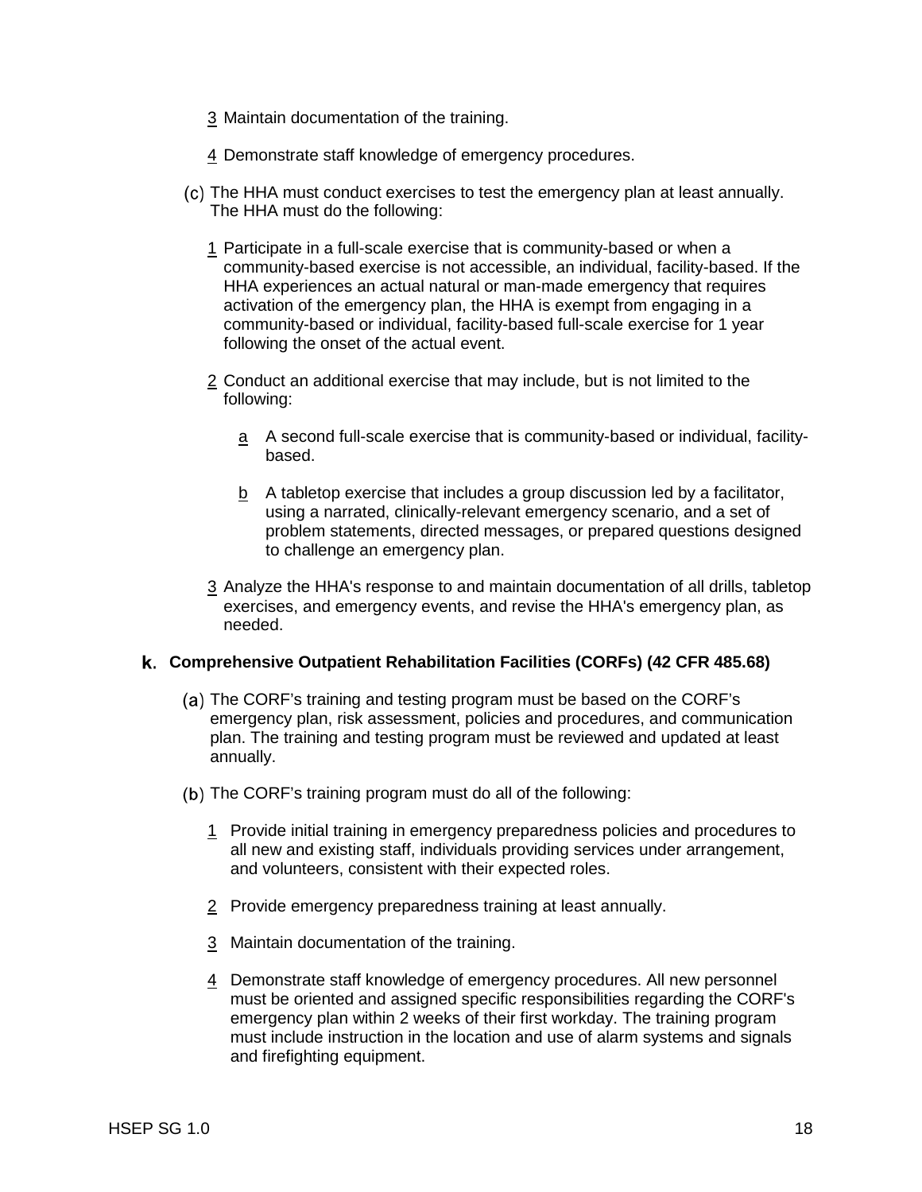3 Maintain documentation of the training.

4 Demonstrate staff knowledge of emergency procedures.

(c) The HHA must conduct exercises to test the emergency plan at least annually. The HHA must do the following:

1 Participate in a full-scale exercise that is community-based or when a community-based exercise is not accessible, an individual, facility-based. If the HHA experiences an actual natural or man-made emergency that requires activation of the emergency plan, the HHA is exempt from engaging in a community-based or individual, facility-based full-scale exercise for 1 year following the onset of the actual event.

2 Conduct an additional exercise that may include, but is not limited to the following:

a A second full-scale exercise that is community-based or individual, facility-based.

b A tabletop exercise that includes a group discussion led by a facilitator, using a narrated, clinically-relevant emergency scenario, and a set of problem statements, directed messages, or prepared questions designed to challenge an emergency plan.

3 Analyze the HHA's response to and maintain documentation of all drills, tabletop exercises, and emergency events, and revise the HHA's emergency plan, as needed.

### k. Comprehensive Outpatient Rehabilitation Facilities (CORFs) (42 CFR 485.68)

(a) The CORF's training and testing program must be based on the CORF's emergency plan, risk assessment, policies and procedures, and communication plan. The training and testing program must be reviewed and updated at least annually.

(b) The CORF's training program must do all of the following:

1 Provide initial training in emergency preparedness policies and procedures to all new and existing staff, individuals providing services under arrangement, and volunteers, consistent with their expected roles.

2 Provide emergency preparedness training at least annually.

3 Maintain documentation of the training.

4 Demonstrate staff knowledge of emergency procedures. All new personnel must be oriented and assigned specific responsibilities regarding the CORF's emergency plan within 2 weeks of their first workday. The training program must include instruction in the location and use of alarm systems and signals and firefighting equipment.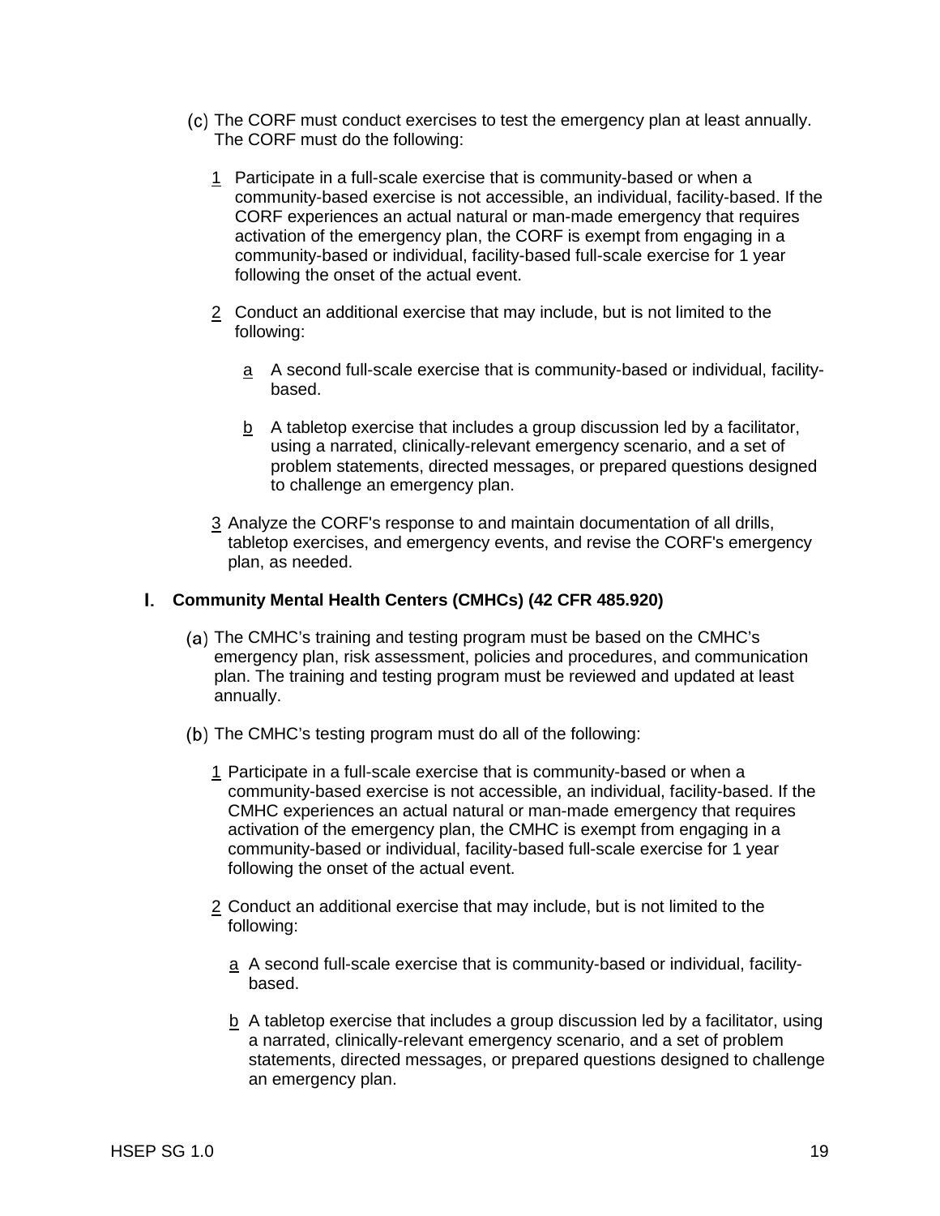(c) The CORF must conduct exercises to test the emergency plan at least annually. The CORF must do the following:

1 Participate in a full-scale exercise that is community-based or when a community-based exercise is not accessible, an individual, facility-based. If the CORF experiences an actual natural or man-made emergency that requires activation of the emergency plan, the CORF is exempt from engaging in a community-based or individual, facility-based full-scale exercise for 1 year following the onset of the actual event.

2 Conduct an additional exercise that may include, but is not limited to the following:

a A second full-scale exercise that is community-based or individual, facility-based.

b A tabletop exercise that includes a group discussion led by a facilitator, using a narrated, clinically-relevant emergency scenario, and a set of problem statements, directed messages, or prepared questions designed to challenge an emergency plan.

3 Analyze the CORF's response to and maintain documentation of all drills, tabletop exercises, and emergency events, and revise the CORF's emergency plan, as needed.

## I. Community Mental Health Centers (CMHCs) (42 CFR 485.920)

(a) The CMHC's training and testing program must be based on the CMHC's emergency plan, risk assessment, policies and procedures, and communication plan. The training and testing program must be reviewed and updated at least annually.

(b) The CMHC's testing program must do all of the following:

1 Participate in a full-scale exercise that is community-based or when a community-based exercise is not accessible, an individual, facility-based. If the CMHC experiences an actual natural or man-made emergency that requires activation of the emergency plan, the CMHC is exempt from engaging in a community-based or individual, facility-based full-scale exercise for 1 year following the onset of the actual event.

2 Conduct an additional exercise that may include, but is not limited to the following:

a A second full-scale exercise that is community-based or individual, facility-based.

b A tabletop exercise that includes a group discussion led by a facilitator, using a narrated, clinically-relevant emergency scenario, and a set of problem statements, directed messages, or prepared questions designed to challenge an emergency plan.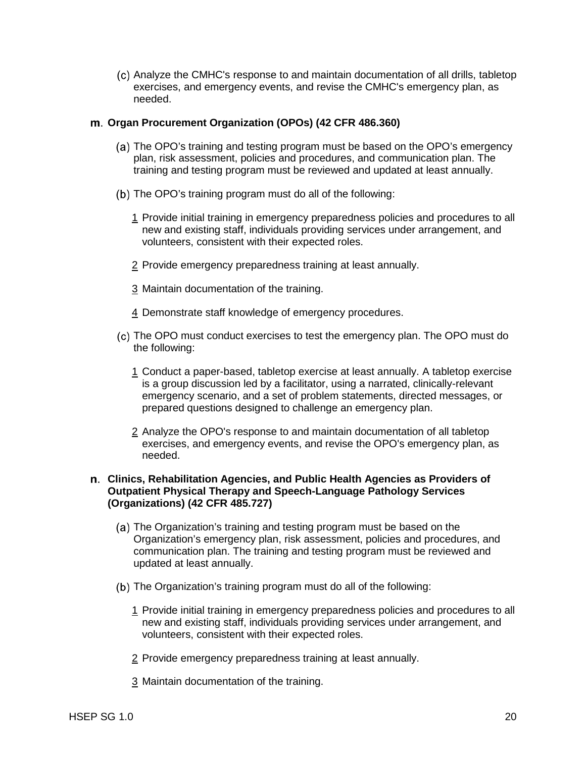(c) Analyze the CMHC's response to and maintain documentation of all drills, tabletop exercises, and emergency events, and revise the CMHC's emergency plan, as needed.

**m. Organ Procurement Organization (OPOs) (42 CFR 486.360)**

(a) The OPO's training and testing program must be based on the OPO's emergency plan, risk assessment, policies and procedures, and communication plan. The training and testing program must be reviewed and updated at least annually.

(b) The OPO's training program must do all of the following:

1 Provide initial training in emergency preparedness policies and procedures to all new and existing staff, individuals providing services under arrangement, and volunteers, consistent with their expected roles.

2 Provide emergency preparedness training at least annually.

3 Maintain documentation of the training.

4 Demonstrate staff knowledge of emergency procedures.

(c) The OPO must conduct exercises to test the emergency plan. The OPO must do the following:

1 Conduct a paper-based, tabletop exercise at least annually. A tabletop exercise is a group discussion led by a facilitator, using a narrated, clinically-relevant emergency scenario, and a set of problem statements, directed messages, or prepared questions designed to challenge an emergency plan.

2 Analyze the OPO's response to and maintain documentation of all tabletop exercises, and emergency events, and revise the OPO's emergency plan, as needed.

**n. Clinics, Rehabilitation Agencies, and Public Health Agencies as Providers of Outpatient Physical Therapy and Speech-Language Pathology Services (Organizations) (42 CFR 485.727)**

(a) The Organization's training and testing program must be based on the Organization's emergency plan, risk assessment, policies and procedures, and communication plan. The training and testing program must be reviewed and updated at least annually.

(b) The Organization's training program must do all of the following:

1 Provide initial training in emergency preparedness policies and procedures to all new and existing staff, individuals providing services under arrangement, and volunteers, consistent with their expected roles.

2 Provide emergency preparedness training at least annually.

3 Maintain documentation of the training.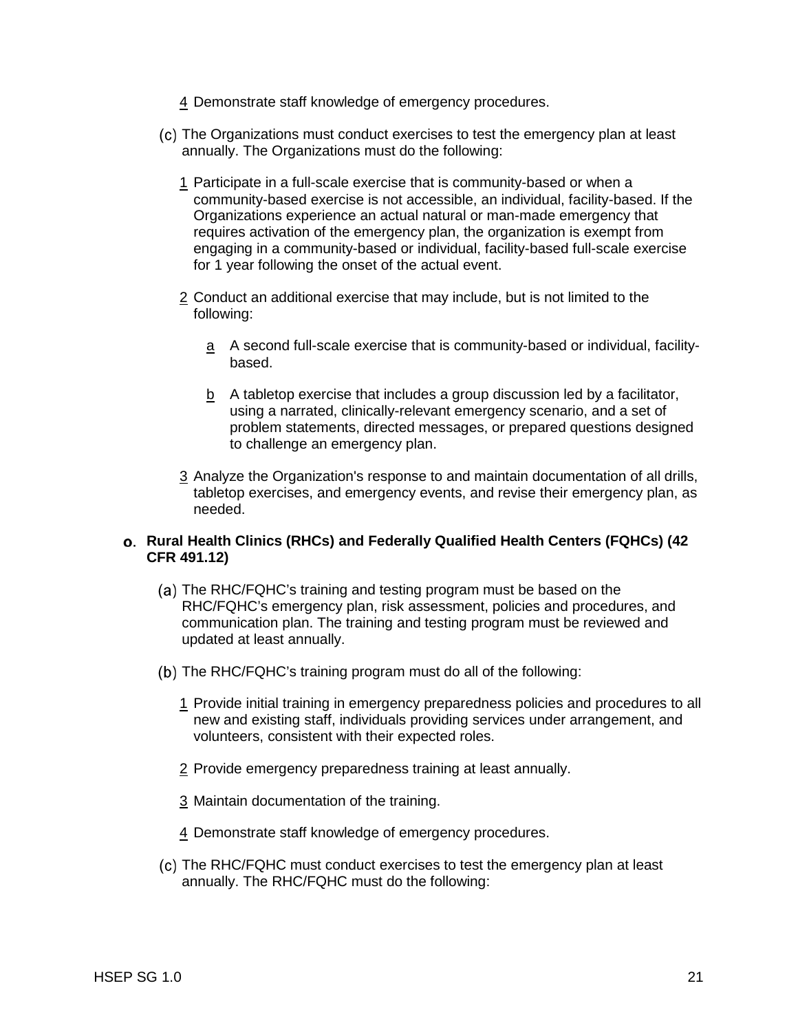4 Demonstrate staff knowledge of emergency procedures.

(c) The Organizations must conduct exercises to test the emergency plan at least annually. The Organizations must do the following:

1 Participate in a full-scale exercise that is community-based or when a community-based exercise is not accessible, an individual, facility-based. If the Organizations experience an actual natural or man-made emergency that requires activation of the emergency plan, the organization is exempt from engaging in a community-based or individual, facility-based full-scale exercise for 1 year following the onset of the actual event.

2 Conduct an additional exercise that may include, but is not limited to the following:

a A second full-scale exercise that is community-based or individual, facility-based.

b A tabletop exercise that includes a group discussion led by a facilitator, using a narrated, clinically-relevant emergency scenario, and a set of problem statements, directed messages, or prepared questions designed to challenge an emergency plan.

3 Analyze the Organization's response to and maintain documentation of all drills, tabletop exercises, and emergency events, and revise their emergency plan, as needed.

**o. Rural Health Clinics (RHCs) and Federally Qualified Health Centers (FQHCs) (42 CFR 491.12)**

(a) The RHC/FQHC's training and testing program must be based on the RHC/FQHC's emergency plan, risk assessment, policies and procedures, and communication plan. The training and testing program must be reviewed and updated at least annually.

(b) The RHC/FQHC's training program must do all of the following:

1 Provide initial training in emergency preparedness policies and procedures to all new and existing staff, individuals providing services under arrangement, and volunteers, consistent with their expected roles.

2 Provide emergency preparedness training at least annually.

3 Maintain documentation of the training.

4 Demonstrate staff knowledge of emergency procedures.

(c) The RHC/FQHC must conduct exercises to test the emergency plan at least annually. The RHC/FQHC must do the following: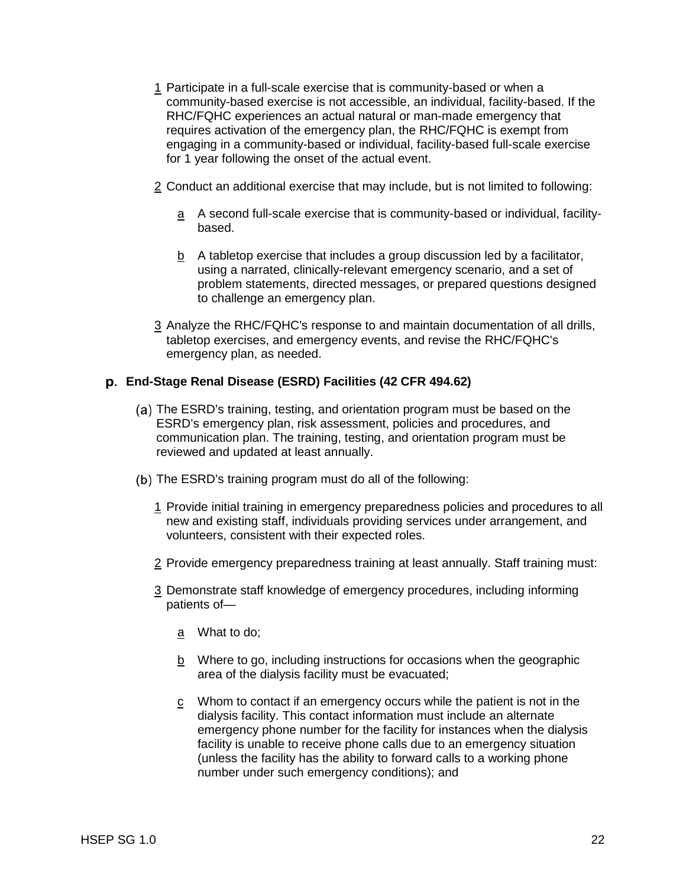1 Participate in a full-scale exercise that is community-based or when a community-based exercise is not accessible, an individual, facility-based. If the RHC/FQHC experiences an actual natural or man-made emergency that requires activation of the emergency plan, the RHC/FQHC is exempt from engaging in a community-based or individual, facility-based full-scale exercise for 1 year following the onset of the actual event.

2 Conduct an additional exercise that may include, but is not limited to following:

a A second full-scale exercise that is community-based or individual, facility-based.

b A tabletop exercise that includes a group discussion led by a facilitator, using a narrated, clinically-relevant emergency scenario, and a set of problem statements, directed messages, or prepared questions designed to challenge an emergency plan.

3 Analyze the RHC/FQHC's response to and maintain documentation of all drills, tabletop exercises, and emergency events, and revise the RHC/FQHC's emergency plan, as needed.

**p. End-Stage Renal Disease (ESRD) Facilities (42 CFR 494.62)**

(a) The ESRD's training, testing, and orientation program must be based on the ESRD's emergency plan, risk assessment, policies and procedures, and communication plan. The training, testing, and orientation program must be reviewed and updated at least annually.

(b) The ESRD's training program must do all of the following:

1 Provide initial training in emergency preparedness policies and procedures to all new and existing staff, individuals providing services under arrangement, and volunteers, consistent with their expected roles.

2 Provide emergency preparedness training at least annually. Staff training must:

3 Demonstrate staff knowledge of emergency procedures, including informing patients of—

a What to do;

b Where to go, including instructions for occasions when the geographic area of the dialysis facility must be evacuated;

c Whom to contact if an emergency occurs while the patient is not in the dialysis facility. This contact information must include an alternate emergency phone number for the facility for instances when the dialysis facility is unable to receive phone calls due to an emergency situation (unless the facility has the ability to forward calls to a working phone number under such emergency conditions); and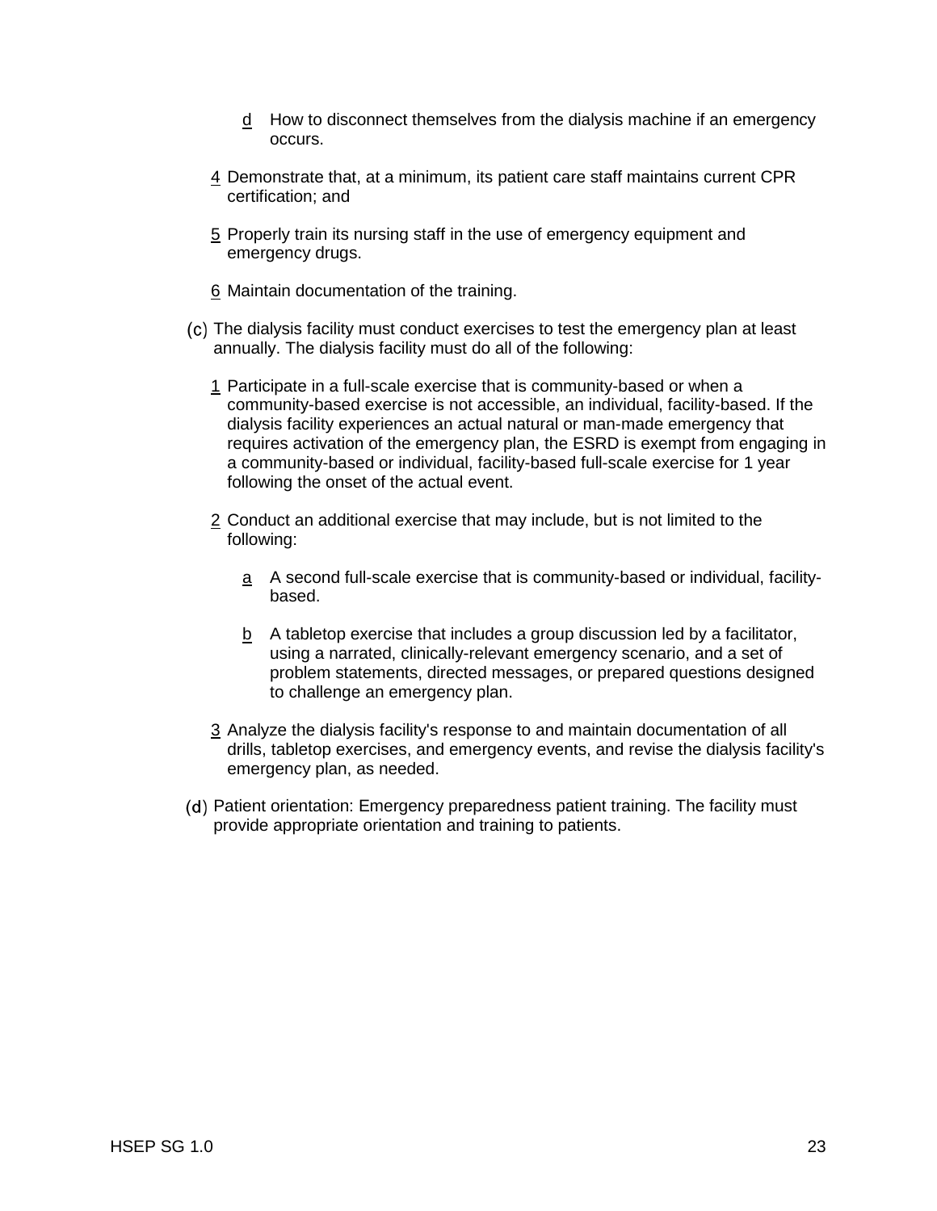d How to disconnect themselves from the dialysis machine if an emergency occurs.

4 Demonstrate that, at a minimum, its patient care staff maintains current CPR certification; and

5 Properly train its nursing staff in the use of emergency equipment and emergency drugs.

6 Maintain documentation of the training.

(c) The dialysis facility must conduct exercises to test the emergency plan at least annually. The dialysis facility must do all of the following:

1 Participate in a full-scale exercise that is community-based or when a community-based exercise is not accessible, an individual, facility-based. If the dialysis facility experiences an actual natural or man-made emergency that requires activation of the emergency plan, the ESRD is exempt from engaging in a community-based or individual, facility-based full-scale exercise for 1 year following the onset of the actual event.

2 Conduct an additional exercise that may include, but is not limited to the following:

a A second full-scale exercise that is community-based or individual, facility-based.

b A tabletop exercise that includes a group discussion led by a facilitator, using a narrated, clinically-relevant emergency scenario, and a set of problem statements, directed messages, or prepared questions designed to challenge an emergency plan.

3 Analyze the dialysis facility's response to and maintain documentation of all drills, tabletop exercises, and emergency events, and revise the dialysis facility's emergency plan, as needed.

(d) Patient orientation: Emergency preparedness patient training. The facility must provide appropriate orientation and training to patients.